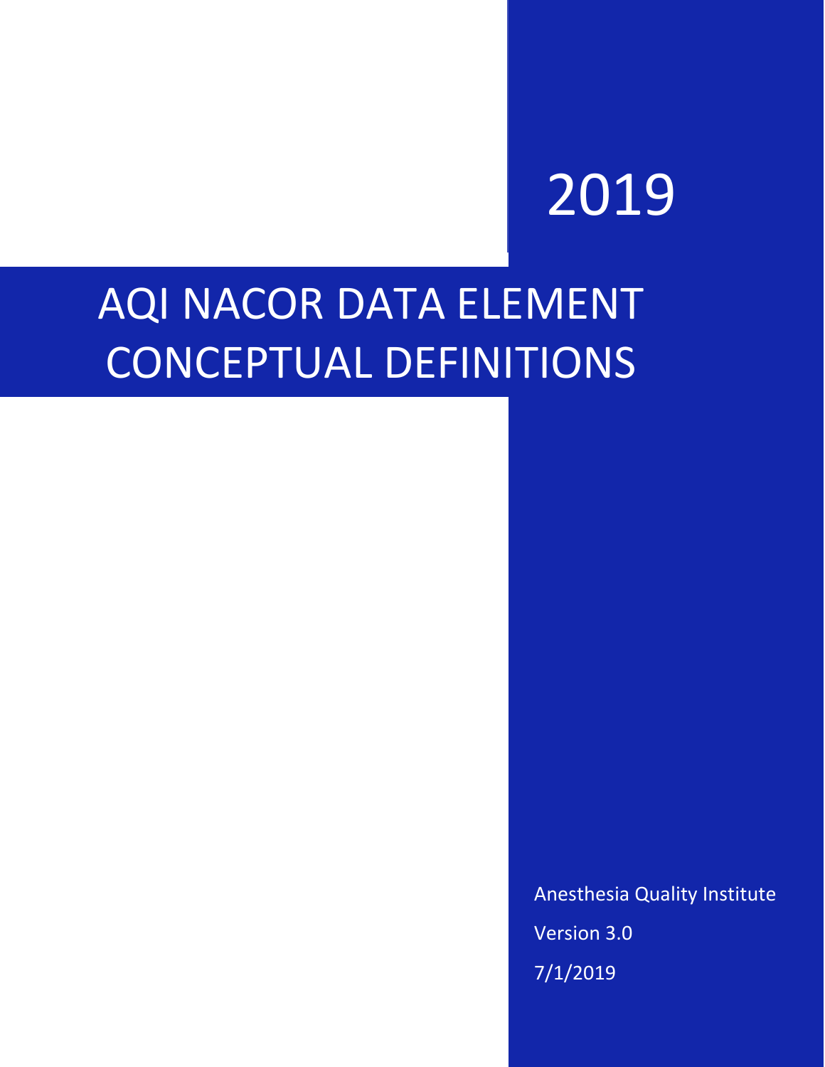2019

# AQI NACOR DATA ELEMENT CONCEPTUAL DEFINITIONS

Anesthesia Quality Institute

Version 3.0

7/1/2019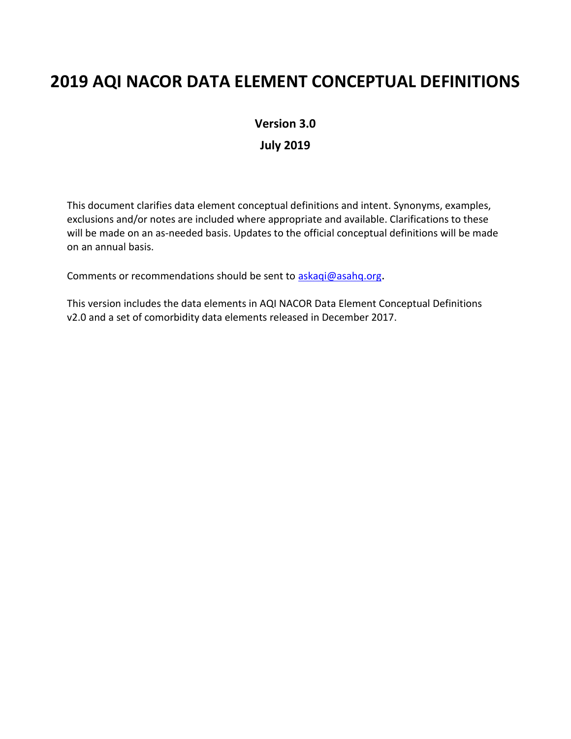# 2019 AQI NACOR DATA ELEMENT CONCEPTUAL DEFINITIONS

**Version 3.0**

**July 2019**

This document clarifies data element conceptual definitions and intent. Synonyms, examples, exclusions and/or notes are included where appropriate and available. Clarifications to these will be made on an as-needed basis. Updates to the official conceptual definitions will be made on an annual basis.

Comments or recommendations should be sent to askaqi@asahq.org.

This version includes the data elements in AQI NACOR Data Element Conceptual Definitions v2.0 and a set of comorbidity data elements released in December 2017.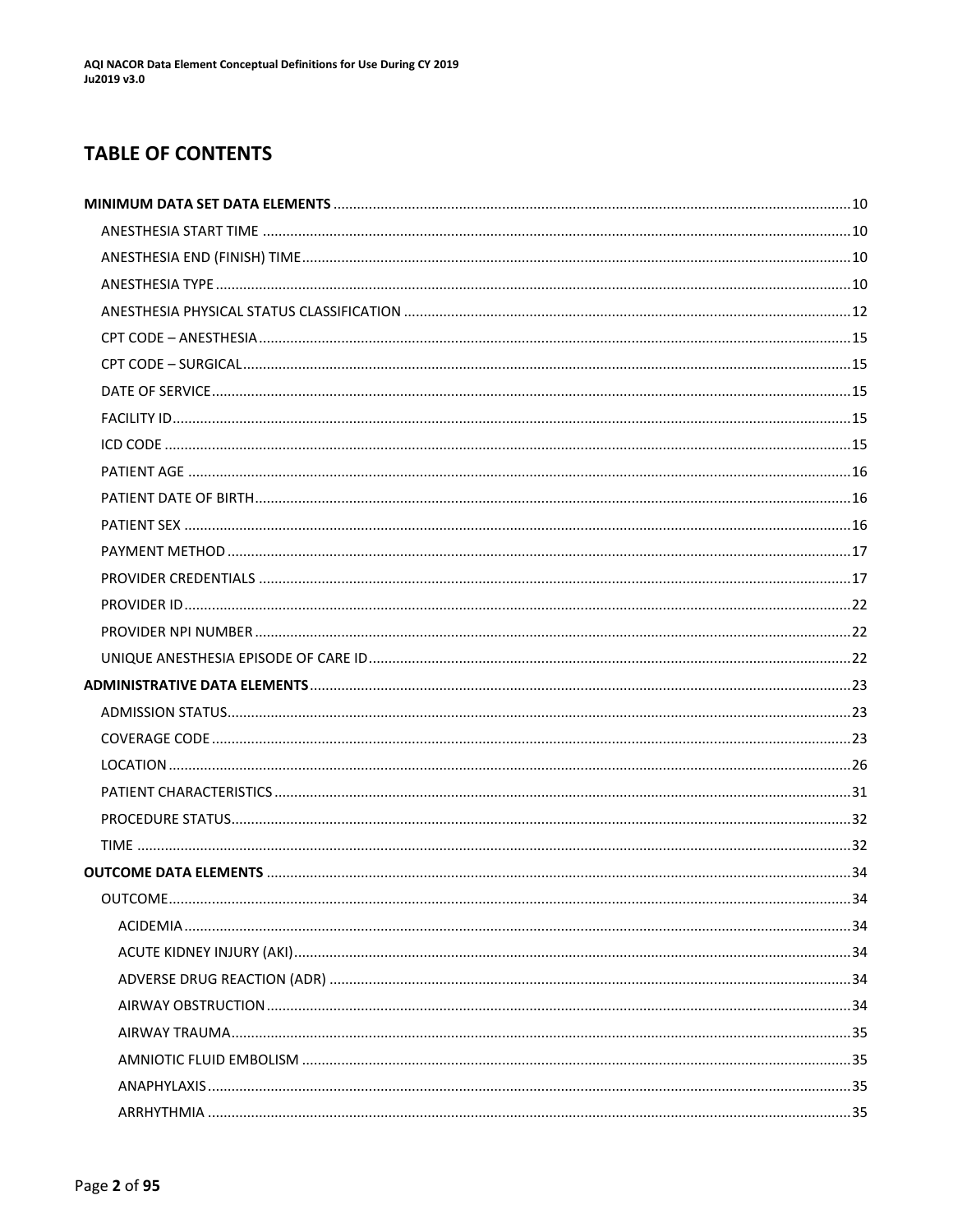## TABLE OF CONTENTS

- **MINIMUM DATA SET DATA ELEMENTS** .......... 10
  - ANESTHESIA START TIME .......... 10
  - ANESTHESIA END (FINISH) TIME .......... 10
  - ANESTHESIA TYPE .......... 10
  - ANESTHESIA PHYSICAL STATUS CLASSIFICATION .......... 12
  - CPT CODE – ANESTHESIA .......... 15
  - CPT CODE – SURGICAL .......... 15
  - DATE OF SERVICE .......... 15
  - FACILITY ID .......... 15
  - ICD CODE .......... 15
  - PATIENT AGE .......... 16
  - PATIENT DATE OF BIRTH .......... 16
  - PATIENT SEX .......... 16
  - PAYMENT METHOD .......... 17
  - PROVIDER CREDENTIALS .......... 17
  - PROVIDER ID .......... 22
  - PROVIDER NPI NUMBER .......... 22
  - UNIQUE ANESTHESIA EPISODE OF CARE ID .......... 22
- **ADMINISTRATIVE DATA ELEMENTS** .......... 23
  - ADMISSION STATUS .......... 23
  - COVERAGE CODE .......... 23
  - LOCATION .......... 26
  - PATIENT CHARACTERISTICS .......... 31
  - PROCEDURE STATUS .......... 32
  - TIME .......... 32
- **OUTCOME DATA ELEMENTS** .......... 34
  - OUTCOME .......... 34
    - ACIDEMIA .......... 34
    - ACUTE KIDNEY INJURY (AKI) .......... 34
    - ADVERSE DRUG REACTION (ADR) .......... 34
    - AIRWAY OBSTRUCTION .......... 34
    - AIRWAY TRAUMA .......... 35
    - AMNIOTIC FLUID EMBOLISM .......... 35
    - ANAPHYLAXIS .......... 35
    - ARRHYTHMIA .......... 35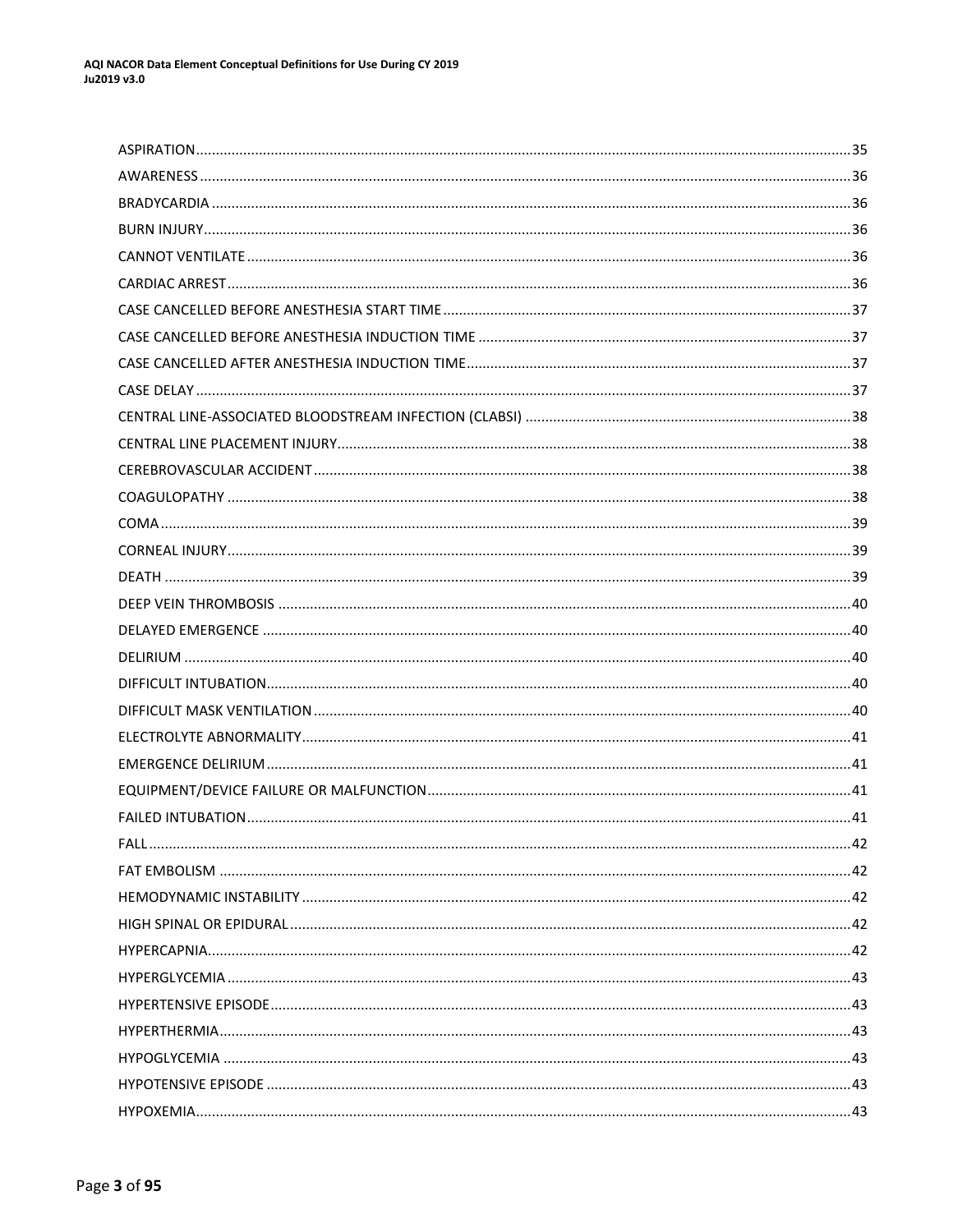ASPIRATION ....................................................................................................................................35
AWARENESS ....................................................................................................................................36
BRADYCARDIA ....................................................................................................................................36
BURN INJURY ....................................................................................................................................36
CANNOT VENTILATE ....................................................................................................................................36
CARDIAC ARREST ....................................................................................................................................36
CASE CANCELLED BEFORE ANESTHESIA START TIME ....................................................................................................................................37
CASE CANCELLED BEFORE ANESTHESIA INDUCTION TIME ....................................................................................................................................37
CASE CANCELLED AFTER ANESTHESIA INDUCTION TIME ....................................................................................................................................37
CASE DELAY ....................................................................................................................................37
CENTRAL LINE-ASSOCIATED BLOODSTREAM INFECTION (CLABSI) ....................................................................................................................................38
CENTRAL LINE PLACEMENT INJURY ....................................................................................................................................38
CEREBROVASCULAR ACCIDENT ....................................................................................................................................38
COAGULOPATHY ....................................................................................................................................38
COMA ....................................................................................................................................39
CORNEAL INJURY ....................................................................................................................................39
DEATH ....................................................................................................................................39
DEEP VEIN THROMBOSIS ....................................................................................................................................40
DELAYED EMERGENCE ....................................................................................................................................40
DELIRIUM ....................................................................................................................................40
DIFFICULT INTUBATION ....................................................................................................................................40
DIFFICULT MASK VENTILATION ....................................................................................................................................40
ELECTROLYTE ABNORMALITY ....................................................................................................................................41
EMERGENCE DELIRIUM ....................................................................................................................................41
EQUIPMENT/DEVICE FAILURE OR MALFUNCTION ....................................................................................................................................41
FAILED INTUBATION ....................................................................................................................................41
FALL ....................................................................................................................................42
FAT EMBOLISM ....................................................................................................................................42
HEMODYNAMIC INSTABILITY ....................................................................................................................................42
HIGH SPINAL OR EPIDURAL ....................................................................................................................................42
HYPERCAPNIA ....................................................................................................................................42
HYPERGLYCEMIA ....................................................................................................................................43
HYPERTENSIVE EPISODE ....................................................................................................................................43
HYPERTHERMIA ....................................................................................................................................43
HYPOGLYCEMIA ....................................................................................................................................43
HYPOTENSIVE EPISODE ....................................................................................................................................43
HYPOXEMIA ....................................................................................................................................43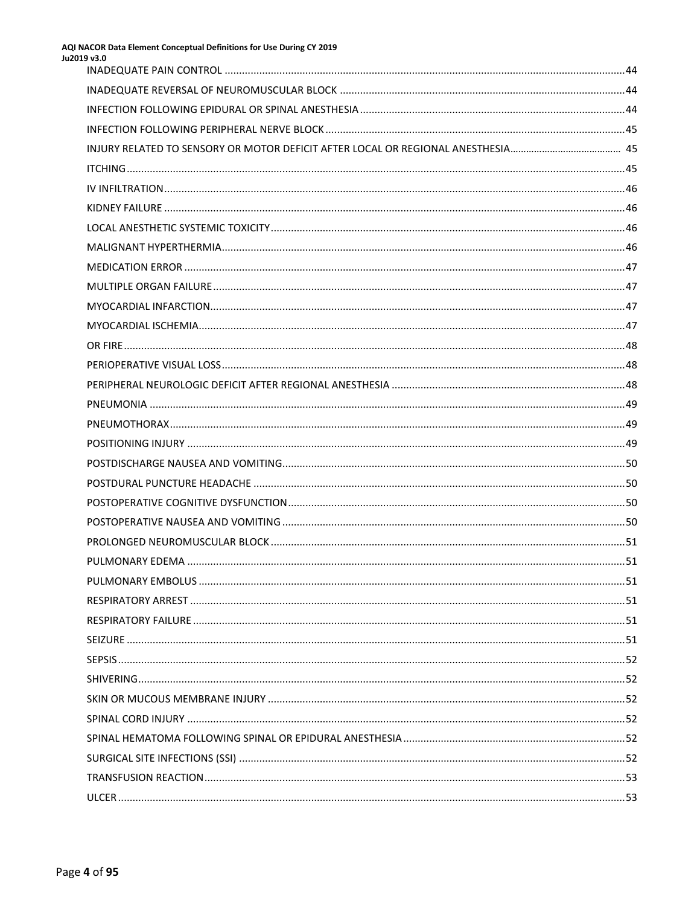INADEQUATE PAIN CONTROL .......................................................................................................................... 44

INADEQUATE REVERSAL OF NEUROMUSCULAR BLOCK ................................................................................... 44

INFECTION FOLLOWING EPIDURAL OR SPINAL ANESTHESIA .......................................................................... 44

INFECTION FOLLOWING PERIPHERAL NERVE BLOCK ....................................................................................... 45

INJURY RELATED TO SENSORY OR MOTOR DEFICIT AFTER LOCAL OR REGIONAL ANESTHESIA ......................................... 45

ITCHING ........................................................................................................................................................... 45

IV INFILTRATION .............................................................................................................................................. 46

KIDNEY FAILURE .............................................................................................................................................. 46

LOCAL ANESTHETIC SYSTEMIC TOXICITY .......................................................................................................... 46

MALIGNANT HYPERTHERMIA ........................................................................................................................... 46

MEDICATION ERROR ........................................................................................................................................ 47

MULTIPLE ORGAN FAILURE ............................................................................................................................. 47

MYOCARDIAL INFARCTION ............................................................................................................................... 47

MYOCARDIAL ISCHEMIA ................................................................................................................................... 47

OR FIRE ............................................................................................................................................................ 48

PERIOPERATIVE VISUAL LOSS ........................................................................................................................... 48

PERIPHERAL NEUROLOGIC DEFICIT AFTER REGIONAL ANESTHESIA ................................................................. 48

PNEUMONIA ................................................................................................................................................... 49

PNEUMOTHORAX ............................................................................................................................................ 49

POSITIONING INJURY ....................................................................................................................................... 49

POSTDISCHARGE NAUSEA AND VOMITING ...................................................................................................... 50

POSTDURAL PUNCTURE HEADACHE ................................................................................................................ 50

POSTOPERATIVE COGNITIVE DYSFUNCTION .................................................................................................... 50

POSTOPERATIVE NAUSEA AND VOMITING ....................................................................................................... 50

PROLONGED NEUROMUSCULAR BLOCK .......................................................................................................... 51

PULMONARY EDEMA ...................................................................................................................................... 51

PULMONARY EMBOLUS .................................................................................................................................. 51

RESPIRATORY ARREST ..................................................................................................................................... 51

RESPIRATORY FAILURE .................................................................................................................................... 51

SEIZURE .......................................................................................................................................................... 51

SEPSIS ............................................................................................................................................................. 52

SHIVERING ....................................................................................................................................................... 52

SKIN OR MUCOUS MEMBRANE INJURY ........................................................................................................... 52

SPINAL CORD INJURY ...................................................................................................................................... 52

SPINAL HEMATOMA FOLLOWING SPINAL OR EPIDURAL ANESTHESIA ............................................................. 52

SURGICAL SITE INFECTIONS (SSI) ..................................................................................................................... 52

TRANSFUSION REACTION ................................................................................................................................ 53

ULCER .............................................................................................................................................................. 53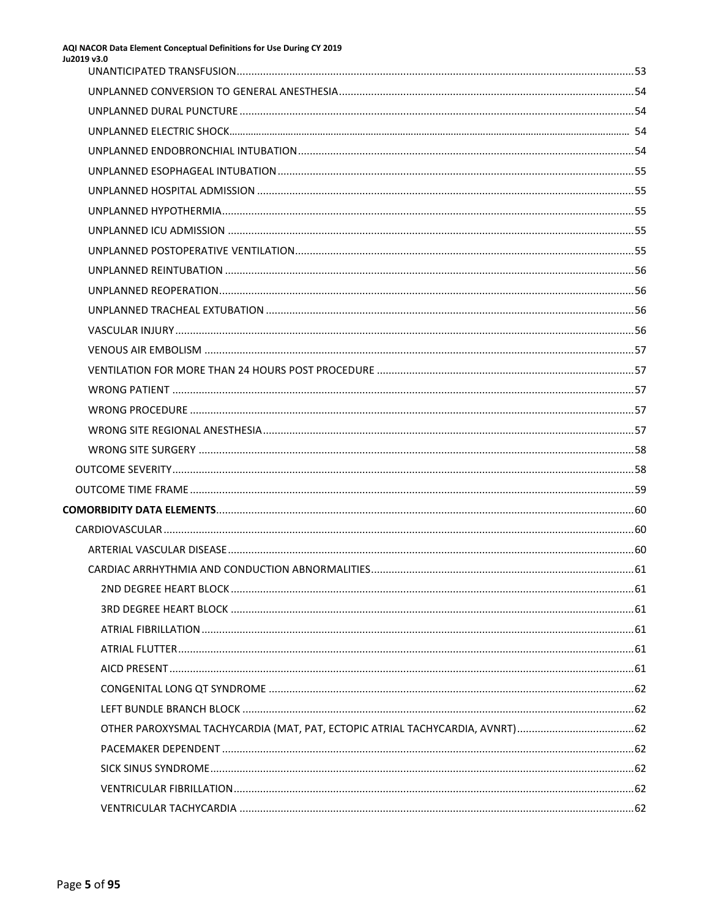UNANTICIPATED TRANSFUSION....................................................................................................................53

UNPLANNED CONVERSION TO GENERAL ANESTHESIA....................................................................................54

UNPLANNED DURAL PUNCTURE.................................................................................................................54

UNPLANNED ELECTRIC SHOCK.....................................................................................................................54

UNPLANNED ENDOBRONCHIAL INTUBATION...............................................................................................54

UNPLANNED ESOPHAGEAL INTUBATION.......................................................................................................55

UNPLANNED HOSPITAL ADMISSION.............................................................................................................55

UNPLANNED HYPOTHERMIA.........................................................................................................................55

UNPLANNED ICU ADMISSION........................................................................................................................55

UNPLANNED POSTOPERATIVE VENTILATION.................................................................................................55

UNPLANNED REINTUBATION.........................................................................................................................56

UNPLANNED REOPERATION...........................................................................................................................56

UNPLANNED TRACHEAL EXTUBATION...........................................................................................................56

VASCULAR INJURY..........................................................................................................................................56

VENOUS AIR EMBOLISM.................................................................................................................................57

VENTILATION FOR MORE THAN 24 HOURS POST PROCEDURE.....................................................................57

WRONG PATIENT............................................................................................................................................57

WRONG PROCEDURE......................................................................................................................................57

WRONG SITE REGIONAL ANESTHESIA.............................................................................................................57

WRONG SITE SURGERY...................................................................................................................................58

OUTCOME SEVERITY.........................................................................................................................................58

OUTCOME TIME FRAME....................................................................................................................................59

**COMORBIDITY DATA ELEMENTS**.........................................................................................................................60

CARDIOVASCULAR.............................................................................................................................................60

ARTERIAL VASCULAR DISEASE.........................................................................................................................60

CARDIAC ARRHYTHMIA AND CONDUCTION ABNORMALITIES........................................................................61

2ND DEGREE HEART BLOCK.........................................................................................................................61

3RD DEGREE HEART BLOCK..........................................................................................................................61

ATRIAL FIBRILLATION..................................................................................................................................61

ATRIAL FLUTTER..........................................................................................................................................61

AICD PRESENT.............................................................................................................................................61

CONGENITAL LONG QT SYNDROME............................................................................................................62

LEFT BUNDLE BRANCH BLOCK.....................................................................................................................62

OTHER PAROXYSMAL TACHYCARDIA (MAT, PAT, ECTOPIC ATRIAL TACHYCARDIA, AVNRT)........................................62

PACEMAKER DEPENDENT............................................................................................................................62

SICK SINUS SYNDROME...............................................................................................................................62

VENTRICULAR FIBRILLATION.......................................................................................................................62

VENTRICULAR TACHYCARDIA......................................................................................................................62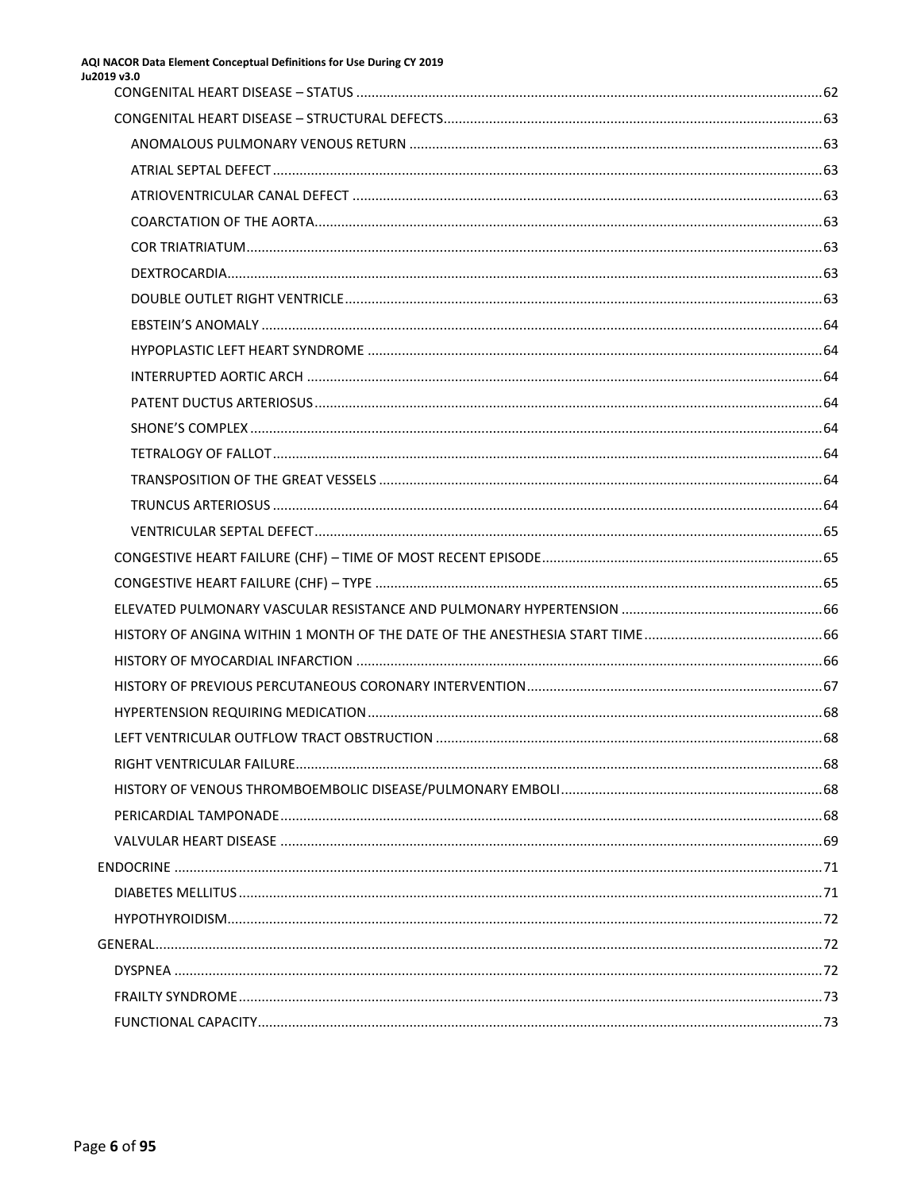- CONGENITAL HEART DISEASE – STATUS ..... 62
- CONGENITAL HEART DISEASE – STRUCTURAL DEFECTS ..... 63
  - ANOMALOUS PULMONARY VENOUS RETURN ..... 63
  - ATRIAL SEPTAL DEFECT ..... 63
  - ATRIOVENTRICULAR CANAL DEFECT ..... 63
  - COARCTATION OF THE AORTA ..... 63
  - COR TRIATRIATUM ..... 63
  - DEXTROCARDIA ..... 63
  - DOUBLE OUTLET RIGHT VENTRICLE ..... 63
  - EBSTEIN'S ANOMALY ..... 64
  - HYPOPLASTIC LEFT HEART SYNDROME ..... 64
  - INTERRUPTED AORTIC ARCH ..... 64
  - PATENT DUCTUS ARTERIOSUS ..... 64
  - SHONE'S COMPLEX ..... 64
  - TETRALOGY OF FALLOT ..... 64
  - TRANSPOSITION OF THE GREAT VESSELS ..... 64
  - TRUNCUS ARTERIOSUS ..... 64
  - VENTRICULAR SEPTAL DEFECT ..... 65
- CONGESTIVE HEART FAILURE (CHF) – TIME OF MOST RECENT EPISODE ..... 65
- CONGESTIVE HEART FAILURE (CHF) – TYPE ..... 65
- ELEVATED PULMONARY VASCULAR RESISTANCE AND PULMONARY HYPERTENSION ..... 66
- HISTORY OF ANGINA WITHIN 1 MONTH OF THE DATE OF THE ANESTHESIA START TIME ..... 66
- HISTORY OF MYOCARDIAL INFARCTION ..... 66
- HISTORY OF PREVIOUS PERCUTANEOUS CORONARY INTERVENTION ..... 67
- HYPERTENSION REQUIRING MEDICATION ..... 68
- LEFT VENTRICULAR OUTFLOW TRACT OBSTRUCTION ..... 68
- RIGHT VENTRICULAR FAILURE ..... 68
- HISTORY OF VENOUS THROMBOEMBOLIC DISEASE/PULMONARY EMBOLI ..... 68
- PERICARDIAL TAMPONADE ..... 68
- VALVULAR HEART DISEASE ..... 69

ENDOCRINE ..... 71
- DIABETES MELLITUS ..... 71
- HYPOTHYROIDISM ..... 72

GENERAL ..... 72
- DYSPNEA ..... 72
- FRAILTY SYNDROME ..... 73
- FUNCTIONAL CAPACITY ..... 73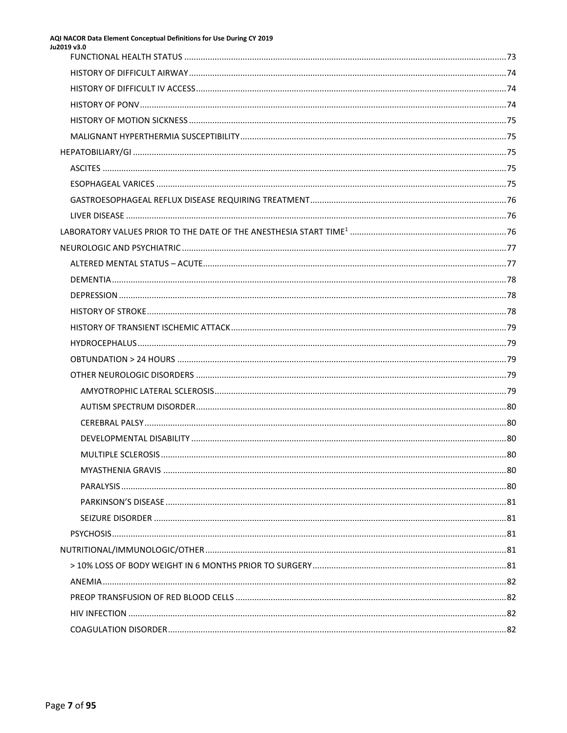FUNCTIONAL HEALTH STATUS ........................................................................................................................73
HISTORY OF DIFFICULT AIRWAY ..................................................................................................................74
HISTORY OF DIFFICULT IV ACCESS ..............................................................................................................74
HISTORY OF PONV .......................................................................................................................................74
HISTORY OF MOTION SICKNESS ..................................................................................................................75
MALIGNANT HYPERTHERMIA SUSCEPTIBILITY ............................................................................................75
HEPATOBILIARY/GI ..........................................................................................................................................75
ASCITES ........................................................................................................................................................75
ESOPHAGEAL VARICES ..................................................................................................................................75
GASTROESOPHAGEAL REFLUX DISEASE REQUIRING TREATMENT ..................................................................76
LIVER DISEASE ...............................................................................................................................................76
LABORATORY VALUES PRIOR TO THE DATE OF THE ANESTHESIA START TIME[1] ..................................................76
NEUROLOGIC AND PSYCHIATRIC ......................................................................................................................77
ALTERED MENTAL STATUS – ACUTE ................................................................................................................77
DEMENTIA ......................................................................................................................................................78
DEPRESSION ...................................................................................................................................................78
HISTORY OF STROKE .......................................................................................................................................78
HISTORY OF TRANSIENT ISCHEMIC ATTACK ....................................................................................................79
HYDROCEPHALUS ...........................................................................................................................................79
OBTUNDATION > 24 HOURS ...........................................................................................................................79
OTHER NEUROLOGIC DISORDERS ...................................................................................................................79
AMYOTROPHIC LATERAL SCLEROSIS ...........................................................................................................79
AUTISM SPECTRUM DISORDER ...................................................................................................................80
CEREBRAL PALSY .........................................................................................................................................80
DEVELOPMENTAL DISABILITY .....................................................................................................................80
MULTIPLE SCLEROSIS ..................................................................................................................................80
MYASTHENIA GRAVIS .................................................................................................................................80
PARALYSIS ..................................................................................................................................................80
PARKINSON'S DISEASE ................................................................................................................................81
SEIZURE DISORDER .....................................................................................................................................81
PSYCHOSIS .....................................................................................................................................................81
NUTRITIONAL/IMMUNOLOGIC/OTHER ...............................................................................................................81
> 10% LOSS OF BODY WEIGHT IN 6 MONTHS PRIOR TO SURGERY ..................................................................81
ANEMIA ..........................................................................................................................................................82
PREOP TRANSFUSION OF RED BLOOD CELLS ..................................................................................................82
HIV INFECTION ...............................................................................................................................................82
COAGULATION DISORDER ...............................................................................................................................82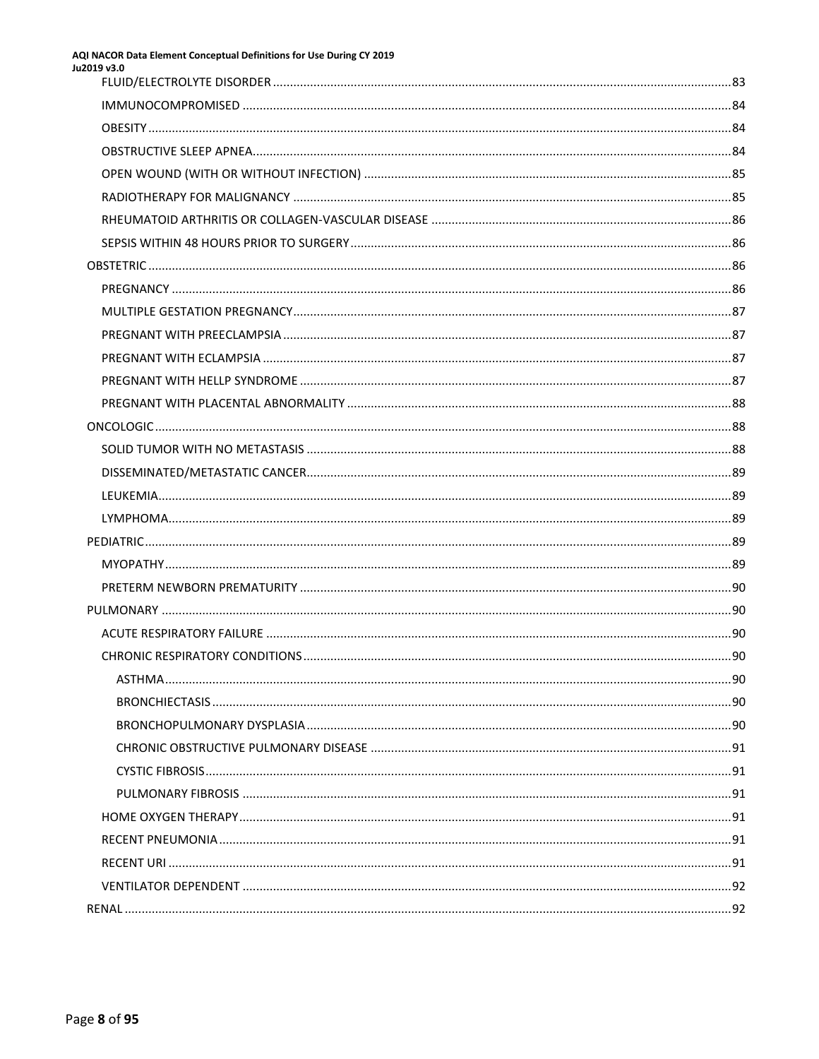- FLUID/ELECTROLYTE DISORDER ....... 83
- IMMUNOCOMPROMISED ....... 84
- OBESITY ....... 84
- OBSTRUCTIVE SLEEP APNEA ....... 84
- OPEN WOUND (WITH OR WITHOUT INFECTION) ....... 85
- RADIOTHERAPY FOR MALIGNANCY ....... 85
- RHEUMATOID ARTHRITIS OR COLLAGEN-VASCULAR DISEASE ....... 86
- SEPSIS WITHIN 48 HOURS PRIOR TO SURGERY ....... 86

OBSTETRIC ....... 86

- PREGNANCY ....... 86
- MULTIPLE GESTATION PREGNANCY ....... 87
- PREGNANT WITH PREECLAMPSIA ....... 87
- PREGNANT WITH ECLAMPSIA ....... 87
- PREGNANT WITH HELLP SYNDROME ....... 87
- PREGNANT WITH PLACENTAL ABNORMALITY ....... 88

ONCOLOGIC ....... 88

- SOLID TUMOR WITH NO METASTASIS ....... 88
- DISSEMINATED/METASTATIC CANCER ....... 89
- LEUKEMIA ....... 89
- LYMPHOMA ....... 89

PEDIATRIC ....... 89

- MYOPATHY ....... 89
- PRETERM NEWBORN PREMATURITY ....... 90

PULMONARY ....... 90

- ACUTE RESPIRATORY FAILURE ....... 90
- CHRONIC RESPIRATORY CONDITIONS ....... 90
  - ASTHMA ....... 90
  - BRONCHIECTASIS ....... 90
  - BRONCHOPULMONARY DYSPLASIA ....... 90
  - CHRONIC OBSTRUCTIVE PULMONARY DISEASE ....... 91
  - CYSTIC FIBROSIS ....... 91
  - PULMONARY FIBROSIS ....... 91
- HOME OXYGEN THERAPY ....... 91
- RECENT PNEUMONIA ....... 91
- RECENT URI ....... 91
- VENTILATOR DEPENDENT ....... 92

RENAL ....... 92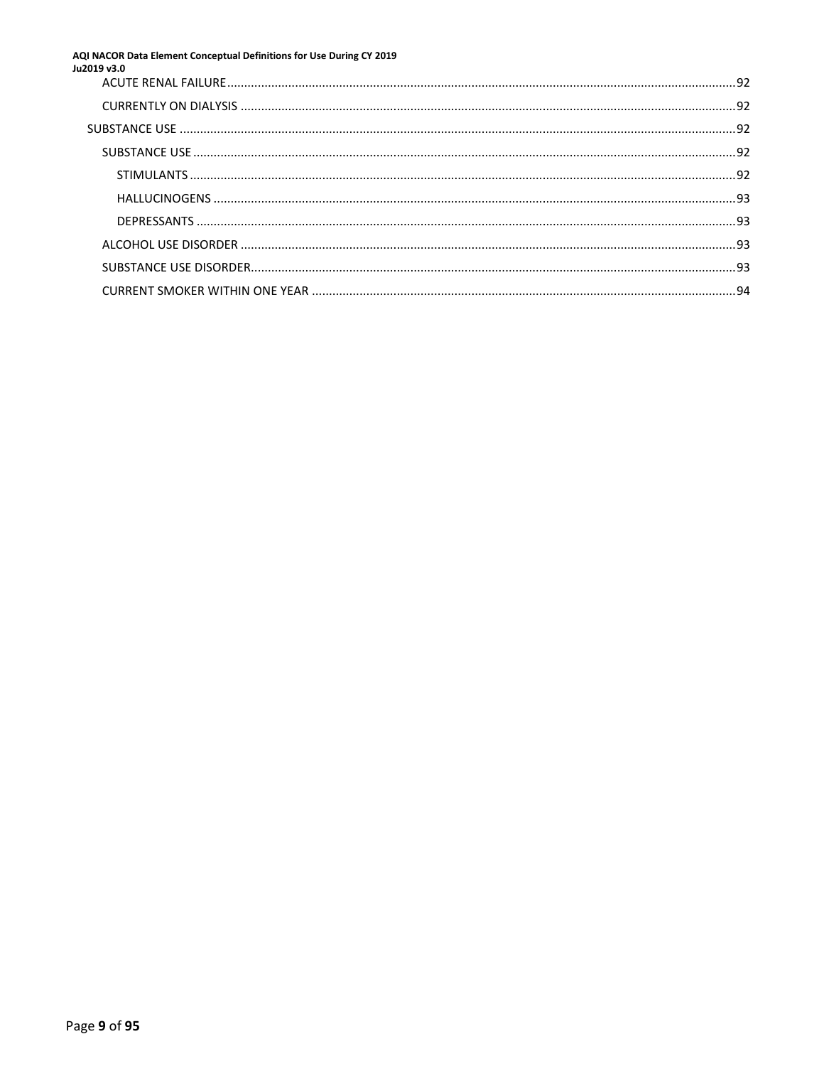ACUTE RENAL FAILURE ..... 92

CURRENTLY ON DIALYSIS ..... 92

SUBSTANCE USE ..... 92

SUBSTANCE USE ..... 92

STIMULANTS ..... 92

HALLUCINOGENS ..... 93

DEPRESSANTS ..... 93

ALCOHOL USE DISORDER ..... 93

SUBSTANCE USE DISORDER ..... 93

CURRENT SMOKER WITHIN ONE YEAR ..... 94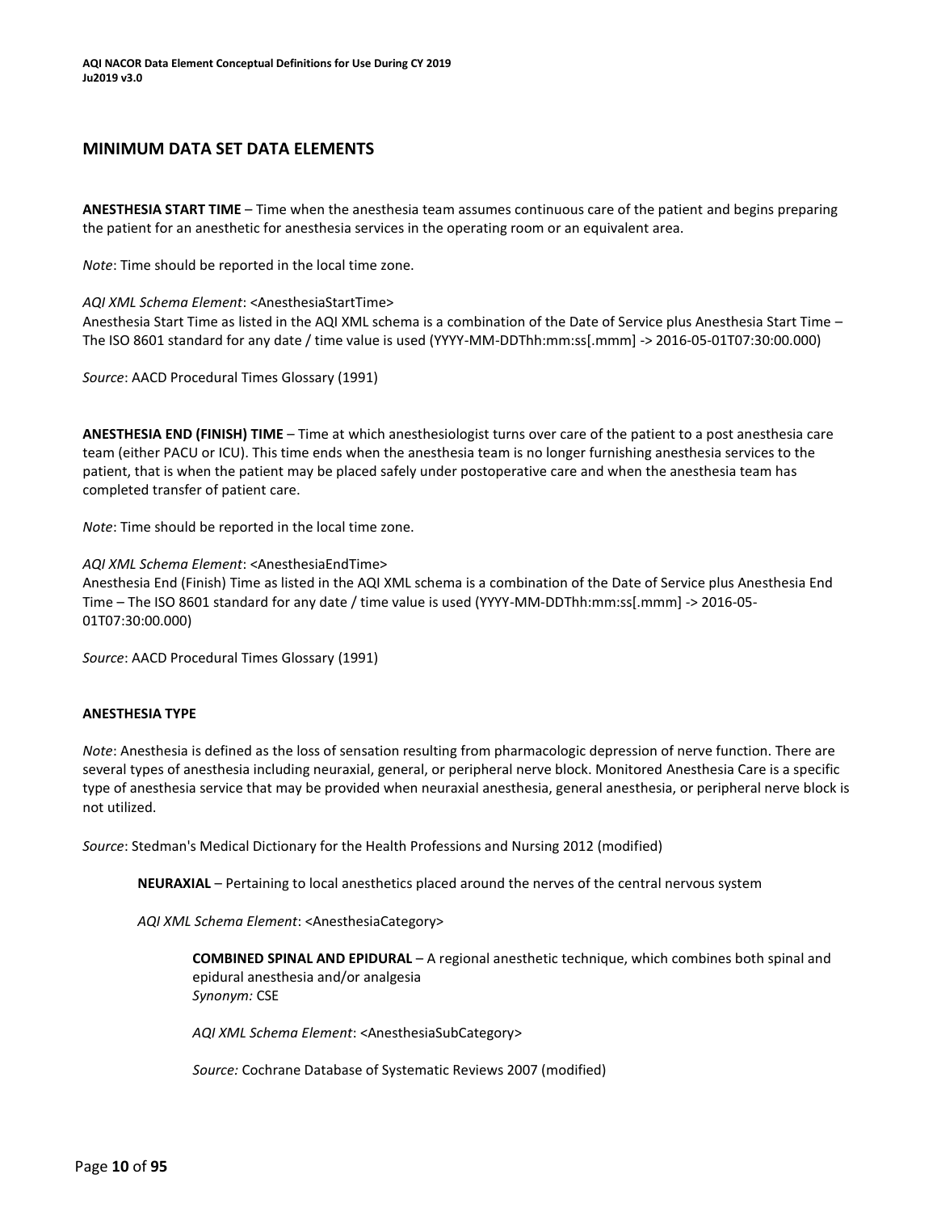## MINIMUM DATA SET DATA ELEMENTS

**ANESTHESIA START TIME** – Time when the anesthesia team assumes continuous care of the patient and begins preparing the patient for an anesthetic for anesthesia services in the operating room or an equivalent area.

*Note*: Time should be reported in the local time zone.

*AQI XML Schema Element*: <AnesthesiaStartTime>
Anesthesia Start Time as listed in the AQI XML schema is a combination of the Date of Service plus Anesthesia Start Time – The ISO 8601 standard for any date / time value is used (YYYY-MM-DDThh:mm:ss[.mmm] -> 2016-05-01T07:30:00.000)

*Source*: AACD Procedural Times Glossary (1991)

**ANESTHESIA END (FINISH) TIME** – Time at which anesthesiologist turns over care of the patient to a post anesthesia care team (either PACU or ICU). This time ends when the anesthesia team is no longer furnishing anesthesia services to the patient, that is when the patient may be placed safely under postoperative care and when the anesthesia team has completed transfer of patient care.

*Note*: Time should be reported in the local time zone.

*AQI XML Schema Element*: <AnesthesiaEndTime>
Anesthesia End (Finish) Time as listed in the AQI XML schema is a combination of the Date of Service plus Anesthesia End Time – The ISO 8601 standard for any date / time value is used (YYYY-MM-DDThh:mm:ss[.mmm] -> 2016-05-01T07:30:00.000)

*Source*: AACD Procedural Times Glossary (1991)

**ANESTHESIA TYPE**

*Note*: Anesthesia is defined as the loss of sensation resulting from pharmacologic depression of nerve function. There are several types of anesthesia including neuraxial, general, or peripheral nerve block. Monitored Anesthesia Care is a specific type of anesthesia service that may be provided when neuraxial anesthesia, general anesthesia, or peripheral nerve block is not utilized.

*Source*: Stedman's Medical Dictionary for the Health Professions and Nursing 2012 (modified)

**NEURAXIAL** – Pertaining to local anesthetics placed around the nerves of the central nervous system

*AQI XML Schema Element*: <AnesthesiaCategory>

**COMBINED SPINAL AND EPIDURAL** – A regional anesthetic technique, which combines both spinal and epidural anesthesia and/or analgesia
*Synonym:* CSE

*AQI XML Schema Element*: <AnesthesiaSubCategory>

*Source:* Cochrane Database of Systematic Reviews 2007 (modified)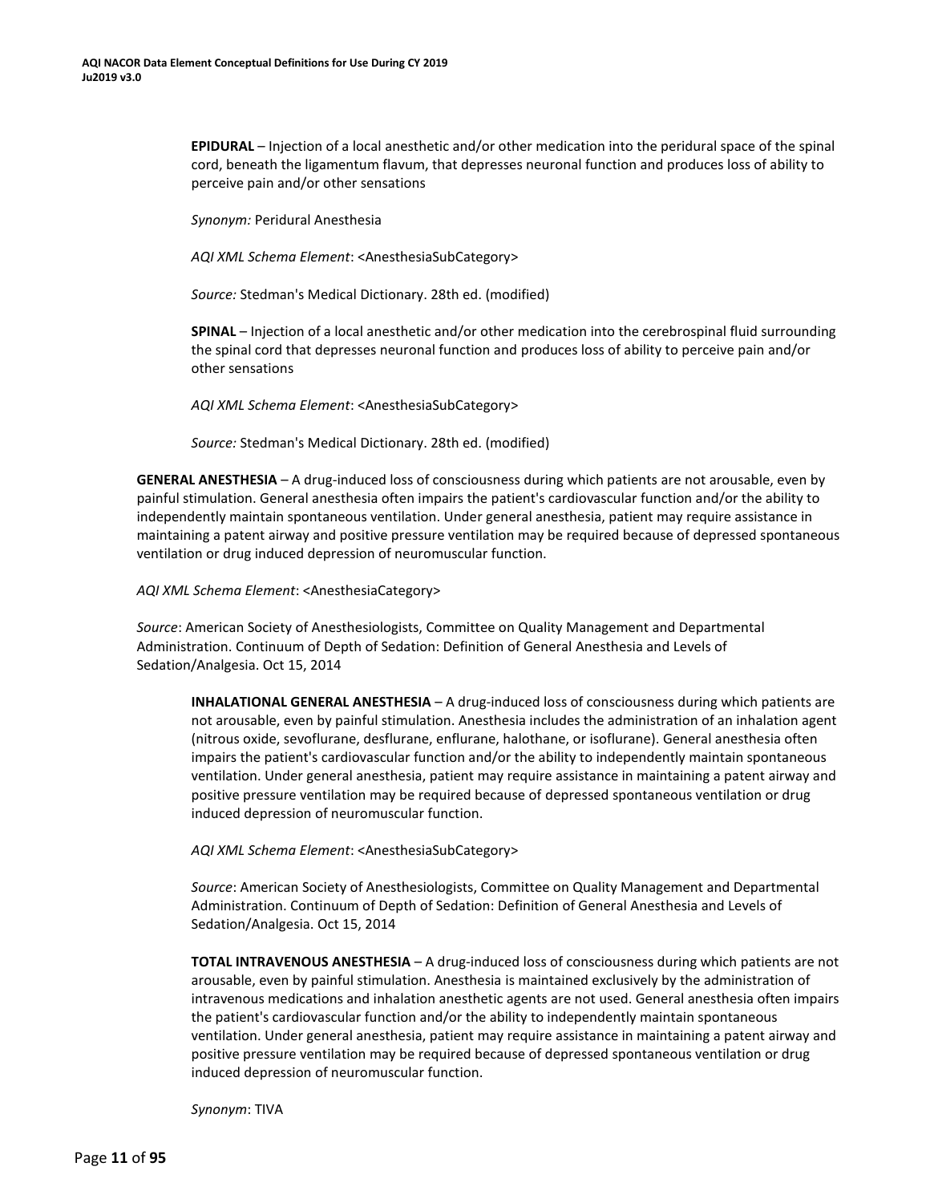**EPIDURAL** – Injection of a local anesthetic and/or other medication into the peridural space of the spinal cord, beneath the ligamentum flavum, that depresses neuronal function and produces loss of ability to perceive pain and/or other sensations

*Synonym:* Peridural Anesthesia

*AQI XML Schema Element*: <AnesthesiaSubCategory>

*Source:* Stedman's Medical Dictionary. 28th ed. (modified)

**SPINAL** – Injection of a local anesthetic and/or other medication into the cerebrospinal fluid surrounding the spinal cord that depresses neuronal function and produces loss of ability to perceive pain and/or other sensations

*AQI XML Schema Element*: <AnesthesiaSubCategory>

*Source:* Stedman's Medical Dictionary. 28th ed. (modified)

**GENERAL ANESTHESIA** – A drug-induced loss of consciousness during which patients are not arousable, even by painful stimulation. General anesthesia often impairs the patient's cardiovascular function and/or the ability to independently maintain spontaneous ventilation. Under general anesthesia, patient may require assistance in maintaining a patent airway and positive pressure ventilation may be required because of depressed spontaneous ventilation or drug induced depression of neuromuscular function.

*AQI XML Schema Element*: <AnesthesiaCategory>

*Source*: American Society of Anesthesiologists, Committee on Quality Management and Departmental Administration. Continuum of Depth of Sedation: Definition of General Anesthesia and Levels of Sedation/Analgesia. Oct 15, 2014

**INHALATIONAL GENERAL ANESTHESIA** – A drug-induced loss of consciousness during which patients are not arousable, even by painful stimulation. Anesthesia includes the administration of an inhalation agent (nitrous oxide, sevoflurane, desflurane, enflurane, halothane, or isoflurane). General anesthesia often impairs the patient's cardiovascular function and/or the ability to independently maintain spontaneous ventilation. Under general anesthesia, patient may require assistance in maintaining a patent airway and positive pressure ventilation may be required because of depressed spontaneous ventilation or drug induced depression of neuromuscular function.

*AQI XML Schema Element*: <AnesthesiaSubCategory>

*Source*: American Society of Anesthesiologists, Committee on Quality Management and Departmental Administration. Continuum of Depth of Sedation: Definition of General Anesthesia and Levels of Sedation/Analgesia. Oct 15, 2014

**TOTAL INTRAVENOUS ANESTHESIA** – A drug-induced loss of consciousness during which patients are not arousable, even by painful stimulation. Anesthesia is maintained exclusively by the administration of intravenous medications and inhalation anesthetic agents are not used. General anesthesia often impairs the patient's cardiovascular function and/or the ability to independently maintain spontaneous ventilation. Under general anesthesia, patient may require assistance in maintaining a patent airway and positive pressure ventilation may be required because of depressed spontaneous ventilation or drug induced depression of neuromuscular function.

*Synonym*: TIVA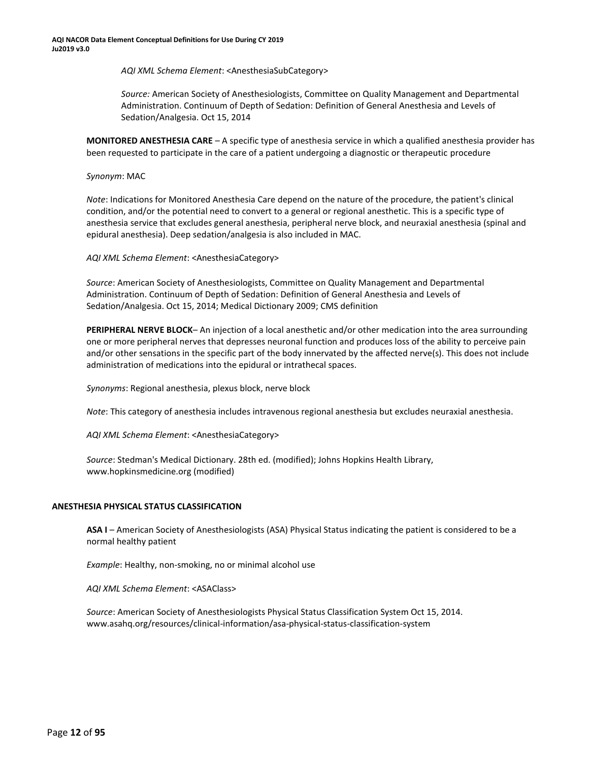*AQI XML Schema Element*: <AnesthesiaSubCategory>

*Source:* American Society of Anesthesiologists, Committee on Quality Management and Departmental Administration. Continuum of Depth of Sedation: Definition of General Anesthesia and Levels of Sedation/Analgesia. Oct 15, 2014

**MONITORED ANESTHESIA CARE** – A specific type of anesthesia service in which a qualified anesthesia provider has been requested to participate in the care of a patient undergoing a diagnostic or therapeutic procedure

*Synonym*: MAC

*Note*: Indications for Monitored Anesthesia Care depend on the nature of the procedure, the patient's clinical condition, and/or the potential need to convert to a general or regional anesthetic. This is a specific type of anesthesia service that excludes general anesthesia, peripheral nerve block, and neuraxial anesthesia (spinal and epidural anesthesia). Deep sedation/analgesia is also included in MAC.

*AQI XML Schema Element*: <AnesthesiaCategory>

*Source*: American Society of Anesthesiologists, Committee on Quality Management and Departmental Administration. Continuum of Depth of Sedation: Definition of General Anesthesia and Levels of Sedation/Analgesia. Oct 15, 2014; Medical Dictionary 2009; CMS definition

**PERIPHERAL NERVE BLOCK**– An injection of a local anesthetic and/or other medication into the area surrounding one or more peripheral nerves that depresses neuronal function and produces loss of the ability to perceive pain and/or other sensations in the specific part of the body innervated by the affected nerve(s). This does not include administration of medications into the epidural or intrathecal spaces.

*Synonyms*: Regional anesthesia, plexus block, nerve block

*Note*: This category of anesthesia includes intravenous regional anesthesia but excludes neuraxial anesthesia.

*AQI XML Schema Element*: <AnesthesiaCategory>

*Source*: Stedman's Medical Dictionary. 28th ed. (modified); Johns Hopkins Health Library, www.hopkinsmedicine.org (modified)

## ANESTHESIA PHYSICAL STATUS CLASSIFICATION

**ASA I** – American Society of Anesthesiologists (ASA) Physical Status indicating the patient is considered to be a normal healthy patient

*Example*: Healthy, non-smoking, no or minimal alcohol use

*AQI XML Schema Element*: <ASAClass>

*Source*: American Society of Anesthesiologists Physical Status Classification System Oct 15, 2014. www.asahq.org/resources/clinical-information/asa-physical-status-classification-system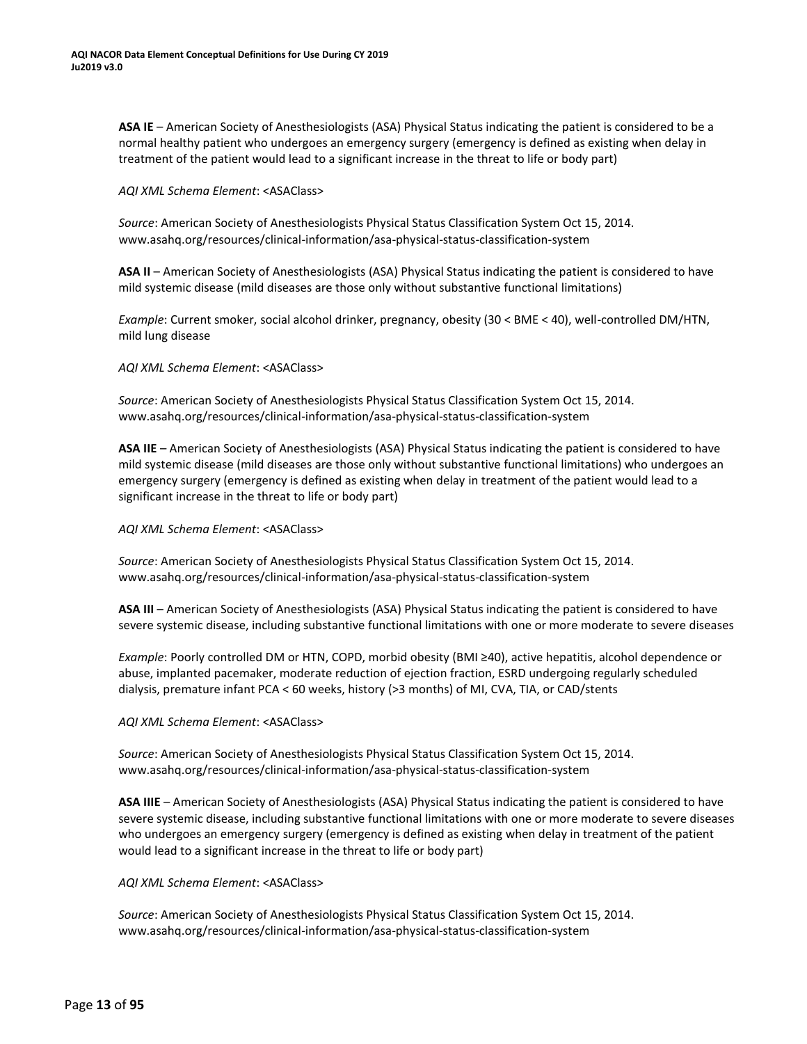**ASA IE** – American Society of Anesthesiologists (ASA) Physical Status indicating the patient is considered to be a normal healthy patient who undergoes an emergency surgery (emergency is defined as existing when delay in treatment of the patient would lead to a significant increase in the threat to life or body part)

*AQI XML Schema Element*: <ASAClass>

*Source*: American Society of Anesthesiologists Physical Status Classification System Oct 15, 2014. www.asahq.org/resources/clinical-information/asa-physical-status-classification-system

**ASA II** – American Society of Anesthesiologists (ASA) Physical Status indicating the patient is considered to have mild systemic disease (mild diseases are those only without substantive functional limitations)

*Example*: Current smoker, social alcohol drinker, pregnancy, obesity (30 < BME < 40), well-controlled DM/HTN, mild lung disease

*AQI XML Schema Element*: <ASAClass>

*Source*: American Society of Anesthesiologists Physical Status Classification System Oct 15, 2014. www.asahq.org/resources/clinical-information/asa-physical-status-classification-system

**ASA IIE** – American Society of Anesthesiologists (ASA) Physical Status indicating the patient is considered to have mild systemic disease (mild diseases are those only without substantive functional limitations) who undergoes an emergency surgery (emergency is defined as existing when delay in treatment of the patient would lead to a significant increase in the threat to life or body part)

*AQI XML Schema Element*: <ASAClass>

*Source*: American Society of Anesthesiologists Physical Status Classification System Oct 15, 2014. www.asahq.org/resources/clinical-information/asa-physical-status-classification-system

**ASA III** – American Society of Anesthesiologists (ASA) Physical Status indicating the patient is considered to have severe systemic disease, including substantive functional limitations with one or more moderate to severe diseases

*Example*: Poorly controlled DM or HTN, COPD, morbid obesity (BMI ≥40), active hepatitis, alcohol dependence or abuse, implanted pacemaker, moderate reduction of ejection fraction, ESRD undergoing regularly scheduled dialysis, premature infant PCA < 60 weeks, history (>3 months) of MI, CVA, TIA, or CAD/stents

*AQI XML Schema Element*: <ASAClass>

*Source*: American Society of Anesthesiologists Physical Status Classification System Oct 15, 2014. www.asahq.org/resources/clinical-information/asa-physical-status-classification-system

**ASA IIIE** – American Society of Anesthesiologists (ASA) Physical Status indicating the patient is considered to have severe systemic disease, including substantive functional limitations with one or more moderate to severe diseases who undergoes an emergency surgery (emergency is defined as existing when delay in treatment of the patient would lead to a significant increase in the threat to life or body part)

*AQI XML Schema Element*: <ASAClass>

*Source*: American Society of Anesthesiologists Physical Status Classification System Oct 15, 2014. www.asahq.org/resources/clinical-information/asa-physical-status-classification-system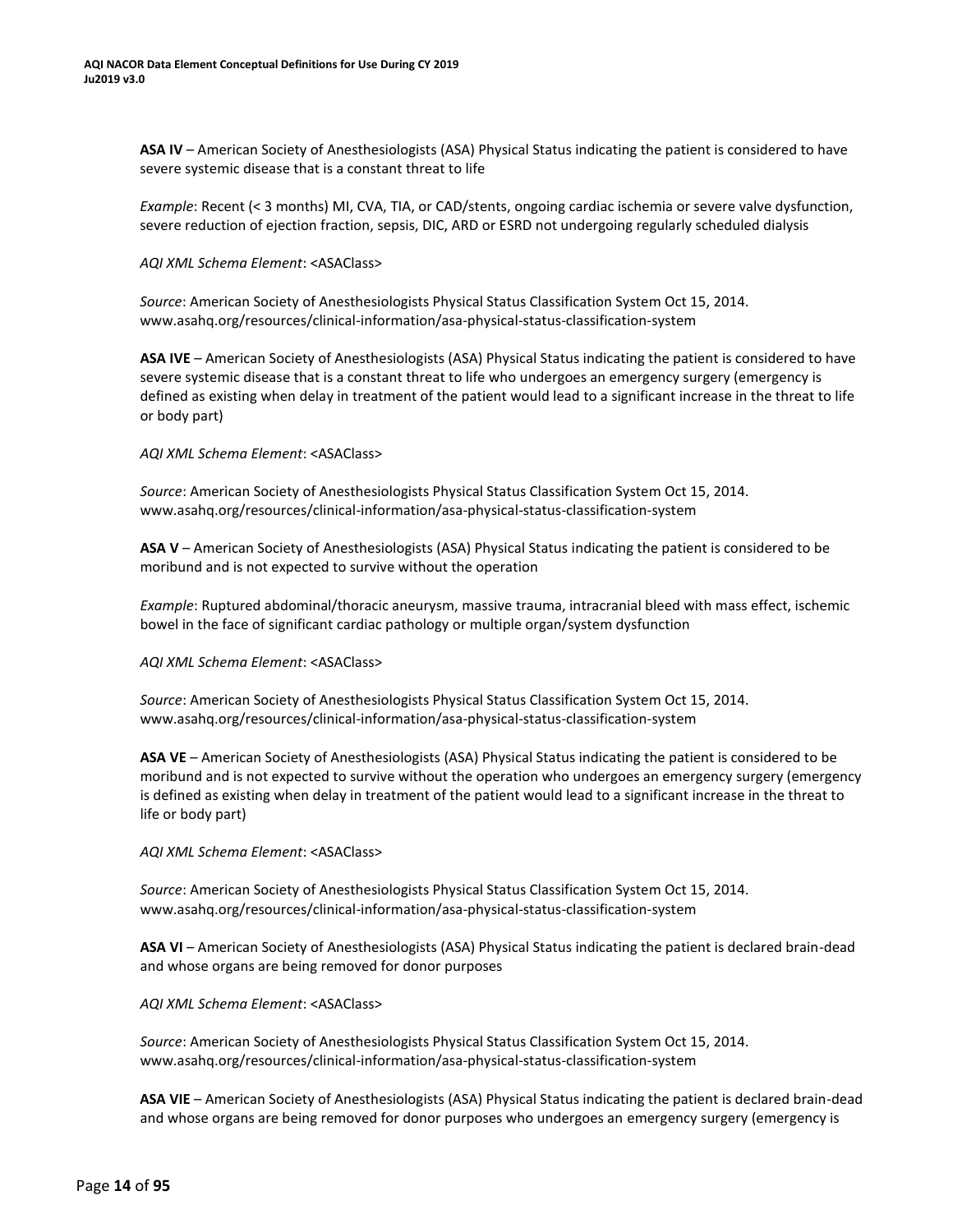**ASA IV** – American Society of Anesthesiologists (ASA) Physical Status indicating the patient is considered to have severe systemic disease that is a constant threat to life

*Example*: Recent (< 3 months) MI, CVA, TIA, or CAD/stents, ongoing cardiac ischemia or severe valve dysfunction, severe reduction of ejection fraction, sepsis, DIC, ARD or ESRD not undergoing regularly scheduled dialysis

*AQI XML Schema Element*: <ASAClass>

*Source*: American Society of Anesthesiologists Physical Status Classification System Oct 15, 2014. www.asahq.org/resources/clinical-information/asa-physical-status-classification-system

**ASA IVE** – American Society of Anesthesiologists (ASA) Physical Status indicating the patient is considered to have severe systemic disease that is a constant threat to life who undergoes an emergency surgery (emergency is defined as existing when delay in treatment of the patient would lead to a significant increase in the threat to life or body part)

*AQI XML Schema Element*: <ASAClass>

*Source*: American Society of Anesthesiologists Physical Status Classification System Oct 15, 2014. www.asahq.org/resources/clinical-information/asa-physical-status-classification-system

**ASA V** – American Society of Anesthesiologists (ASA) Physical Status indicating the patient is considered to be moribund and is not expected to survive without the operation

*Example*: Ruptured abdominal/thoracic aneurysm, massive trauma, intracranial bleed with mass effect, ischemic bowel in the face of significant cardiac pathology or multiple organ/system dysfunction

*AQI XML Schema Element*: <ASAClass>

*Source*: American Society of Anesthesiologists Physical Status Classification System Oct 15, 2014. www.asahq.org/resources/clinical-information/asa-physical-status-classification-system

**ASA VE** – American Society of Anesthesiologists (ASA) Physical Status indicating the patient is considered to be moribund and is not expected to survive without the operation who undergoes an emergency surgery (emergency is defined as existing when delay in treatment of the patient would lead to a significant increase in the threat to life or body part)

*AQI XML Schema Element*: <ASAClass>

*Source*: American Society of Anesthesiologists Physical Status Classification System Oct 15, 2014. www.asahq.org/resources/clinical-information/asa-physical-status-classification-system

**ASA VI** – American Society of Anesthesiologists (ASA) Physical Status indicating the patient is declared brain-dead and whose organs are being removed for donor purposes

*AQI XML Schema Element*: <ASAClass>

*Source*: American Society of Anesthesiologists Physical Status Classification System Oct 15, 2014. www.asahq.org/resources/clinical-information/asa-physical-status-classification-system

**ASA VIE** – American Society of Anesthesiologists (ASA) Physical Status indicating the patient is declared brain-dead and whose organs are being removed for donor purposes who undergoes an emergency surgery (emergency is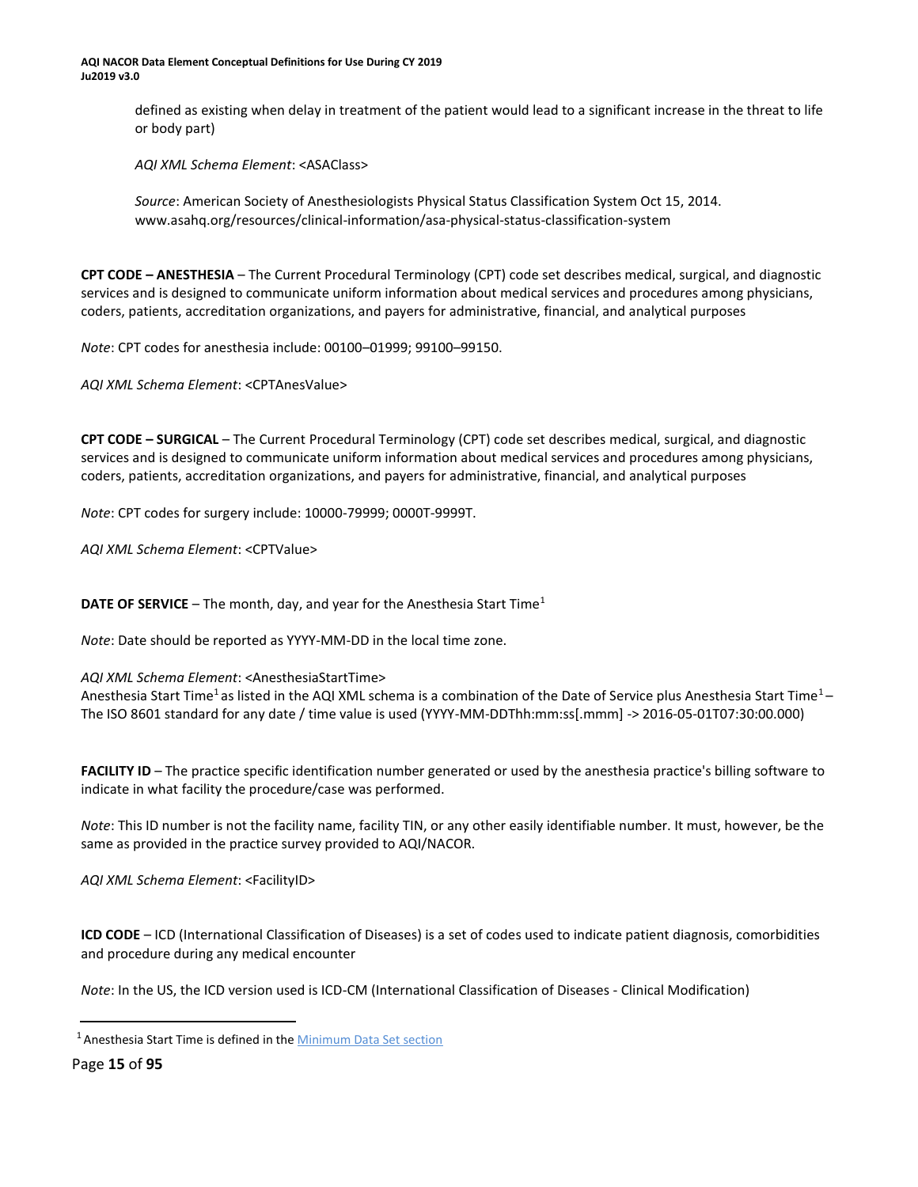defined as existing when delay in treatment of the patient would lead to a significant increase in the threat to life or body part)

*AQI XML Schema Element*: <ASAClass>

*Source*: American Society of Anesthesiologists Physical Status Classification System Oct 15, 2014. www.asahq.org/resources/clinical-information/asa-physical-status-classification-system

**CPT CODE – ANESTHESIA** – The Current Procedural Terminology (CPT) code set describes medical, surgical, and diagnostic services and is designed to communicate uniform information about medical services and procedures among physicians, coders, patients, accreditation organizations, and payers for administrative, financial, and analytical purposes

*Note*: CPT codes for anesthesia include: 00100–01999; 99100–99150.

*AQI XML Schema Element*: <CPTAnesValue>

**CPT CODE – SURGICAL** – The Current Procedural Terminology (CPT) code set describes medical, surgical, and diagnostic services and is designed to communicate uniform information about medical services and procedures among physicians, coders, patients, accreditation organizations, and payers for administrative, financial, and analytical purposes

*Note*: CPT codes for surgery include: 10000-79999; 0000T-9999T.

*AQI XML Schema Element*: <CPTValue>

**DATE OF SERVICE** – The month, day, and year for the Anesthesia Start Time[1]

*Note*: Date should be reported as YYYY-MM-DD in the local time zone.

*AQI XML Schema Element*: <AnesthesiaStartTime>
Anesthesia Start Time[1] as listed in the AQI XML schema is a combination of the Date of Service plus Anesthesia Start Time[1] – The ISO 8601 standard for any date / time value is used (YYYY-MM-DDThh:mm:ss[.mmm] -> 2016-05-01T07:30:00.000)

**FACILITY ID** – The practice specific identification number generated or used by the anesthesia practice's billing software to indicate in what facility the procedure/case was performed.

*Note*: This ID number is not the facility name, facility TIN, or any other easily identifiable number. It must, however, be the same as provided in the practice survey provided to AQI/NACOR.

*AQI XML Schema Element*: <FacilityID>

**ICD CODE** – ICD (International Classification of Diseases) is a set of codes used to indicate patient diagnosis, comorbidities and procedure during any medical encounter

*Note*: In the US, the ICD version used is ICD-CM (International Classification of Diseases - Clinical Modification)

---

[1] Anesthesia Start Time is defined in the Minimum Data Set section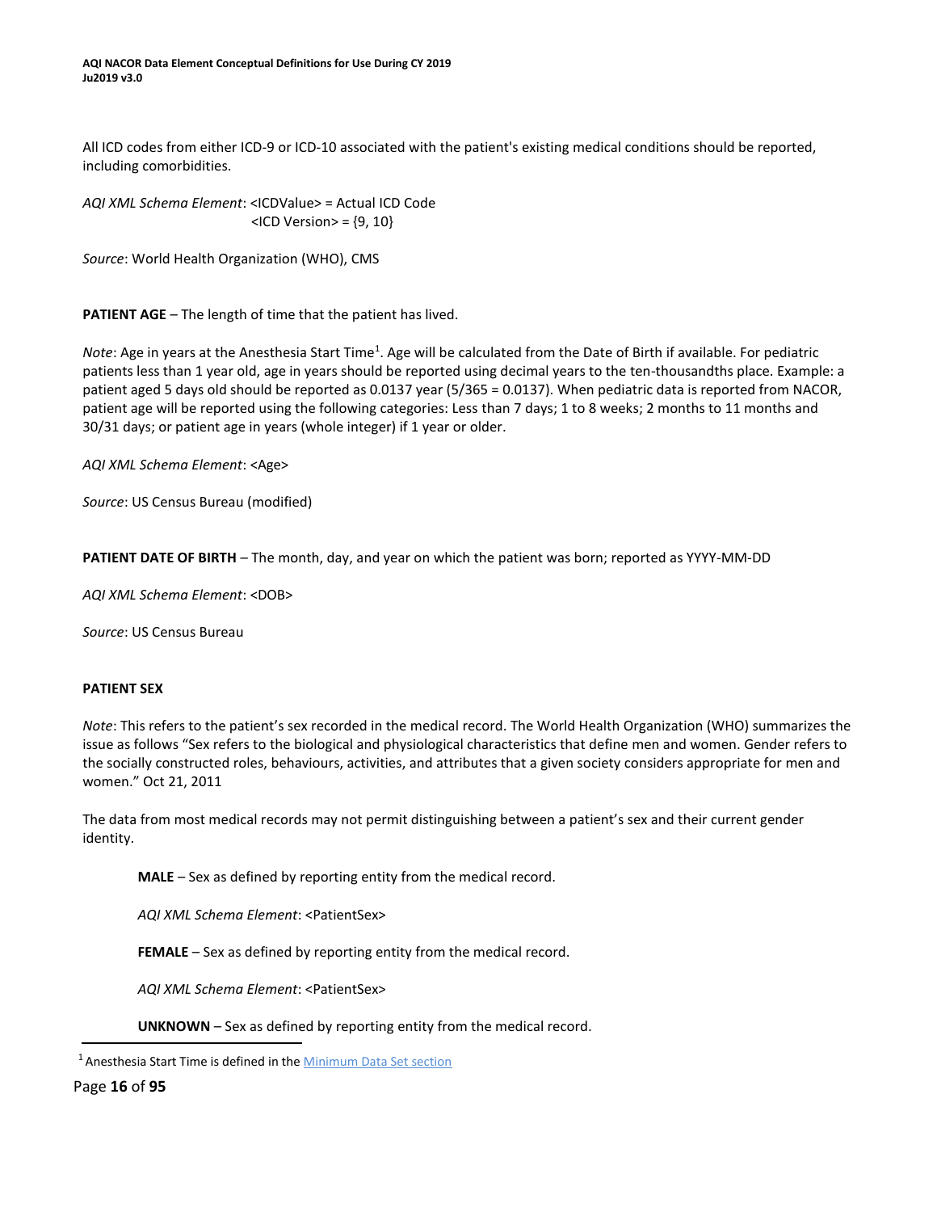All ICD codes from either ICD-9 or ICD-10 associated with the patient's existing medical conditions should be reported, including comorbidities.

*AQI XML Schema Element*: <ICDValue> = Actual ICD Code
<ICD Version> = {9, 10}

*Source*: World Health Organization (WHO), CMS

**PATIENT AGE** – The length of time that the patient has lived.

*Note*: Age in years at the Anesthesia Start Time[1]. Age will be calculated from the Date of Birth if available. For pediatric patients less than 1 year old, age in years should be reported using decimal years to the ten-thousandths place. Example: a patient aged 5 days old should be reported as 0.0137 year (5/365 = 0.0137). When pediatric data is reported from NACOR, patient age will be reported using the following categories: Less than 7 days; 1 to 8 weeks; 2 months to 11 months and 30/31 days; or patient age in years (whole integer) if 1 year or older.

*AQI XML Schema Element*: <Age>

*Source*: US Census Bureau (modified)

**PATIENT DATE OF BIRTH** – The month, day, and year on which the patient was born; reported as YYYY-MM-DD

*AQI XML Schema Element*: <DOB>

*Source*: US Census Bureau

**PATIENT SEX**

*Note*: This refers to the patient's sex recorded in the medical record. The World Health Organization (WHO) summarizes the issue as follows "Sex refers to the biological and physiological characteristics that define men and women. Gender refers to the socially constructed roles, behaviours, activities, and attributes that a given society considers appropriate for men and women." Oct 21, 2011

The data from most medical records may not permit distinguishing between a patient's sex and their current gender identity.

> **MALE** – Sex as defined by reporting entity from the medical record.
>
> *AQI XML Schema Element*: <PatientSex>
>
> **FEMALE** – Sex as defined by reporting entity from the medical record.
>
> *AQI XML Schema Element*: <PatientSex>
>
> **UNKNOWN** – Sex as defined by reporting entity from the medical record.

[1] Anesthesia Start Time is defined in the Minimum Data Set section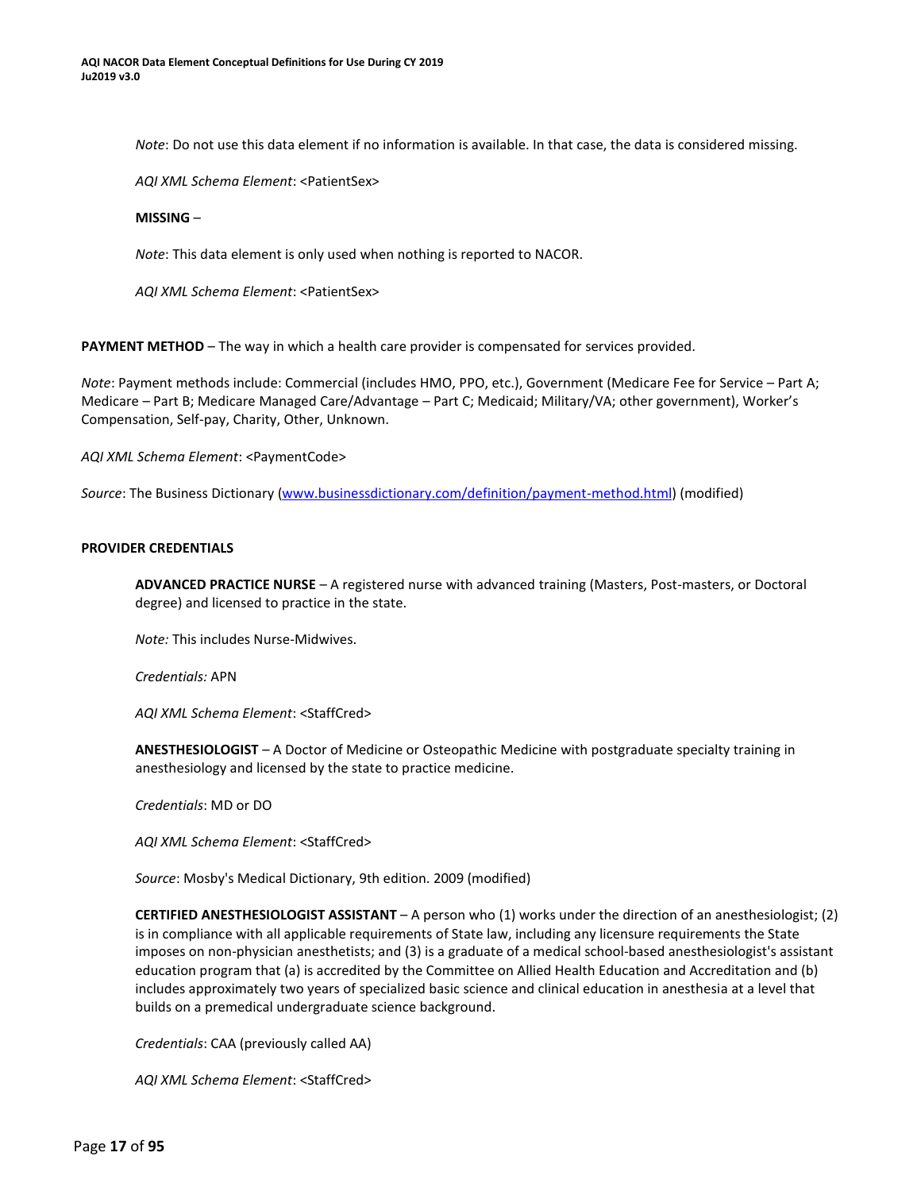*Note*: Do not use this data element if no information is available. In that case, the data is considered missing.

*AQI XML Schema Element*: <PatientSex>

**MISSING** –

*Note*: This data element is only used when nothing is reported to NACOR.

*AQI XML Schema Element*: <PatientSex>

**PAYMENT METHOD** – The way in which a health care provider is compensated for services provided.

*Note*: Payment methods include: Commercial (includes HMO, PPO, etc.), Government (Medicare Fee for Service – Part A; Medicare – Part B; Medicare Managed Care/Advantage – Part C; Medicaid; Military/VA; other government), Worker's Compensation, Self-pay, Charity, Other, Unknown.

*AQI XML Schema Element*: <PaymentCode>

*Source*: The Business Dictionary (www.businessdictionary.com/definition/payment-method.html) (modified)

**PROVIDER CREDENTIALS**

**ADVANCED PRACTICE NURSE** – A registered nurse with advanced training (Masters, Post-masters, or Doctoral degree) and licensed to practice in the state.

*Note:* This includes Nurse-Midwives.

*Credentials:* APN

*AQI XML Schema Element*: <StaffCred>

**ANESTHESIOLOGIST** – A Doctor of Medicine or Osteopathic Medicine with postgraduate specialty training in anesthesiology and licensed by the state to practice medicine.

*Credentials*: MD or DO

*AQI XML Schema Element*: <StaffCred>

*Source*: Mosby's Medical Dictionary, 9th edition. 2009 (modified)

**CERTIFIED ANESTHESIOLOGIST ASSISTANT** – A person who (1) works under the direction of an anesthesiologist; (2) is in compliance with all applicable requirements of State law, including any licensure requirements the State imposes on non-physician anesthetists; and (3) is a graduate of a medical school-based anesthesiologist's assistant education program that (a) is accredited by the Committee on Allied Health Education and Accreditation and (b) includes approximately two years of specialized basic science and clinical education in anesthesia at a level that builds on a premedical undergraduate science background.

*Credentials*: CAA (previously called AA)

*AQI XML Schema Element*: <StaffCred>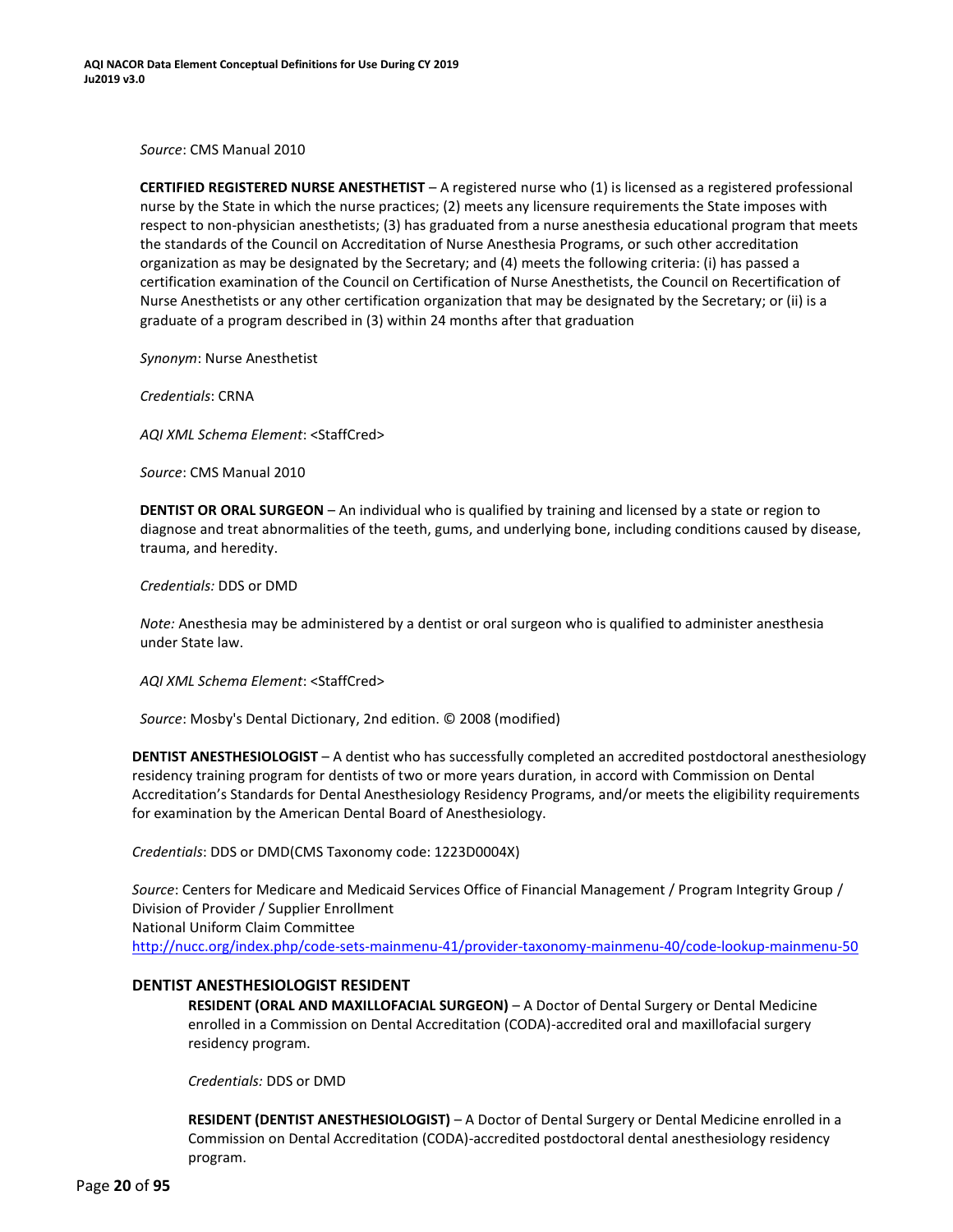*Source*: CMS Manual 2010

**CERTIFIED REGISTERED NURSE ANESTHETIST** – A registered nurse who (1) is licensed as a registered professional nurse by the State in which the nurse practices; (2) meets any licensure requirements the State imposes with respect to non-physician anesthetists; (3) has graduated from a nurse anesthesia educational program that meets the standards of the Council on Accreditation of Nurse Anesthesia Programs, or such other accreditation organization as may be designated by the Secretary; and (4) meets the following criteria: (i) has passed a certification examination of the Council on Certification of Nurse Anesthetists, the Council on Recertification of Nurse Anesthetists or any other certification organization that may be designated by the Secretary; or (ii) is a graduate of a program described in (3) within 24 months after that graduation

*Synonym*: Nurse Anesthetist

*Credentials*: CRNA

*AQI XML Schema Element*: <StaffCred>

*Source*: CMS Manual 2010

**DENTIST OR ORAL SURGEON** – An individual who is qualified by training and licensed by a state or region to diagnose and treat abnormalities of the teeth, gums, and underlying bone, including conditions caused by disease, trauma, and heredity.

*Credentials:* DDS or DMD

*Note:* Anesthesia may be administered by a dentist or oral surgeon who is qualified to administer anesthesia under State law.

*AQI XML Schema Element*: <StaffCred>

*Source*: Mosby's Dental Dictionary, 2nd edition. © 2008 (modified)

**DENTIST ANESTHESIOLOGIST** – A dentist who has successfully completed an accredited postdoctoral anesthesiology residency training program for dentists of two or more years duration, in accord with Commission on Dental Accreditation's Standards for Dental Anesthesiology Residency Programs, and/or meets the eligibility requirements for examination by the American Dental Board of Anesthesiology.

*Credentials*: DDS or DMD(CMS Taxonomy code: 1223D0004X)

*Source*: Centers for Medicare and Medicaid Services Office of Financial Management / Program Integrity Group / Division of Provider / Supplier Enrollment
National Uniform Claim Committee
http://nucc.org/index.php/code-sets-mainmenu-41/provider-taxonomy-mainmenu-40/code-lookup-mainmenu-50

## DENTIST ANESTHESIOLOGIST RESIDENT

**RESIDENT (ORAL AND MAXILLOFACIAL SURGEON)** – A Doctor of Dental Surgery or Dental Medicine enrolled in a Commission on Dental Accreditation (CODA)-accredited oral and maxillofacial surgery residency program.

*Credentials:* DDS or DMD

**RESIDENT (DENTIST ANESTHESIOLOGIST)** – A Doctor of Dental Surgery or Dental Medicine enrolled in a Commission on Dental Accreditation (CODA)-accredited postdoctoral dental anesthesiology residency program.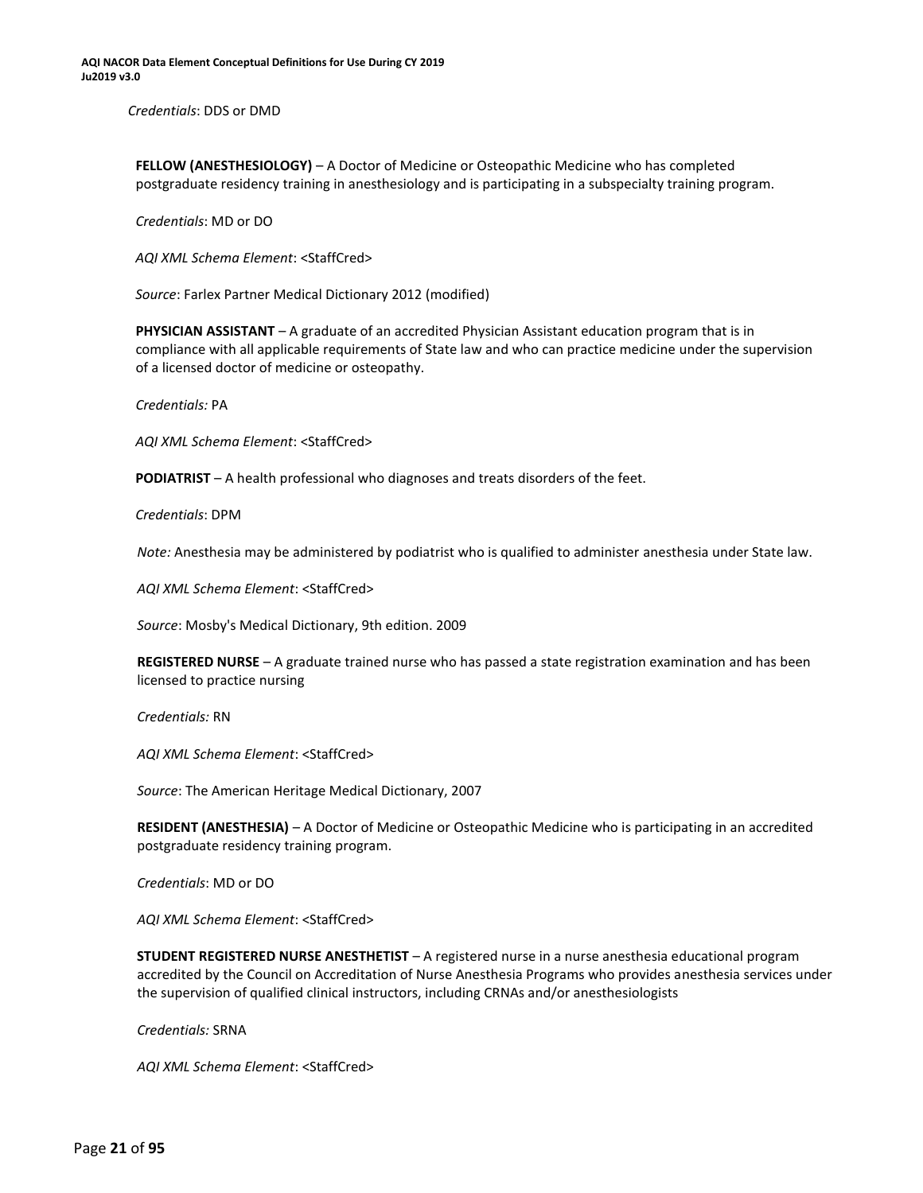*Credentials*: DDS or DMD

**FELLOW (ANESTHESIOLOGY)** – A Doctor of Medicine or Osteopathic Medicine who has completed postgraduate residency training in anesthesiology and is participating in a subspecialty training program.

*Credentials*: MD or DO

*AQI XML Schema Element*: <StaffCred>

*Source*: Farlex Partner Medical Dictionary 2012 (modified)

**PHYSICIAN ASSISTANT** – A graduate of an accredited Physician Assistant education program that is in compliance with all applicable requirements of State law and who can practice medicine under the supervision of a licensed doctor of medicine or osteopathy.

*Credentials:* PA

*AQI XML Schema Element*: <StaffCred>

**PODIATRIST** – A health professional who diagnoses and treats disorders of the feet.

*Credentials*: DPM

*Note:* Anesthesia may be administered by podiatrist who is qualified to administer anesthesia under State law.

*AQI XML Schema Element*: <StaffCred>

*Source*: Mosby's Medical Dictionary, 9th edition. 2009

**REGISTERED NURSE** – A graduate trained nurse who has passed a state registration examination and has been licensed to practice nursing

*Credentials:* RN

*AQI XML Schema Element*: <StaffCred>

*Source*: The American Heritage Medical Dictionary, 2007

**RESIDENT (ANESTHESIA)** – A Doctor of Medicine or Osteopathic Medicine who is participating in an accredited postgraduate residency training program.

*Credentials*: MD or DO

*AQI XML Schema Element*: <StaffCred>

**STUDENT REGISTERED NURSE ANESTHETIST** – A registered nurse in a nurse anesthesia educational program accredited by the Council on Accreditation of Nurse Anesthesia Programs who provides anesthesia services under the supervision of qualified clinical instructors, including CRNAs and/or anesthesiologists

*Credentials:* SRNA

*AQI XML Schema Element*: <StaffCred>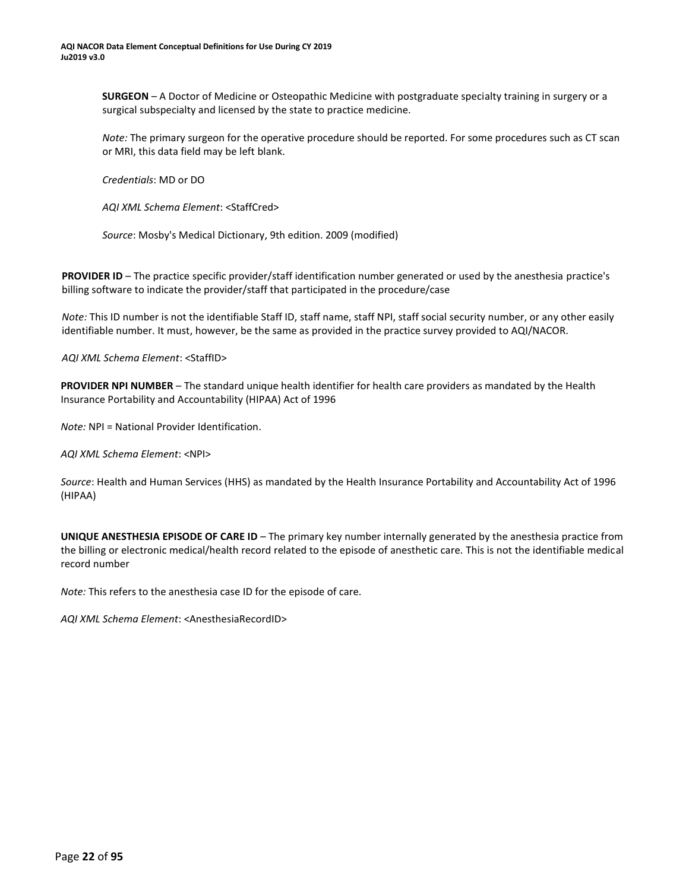**SURGEON** – A Doctor of Medicine or Osteopathic Medicine with postgraduate specialty training in surgery or a surgical subspecialty and licensed by the state to practice medicine.

*Note:* The primary surgeon for the operative procedure should be reported. For some procedures such as CT scan or MRI, this data field may be left blank.

*Credentials*: MD or DO

*AQI XML Schema Element*: <StaffCred>

*Source*: Mosby's Medical Dictionary, 9th edition. 2009 (modified)

**PROVIDER ID** – The practice specific provider/staff identification number generated or used by the anesthesia practice's billing software to indicate the provider/staff that participated in the procedure/case

*Note:* This ID number is not the identifiable Staff ID, staff name, staff NPI, staff social security number, or any other easily identifiable number. It must, however, be the same as provided in the practice survey provided to AQI/NACOR.

*AQI XML Schema Element*: <StaffID>

**PROVIDER NPI NUMBER** – The standard unique health identifier for health care providers as mandated by the Health Insurance Portability and Accountability (HIPAA) Act of 1996

*Note:* NPI = National Provider Identification.

*AQI XML Schema Element*: <NPI>

*Source*: Health and Human Services (HHS) as mandated by the Health Insurance Portability and Accountability Act of 1996 (HIPAA)

**UNIQUE ANESTHESIA EPISODE OF CARE ID** – The primary key number internally generated by the anesthesia practice from the billing or electronic medical/health record related to the episode of anesthetic care. This is not the identifiable medical record number

*Note:* This refers to the anesthesia case ID for the episode of care.

*AQI XML Schema Element*: <AnesthesiaRecordID>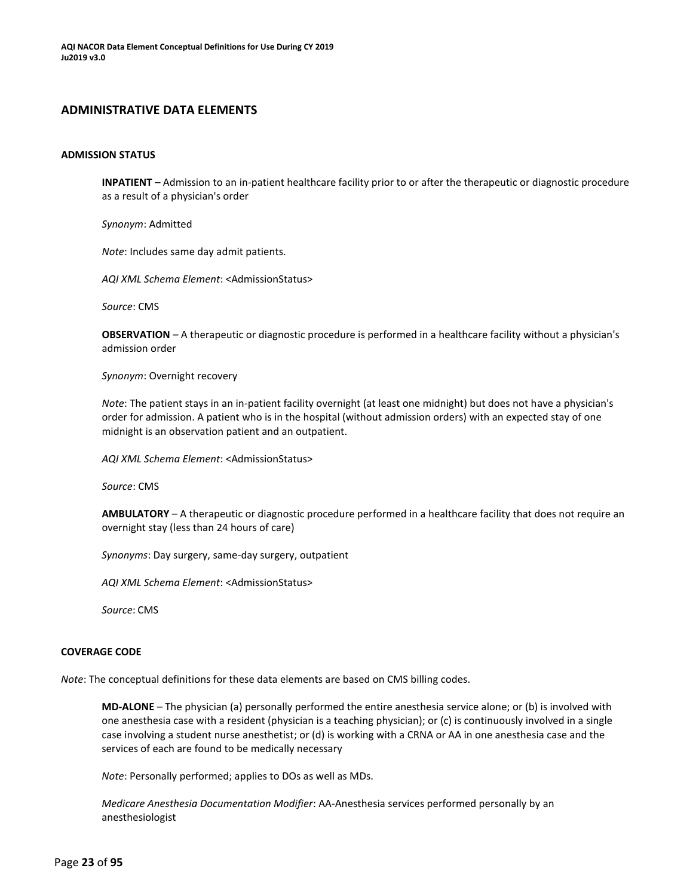## ADMINISTRATIVE DATA ELEMENTS

### ADMISSION STATUS

**INPATIENT** – Admission to an in-patient healthcare facility prior to or after the therapeutic or diagnostic procedure as a result of a physician's order

*Synonym*: Admitted

*Note*: Includes same day admit patients.

*AQI XML Schema Element*: <AdmissionStatus>

*Source*: CMS

**OBSERVATION** – A therapeutic or diagnostic procedure is performed in a healthcare facility without a physician's admission order

*Synonym*: Overnight recovery

*Note*: The patient stays in an in-patient facility overnight (at least one midnight) but does not have a physician's order for admission. A patient who is in the hospital (without admission orders) with an expected stay of one midnight is an observation patient and an outpatient.

*AQI XML Schema Element*: <AdmissionStatus>

*Source*: CMS

**AMBULATORY** – A therapeutic or diagnostic procedure performed in a healthcare facility that does not require an overnight stay (less than 24 hours of care)

*Synonyms*: Day surgery, same-day surgery, outpatient

*AQI XML Schema Element*: <AdmissionStatus>

*Source*: CMS

### COVERAGE CODE

*Note*: The conceptual definitions for these data elements are based on CMS billing codes.

**MD-ALONE** – The physician (a) personally performed the entire anesthesia service alone; or (b) is involved with one anesthesia case with a resident (physician is a teaching physician); or (c) is continuously involved in a single case involving a student nurse anesthetist; or (d) is working with a CRNA or AA in one anesthesia case and the services of each are found to be medically necessary

*Note*: Personally performed; applies to DOs as well as MDs.

*Medicare Anesthesia Documentation Modifier*: AA-Anesthesia services performed personally by an anesthesiologist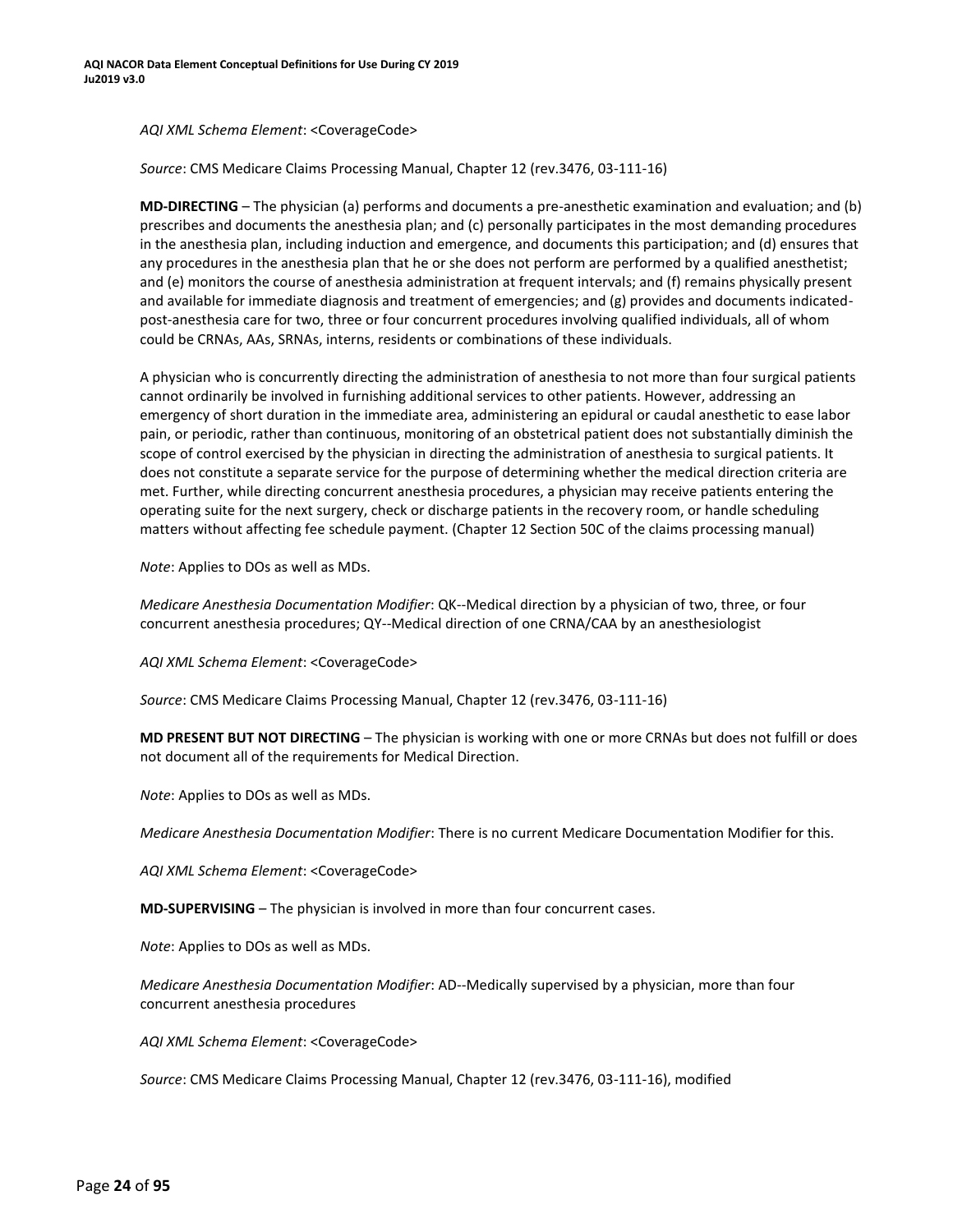*AQI XML Schema Element*: <CoverageCode>

*Source*: CMS Medicare Claims Processing Manual, Chapter 12 (rev.3476, 03-111-16)

**MD-DIRECTING** – The physician (a) performs and documents a pre-anesthetic examination and evaluation; and (b) prescribes and documents the anesthesia plan; and (c) personally participates in the most demanding procedures in the anesthesia plan, including induction and emergence, and documents this participation; and (d) ensures that any procedures in the anesthesia plan that he or she does not perform are performed by a qualified anesthetist; and (e) monitors the course of anesthesia administration at frequent intervals; and (f) remains physically present and available for immediate diagnosis and treatment of emergencies; and (g) provides and documents indicated-post-anesthesia care for two, three or four concurrent procedures involving qualified individuals, all of whom could be CRNAs, AAs, SRNAs, interns, residents or combinations of these individuals.

A physician who is concurrently directing the administration of anesthesia to not more than four surgical patients cannot ordinarily be involved in furnishing additional services to other patients. However, addressing an emergency of short duration in the immediate area, administering an epidural or caudal anesthetic to ease labor pain, or periodic, rather than continuous, monitoring of an obstetrical patient does not substantially diminish the scope of control exercised by the physician in directing the administration of anesthesia to surgical patients. It does not constitute a separate service for the purpose of determining whether the medical direction criteria are met. Further, while directing concurrent anesthesia procedures, a physician may receive patients entering the operating suite for the next surgery, check or discharge patients in the recovery room, or handle scheduling matters without affecting fee schedule payment. (Chapter 12 Section 50C of the claims processing manual)

*Note*: Applies to DOs as well as MDs.

*Medicare Anesthesia Documentation Modifier*: QK--Medical direction by a physician of two, three, or four concurrent anesthesia procedures; QY--Medical direction of one CRNA/CAA by an anesthesiologist

*AQI XML Schema Element*: <CoverageCode>

*Source*: CMS Medicare Claims Processing Manual, Chapter 12 (rev.3476, 03-111-16)

**MD PRESENT BUT NOT DIRECTING** – The physician is working with one or more CRNAs but does not fulfill or does not document all of the requirements for Medical Direction.

*Note*: Applies to DOs as well as MDs.

*Medicare Anesthesia Documentation Modifier*: There is no current Medicare Documentation Modifier for this.

*AQI XML Schema Element*: <CoverageCode>

**MD-SUPERVISING** – The physician is involved in more than four concurrent cases.

*Note*: Applies to DOs as well as MDs.

*Medicare Anesthesia Documentation Modifier*: AD--Medically supervised by a physician, more than four concurrent anesthesia procedures

*AQI XML Schema Element*: <CoverageCode>

*Source*: CMS Medicare Claims Processing Manual, Chapter 12 (rev.3476, 03-111-16), modified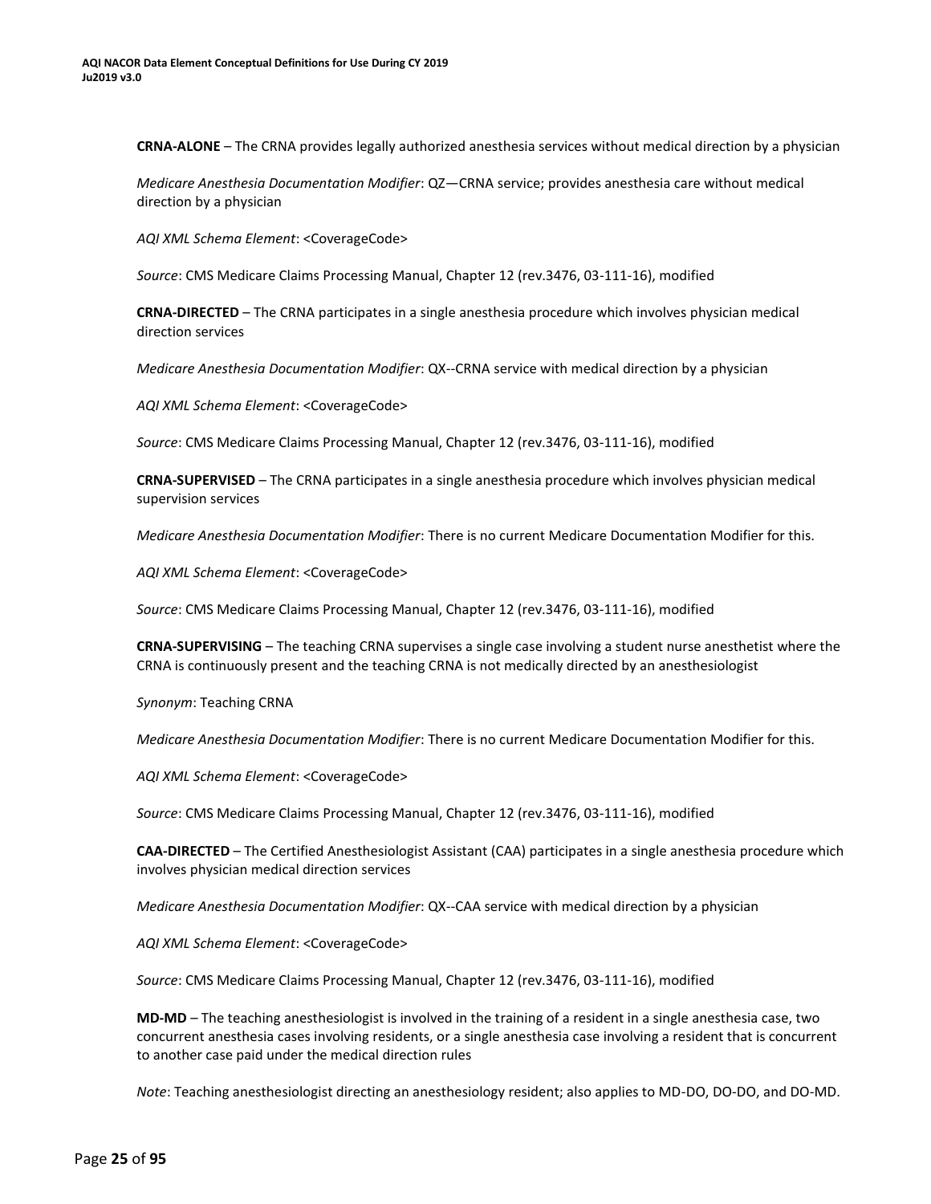**CRNA-ALONE** – The CRNA provides legally authorized anesthesia services without medical direction by a physician

*Medicare Anesthesia Documentation Modifier*: QZ—CRNA service; provides anesthesia care without medical direction by a physician

*AQI XML Schema Element*: <CoverageCode>

*Source*: CMS Medicare Claims Processing Manual, Chapter 12 (rev.3476, 03-111-16), modified

**CRNA-DIRECTED** – The CRNA participates in a single anesthesia procedure which involves physician medical direction services

*Medicare Anesthesia Documentation Modifier*: QX--CRNA service with medical direction by a physician

*AQI XML Schema Element*: <CoverageCode>

*Source*: CMS Medicare Claims Processing Manual, Chapter 12 (rev.3476, 03-111-16), modified

**CRNA-SUPERVISED** – The CRNA participates in a single anesthesia procedure which involves physician medical supervision services

*Medicare Anesthesia Documentation Modifier*: There is no current Medicare Documentation Modifier for this.

*AQI XML Schema Element*: <CoverageCode>

*Source*: CMS Medicare Claims Processing Manual, Chapter 12 (rev.3476, 03-111-16), modified

**CRNA-SUPERVISING** – The teaching CRNA supervises a single case involving a student nurse anesthetist where the CRNA is continuously present and the teaching CRNA is not medically directed by an anesthesiologist

*Synonym*: Teaching CRNA

*Medicare Anesthesia Documentation Modifier*: There is no current Medicare Documentation Modifier for this.

*AQI XML Schema Element*: <CoverageCode>

*Source*: CMS Medicare Claims Processing Manual, Chapter 12 (rev.3476, 03-111-16), modified

**CAA-DIRECTED** – The Certified Anesthesiologist Assistant (CAA) participates in a single anesthesia procedure which involves physician medical direction services

*Medicare Anesthesia Documentation Modifier*: QX--CAA service with medical direction by a physician

*AQI XML Schema Element*: <CoverageCode>

*Source*: CMS Medicare Claims Processing Manual, Chapter 12 (rev.3476, 03-111-16), modified

**MD-MD** – The teaching anesthesiologist is involved in the training of a resident in a single anesthesia case, two concurrent anesthesia cases involving residents, or a single anesthesia case involving a resident that is concurrent to another case paid under the medical direction rules

*Note*: Teaching anesthesiologist directing an anesthesiology resident; also applies to MD-DO, DO-DO, and DO-MD.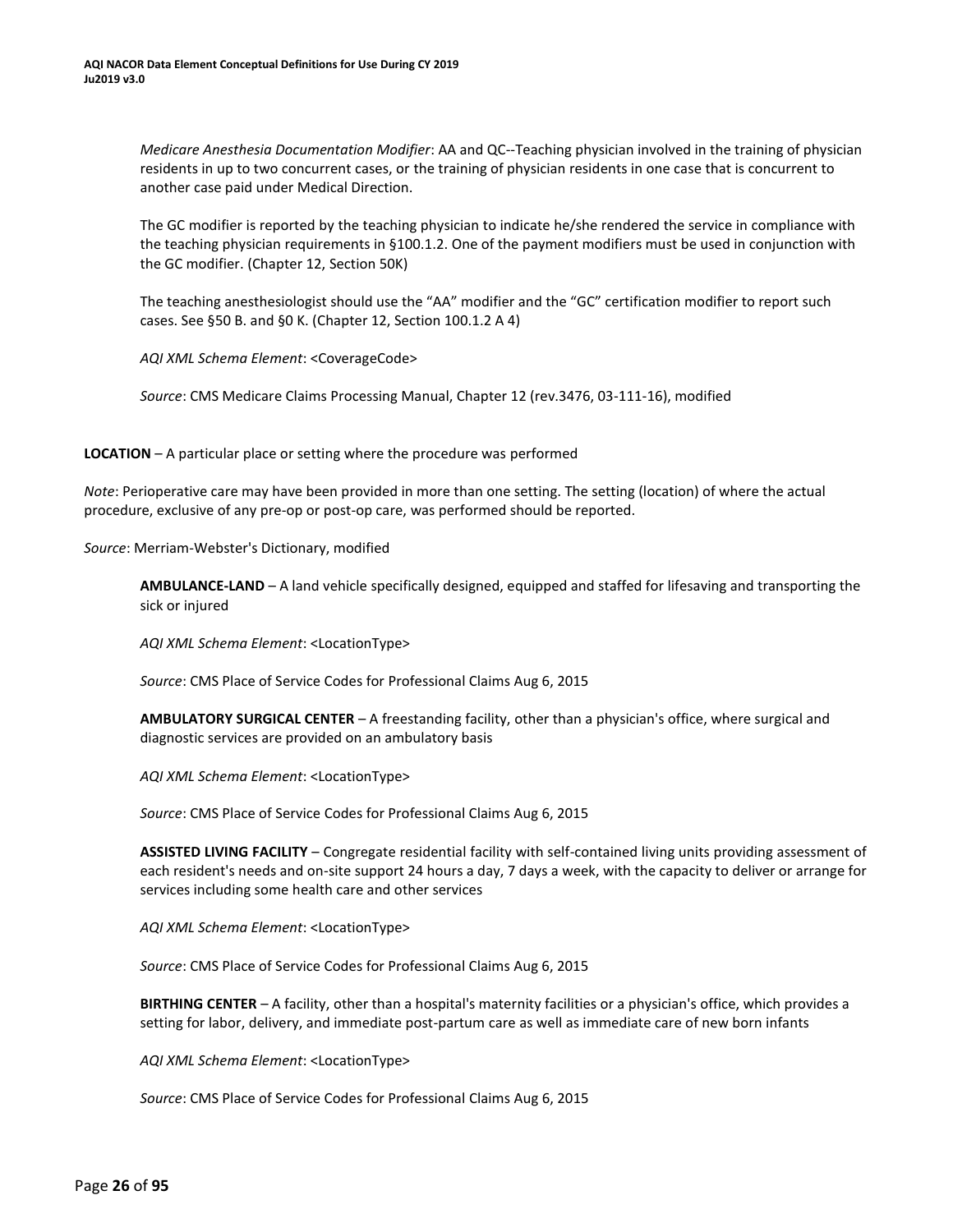*Medicare Anesthesia Documentation Modifier*: AA and QC--Teaching physician involved in the training of physician residents in up to two concurrent cases, or the training of physician residents in one case that is concurrent to another case paid under Medical Direction.

The GC modifier is reported by the teaching physician to indicate he/she rendered the service in compliance with the teaching physician requirements in §100.1.2. One of the payment modifiers must be used in conjunction with the GC modifier. (Chapter 12, Section 50K)

The teaching anesthesiologist should use the "AA" modifier and the "GC" certification modifier to report such cases. See §50 B. and §0 K. (Chapter 12, Section 100.1.2 A 4)

*AQI XML Schema Element*: <CoverageCode>

*Source*: CMS Medicare Claims Processing Manual, Chapter 12 (rev.3476, 03-111-16), modified

**LOCATION** – A particular place or setting where the procedure was performed

*Note*: Perioperative care may have been provided in more than one setting. The setting (location) of where the actual procedure, exclusive of any pre-op or post-op care, was performed should be reported.

*Source*: Merriam-Webster's Dictionary, modified

**AMBULANCE-LAND** – A land vehicle specifically designed, equipped and staffed for lifesaving and transporting the sick or injured

*AQI XML Schema Element*: <LocationType>

*Source*: CMS Place of Service Codes for Professional Claims Aug 6, 2015

**AMBULATORY SURGICAL CENTER** – A freestanding facility, other than a physician's office, where surgical and diagnostic services are provided on an ambulatory basis

*AQI XML Schema Element*: <LocationType>

*Source*: CMS Place of Service Codes for Professional Claims Aug 6, 2015

**ASSISTED LIVING FACILITY** – Congregate residential facility with self-contained living units providing assessment of each resident's needs and on-site support 24 hours a day, 7 days a week, with the capacity to deliver or arrange for services including some health care and other services

*AQI XML Schema Element*: <LocationType>

*Source*: CMS Place of Service Codes for Professional Claims Aug 6, 2015

**BIRTHING CENTER** – A facility, other than a hospital's maternity facilities or a physician's office, which provides a setting for labor, delivery, and immediate post-partum care as well as immediate care of new born infants

*AQI XML Schema Element*: <LocationType>

*Source*: CMS Place of Service Codes for Professional Claims Aug 6, 2015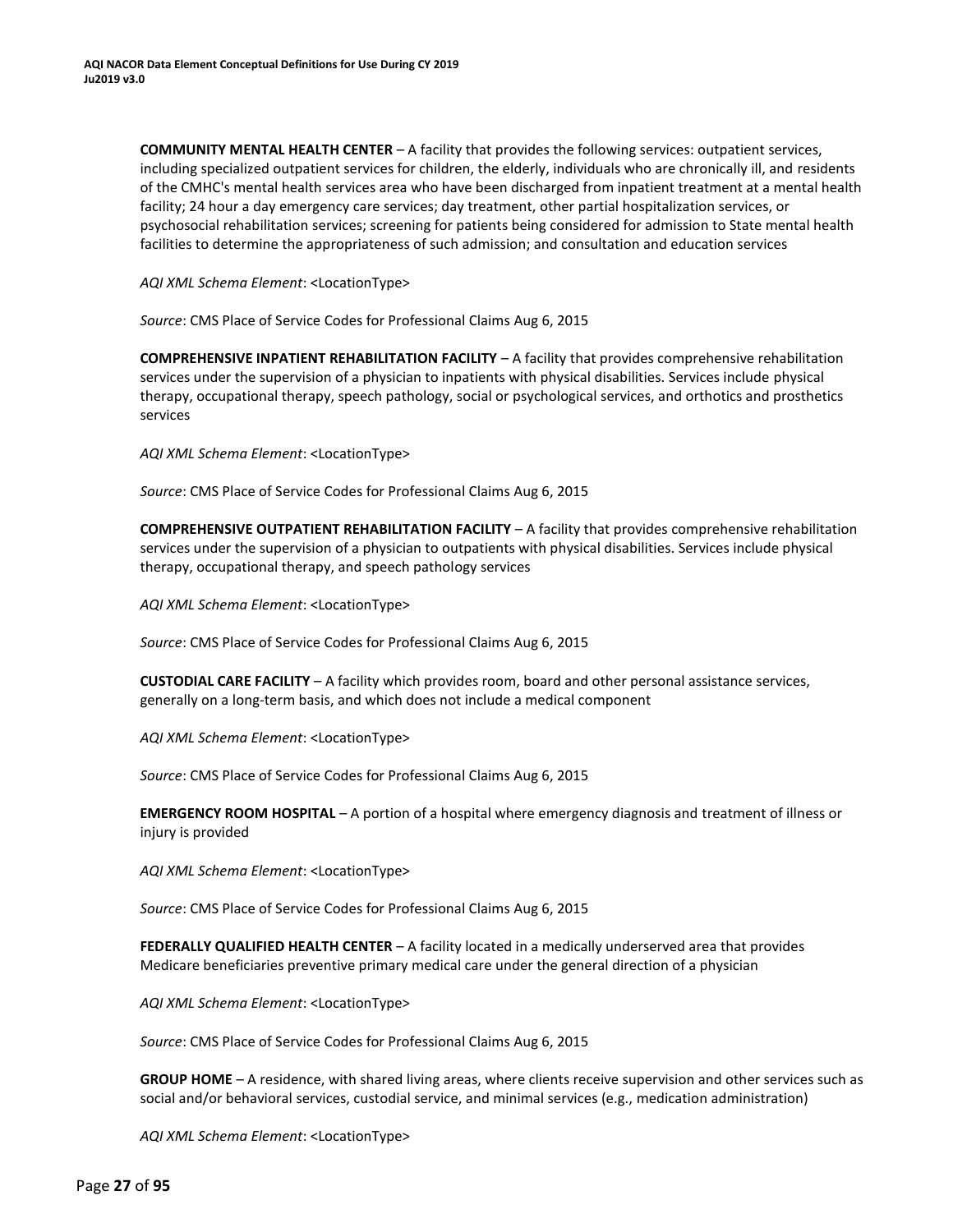**COMMUNITY MENTAL HEALTH CENTER** – A facility that provides the following services: outpatient services, including specialized outpatient services for children, the elderly, individuals who are chronically ill, and residents of the CMHC's mental health services area who have been discharged from inpatient treatment at a mental health facility; 24 hour a day emergency care services; day treatment, other partial hospitalization services, or psychosocial rehabilitation services; screening for patients being considered for admission to State mental health facilities to determine the appropriateness of such admission; and consultation and education services

*AQI XML Schema Element*: <LocationType>

*Source*: CMS Place of Service Codes for Professional Claims Aug 6, 2015

**COMPREHENSIVE INPATIENT REHABILITATION FACILITY** – A facility that provides comprehensive rehabilitation services under the supervision of a physician to inpatients with physical disabilities. Services include physical therapy, occupational therapy, speech pathology, social or psychological services, and orthotics and prosthetics services

*AQI XML Schema Element*: <LocationType>

*Source*: CMS Place of Service Codes for Professional Claims Aug 6, 2015

**COMPREHENSIVE OUTPATIENT REHABILITATION FACILITY** – A facility that provides comprehensive rehabilitation services under the supervision of a physician to outpatients with physical disabilities. Services include physical therapy, occupational therapy, and speech pathology services

*AQI XML Schema Element*: <LocationType>

*Source*: CMS Place of Service Codes for Professional Claims Aug 6, 2015

**CUSTODIAL CARE FACILITY** – A facility which provides room, board and other personal assistance services, generally on a long-term basis, and which does not include a medical component

*AQI XML Schema Element*: <LocationType>

*Source*: CMS Place of Service Codes for Professional Claims Aug 6, 2015

**EMERGENCY ROOM HOSPITAL** – A portion of a hospital where emergency diagnosis and treatment of illness or injury is provided

*AQI XML Schema Element*: <LocationType>

*Source*: CMS Place of Service Codes for Professional Claims Aug 6, 2015

**FEDERALLY QUALIFIED HEALTH CENTER** – A facility located in a medically underserved area that provides Medicare beneficiaries preventive primary medical care under the general direction of a physician

*AQI XML Schema Element*: <LocationType>

*Source*: CMS Place of Service Codes for Professional Claims Aug 6, 2015

**GROUP HOME** – A residence, with shared living areas, where clients receive supervision and other services such as social and/or behavioral services, custodial service, and minimal services (e.g., medication administration)

*AQI XML Schema Element*: <LocationType>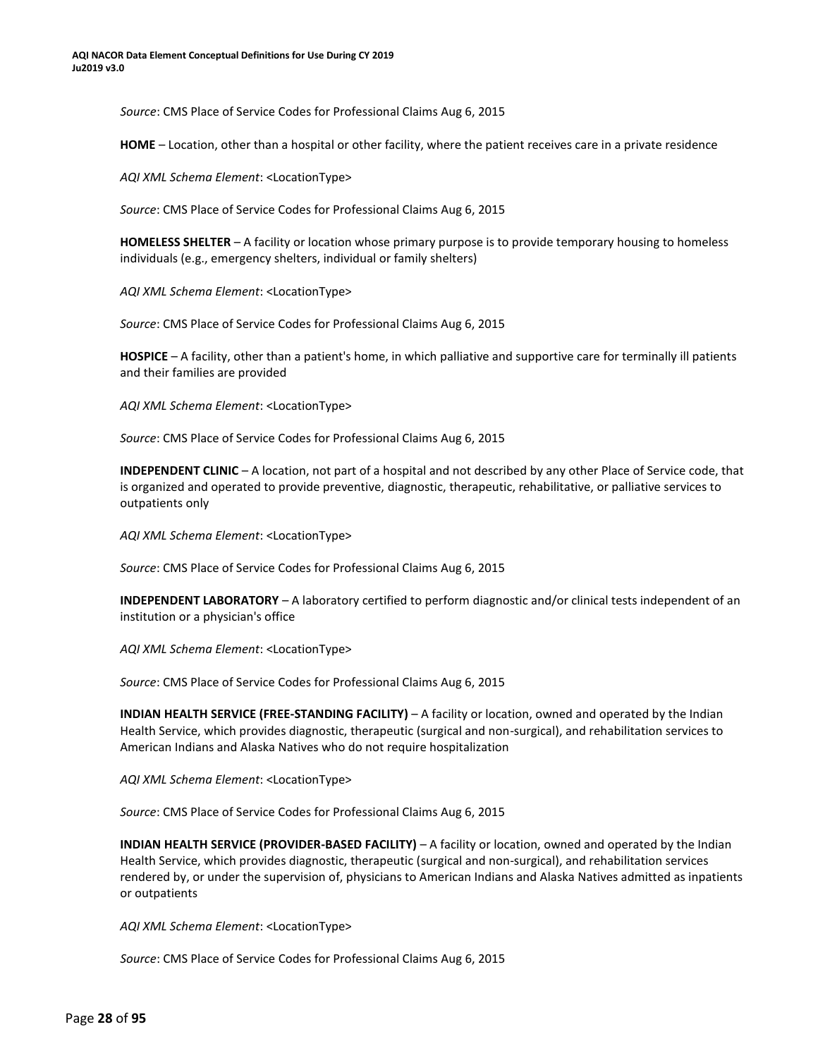*Source*: CMS Place of Service Codes for Professional Claims Aug 6, 2015

**HOME** – Location, other than a hospital or other facility, where the patient receives care in a private residence

*AQI XML Schema Element*: <LocationType>

*Source*: CMS Place of Service Codes for Professional Claims Aug 6, 2015

**HOMELESS SHELTER** – A facility or location whose primary purpose is to provide temporary housing to homeless individuals (e.g., emergency shelters, individual or family shelters)

*AQI XML Schema Element*: <LocationType>

*Source*: CMS Place of Service Codes for Professional Claims Aug 6, 2015

**HOSPICE** – A facility, other than a patient's home, in which palliative and supportive care for terminally ill patients and their families are provided

*AQI XML Schema Element*: <LocationType>

*Source*: CMS Place of Service Codes for Professional Claims Aug 6, 2015

**INDEPENDENT CLINIC** – A location, not part of a hospital and not described by any other Place of Service code, that is organized and operated to provide preventive, diagnostic, therapeutic, rehabilitative, or palliative services to outpatients only

*AQI XML Schema Element*: <LocationType>

*Source*: CMS Place of Service Codes for Professional Claims Aug 6, 2015

**INDEPENDENT LABORATORY** – A laboratory certified to perform diagnostic and/or clinical tests independent of an institution or a physician's office

*AQI XML Schema Element*: <LocationType>

*Source*: CMS Place of Service Codes for Professional Claims Aug 6, 2015

**INDIAN HEALTH SERVICE (FREE-STANDING FACILITY)** – A facility or location, owned and operated by the Indian Health Service, which provides diagnostic, therapeutic (surgical and non-surgical), and rehabilitation services to American Indians and Alaska Natives who do not require hospitalization

*AQI XML Schema Element*: <LocationType>

*Source*: CMS Place of Service Codes for Professional Claims Aug 6, 2015

**INDIAN HEALTH SERVICE (PROVIDER-BASED FACILITY)** – A facility or location, owned and operated by the Indian Health Service, which provides diagnostic, therapeutic (surgical and non-surgical), and rehabilitation services rendered by, or under the supervision of, physicians to American Indians and Alaska Natives admitted as inpatients or outpatients

*AQI XML Schema Element*: <LocationType>

*Source*: CMS Place of Service Codes for Professional Claims Aug 6, 2015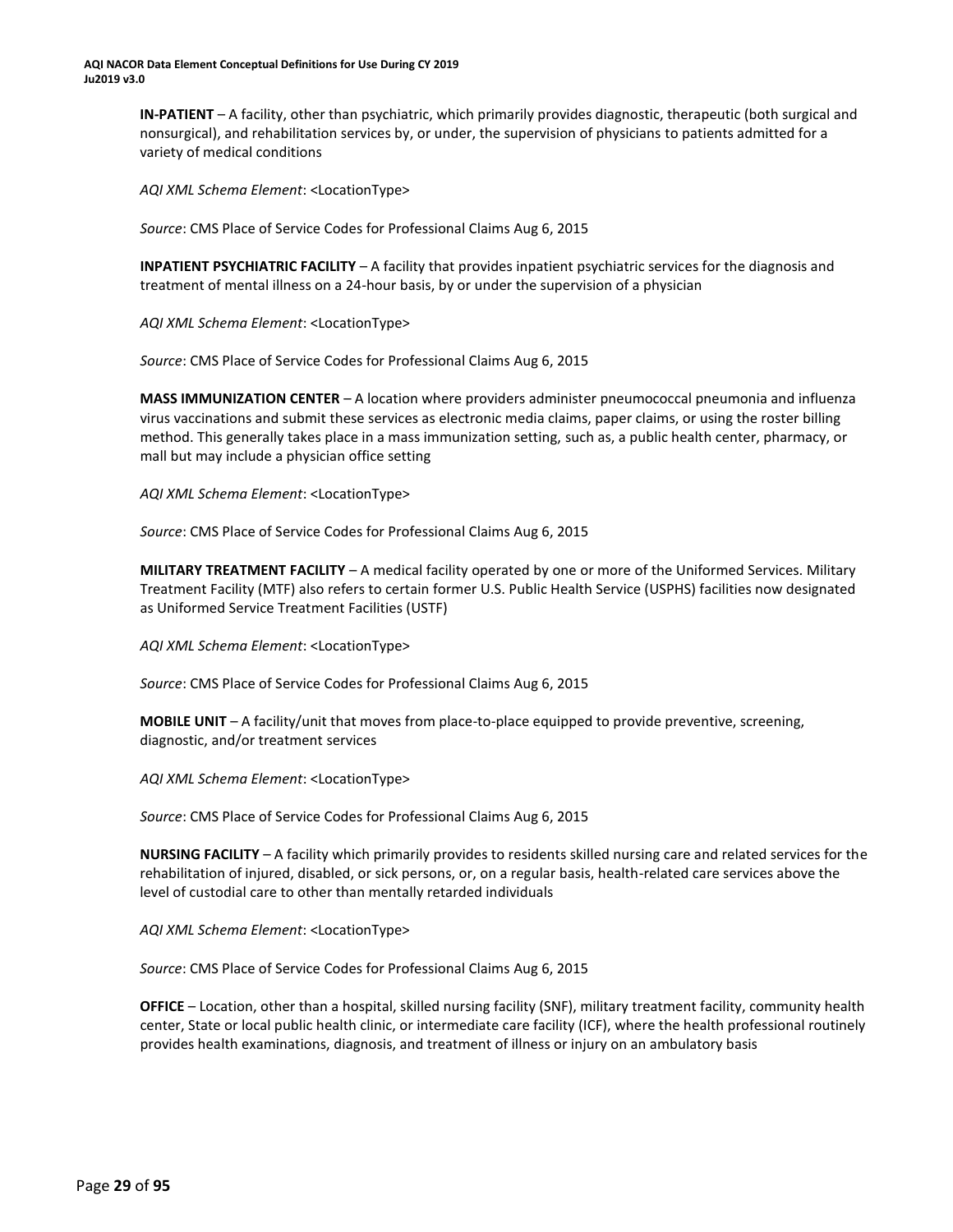**IN-PATIENT** – A facility, other than psychiatric, which primarily provides diagnostic, therapeutic (both surgical and nonsurgical), and rehabilitation services by, or under, the supervision of physicians to patients admitted for a variety of medical conditions

*AQI XML Schema Element*: <LocationType>

*Source*: CMS Place of Service Codes for Professional Claims Aug 6, 2015

**INPATIENT PSYCHIATRIC FACILITY** – A facility that provides inpatient psychiatric services for the diagnosis and treatment of mental illness on a 24-hour basis, by or under the supervision of a physician

*AQI XML Schema Element*: <LocationType>

*Source*: CMS Place of Service Codes for Professional Claims Aug 6, 2015

**MASS IMMUNIZATION CENTER** – A location where providers administer pneumococcal pneumonia and influenza virus vaccinations and submit these services as electronic media claims, paper claims, or using the roster billing method. This generally takes place in a mass immunization setting, such as, a public health center, pharmacy, or mall but may include a physician office setting

*AQI XML Schema Element*: <LocationType>

*Source*: CMS Place of Service Codes for Professional Claims Aug 6, 2015

**MILITARY TREATMENT FACILITY** – A medical facility operated by one or more of the Uniformed Services. Military Treatment Facility (MTF) also refers to certain former U.S. Public Health Service (USPHS) facilities now designated as Uniformed Service Treatment Facilities (USTF)

*AQI XML Schema Element*: <LocationType>

*Source*: CMS Place of Service Codes for Professional Claims Aug 6, 2015

**MOBILE UNIT** – A facility/unit that moves from place-to-place equipped to provide preventive, screening, diagnostic, and/or treatment services

*AQI XML Schema Element*: <LocationType>

*Source*: CMS Place of Service Codes for Professional Claims Aug 6, 2015

**NURSING FACILITY** – A facility which primarily provides to residents skilled nursing care and related services for the rehabilitation of injured, disabled, or sick persons, or, on a regular basis, health-related care services above the level of custodial care to other than mentally retarded individuals

*AQI XML Schema Element*: <LocationType>

*Source*: CMS Place of Service Codes for Professional Claims Aug 6, 2015

**OFFICE** – Location, other than a hospital, skilled nursing facility (SNF), military treatment facility, community health center, State or local public health clinic, or intermediate care facility (ICF), where the health professional routinely provides health examinations, diagnosis, and treatment of illness or injury on an ambulatory basis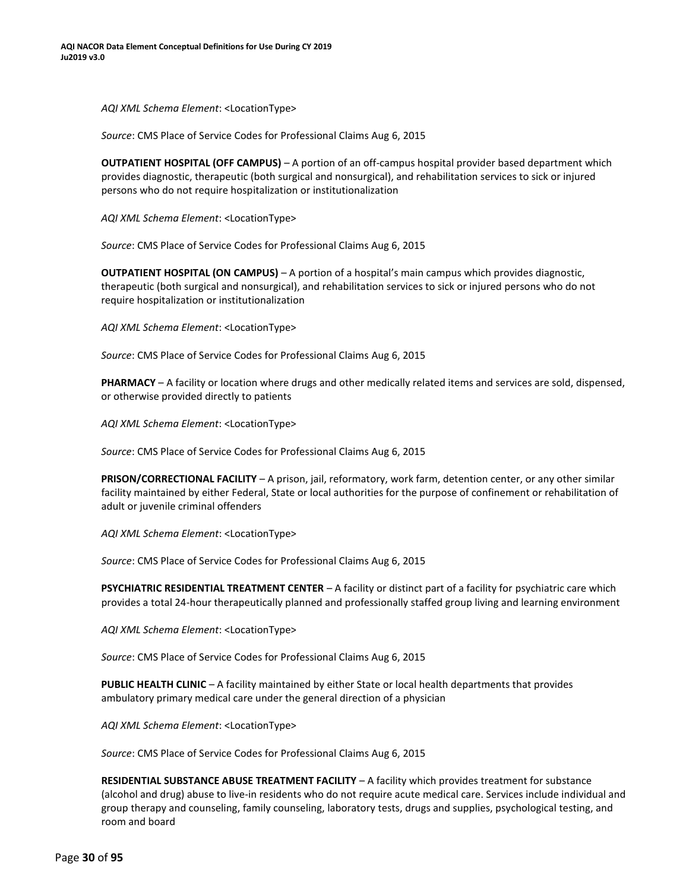*AQI XML Schema Element*: <LocationType>

*Source*: CMS Place of Service Codes for Professional Claims Aug 6, 2015

**OUTPATIENT HOSPITAL (OFF CAMPUS)** – A portion of an off-campus hospital provider based department which provides diagnostic, therapeutic (both surgical and nonsurgical), and rehabilitation services to sick or injured persons who do not require hospitalization or institutionalization

*AQI XML Schema Element*: <LocationType>

*Source*: CMS Place of Service Codes for Professional Claims Aug 6, 2015

**OUTPATIENT HOSPITAL (ON CAMPUS)** – A portion of a hospital's main campus which provides diagnostic, therapeutic (both surgical and nonsurgical), and rehabilitation services to sick or injured persons who do not require hospitalization or institutionalization

*AQI XML Schema Element*: <LocationType>

*Source*: CMS Place of Service Codes for Professional Claims Aug 6, 2015

**PHARMACY** – A facility or location where drugs and other medically related items and services are sold, dispensed, or otherwise provided directly to patients

*AQI XML Schema Element*: <LocationType>

*Source*: CMS Place of Service Codes for Professional Claims Aug 6, 2015

**PRISON/CORRECTIONAL FACILITY** – A prison, jail, reformatory, work farm, detention center, or any other similar facility maintained by either Federal, State or local authorities for the purpose of confinement or rehabilitation of adult or juvenile criminal offenders

*AQI XML Schema Element*: <LocationType>

*Source*: CMS Place of Service Codes for Professional Claims Aug 6, 2015

**PSYCHIATRIC RESIDENTIAL TREATMENT CENTER** – A facility or distinct part of a facility for psychiatric care which provides a total 24-hour therapeutically planned and professionally staffed group living and learning environment

*AQI XML Schema Element*: <LocationType>

*Source*: CMS Place of Service Codes for Professional Claims Aug 6, 2015

**PUBLIC HEALTH CLINIC** – A facility maintained by either State or local health departments that provides ambulatory primary medical care under the general direction of a physician

*AQI XML Schema Element*: <LocationType>

*Source*: CMS Place of Service Codes for Professional Claims Aug 6, 2015

**RESIDENTIAL SUBSTANCE ABUSE TREATMENT FACILITY** – A facility which provides treatment for substance (alcohol and drug) abuse to live-in residents who do not require acute medical care. Services include individual and group therapy and counseling, family counseling, laboratory tests, drugs and supplies, psychological testing, and room and board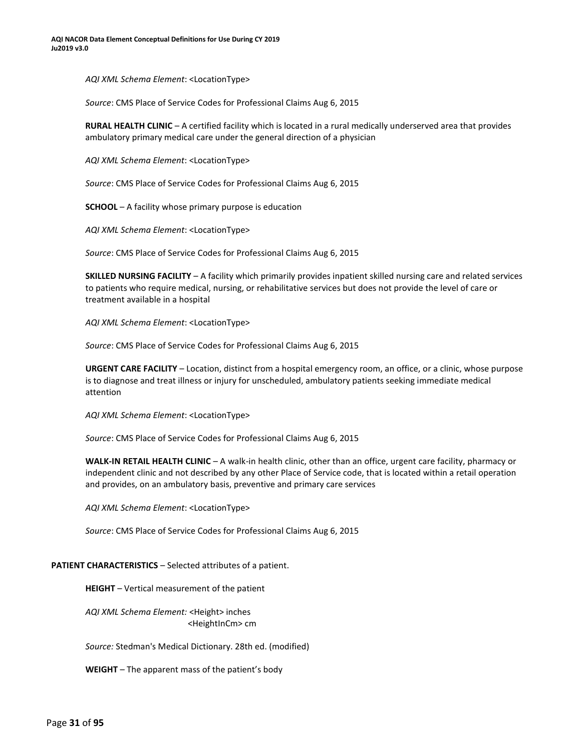*AQI XML Schema Element*: <LocationType>

*Source*: CMS Place of Service Codes for Professional Claims Aug 6, 2015

**RURAL HEALTH CLINIC** – A certified facility which is located in a rural medically underserved area that provides ambulatory primary medical care under the general direction of a physician

*AQI XML Schema Element*: <LocationType>

*Source*: CMS Place of Service Codes for Professional Claims Aug 6, 2015

**SCHOOL** – A facility whose primary purpose is education

*AQI XML Schema Element*: <LocationType>

*Source*: CMS Place of Service Codes for Professional Claims Aug 6, 2015

**SKILLED NURSING FACILITY** – A facility which primarily provides inpatient skilled nursing care and related services to patients who require medical, nursing, or rehabilitative services but does not provide the level of care or treatment available in a hospital

*AQI XML Schema Element*: <LocationType>

*Source*: CMS Place of Service Codes for Professional Claims Aug 6, 2015

**URGENT CARE FACILITY** – Location, distinct from a hospital emergency room, an office, or a clinic, whose purpose is to diagnose and treat illness or injury for unscheduled, ambulatory patients seeking immediate medical attention

*AQI XML Schema Element*: <LocationType>

*Source*: CMS Place of Service Codes for Professional Claims Aug 6, 2015

**WALK-IN RETAIL HEALTH CLINIC** – A walk-in health clinic, other than an office, urgent care facility, pharmacy or independent clinic and not described by any other Place of Service code, that is located within a retail operation and provides, on an ambulatory basis, preventive and primary care services

*AQI XML Schema Element*: <LocationType>

*Source*: CMS Place of Service Codes for Professional Claims Aug 6, 2015

**PATIENT CHARACTERISTICS** – Selected attributes of a patient.

**HEIGHT** – Vertical measurement of the patient

*AQI XML Schema Element:* <Height> inches
<HeightInCm> cm

*Source:* Stedman's Medical Dictionary. 28th ed. (modified)

**WEIGHT** – The apparent mass of the patient's body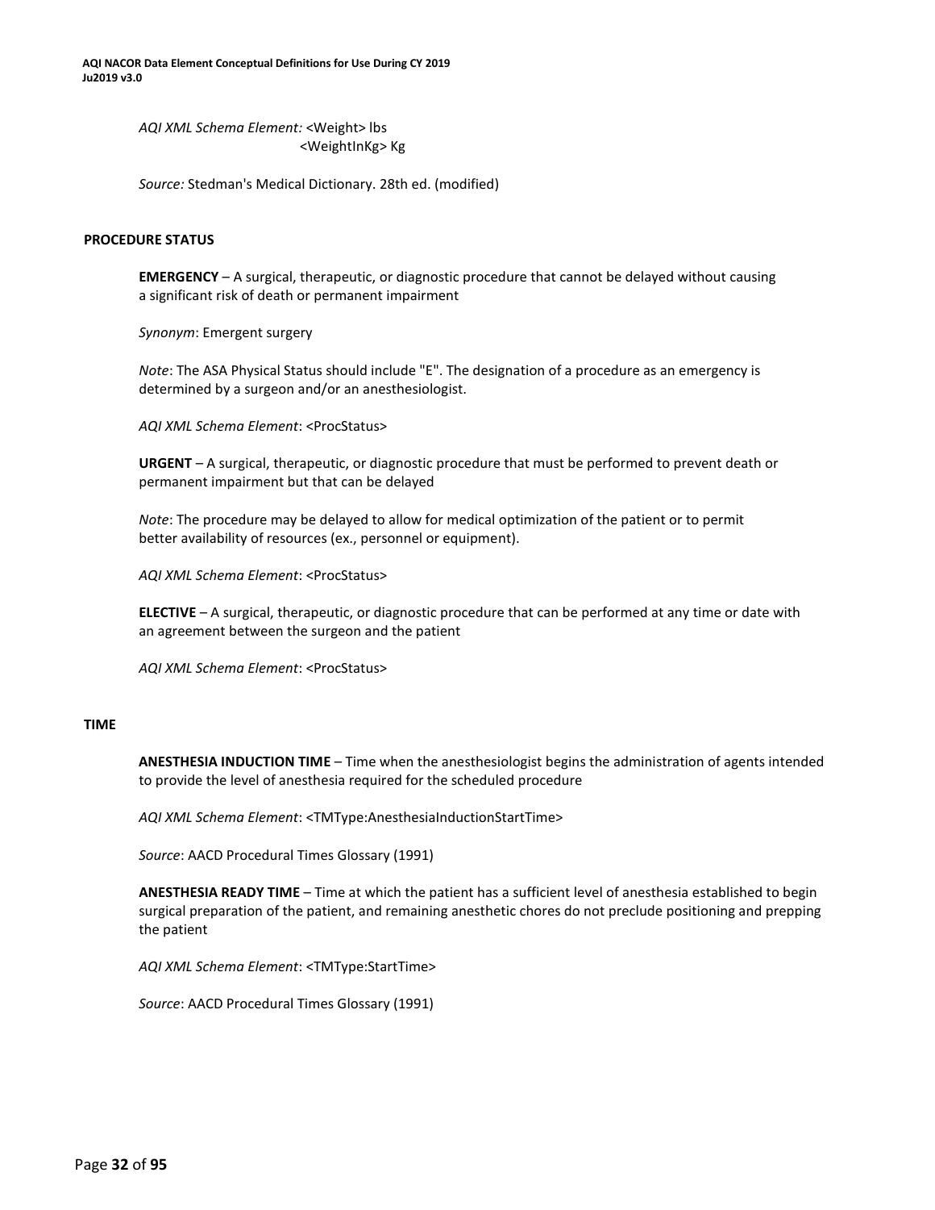*AQI XML Schema Element:* <Weight> lbs
<WeightInKg> Kg

*Source:* Stedman's Medical Dictionary. 28th ed. (modified)

## PROCEDURE STATUS

**EMERGENCY** – A surgical, therapeutic, or diagnostic procedure that cannot be delayed without causing a significant risk of death or permanent impairment

*Synonym*: Emergent surgery

*Note*: The ASA Physical Status should include "E". The designation of a procedure as an emergency is determined by a surgeon and/or an anesthesiologist.

*AQI XML Schema Element*: <ProcStatus>

**URGENT** – A surgical, therapeutic, or diagnostic procedure that must be performed to prevent death or permanent impairment but that can be delayed

*Note*: The procedure may be delayed to allow for medical optimization of the patient or to permit better availability of resources (ex., personnel or equipment).

*AQI XML Schema Element*: <ProcStatus>

**ELECTIVE** – A surgical, therapeutic, or diagnostic procedure that can be performed at any time or date with an agreement between the surgeon and the patient

*AQI XML Schema Element*: <ProcStatus>

## TIME

**ANESTHESIA INDUCTION TIME** – Time when the anesthesiologist begins the administration of agents intended to provide the level of anesthesia required for the scheduled procedure

*AQI XML Schema Element*: <TMType:AnesthesiaInductionStartTime>

*Source*: AACD Procedural Times Glossary (1991)

**ANESTHESIA READY TIME** – Time at which the patient has a sufficient level of anesthesia established to begin surgical preparation of the patient, and remaining anesthetic chores do not preclude positioning and prepping the patient

*AQI XML Schema Element*: <TMType:StartTime>

*Source*: AACD Procedural Times Glossary (1991)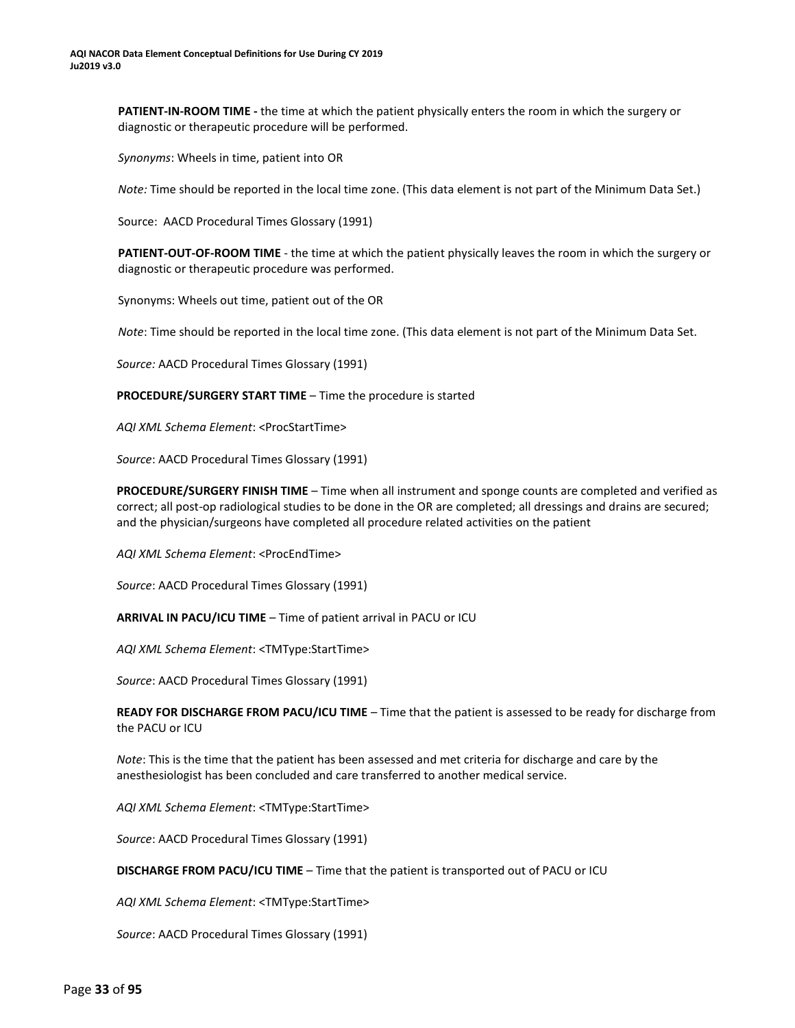**PATIENT-IN-ROOM TIME -** the time at which the patient physically enters the room in which the surgery or diagnostic or therapeutic procedure will be performed.

*Synonyms*: Wheels in time, patient into OR

*Note:* Time should be reported in the local time zone. (This data element is not part of the Minimum Data Set.)

Source: AACD Procedural Times Glossary (1991)

**PATIENT-OUT-OF-ROOM TIME** - the time at which the patient physically leaves the room in which the surgery or diagnostic or therapeutic procedure was performed.

Synonyms: Wheels out time, patient out of the OR

*Note*: Time should be reported in the local time zone. (This data element is not part of the Minimum Data Set.

*Source:* AACD Procedural Times Glossary (1991)

**PROCEDURE/SURGERY START TIME** – Time the procedure is started

*AQI XML Schema Element*: <ProcStartTime>

*Source*: AACD Procedural Times Glossary (1991)

**PROCEDURE/SURGERY FINISH TIME** – Time when all instrument and sponge counts are completed and verified as correct; all post-op radiological studies to be done in the OR are completed; all dressings and drains are secured; and the physician/surgeons have completed all procedure related activities on the patient

*AQI XML Schema Element*: <ProcEndTime>

*Source*: AACD Procedural Times Glossary (1991)

**ARRIVAL IN PACU/ICU TIME** – Time of patient arrival in PACU or ICU

*AQI XML Schema Element*: <TMType:StartTime>

*Source*: AACD Procedural Times Glossary (1991)

**READY FOR DISCHARGE FROM PACU/ICU TIME** – Time that the patient is assessed to be ready for discharge from the PACU or ICU

*Note*: This is the time that the patient has been assessed and met criteria for discharge and care by the anesthesiologist has been concluded and care transferred to another medical service.

*AQI XML Schema Element*: <TMType:StartTime>

*Source*: AACD Procedural Times Glossary (1991)

**DISCHARGE FROM PACU/ICU TIME** – Time that the patient is transported out of PACU or ICU

*AQI XML Schema Element*: <TMType:StartTime>

*Source*: AACD Procedural Times Glossary (1991)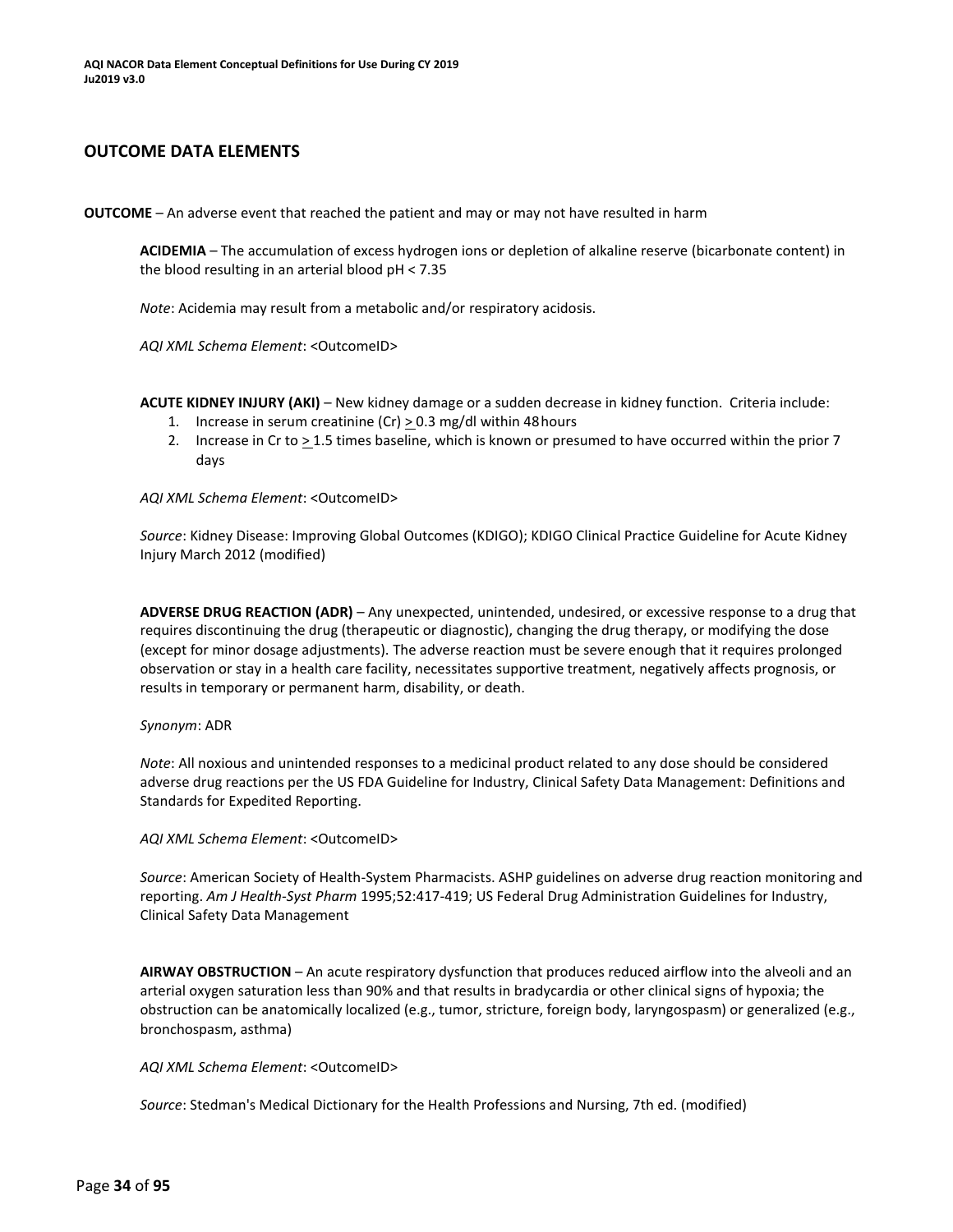## OUTCOME DATA ELEMENTS

**OUTCOME** – An adverse event that reached the patient and may or may not have resulted in harm

**ACIDEMIA** – The accumulation of excess hydrogen ions or depletion of alkaline reserve (bicarbonate content) in the blood resulting in an arterial blood pH < 7.35

*Note*: Acidemia may result from a metabolic and/or respiratory acidosis.

*AQI XML Schema Element*: <OutcomeID>

**ACUTE KIDNEY INJURY (AKI)** – New kidney damage or a sudden decrease in kidney function. Criteria include:

1. Increase in serum creatinine (Cr) ≥ 0.3 mg/dl within 48 hours
2. Increase in Cr to ≥ 1.5 times baseline, which is known or presumed to have occurred within the prior 7 days

*AQI XML Schema Element*: <OutcomeID>

*Source*: Kidney Disease: Improving Global Outcomes (KDIGO); KDIGO Clinical Practice Guideline for Acute Kidney Injury March 2012 (modified)

**ADVERSE DRUG REACTION (ADR)** – Any unexpected, unintended, undesired, or excessive response to a drug that requires discontinuing the drug (therapeutic or diagnostic), changing the drug therapy, or modifying the dose (except for minor dosage adjustments). The adverse reaction must be severe enough that it requires prolonged observation or stay in a health care facility, necessitates supportive treatment, negatively affects prognosis, or results in temporary or permanent harm, disability, or death.

*Synonym*: ADR

*Note*: All noxious and unintended responses to a medicinal product related to any dose should be considered adverse drug reactions per the US FDA Guideline for Industry, Clinical Safety Data Management: Definitions and Standards for Expedited Reporting.

*AQI XML Schema Element*: <OutcomeID>

*Source*: American Society of Health-System Pharmacists. ASHP guidelines on adverse drug reaction monitoring and reporting. *Am J Health-Syst Pharm* 1995;52:417-419; US Federal Drug Administration Guidelines for Industry, Clinical Safety Data Management

**AIRWAY OBSTRUCTION** – An acute respiratory dysfunction that produces reduced airflow into the alveoli and an arterial oxygen saturation less than 90% and that results in bradycardia or other clinical signs of hypoxia; the obstruction can be anatomically localized (e.g., tumor, stricture, foreign body, laryngospasm) or generalized (e.g., bronchospasm, asthma)

*AQI XML Schema Element*: <OutcomeID>

*Source*: Stedman's Medical Dictionary for the Health Professions and Nursing, 7th ed. (modified)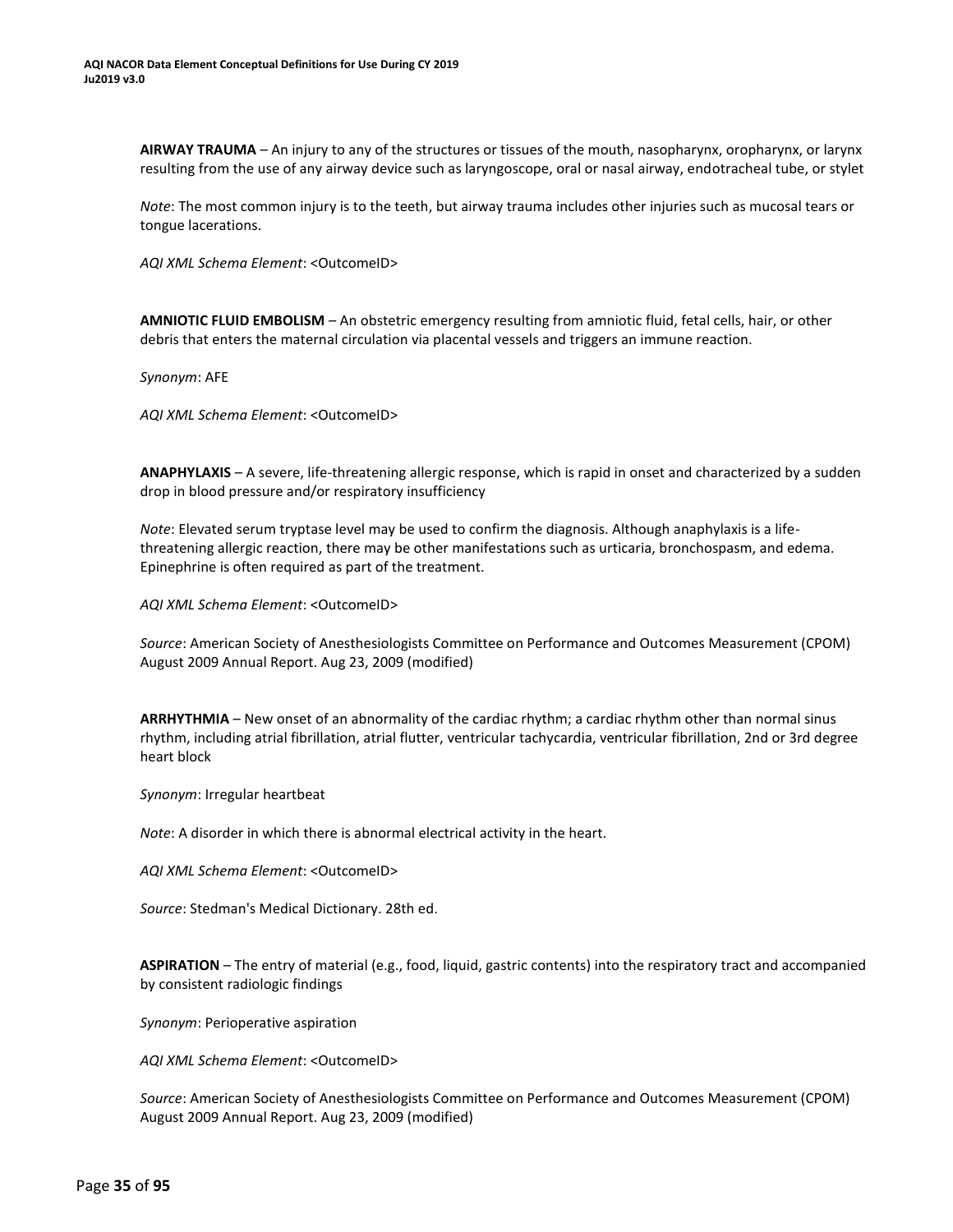**AIRWAY TRAUMA** – An injury to any of the structures or tissues of the mouth, nasopharynx, oropharynx, or larynx resulting from the use of any airway device such as laryngoscope, oral or nasal airway, endotracheal tube, or stylet

*Note*: The most common injury is to the teeth, but airway trauma includes other injuries such as mucosal tears or tongue lacerations.

*AQI XML Schema Element*: <OutcomeID>

**AMNIOTIC FLUID EMBOLISM** – An obstetric emergency resulting from amniotic fluid, fetal cells, hair, or other debris that enters the maternal circulation via placental vessels and triggers an immune reaction.

*Synonym*: AFE

*AQI XML Schema Element*: <OutcomeID>

**ANAPHYLAXIS** – A severe, life-threatening allergic response, which is rapid in onset and characterized by a sudden drop in blood pressure and/or respiratory insufficiency

*Note*: Elevated serum tryptase level may be used to confirm the diagnosis. Although anaphylaxis is a life-threatening allergic reaction, there may be other manifestations such as urticaria, bronchospasm, and edema. Epinephrine is often required as part of the treatment.

*AQI XML Schema Element*: <OutcomeID>

*Source*: American Society of Anesthesiologists Committee on Performance and Outcomes Measurement (CPOM) August 2009 Annual Report. Aug 23, 2009 (modified)

**ARRHYTHMIA** – New onset of an abnormality of the cardiac rhythm; a cardiac rhythm other than normal sinus rhythm, including atrial fibrillation, atrial flutter, ventricular tachycardia, ventricular fibrillation, 2nd or 3rd degree heart block

*Synonym*: Irregular heartbeat

*Note*: A disorder in which there is abnormal electrical activity in the heart.

*AQI XML Schema Element*: <OutcomeID>

*Source*: Stedman's Medical Dictionary. 28th ed.

**ASPIRATION** – The entry of material (e.g., food, liquid, gastric contents) into the respiratory tract and accompanied by consistent radiologic findings

*Synonym*: Perioperative aspiration

*AQI XML Schema Element*: <OutcomeID>

*Source*: American Society of Anesthesiologists Committee on Performance and Outcomes Measurement (CPOM) August 2009 Annual Report. Aug 23, 2009 (modified)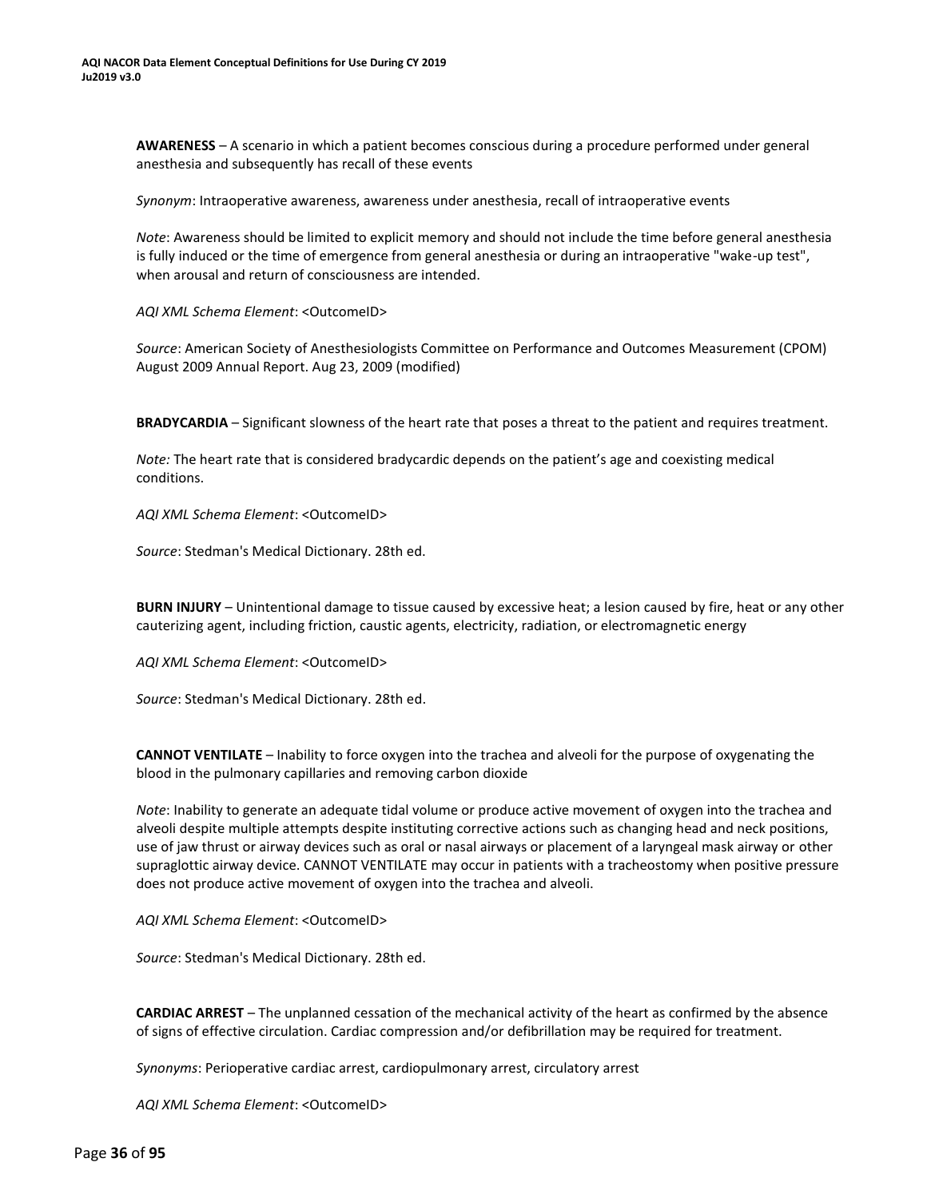**AWARENESS** – A scenario in which a patient becomes conscious during a procedure performed under general anesthesia and subsequently has recall of these events

*Synonym*: Intraoperative awareness, awareness under anesthesia, recall of intraoperative events

*Note*: Awareness should be limited to explicit memory and should not include the time before general anesthesia is fully induced or the time of emergence from general anesthesia or during an intraoperative "wake-up test", when arousal and return of consciousness are intended.

*AQI XML Schema Element*: <OutcomeID>

*Source*: American Society of Anesthesiologists Committee on Performance and Outcomes Measurement (CPOM) August 2009 Annual Report. Aug 23, 2009 (modified)

**BRADYCARDIA** – Significant slowness of the heart rate that poses a threat to the patient and requires treatment.

*Note:* The heart rate that is considered bradycardic depends on the patient's age and coexisting medical conditions.

*AQI XML Schema Element*: <OutcomeID>

*Source*: Stedman's Medical Dictionary. 28th ed.

**BURN INJURY** – Unintentional damage to tissue caused by excessive heat; a lesion caused by fire, heat or any other cauterizing agent, including friction, caustic agents, electricity, radiation, or electromagnetic energy

*AQI XML Schema Element*: <OutcomeID>

*Source*: Stedman's Medical Dictionary. 28th ed.

**CANNOT VENTILATE** – Inability to force oxygen into the trachea and alveoli for the purpose of oxygenating the blood in the pulmonary capillaries and removing carbon dioxide

*Note*: Inability to generate an adequate tidal volume or produce active movement of oxygen into the trachea and alveoli despite multiple attempts despite instituting corrective actions such as changing head and neck positions, use of jaw thrust or airway devices such as oral or nasal airways or placement of a laryngeal mask airway or other supraglottic airway device. CANNOT VENTILATE may occur in patients with a tracheostomy when positive pressure does not produce active movement of oxygen into the trachea and alveoli.

*AQI XML Schema Element*: <OutcomeID>

*Source*: Stedman's Medical Dictionary. 28th ed.

**CARDIAC ARREST** – The unplanned cessation of the mechanical activity of the heart as confirmed by the absence of signs of effective circulation. Cardiac compression and/or defibrillation may be required for treatment.

*Synonyms*: Perioperative cardiac arrest, cardiopulmonary arrest, circulatory arrest

*AQI XML Schema Element*: <OutcomeID>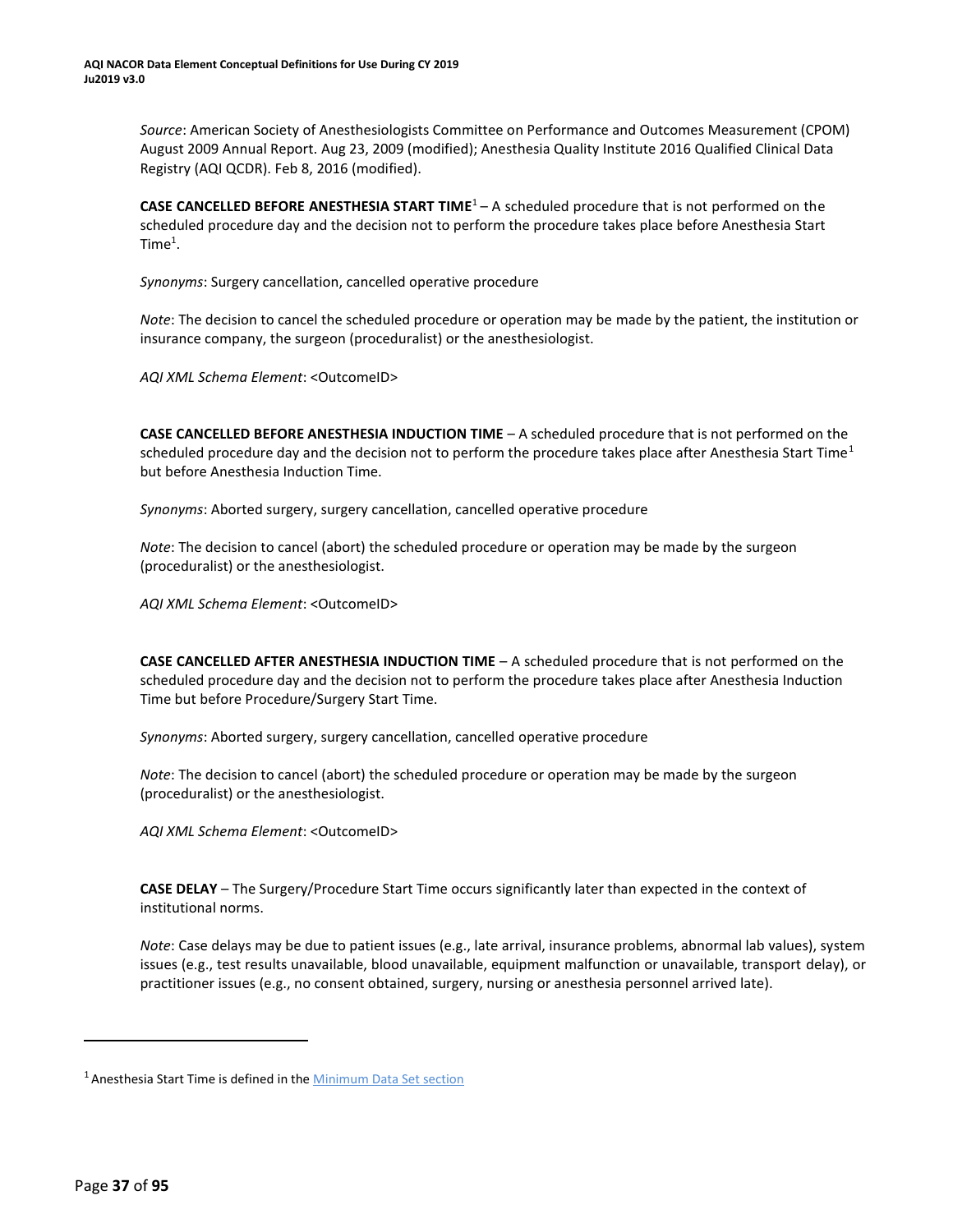*Source*: American Society of Anesthesiologists Committee on Performance and Outcomes Measurement (CPOM) August 2009 Annual Report. Aug 23, 2009 (modified); Anesthesia Quality Institute 2016 Qualified Clinical Data Registry (AQI QCDR). Feb 8, 2016 (modified).

**CASE CANCELLED BEFORE ANESTHESIA START TIME**[1] – A scheduled procedure that is not performed on the scheduled procedure day and the decision not to perform the procedure takes place before Anesthesia Start Time[1].

*Synonyms*: Surgery cancellation, cancelled operative procedure

*Note*: The decision to cancel the scheduled procedure or operation may be made by the patient, the institution or insurance company, the surgeon (proceduralist) or the anesthesiologist.

*AQI XML Schema Element*: <OutcomeID>

**CASE CANCELLED BEFORE ANESTHESIA INDUCTION TIME** – A scheduled procedure that is not performed on the scheduled procedure day and the decision not to perform the procedure takes place after Anesthesia Start Time[1] but before Anesthesia Induction Time.

*Synonyms*: Aborted surgery, surgery cancellation, cancelled operative procedure

*Note*: The decision to cancel (abort) the scheduled procedure or operation may be made by the surgeon (proceduralist) or the anesthesiologist.

*AQI XML Schema Element*: <OutcomeID>

**CASE CANCELLED AFTER ANESTHESIA INDUCTION TIME** – A scheduled procedure that is not performed on the scheduled procedure day and the decision not to perform the procedure takes place after Anesthesia Induction Time but before Procedure/Surgery Start Time.

*Synonyms*: Aborted surgery, surgery cancellation, cancelled operative procedure

*Note*: The decision to cancel (abort) the scheduled procedure or operation may be made by the surgeon (proceduralist) or the anesthesiologist.

*AQI XML Schema Element*: <OutcomeID>

**CASE DELAY** – The Surgery/Procedure Start Time occurs significantly later than expected in the context of institutional norms.

*Note*: Case delays may be due to patient issues (e.g., late arrival, insurance problems, abnormal lab values), system issues (e.g., test results unavailable, blood unavailable, equipment malfunction or unavailable, transport delay), or practitioner issues (e.g., no consent obtained, surgery, nursing or anesthesia personnel arrived late).

---

[1] Anesthesia Start Time is defined in the Minimum Data Set section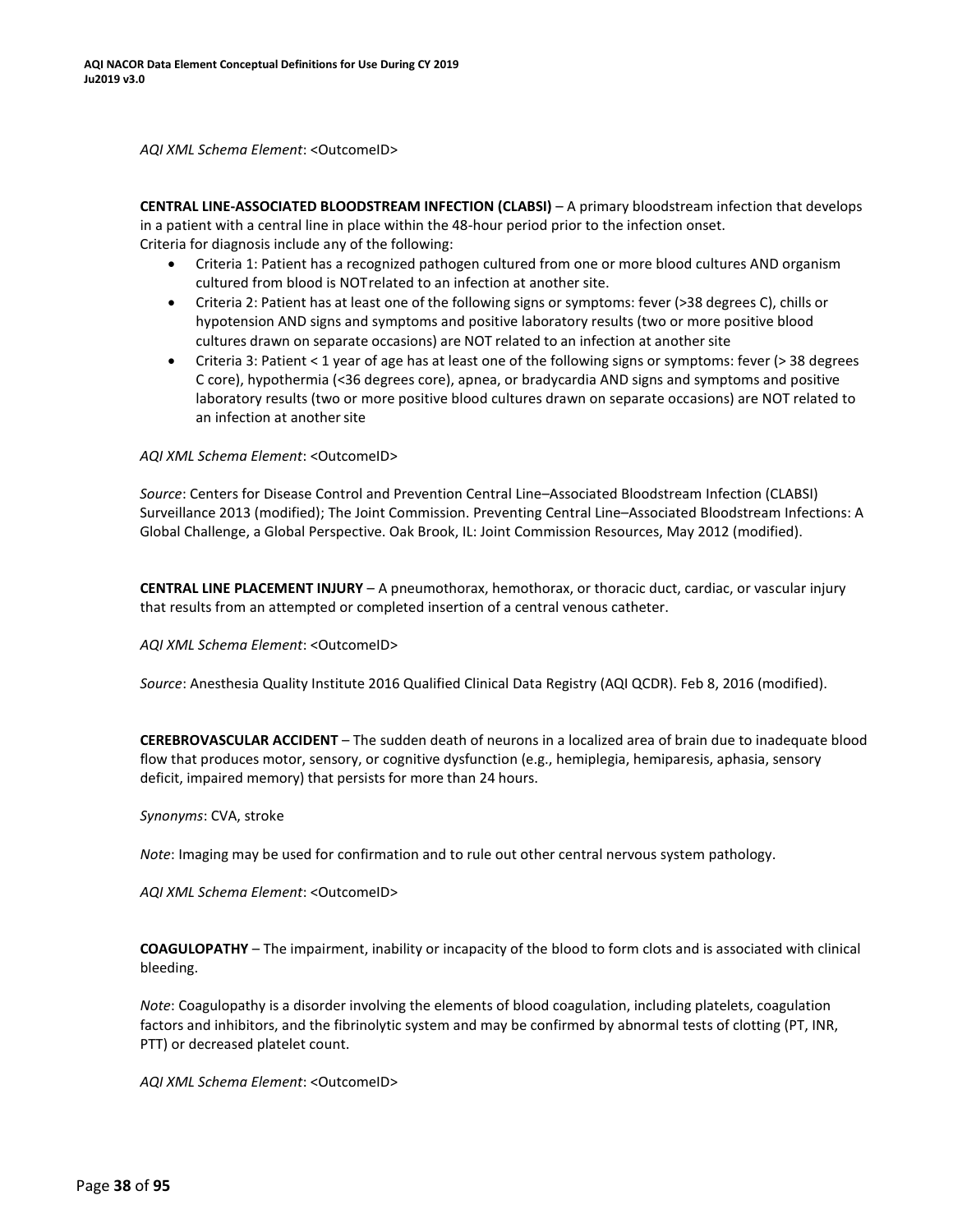*AQI XML Schema Element*: <OutcomeID>

**CENTRAL LINE-ASSOCIATED BLOODSTREAM INFECTION (CLABSI)** – A primary bloodstream infection that develops in a patient with a central line in place within the 48-hour period prior to the infection onset. Criteria for diagnosis include any of the following:

- Criteria 1: Patient has a recognized pathogen cultured from one or more blood cultures AND organism cultured from blood is NOT related to an infection at another site.
- Criteria 2: Patient has at least one of the following signs or symptoms: fever (>38 degrees C), chills or hypotension AND signs and symptoms and positive laboratory results (two or more positive blood cultures drawn on separate occasions) are NOT related to an infection at another site
- Criteria 3: Patient < 1 year of age has at least one of the following signs or symptoms: fever (> 38 degrees C core), hypothermia (<36 degrees core), apnea, or bradycardia AND signs and symptoms and positive laboratory results (two or more positive blood cultures drawn on separate occasions) are NOT related to an infection at another site

*AQI XML Schema Element*: <OutcomeID>

*Source*: Centers for Disease Control and Prevention Central Line–Associated Bloodstream Infection (CLABSI) Surveillance 2013 (modified); The Joint Commission. Preventing Central Line–Associated Bloodstream Infections: A Global Challenge, a Global Perspective. Oak Brook, IL: Joint Commission Resources, May 2012 (modified).

**CENTRAL LINE PLACEMENT INJURY** – A pneumothorax, hemothorax, or thoracic duct, cardiac, or vascular injury that results from an attempted or completed insertion of a central venous catheter.

*AQI XML Schema Element*: <OutcomeID>

*Source*: Anesthesia Quality Institute 2016 Qualified Clinical Data Registry (AQI QCDR). Feb 8, 2016 (modified).

**CEREBROVASCULAR ACCIDENT** – The sudden death of neurons in a localized area of brain due to inadequate blood flow that produces motor, sensory, or cognitive dysfunction (e.g., hemiplegia, hemiparesis, aphasia, sensory deficit, impaired memory) that persists for more than 24 hours.

*Synonyms*: CVA, stroke

*Note*: Imaging may be used for confirmation and to rule out other central nervous system pathology.

*AQI XML Schema Element*: <OutcomeID>

**COAGULOPATHY** – The impairment, inability or incapacity of the blood to form clots and is associated with clinical bleeding.

*Note*: Coagulopathy is a disorder involving the elements of blood coagulation, including platelets, coagulation factors and inhibitors, and the fibrinolytic system and may be confirmed by abnormal tests of clotting (PT, INR, PTT) or decreased platelet count.

*AQI XML Schema Element*: <OutcomeID>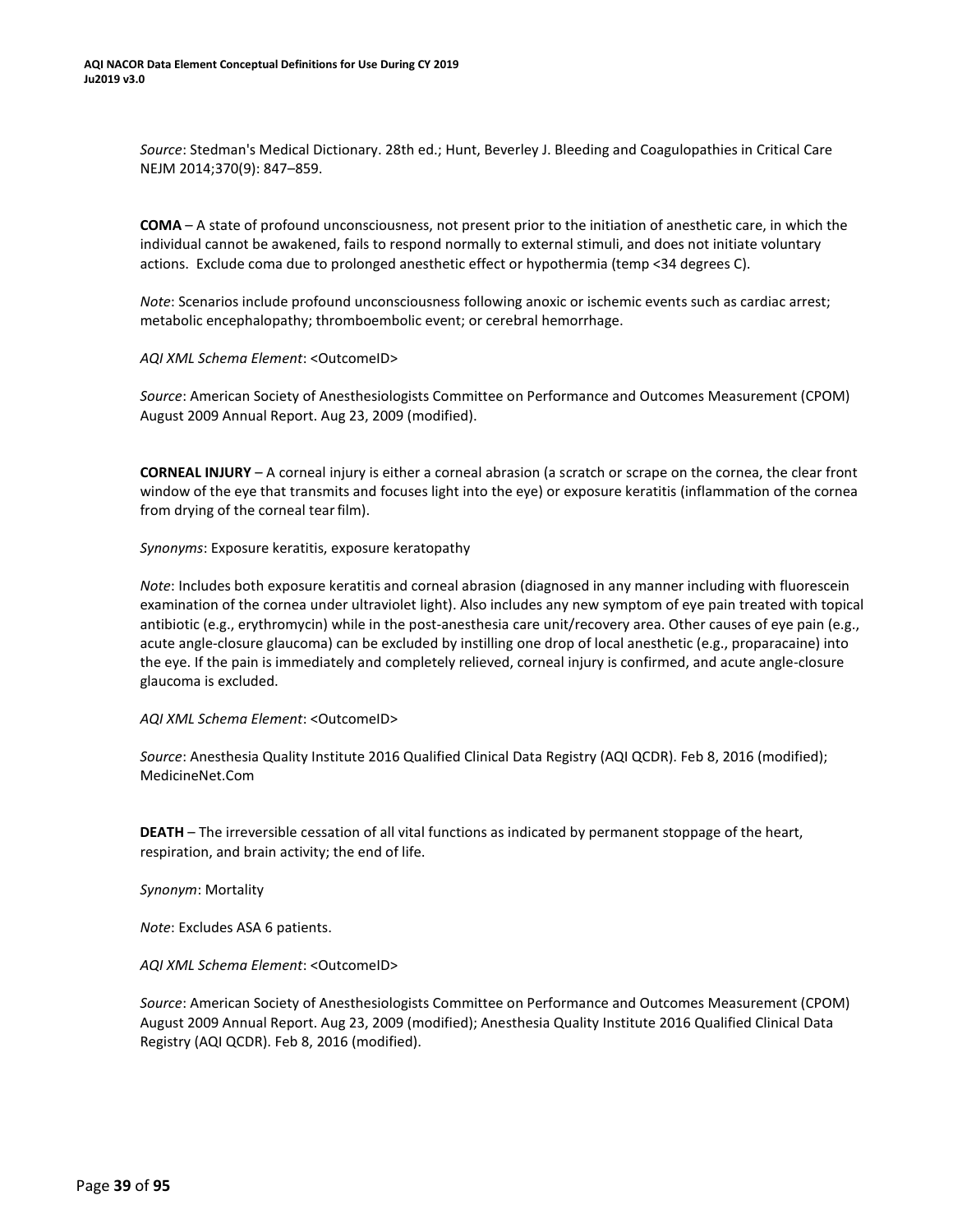*Source*: Stedman's Medical Dictionary. 28th ed.; Hunt, Beverley J. Bleeding and Coagulopathies in Critical Care NEJM 2014;370(9): 847–859.

**COMA** – A state of profound unconsciousness, not present prior to the initiation of anesthetic care, in which the individual cannot be awakened, fails to respond normally to external stimuli, and does not initiate voluntary actions. Exclude coma due to prolonged anesthetic effect or hypothermia (temp <34 degrees C).

*Note*: Scenarios include profound unconsciousness following anoxic or ischemic events such as cardiac arrest; metabolic encephalopathy; thromboembolic event; or cerebral hemorrhage.

*AQI XML Schema Element*: <OutcomeID>

*Source*: American Society of Anesthesiologists Committee on Performance and Outcomes Measurement (CPOM) August 2009 Annual Report. Aug 23, 2009 (modified).

**CORNEAL INJURY** – A corneal injury is either a corneal abrasion (a scratch or scrape on the cornea, the clear front window of the eye that transmits and focuses light into the eye) or exposure keratitis (inflammation of the cornea from drying of the corneal tear film).

*Synonyms*: Exposure keratitis, exposure keratopathy

*Note*: Includes both exposure keratitis and corneal abrasion (diagnosed in any manner including with fluorescein examination of the cornea under ultraviolet light). Also includes any new symptom of eye pain treated with topical antibiotic (e.g., erythromycin) while in the post-anesthesia care unit/recovery area. Other causes of eye pain (e.g., acute angle-closure glaucoma) can be excluded by instilling one drop of local anesthetic (e.g., proparacaine) into the eye. If the pain is immediately and completely relieved, corneal injury is confirmed, and acute angle-closure glaucoma is excluded.

*AQI XML Schema Element*: <OutcomeID>

*Source*: Anesthesia Quality Institute 2016 Qualified Clinical Data Registry (AQI QCDR). Feb 8, 2016 (modified); MedicineNet.Com

**DEATH** – The irreversible cessation of all vital functions as indicated by permanent stoppage of the heart, respiration, and brain activity; the end of life.

*Synonym*: Mortality

*Note*: Excludes ASA 6 patients.

*AQI XML Schema Element*: <OutcomeID>

*Source*: American Society of Anesthesiologists Committee on Performance and Outcomes Measurement (CPOM) August 2009 Annual Report. Aug 23, 2009 (modified); Anesthesia Quality Institute 2016 Qualified Clinical Data Registry (AQI QCDR). Feb 8, 2016 (modified).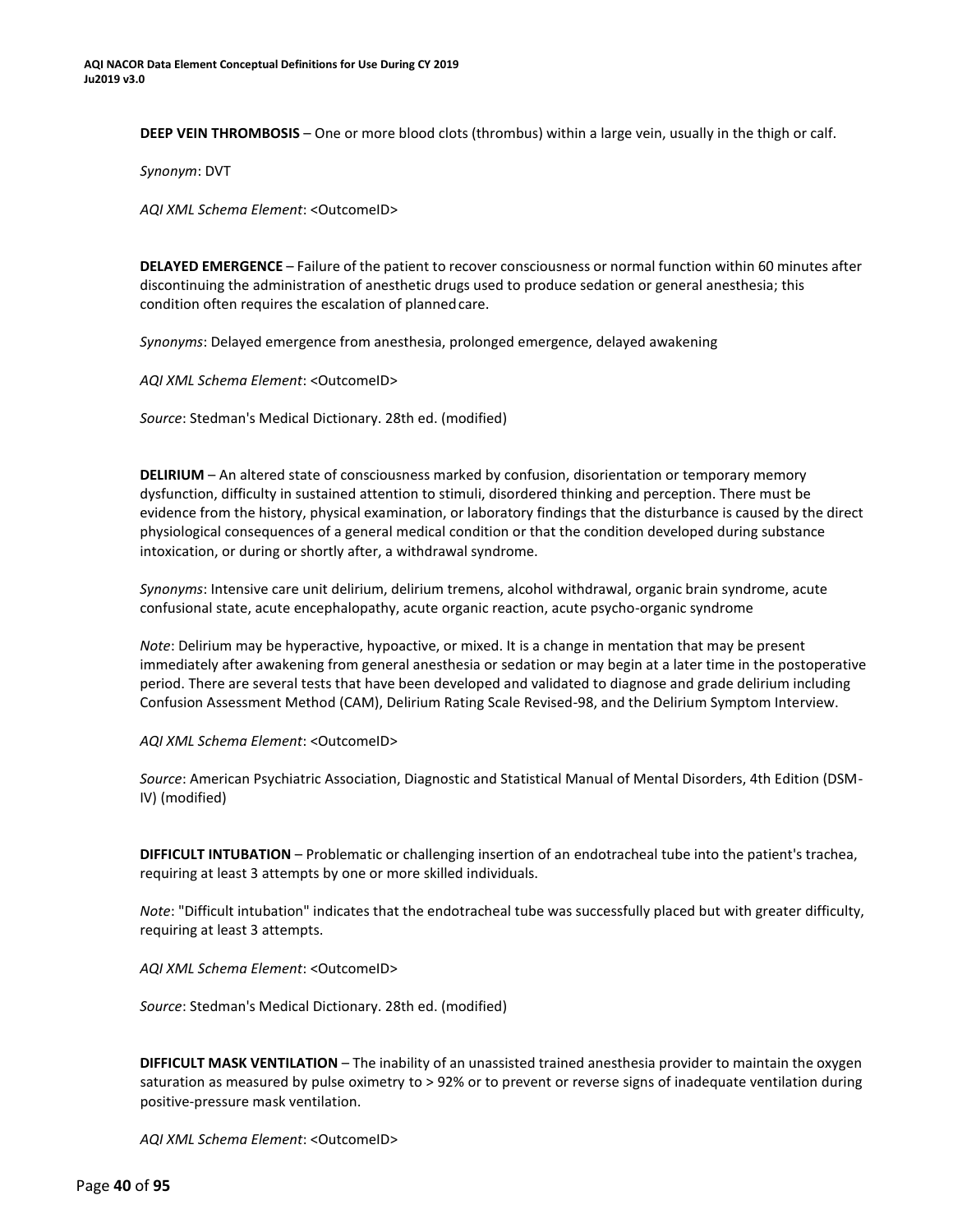**DEEP VEIN THROMBOSIS** – One or more blood clots (thrombus) within a large vein, usually in the thigh or calf.

*Synonym*: DVT

*AQI XML Schema Element*: <OutcomeID>

**DELAYED EMERGENCE** – Failure of the patient to recover consciousness or normal function within 60 minutes after discontinuing the administration of anesthetic drugs used to produce sedation or general anesthesia; this condition often requires the escalation of planned care.

*Synonyms*: Delayed emergence from anesthesia, prolonged emergence, delayed awakening

*AQI XML Schema Element*: <OutcomeID>

*Source*: Stedman's Medical Dictionary. 28th ed. (modified)

**DELIRIUM** – An altered state of consciousness marked by confusion, disorientation or temporary memory dysfunction, difficulty in sustained attention to stimuli, disordered thinking and perception. There must be evidence from the history, physical examination, or laboratory findings that the disturbance is caused by the direct physiological consequences of a general medical condition or that the condition developed during substance intoxication, or during or shortly after, a withdrawal syndrome.

*Synonyms*: Intensive care unit delirium, delirium tremens, alcohol withdrawal, organic brain syndrome, acute confusional state, acute encephalopathy, acute organic reaction, acute psycho-organic syndrome

*Note*: Delirium may be hyperactive, hypoactive, or mixed. It is a change in mentation that may be present immediately after awakening from general anesthesia or sedation or may begin at a later time in the postoperative period. There are several tests that have been developed and validated to diagnose and grade delirium including Confusion Assessment Method (CAM), Delirium Rating Scale Revised-98, and the Delirium Symptom Interview.

*AQI XML Schema Element*: <OutcomeID>

*Source*: American Psychiatric Association, Diagnostic and Statistical Manual of Mental Disorders, 4th Edition (DSM-IV) (modified)

**DIFFICULT INTUBATION** – Problematic or challenging insertion of an endotracheal tube into the patient's trachea, requiring at least 3 attempts by one or more skilled individuals.

*Note*: "Difficult intubation" indicates that the endotracheal tube was successfully placed but with greater difficulty, requiring at least 3 attempts.

*AQI XML Schema Element*: <OutcomeID>

*Source*: Stedman's Medical Dictionary. 28th ed. (modified)

**DIFFICULT MASK VENTILATION** – The inability of an unassisted trained anesthesia provider to maintain the oxygen saturation as measured by pulse oximetry to > 92% or to prevent or reverse signs of inadequate ventilation during positive-pressure mask ventilation.

*AQI XML Schema Element*: <OutcomeID>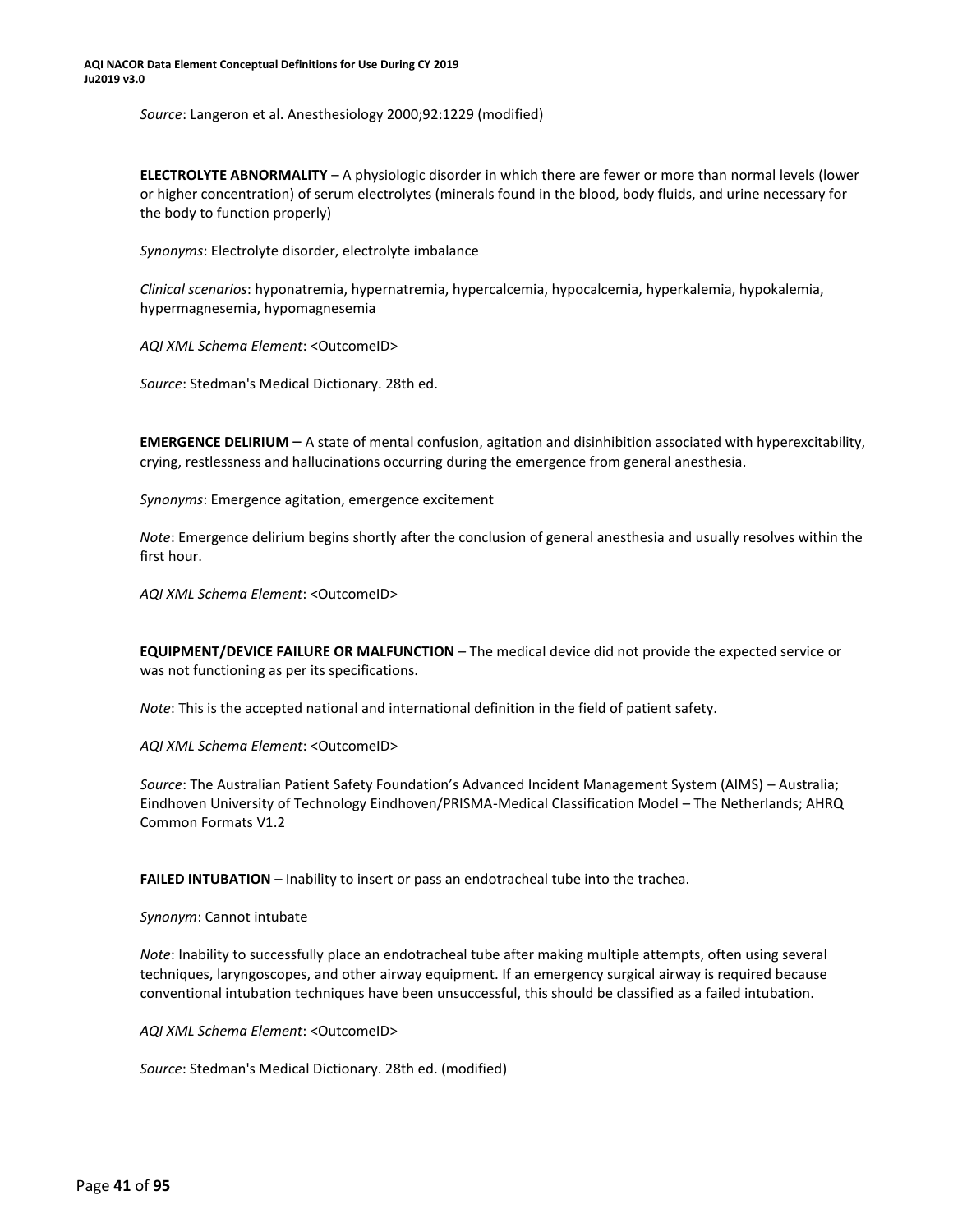*Source*: Langeron et al. Anesthesiology 2000;92:1229 (modified)

**ELECTROLYTE ABNORMALITY** – A physiologic disorder in which there are fewer or more than normal levels (lower or higher concentration) of serum electrolytes (minerals found in the blood, body fluids, and urine necessary for the body to function properly)

*Synonyms*: Electrolyte disorder, electrolyte imbalance

*Clinical scenarios*: hyponatremia, hypernatremia, hypercalcemia, hypocalcemia, hyperkalemia, hypokalemia, hypermagnesemia, hypomagnesemia

*AQI XML Schema Element*: <OutcomeID>

*Source*: Stedman's Medical Dictionary. 28th ed.

**EMERGENCE DELIRIUM** – A state of mental confusion, agitation and disinhibition associated with hyperexcitability, crying, restlessness and hallucinations occurring during the emergence from general anesthesia.

*Synonyms*: Emergence agitation, emergence excitement

*Note*: Emergence delirium begins shortly after the conclusion of general anesthesia and usually resolves within the first hour.

*AQI XML Schema Element*: <OutcomeID>

**EQUIPMENT/DEVICE FAILURE OR MALFUNCTION** – The medical device did not provide the expected service or was not functioning as per its specifications.

*Note*: This is the accepted national and international definition in the field of patient safety.

*AQI XML Schema Element*: <OutcomeID>

*Source*: The Australian Patient Safety Foundation's Advanced Incident Management System (AIMS) – Australia; Eindhoven University of Technology Eindhoven/PRISMA-Medical Classification Model – The Netherlands; AHRQ Common Formats V1.2

**FAILED INTUBATION** – Inability to insert or pass an endotracheal tube into the trachea.

*Synonym*: Cannot intubate

*Note*: Inability to successfully place an endotracheal tube after making multiple attempts, often using several techniques, laryngoscopes, and other airway equipment. If an emergency surgical airway is required because conventional intubation techniques have been unsuccessful, this should be classified as a failed intubation.

*AQI XML Schema Element*: <OutcomeID>

*Source*: Stedman's Medical Dictionary. 28th ed. (modified)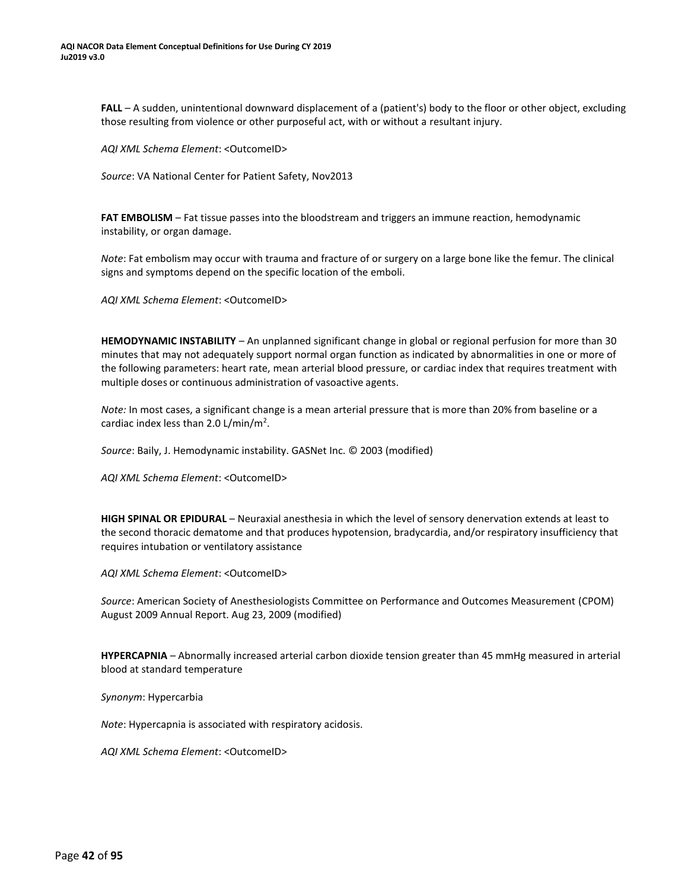**FALL** – A sudden, unintentional downward displacement of a (patient's) body to the floor or other object, excluding those resulting from violence or other purposeful act, with or without a resultant injury.

*AQI XML Schema Element*: <OutcomeID>

*Source*: VA National Center for Patient Safety, Nov2013

**FAT EMBOLISM** – Fat tissue passes into the bloodstream and triggers an immune reaction, hemodynamic instability, or organ damage.

*Note*: Fat embolism may occur with trauma and fracture of or surgery on a large bone like the femur. The clinical signs and symptoms depend on the specific location of the emboli.

*AQI XML Schema Element*: <OutcomeID>

**HEMODYNAMIC INSTABILITY** – An unplanned significant change in global or regional perfusion for more than 30 minutes that may not adequately support normal organ function as indicated by abnormalities in one or more of the following parameters: heart rate, mean arterial blood pressure, or cardiac index that requires treatment with multiple doses or continuous administration of vasoactive agents.

*Note:* In most cases, a significant change is a mean arterial pressure that is more than 20% from baseline or a cardiac index less than 2.0 L/min/$m^2$.

*Source*: Baily, J. Hemodynamic instability. GASNet Inc. © 2003 (modified)

*AQI XML Schema Element*: <OutcomeID>

**HIGH SPINAL OR EPIDURAL** – Neuraxial anesthesia in which the level of sensory denervation extends at least to the second thoracic dematome and that produces hypotension, bradycardia, and/or respiratory insufficiency that requires intubation or ventilatory assistance

*AQI XML Schema Element*: <OutcomeID>

*Source*: American Society of Anesthesiologists Committee on Performance and Outcomes Measurement (CPOM) August 2009 Annual Report. Aug 23, 2009 (modified)

**HYPERCAPNIA** – Abnormally increased arterial carbon dioxide tension greater than 45 mmHg measured in arterial blood at standard temperature

*Synonym*: Hypercarbia

*Note*: Hypercapnia is associated with respiratory acidosis.

*AQI XML Schema Element*: <OutcomeID>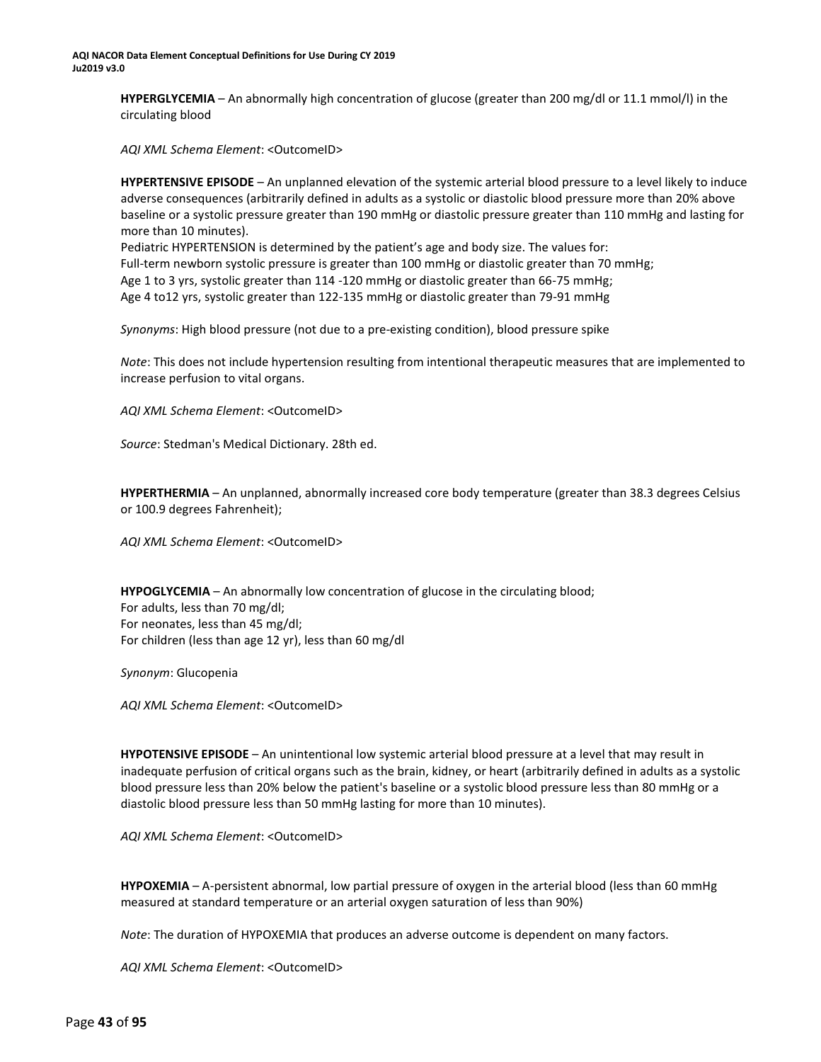**HYPERGLYCEMIA** – An abnormally high concentration of glucose (greater than 200 mg/dl or 11.1 mmol/l) in the circulating blood

*AQI XML Schema Element*: <OutcomeID>

**HYPERTENSIVE EPISODE** – An unplanned elevation of the systemic arterial blood pressure to a level likely to induce adverse consequences (arbitrarily defined in adults as a systolic or diastolic blood pressure more than 20% above baseline or a systolic pressure greater than 190 mmHg or diastolic pressure greater than 110 mmHg and lasting for more than 10 minutes).
Pediatric HYPERTENSION is determined by the patient's age and body size. The values for:
Full-term newborn systolic pressure is greater than 100 mmHg or diastolic greater than 70 mmHg;
Age 1 to 3 yrs, systolic greater than 114 -120 mmHg or diastolic greater than 66-75 mmHg;
Age 4 to12 yrs, systolic greater than 122-135 mmHg or diastolic greater than 79-91 mmHg

*Synonyms*: High blood pressure (not due to a pre-existing condition), blood pressure spike

*Note*: This does not include hypertension resulting from intentional therapeutic measures that are implemented to increase perfusion to vital organs.

*AQI XML Schema Element*: <OutcomeID>

*Source*: Stedman's Medical Dictionary. 28th ed.

**HYPERTHERMIA** – An unplanned, abnormally increased core body temperature (greater than 38.3 degrees Celsius or 100.9 degrees Fahrenheit);

*AQI XML Schema Element*: <OutcomeID>

**HYPOGLYCEMIA** – An abnormally low concentration of glucose in the circulating blood;
For adults, less than 70 mg/dl;
For neonates, less than 45 mg/dl;
For children (less than age 12 yr), less than 60 mg/dl

*Synonym*: Glucopenia

*AQI XML Schema Element*: <OutcomeID>

**HYPOTENSIVE EPISODE** – An unintentional low systemic arterial blood pressure at a level that may result in inadequate perfusion of critical organs such as the brain, kidney, or heart (arbitrarily defined in adults as a systolic blood pressure less than 20% below the patient's baseline or a systolic blood pressure less than 80 mmHg or a diastolic blood pressure less than 50 mmHg lasting for more than 10 minutes).

*AQI XML Schema Element*: <OutcomeID>

**HYPOXEMIA** – A-persistent abnormal, low partial pressure of oxygen in the arterial blood (less than 60 mmHg measured at standard temperature or an arterial oxygen saturation of less than 90%)

*Note*: The duration of HYPOXEMIA that produces an adverse outcome is dependent on many factors.

*AQI XML Schema Element*: <OutcomeID>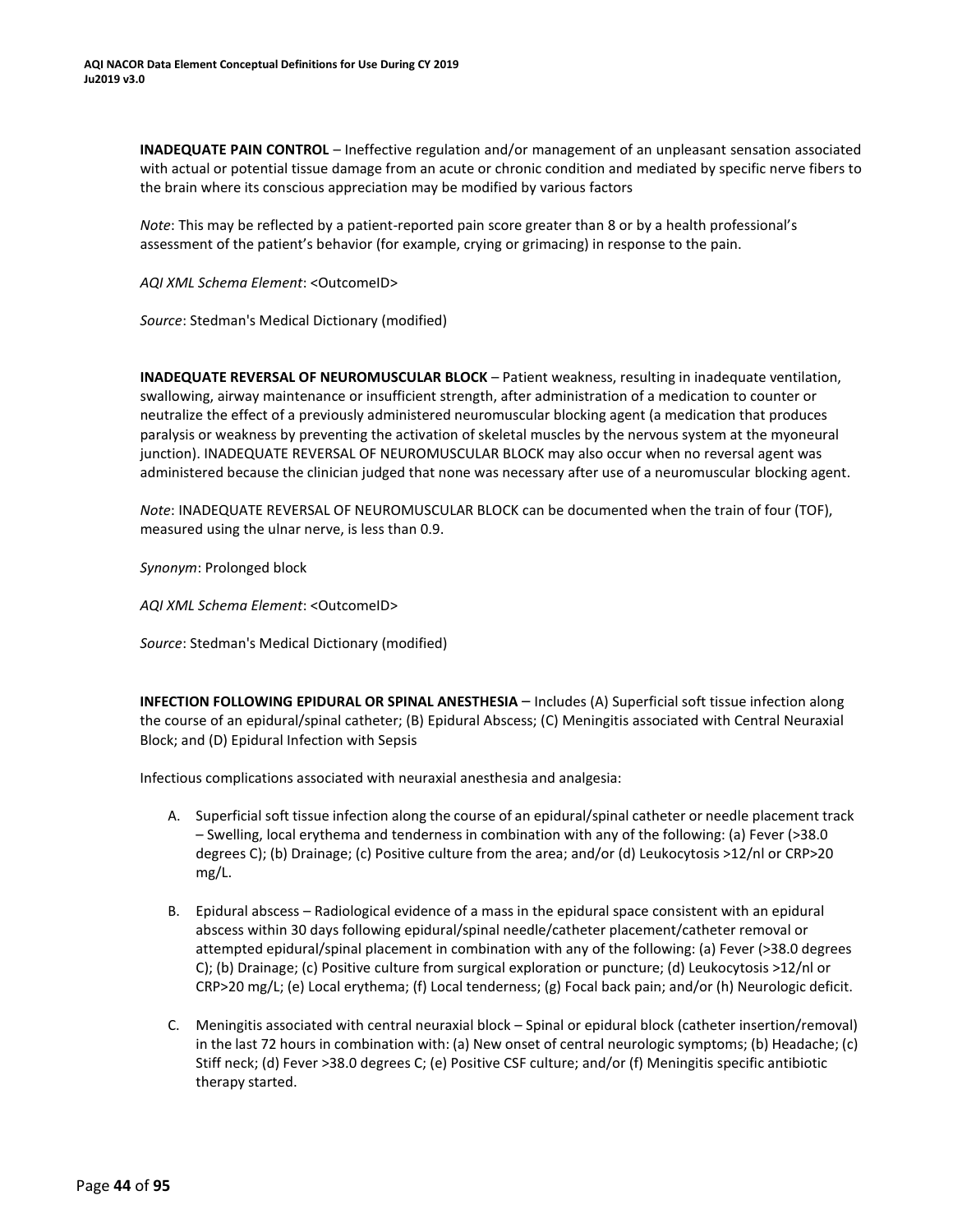**INADEQUATE PAIN CONTROL** – Ineffective regulation and/or management of an unpleasant sensation associated with actual or potential tissue damage from an acute or chronic condition and mediated by specific nerve fibers to the brain where its conscious appreciation may be modified by various factors

*Note*: This may be reflected by a patient-reported pain score greater than 8 or by a health professional's assessment of the patient's behavior (for example, crying or grimacing) in response to the pain.

*AQI XML Schema Element*: <OutcomeID>

*Source*: Stedman's Medical Dictionary (modified)

**INADEQUATE REVERSAL OF NEUROMUSCULAR BLOCK** – Patient weakness, resulting in inadequate ventilation, swallowing, airway maintenance or insufficient strength, after administration of a medication to counter or neutralize the effect of a previously administered neuromuscular blocking agent (a medication that produces paralysis or weakness by preventing the activation of skeletal muscles by the nervous system at the myoneural junction). INADEQUATE REVERSAL OF NEUROMUSCULAR BLOCK may also occur when no reversal agent was administered because the clinician judged that none was necessary after use of a neuromuscular blocking agent.

*Note*: INADEQUATE REVERSAL OF NEUROMUSCULAR BLOCK can be documented when the train of four (TOF), measured using the ulnar nerve, is less than 0.9.

*Synonym*: Prolonged block

*AQI XML Schema Element*: <OutcomeID>

*Source*: Stedman's Medical Dictionary (modified)

**INFECTION FOLLOWING EPIDURAL OR SPINAL ANESTHESIA** – Includes (A) Superficial soft tissue infection along the course of an epidural/spinal catheter; (B) Epidural Abscess; (C) Meningitis associated with Central Neuraxial Block; and (D) Epidural Infection with Sepsis

Infectious complications associated with neuraxial anesthesia and analgesia:

A. Superficial soft tissue infection along the course of an epidural/spinal catheter or needle placement track – Swelling, local erythema and tenderness in combination with any of the following: (a) Fever (>38.0 degrees C); (b) Drainage; (c) Positive culture from the area; and/or (d) Leukocytosis >12/nl or CRP>20 mg/L.

B. Epidural abscess – Radiological evidence of a mass in the epidural space consistent with an epidural abscess within 30 days following epidural/spinal needle/catheter placement/catheter removal or attempted epidural/spinal placement in combination with any of the following: (a) Fever (>38.0 degrees C); (b) Drainage; (c) Positive culture from surgical exploration or puncture; (d) Leukocytosis >12/nl or CRP>20 mg/L; (e) Local erythema; (f) Local tenderness; (g) Focal back pain; and/or (h) Neurologic deficit.

C. Meningitis associated with central neuraxial block – Spinal or epidural block (catheter insertion/removal) in the last 72 hours in combination with: (a) New onset of central neurologic symptoms; (b) Headache; (c) Stiff neck; (d) Fever >38.0 degrees C; (e) Positive CSF culture; and/or (f) Meningitis specific antibiotic therapy started.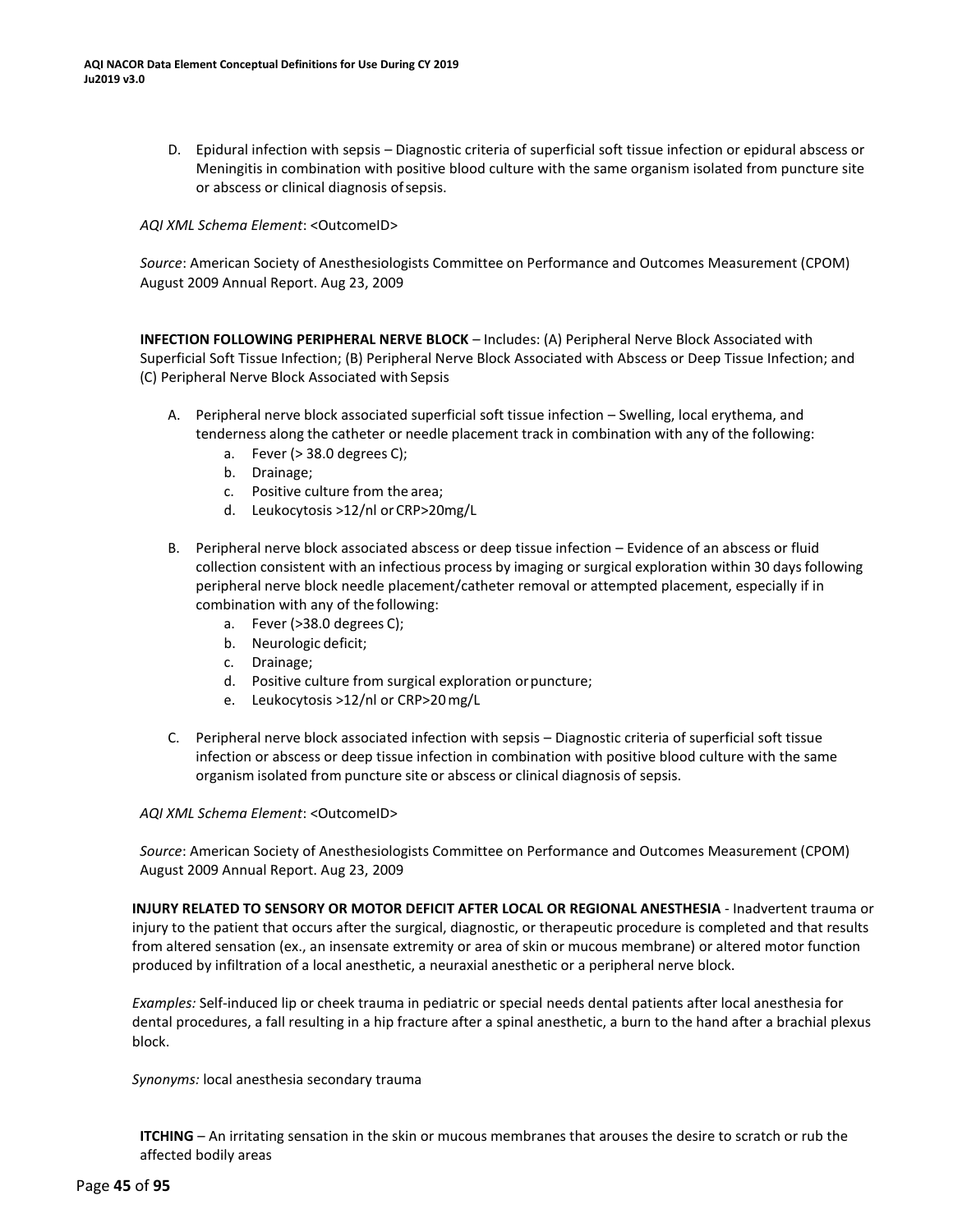D. Epidural infection with sepsis – Diagnostic criteria of superficial soft tissue infection or epidural abscess or Meningitis in combination with positive blood culture with the same organism isolated from puncture site or abscess or clinical diagnosis of sepsis.

*AQI XML Schema Element*: <OutcomeID>

*Source*: American Society of Anesthesiologists Committee on Performance and Outcomes Measurement (CPOM) August 2009 Annual Report. Aug 23, 2009

**INFECTION FOLLOWING PERIPHERAL NERVE BLOCK** – Includes: (A) Peripheral Nerve Block Associated with Superficial Soft Tissue Infection; (B) Peripheral Nerve Block Associated with Abscess or Deep Tissue Infection; and (C) Peripheral Nerve Block Associated with Sepsis

A. Peripheral nerve block associated superficial soft tissue infection – Swelling, local erythema, and tenderness along the catheter or needle placement track in combination with any of the following:
   a. Fever (> 38.0 degrees C);
   b. Drainage;
   c. Positive culture from the area;
   d. Leukocytosis >12/nl or CRP>20mg/L

B. Peripheral nerve block associated abscess or deep tissue infection – Evidence of an abscess or fluid collection consistent with an infectious process by imaging or surgical exploration within 30 days following peripheral nerve block needle placement/catheter removal or attempted placement, especially if in combination with any of the following:
   a. Fever (>38.0 degrees C);
   b. Neurologic deficit;
   c. Drainage;
   d. Positive culture from surgical exploration or puncture;
   e. Leukocytosis >12/nl or CRP>20 mg/L

C. Peripheral nerve block associated infection with sepsis – Diagnostic criteria of superficial soft tissue infection or abscess or deep tissue infection in combination with positive blood culture with the same organism isolated from puncture site or abscess or clinical diagnosis of sepsis.

*AQI XML Schema Element*: <OutcomeID>

*Source*: American Society of Anesthesiologists Committee on Performance and Outcomes Measurement (CPOM) August 2009 Annual Report. Aug 23, 2009

**INJURY RELATED TO SENSORY OR MOTOR DEFICIT AFTER LOCAL OR REGIONAL ANESTHESIA** - Inadvertent trauma or injury to the patient that occurs after the surgical, diagnostic, or therapeutic procedure is completed and that results from altered sensation (ex., an insensate extremity or area of skin or mucous membrane) or altered motor function produced by infiltration of a local anesthetic, a neuraxial anesthetic or a peripheral nerve block.

*Examples:* Self-induced lip or cheek trauma in pediatric or special needs dental patients after local anesthesia for dental procedures, a fall resulting in a hip fracture after a spinal anesthetic, a burn to the hand after a brachial plexus block.

*Synonyms:* local anesthesia secondary trauma

**ITCHING** – An irritating sensation in the skin or mucous membranes that arouses the desire to scratch or rub the affected bodily areas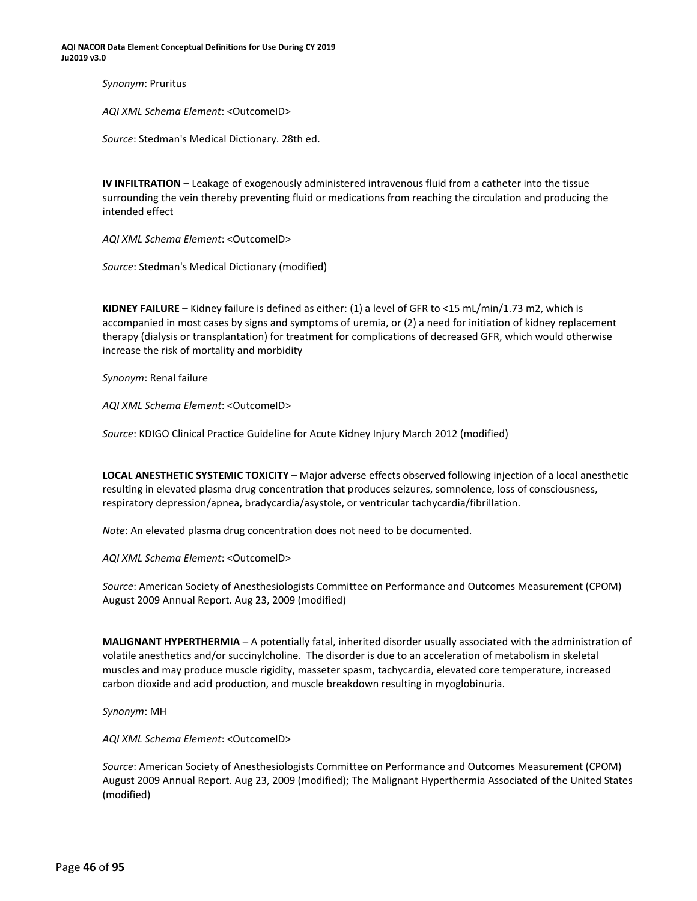*Synonym*: Pruritus

*AQI XML Schema Element*: <OutcomeID>

*Source*: Stedman's Medical Dictionary. 28th ed.

**IV INFILTRATION** – Leakage of exogenously administered intravenous fluid from a catheter into the tissue surrounding the vein thereby preventing fluid or medications from reaching the circulation and producing the intended effect

*AQI XML Schema Element*: <OutcomeID>

*Source*: Stedman's Medical Dictionary (modified)

**KIDNEY FAILURE** – Kidney failure is defined as either: (1) a level of GFR to <15 mL/min/1.73 m2, which is accompanied in most cases by signs and symptoms of uremia, or (2) a need for initiation of kidney replacement therapy (dialysis or transplantation) for treatment for complications of decreased GFR, which would otherwise increase the risk of mortality and morbidity

*Synonym*: Renal failure

*AQI XML Schema Element*: <OutcomeID>

*Source*: KDIGO Clinical Practice Guideline for Acute Kidney Injury March 2012 (modified)

**LOCAL ANESTHETIC SYSTEMIC TOXICITY** – Major adverse effects observed following injection of a local anesthetic resulting in elevated plasma drug concentration that produces seizures, somnolence, loss of consciousness, respiratory depression/apnea, bradycardia/asystole, or ventricular tachycardia/fibrillation.

*Note*: An elevated plasma drug concentration does not need to be documented.

*AQI XML Schema Element*: <OutcomeID>

*Source*: American Society of Anesthesiologists Committee on Performance and Outcomes Measurement (CPOM) August 2009 Annual Report. Aug 23, 2009 (modified)

**MALIGNANT HYPERTHERMIA** – A potentially fatal, inherited disorder usually associated with the administration of volatile anesthetics and/or succinylcholine. The disorder is due to an acceleration of metabolism in skeletal muscles and may produce muscle rigidity, masseter spasm, tachycardia, elevated core temperature, increased carbon dioxide and acid production, and muscle breakdown resulting in myoglobinuria.

*Synonym*: MH

*AQI XML Schema Element*: <OutcomeID>

*Source*: American Society of Anesthesiologists Committee on Performance and Outcomes Measurement (CPOM) August 2009 Annual Report. Aug 23, 2009 (modified); The Malignant Hyperthermia Associated of the United States (modified)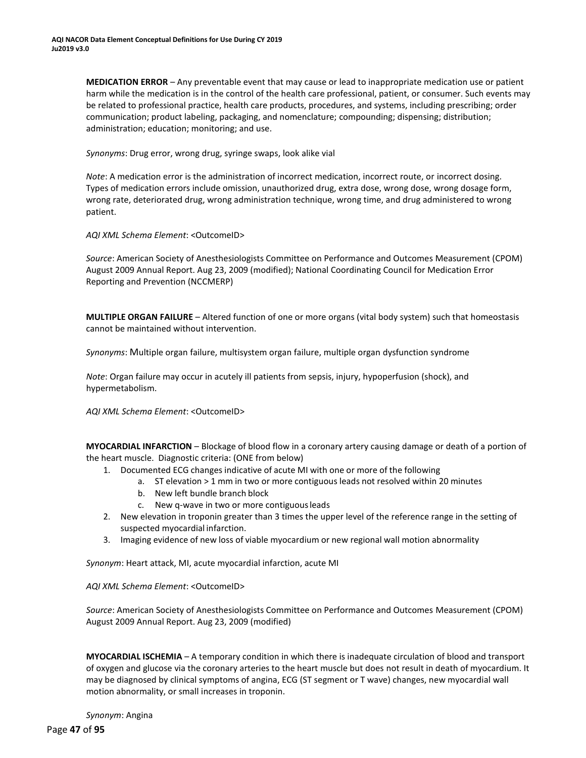**MEDICATION ERROR** – Any preventable event that may cause or lead to inappropriate medication use or patient harm while the medication is in the control of the health care professional, patient, or consumer. Such events may be related to professional practice, health care products, procedures, and systems, including prescribing; order communication; product labeling, packaging, and nomenclature; compounding; dispensing; distribution; administration; education; monitoring; and use.

*Synonyms*: Drug error, wrong drug, syringe swaps, look alike vial

*Note*: A medication error is the administration of incorrect medication, incorrect route, or incorrect dosing. Types of medication errors include omission, unauthorized drug, extra dose, wrong dose, wrong dosage form, wrong rate, deteriorated drug, wrong administration technique, wrong time, and drug administered to wrong patient.

*AQI XML Schema Element*: <OutcomeID>

*Source*: American Society of Anesthesiologists Committee on Performance and Outcomes Measurement (CPOM) August 2009 Annual Report. Aug 23, 2009 (modified); National Coordinating Council for Medication Error Reporting and Prevention (NCCMERP)

**MULTIPLE ORGAN FAILURE** – Altered function of one or more organs (vital body system) such that homeostasis cannot be maintained without intervention.

*Synonyms*: Multiple organ failure, multisystem organ failure, multiple organ dysfunction syndrome

*Note*: Organ failure may occur in acutely ill patients from sepsis, injury, hypoperfusion (shock), and hypermetabolism.

*AQI XML Schema Element*: <OutcomeID>

**MYOCARDIAL INFARCTION** – Blockage of blood flow in a coronary artery causing damage or death of a portion of the heart muscle. Diagnostic criteria: (ONE from below)

1. Documented ECG changes indicative of acute MI with one or more of the following
   a. ST elevation > 1 mm in two or more contiguous leads not resolved within 20 minutes
   b. New left bundle branch block
   c. New q-wave in two or more contiguous leads
2. New elevation in troponin greater than 3 times the upper level of the reference range in the setting of suspected myocardial infarction.
3. Imaging evidence of new loss of viable myocardium or new regional wall motion abnormality

*Synonym*: Heart attack, MI, acute myocardial infarction, acute MI

*AQI XML Schema Element*: <OutcomeID>

*Source*: American Society of Anesthesiologists Committee on Performance and Outcomes Measurement (CPOM) August 2009 Annual Report. Aug 23, 2009 (modified)

**MYOCARDIAL ISCHEMIA** – A temporary condition in which there is inadequate circulation of blood and transport of oxygen and glucose via the coronary arteries to the heart muscle but does not result in death of myocardium. It may be diagnosed by clinical symptoms of angina, ECG (ST segment or T wave) changes, new myocardial wall motion abnormality, or small increases in troponin.

*Synonym*: Angina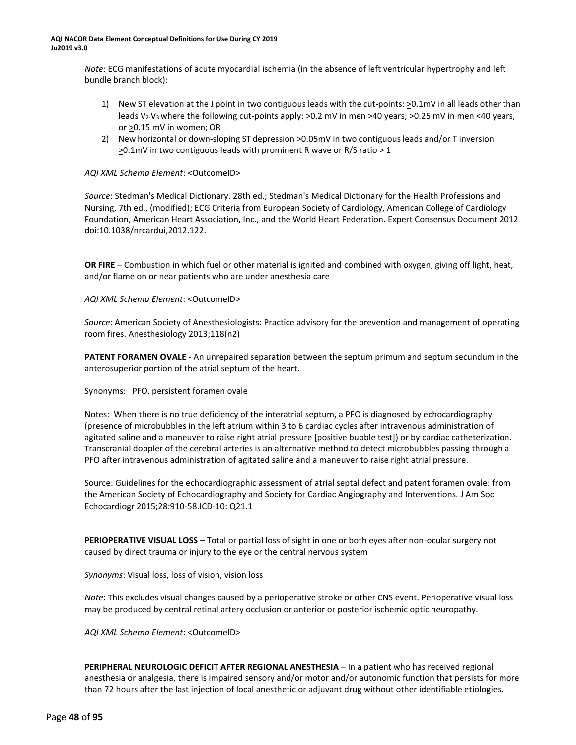*Note*: ECG manifestations of acute myocardial ischemia (in the absence of left ventricular hypertrophy and left bundle branch block):

1) New ST elevation at the J point in two contiguous leads with the cut-points: ≥0.1mV in all leads other than leads $V_2$-$V_3$ where the following cut-points apply: ≥0.2 mV in men ≥40 years; ≥0.25 mV in men <40 years, or ≥0.15 mV in women; OR
2) New horizontal or down-sloping ST depression ≥0.05mV in two contiguous leads and/or T inversion ≥0.1mV in two contiguous leads with prominent R wave or R/S ratio > 1

*AQI XML Schema Element*: <OutcomeID>

*Source*: Stedman's Medical Dictionary. 28th ed.; Stedman's Medical Dictionary for the Health Professions and Nursing, 7th ed., (modified); ECG Criteria from European Society of Cardiology, American College of Cardiology Foundation, American Heart Association, Inc., and the World Heart Federation. Expert Consensus Document 2012 doi:10.1038/nrcardui,2012.122.

**OR FIRE** – Combustion in which fuel or other material is ignited and combined with oxygen, giving off light, heat, and/or flame on or near patients who are under anesthesia care

*AQI XML Schema Element*: <OutcomeID>

*Source*: American Society of Anesthesiologists: Practice advisory for the prevention and management of operating room fires. Anesthesiology 2013;118(n2)

**PATENT FORAMEN OVALE** - An unrepaired separation between the septum primum and septum secundum in the anterosuperior portion of the atrial septum of the heart.

Synonyms: PFO, persistent foramen ovale

Notes: When there is no true deficiency of the interatrial septum, a PFO is diagnosed by echocardiography (presence of microbubbles in the left atrium within 3 to 6 cardiac cycles after intravenous administration of agitated saline and a maneuver to raise right atrial pressure [positive bubble test]) or by cardiac catheterization. Transcranial doppler of the cerebral arteries is an alternative method to detect microbubbles passing through a PFO after intravenous administration of agitated saline and a maneuver to raise right atrial pressure.

Source: Guidelines for the echocardiographic assessment of atrial septal defect and patent foramen ovale: from the American Society of Echocardiography and Society for Cardiac Angiography and Interventions. J Am Soc Echocardiogr 2015;28:910-58.ICD-10: Q21.1

**PERIOPERATIVE VISUAL LOSS** – Total or partial loss of sight in one or both eyes after non-ocular surgery not caused by direct trauma or injury to the eye or the central nervous system

*Synonyms*: Visual loss, loss of vision, vision loss

*Note*: This excludes visual changes caused by a perioperative stroke or other CNS event. Perioperative visual loss may be produced by central retinal artery occlusion or anterior or posterior ischemic optic neuropathy.

*AQI XML Schema Element*: <OutcomeID>

**PERIPHERAL NEUROLOGIC DEFICIT AFTER REGIONAL ANESTHESIA** – In a patient who has received regional anesthesia or analgesia, there is impaired sensory and/or motor and/or autonomic function that persists for more than 72 hours after the last injection of local anesthetic or adjuvant drug without other identifiable etiologies.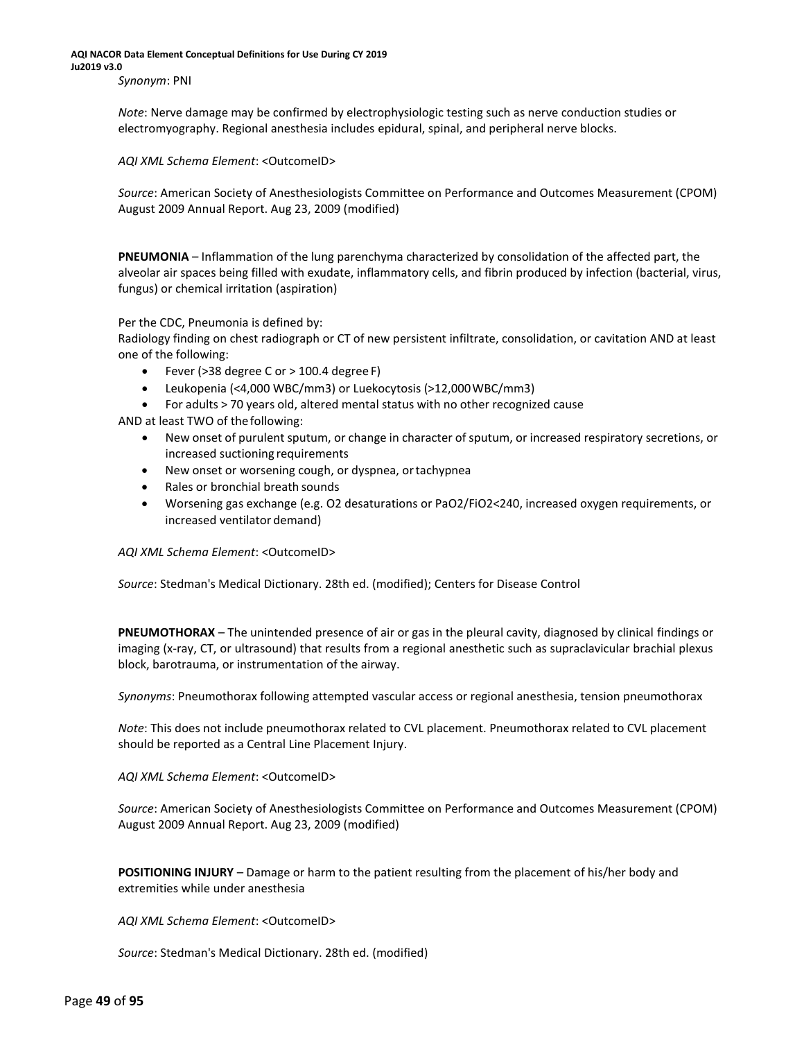*Synonym*: PNI

*Note*: Nerve damage may be confirmed by electrophysiologic testing such as nerve conduction studies or electromyography. Regional anesthesia includes epidural, spinal, and peripheral nerve blocks.

*AQI XML Schema Element*: <OutcomeID>

*Source*: American Society of Anesthesiologists Committee on Performance and Outcomes Measurement (CPOM) August 2009 Annual Report. Aug 23, 2009 (modified)

**PNEUMONIA** – Inflammation of the lung parenchyma characterized by consolidation of the affected part, the alveolar air spaces being filled with exudate, inflammatory cells, and fibrin produced by infection (bacterial, virus, fungus) or chemical irritation (aspiration)

Per the CDC, Pneumonia is defined by:
Radiology finding on chest radiograph or CT of new persistent infiltrate, consolidation, or cavitation AND at least one of the following:

- Fever (>38 degree C or > 100.4 degree F)
- Leukopenia (<4,000 WBC/mm3) or Luekocytosis (>12,000 WBC/mm3)
- For adults > 70 years old, altered mental status with no other recognized cause

AND at least TWO of the following:

- New onset of purulent sputum, or change in character of sputum, or increased respiratory secretions, or increased suctioning requirements
- New onset or worsening cough, or dyspnea, or tachypnea
- Rales or bronchial breath sounds
- Worsening gas exchange (e.g. O2 desaturations or PaO2/FiO2<240, increased oxygen requirements, or increased ventilator demand)

*AQI XML Schema Element*: <OutcomeID>

*Source*: Stedman's Medical Dictionary. 28th ed. (modified); Centers for Disease Control

**PNEUMOTHORAX** – The unintended presence of air or gas in the pleural cavity, diagnosed by clinical findings or imaging (x-ray, CT, or ultrasound) that results from a regional anesthetic such as supraclavicular brachial plexus block, barotrauma, or instrumentation of the airway.

*Synonyms*: Pneumothorax following attempted vascular access or regional anesthesia, tension pneumothorax

*Note*: This does not include pneumothorax related to CVL placement. Pneumothorax related to CVL placement should be reported as a Central Line Placement Injury.

*AQI XML Schema Element*: <OutcomeID>

*Source*: American Society of Anesthesiologists Committee on Performance and Outcomes Measurement (CPOM) August 2009 Annual Report. Aug 23, 2009 (modified)

**POSITIONING INJURY** – Damage or harm to the patient resulting from the placement of his/her body and extremities while under anesthesia

*AQI XML Schema Element*: <OutcomeID>

*Source*: Stedman's Medical Dictionary. 28th ed. (modified)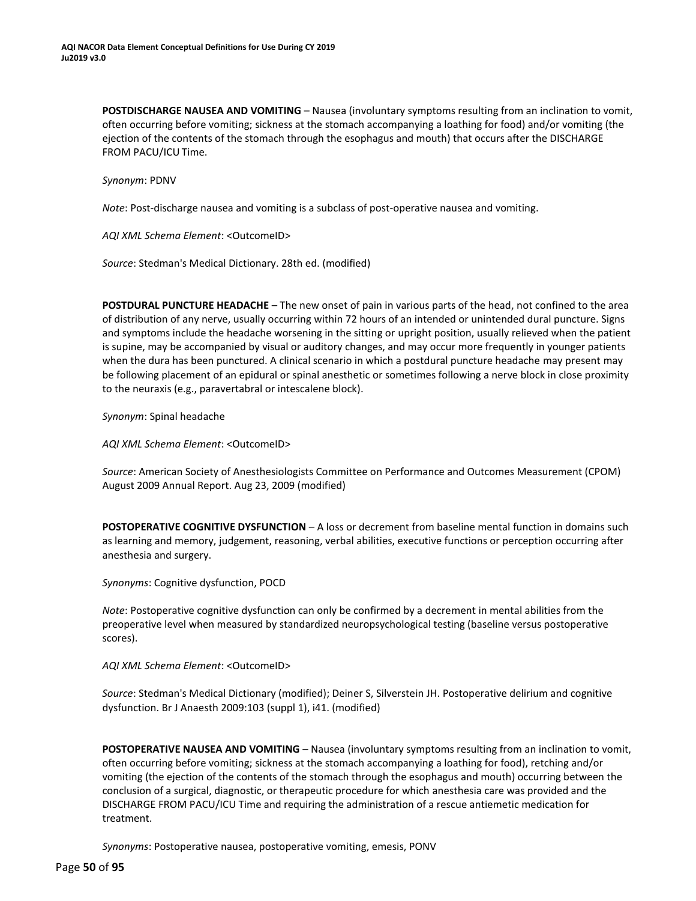**POSTDISCHARGE NAUSEA AND VOMITING** – Nausea (involuntary symptoms resulting from an inclination to vomit, often occurring before vomiting; sickness at the stomach accompanying a loathing for food) and/or vomiting (the ejection of the contents of the stomach through the esophagus and mouth) that occurs after the DISCHARGE FROM PACU/ICU Time.

*Synonym*: PDNV

*Note*: Post-discharge nausea and vomiting is a subclass of post-operative nausea and vomiting.

*AQI XML Schema Element*: <OutcomeID>

*Source*: Stedman's Medical Dictionary. 28th ed. (modified)

**POSTDURAL PUNCTURE HEADACHE** – The new onset of pain in various parts of the head, not confined to the area of distribution of any nerve, usually occurring within 72 hours of an intended or unintended dural puncture. Signs and symptoms include the headache worsening in the sitting or upright position, usually relieved when the patient is supine, may be accompanied by visual or auditory changes, and may occur more frequently in younger patients when the dura has been punctured. A clinical scenario in which a postdural puncture headache may present may be following placement of an epidural or spinal anesthetic or sometimes following a nerve block in close proximity to the neuraxis (e.g., paravertabral or intescalene block).

*Synonym*: Spinal headache

*AQI XML Schema Element*: <OutcomeID>

*Source*: American Society of Anesthesiologists Committee on Performance and Outcomes Measurement (CPOM) August 2009 Annual Report. Aug 23, 2009 (modified)

**POSTOPERATIVE COGNITIVE DYSFUNCTION** – A loss or decrement from baseline mental function in domains such as learning and memory, judgement, reasoning, verbal abilities, executive functions or perception occurring after anesthesia and surgery.

*Synonyms*: Cognitive dysfunction, POCD

*Note*: Postoperative cognitive dysfunction can only be confirmed by a decrement in mental abilities from the preoperative level when measured by standardized neuropsychological testing (baseline versus postoperative scores).

*AQI XML Schema Element*: <OutcomeID>

*Source*: Stedman's Medical Dictionary (modified); Deiner S, Silverstein JH. Postoperative delirium and cognitive dysfunction. Br J Anaesth 2009:103 (suppl 1), i41. (modified)

**POSTOPERATIVE NAUSEA AND VOMITING** – Nausea (involuntary symptoms resulting from an inclination to vomit, often occurring before vomiting; sickness at the stomach accompanying a loathing for food), retching and/or vomiting (the ejection of the contents of the stomach through the esophagus and mouth) occurring between the conclusion of a surgical, diagnostic, or therapeutic procedure for which anesthesia care was provided and the DISCHARGE FROM PACU/ICU Time and requiring the administration of a rescue antiemetic medication for treatment.

*Synonyms*: Postoperative nausea, postoperative vomiting, emesis, PONV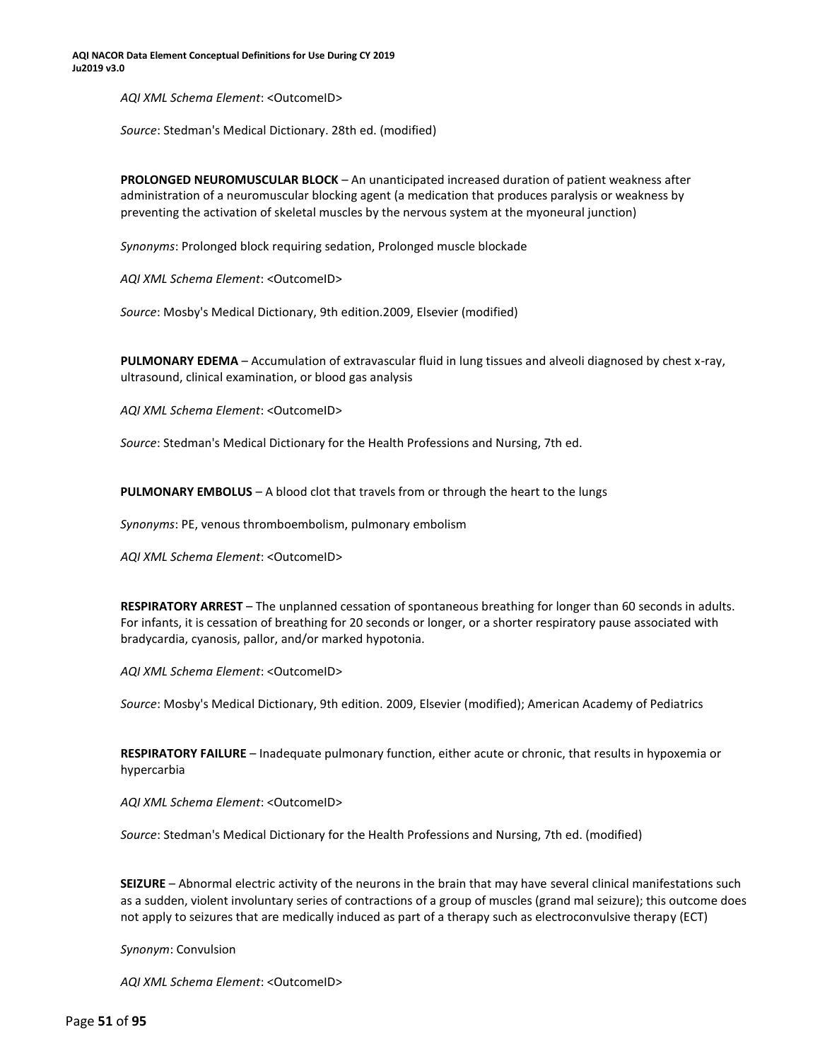*AQI XML Schema Element*: <OutcomeID>

*Source*: Stedman's Medical Dictionary. 28th ed. (modified)

**PROLONGED NEUROMUSCULAR BLOCK** – An unanticipated increased duration of patient weakness after administration of a neuromuscular blocking agent (a medication that produces paralysis or weakness by preventing the activation of skeletal muscles by the nervous system at the myoneural junction)

*Synonyms*: Prolonged block requiring sedation, Prolonged muscle blockade

*AQI XML Schema Element*: <OutcomeID>

*Source*: Mosby's Medical Dictionary, 9th edition.2009, Elsevier (modified)

**PULMONARY EDEMA** – Accumulation of extravascular fluid in lung tissues and alveoli diagnosed by chest x-ray, ultrasound, clinical examination, or blood gas analysis

*AQI XML Schema Element*: <OutcomeID>

*Source*: Stedman's Medical Dictionary for the Health Professions and Nursing, 7th ed.

**PULMONARY EMBOLUS** – A blood clot that travels from or through the heart to the lungs

*Synonyms*: PE, venous thromboembolism, pulmonary embolism

*AQI XML Schema Element*: <OutcomeID>

**RESPIRATORY ARREST** – The unplanned cessation of spontaneous breathing for longer than 60 seconds in adults. For infants, it is cessation of breathing for 20 seconds or longer, or a shorter respiratory pause associated with bradycardia, cyanosis, pallor, and/or marked hypotonia.

*AQI XML Schema Element*: <OutcomeID>

*Source*: Mosby's Medical Dictionary, 9th edition. 2009, Elsevier (modified); American Academy of Pediatrics

**RESPIRATORY FAILURE** – Inadequate pulmonary function, either acute or chronic, that results in hypoxemia or hypercarbia

*AQI XML Schema Element*: <OutcomeID>

*Source*: Stedman's Medical Dictionary for the Health Professions and Nursing, 7th ed. (modified)

**SEIZURE** – Abnormal electric activity of the neurons in the brain that may have several clinical manifestations such as a sudden, violent involuntary series of contractions of a group of muscles (grand mal seizure); this outcome does not apply to seizures that are medically induced as part of a therapy such as electroconvulsive therapy (ECT)

*Synonym*: Convulsion

*AQI XML Schema Element*: <OutcomeID>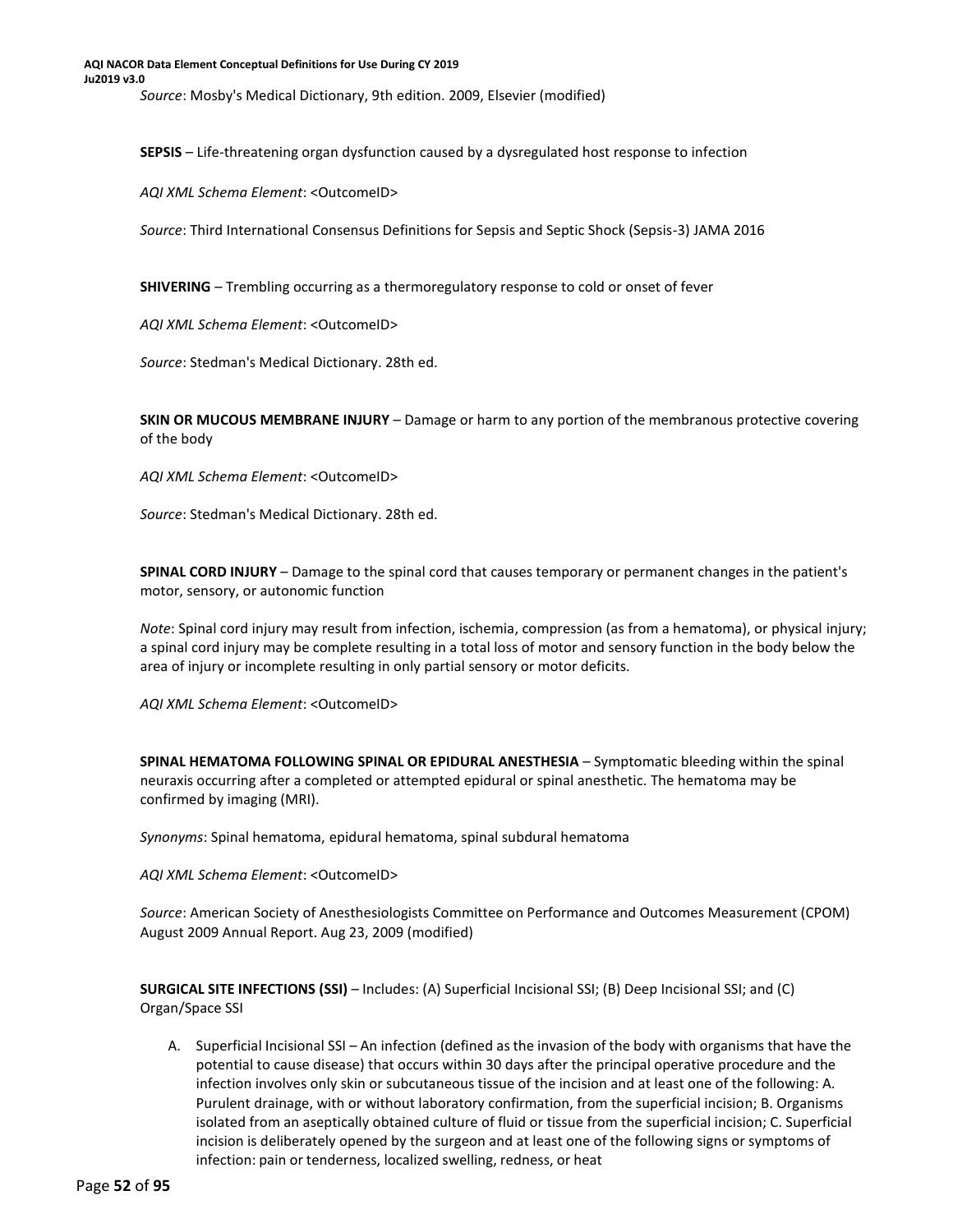*Source*: Mosby's Medical Dictionary, 9th edition. 2009, Elsevier (modified)

**SEPSIS** – Life-threatening organ dysfunction caused by a dysregulated host response to infection

*AQI XML Schema Element*: <OutcomeID>

*Source*: Third International Consensus Definitions for Sepsis and Septic Shock (Sepsis-3) JAMA 2016

**SHIVERING** – Trembling occurring as a thermoregulatory response to cold or onset of fever

*AQI XML Schema Element*: <OutcomeID>

*Source*: Stedman's Medical Dictionary. 28th ed.

**SKIN OR MUCOUS MEMBRANE INJURY** – Damage or harm to any portion of the membranous protective covering of the body

*AQI XML Schema Element*: <OutcomeID>

*Source*: Stedman's Medical Dictionary. 28th ed.

**SPINAL CORD INJURY** – Damage to the spinal cord that causes temporary or permanent changes in the patient's motor, sensory, or autonomic function

*Note*: Spinal cord injury may result from infection, ischemia, compression (as from a hematoma), or physical injury; a spinal cord injury may be complete resulting in a total loss of motor and sensory function in the body below the area of injury or incomplete resulting in only partial sensory or motor deficits.

*AQI XML Schema Element*: <OutcomeID>

**SPINAL HEMATOMA FOLLOWING SPINAL OR EPIDURAL ANESTHESIA** – Symptomatic bleeding within the spinal neuraxis occurring after a completed or attempted epidural or spinal anesthetic. The hematoma may be confirmed by imaging (MRI).

*Synonyms*: Spinal hematoma, epidural hematoma, spinal subdural hematoma

*AQI XML Schema Element*: <OutcomeID>

*Source*: American Society of Anesthesiologists Committee on Performance and Outcomes Measurement (CPOM) August 2009 Annual Report. Aug 23, 2009 (modified)

**SURGICAL SITE INFECTIONS (SSI)** – Includes: (A) Superficial Incisional SSI; (B) Deep Incisional SSI; and (C) Organ/Space SSI

A. Superficial Incisional SSI – An infection (defined as the invasion of the body with organisms that have the potential to cause disease) that occurs within 30 days after the principal operative procedure and the infection involves only skin or subcutaneous tissue of the incision and at least one of the following: A. Purulent drainage, with or without laboratory confirmation, from the superficial incision; B. Organisms isolated from an aseptically obtained culture of fluid or tissue from the superficial incision; C. Superficial incision is deliberately opened by the surgeon and at least one of the following signs or symptoms of infection: pain or tenderness, localized swelling, redness, or heat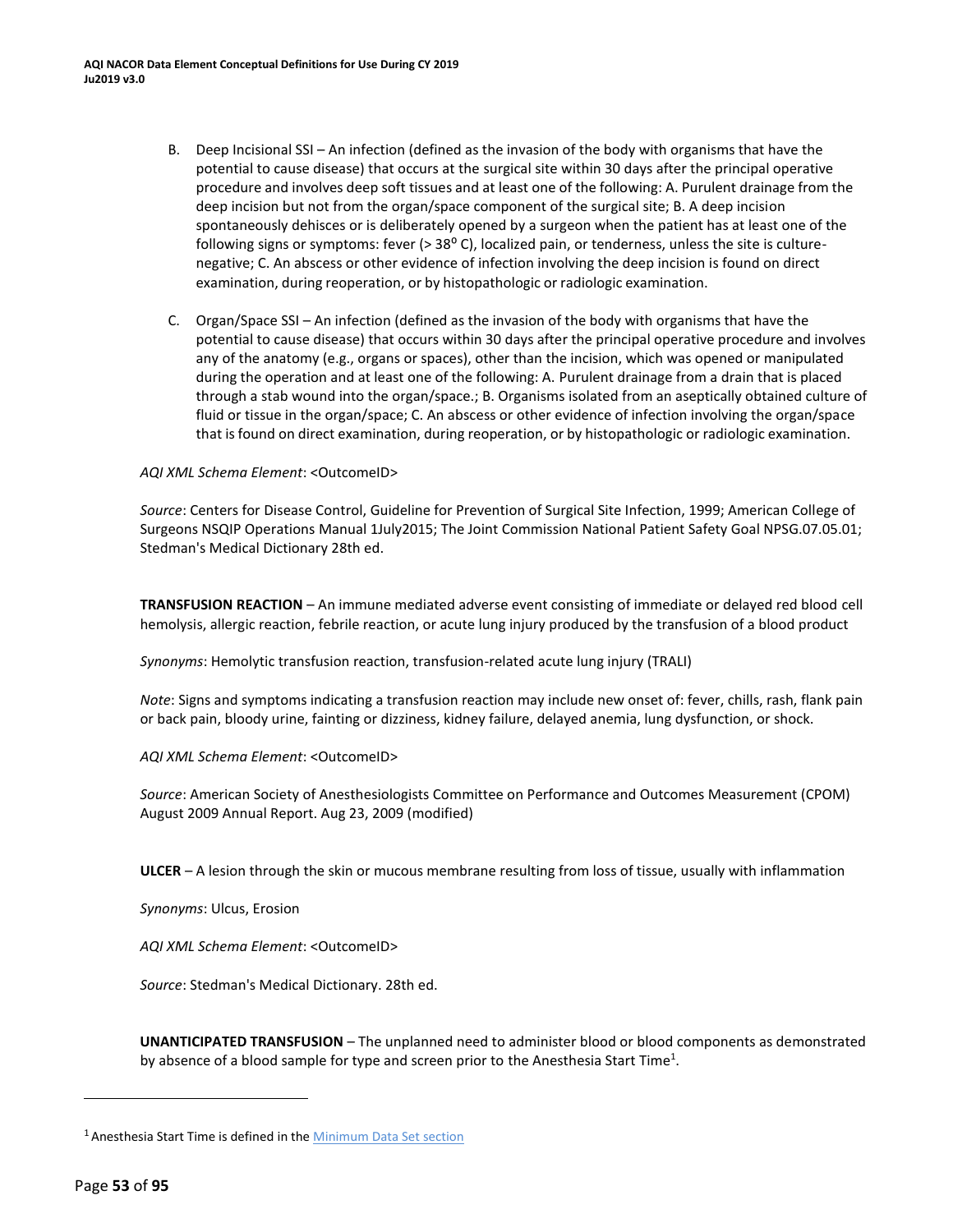B. Deep Incisional SSI – An infection (defined as the invasion of the body with organisms that have the potential to cause disease) that occurs at the surgical site within 30 days after the principal operative procedure and involves deep soft tissues and at least one of the following: A. Purulent drainage from the deep incision but not from the organ/space component of the surgical site; B. A deep incision spontaneously dehisces or is deliberately opened by a surgeon when the patient has at least one of the following signs or symptoms: fever (> 38° C), localized pain, or tenderness, unless the site is culture-negative; C. An abscess or other evidence of infection involving the deep incision is found on direct examination, during reoperation, or by histopathologic or radiologic examination.

C. Organ/Space SSI – An infection (defined as the invasion of the body with organisms that have the potential to cause disease) that occurs within 30 days after the principal operative procedure and involves any of the anatomy (e.g., organs or spaces), other than the incision, which was opened or manipulated during the operation and at least one of the following: A. Purulent drainage from a drain that is placed through a stab wound into the organ/space.; B. Organisms isolated from an aseptically obtained culture of fluid or tissue in the organ/space; C. An abscess or other evidence of infection involving the organ/space that is found on direct examination, during reoperation, or by histopathologic or radiologic examination.

*AQI XML Schema Element*: <OutcomeID>

*Source*: Centers for Disease Control, Guideline for Prevention of Surgical Site Infection, 1999; American College of Surgeons NSQIP Operations Manual 1July2015; The Joint Commission National Patient Safety Goal NPSG.07.05.01; Stedman's Medical Dictionary 28th ed.

**TRANSFUSION REACTION** – An immune mediated adverse event consisting of immediate or delayed red blood cell hemolysis, allergic reaction, febrile reaction, or acute lung injury produced by the transfusion of a blood product

*Synonyms*: Hemolytic transfusion reaction, transfusion-related acute lung injury (TRALI)

*Note*: Signs and symptoms indicating a transfusion reaction may include new onset of: fever, chills, rash, flank pain or back pain, bloody urine, fainting or dizziness, kidney failure, delayed anemia, lung dysfunction, or shock.

*AQI XML Schema Element*: <OutcomeID>

*Source*: American Society of Anesthesiologists Committee on Performance and Outcomes Measurement (CPOM) August 2009 Annual Report. Aug 23, 2009 (modified)

**ULCER** – A lesion through the skin or mucous membrane resulting from loss of tissue, usually with inflammation

*Synonyms*: Ulcus, Erosion

*AQI XML Schema Element*: <OutcomeID>

*Source*: Stedman's Medical Dictionary. 28th ed.

**UNANTICIPATED TRANSFUSION** – The unplanned need to administer blood or blood components as demonstrated by absence of a blood sample for type and screen prior to the Anesthesia Start Time[1].

[1] Anesthesia Start Time is defined in the Minimum Data Set section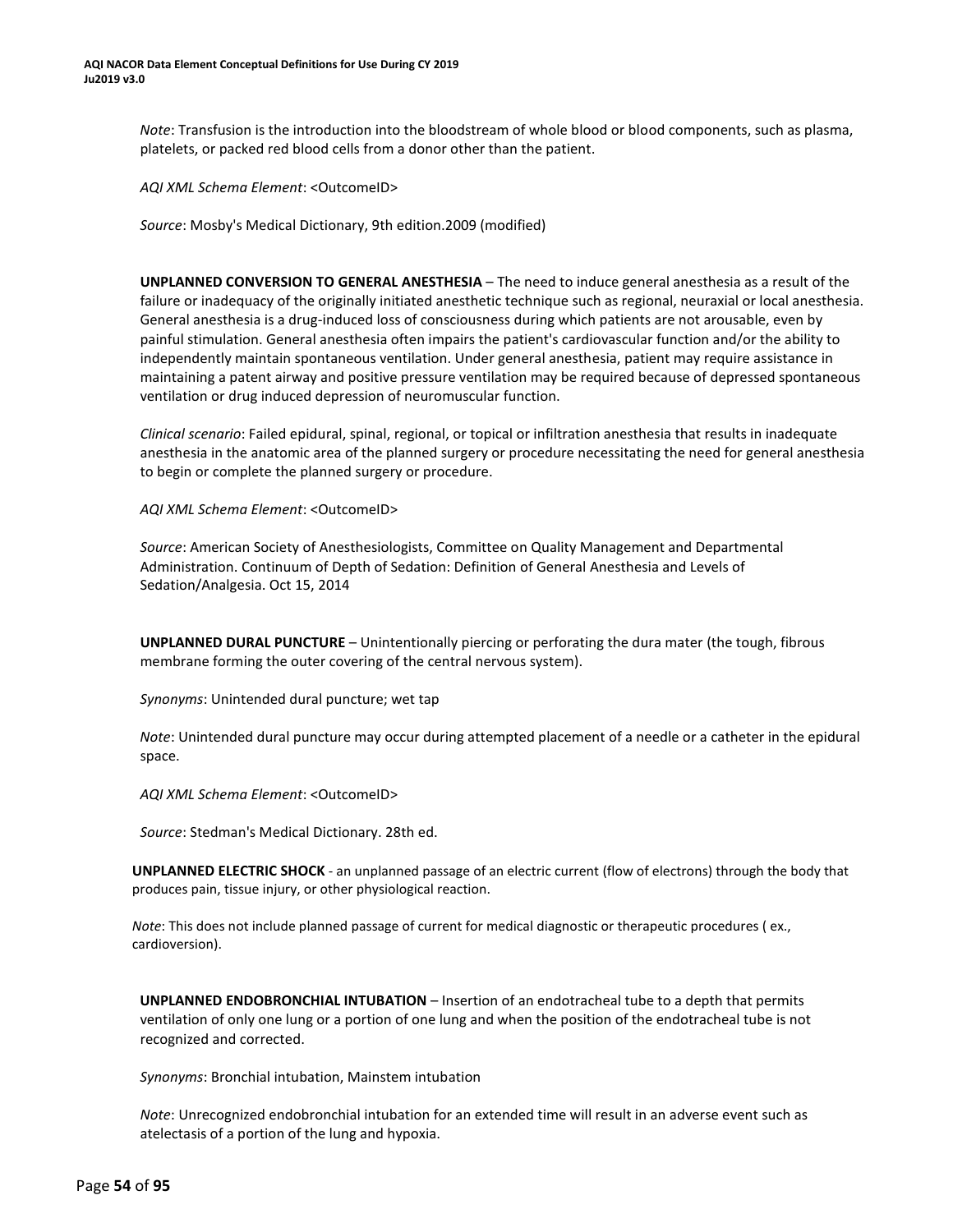*Note*: Transfusion is the introduction into the bloodstream of whole blood or blood components, such as plasma, platelets, or packed red blood cells from a donor other than the patient.

*AQI XML Schema Element*: <OutcomeID>

*Source*: Mosby's Medical Dictionary, 9th edition.2009 (modified)

**UNPLANNED CONVERSION TO GENERAL ANESTHESIA** – The need to induce general anesthesia as a result of the failure or inadequacy of the originally initiated anesthetic technique such as regional, neuraxial or local anesthesia. General anesthesia is a drug-induced loss of consciousness during which patients are not arousable, even by painful stimulation. General anesthesia often impairs the patient's cardiovascular function and/or the ability to independently maintain spontaneous ventilation. Under general anesthesia, patient may require assistance in maintaining a patent airway and positive pressure ventilation may be required because of depressed spontaneous ventilation or drug induced depression of neuromuscular function.

*Clinical scenario*: Failed epidural, spinal, regional, or topical or infiltration anesthesia that results in inadequate anesthesia in the anatomic area of the planned surgery or procedure necessitating the need for general anesthesia to begin or complete the planned surgery or procedure.

*AQI XML Schema Element*: <OutcomeID>

*Source*: American Society of Anesthesiologists, Committee on Quality Management and Departmental Administration. Continuum of Depth of Sedation: Definition of General Anesthesia and Levels of Sedation/Analgesia. Oct 15, 2014

**UNPLANNED DURAL PUNCTURE** – Unintentionally piercing or perforating the dura mater (the tough, fibrous membrane forming the outer covering of the central nervous system).

*Synonyms*: Unintended dural puncture; wet tap

*Note*: Unintended dural puncture may occur during attempted placement of a needle or a catheter in the epidural space.

*AQI XML Schema Element*: <OutcomeID>

*Source*: Stedman's Medical Dictionary. 28th ed.

**UNPLANNED ELECTRIC SHOCK** - an unplanned passage of an electric current (flow of electrons) through the body that produces pain, tissue injury, or other physiological reaction.

*Note*: This does not include planned passage of current for medical diagnostic or therapeutic procedures ( ex., cardioversion).

**UNPLANNED ENDOBRONCHIAL INTUBATION** – Insertion of an endotracheal tube to a depth that permits ventilation of only one lung or a portion of one lung and when the position of the endotracheal tube is not recognized and corrected.

*Synonyms*: Bronchial intubation, Mainstem intubation

*Note*: Unrecognized endobronchial intubation for an extended time will result in an adverse event such as atelectasis of a portion of the lung and hypoxia.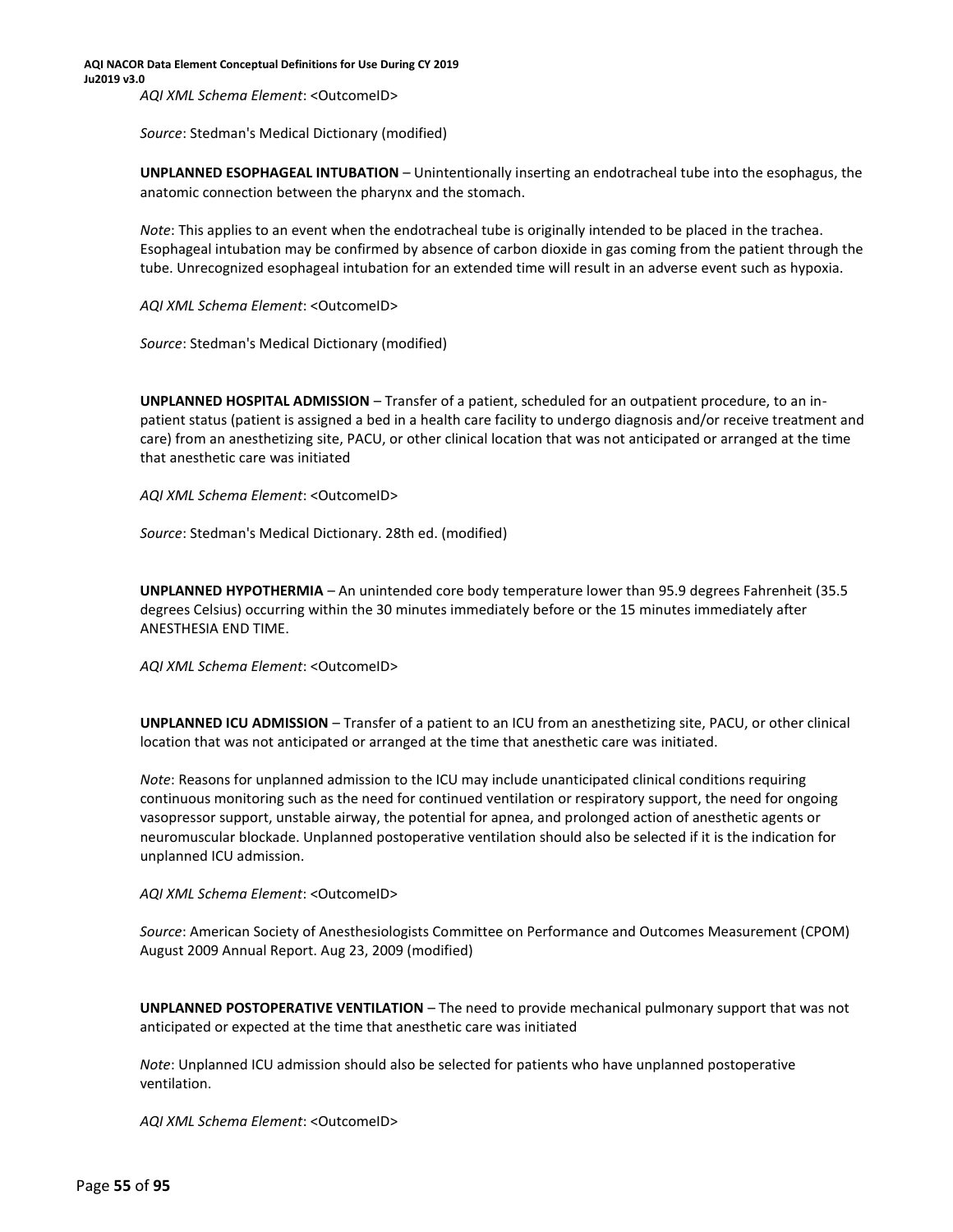*AQI XML Schema Element*: <OutcomeID>

*Source*: Stedman's Medical Dictionary (modified)

**UNPLANNED ESOPHAGEAL INTUBATION** – Unintentionally inserting an endotracheal tube into the esophagus, the anatomic connection between the pharynx and the stomach.

*Note*: This applies to an event when the endotracheal tube is originally intended to be placed in the trachea. Esophageal intubation may be confirmed by absence of carbon dioxide in gas coming from the patient through the tube. Unrecognized esophageal intubation for an extended time will result in an adverse event such as hypoxia.

*AQI XML Schema Element*: <OutcomeID>

*Source*: Stedman's Medical Dictionary (modified)

**UNPLANNED HOSPITAL ADMISSION** – Transfer of a patient, scheduled for an outpatient procedure, to an in-patient status (patient is assigned a bed in a health care facility to undergo diagnosis and/or receive treatment and care) from an anesthetizing site, PACU, or other clinical location that was not anticipated or arranged at the time that anesthetic care was initiated

*AQI XML Schema Element*: <OutcomeID>

*Source*: Stedman's Medical Dictionary. 28th ed. (modified)

**UNPLANNED HYPOTHERMIA** – An unintended core body temperature lower than 95.9 degrees Fahrenheit (35.5 degrees Celsius) occurring within the 30 minutes immediately before or the 15 minutes immediately after ANESTHESIA END TIME.

*AQI XML Schema Element*: <OutcomeID>

**UNPLANNED ICU ADMISSION** – Transfer of a patient to an ICU from an anesthetizing site, PACU, or other clinical location that was not anticipated or arranged at the time that anesthetic care was initiated.

*Note*: Reasons for unplanned admission to the ICU may include unanticipated clinical conditions requiring continuous monitoring such as the need for continued ventilation or respiratory support, the need for ongoing vasopressor support, unstable airway, the potential for apnea, and prolonged action of anesthetic agents or neuromuscular blockade. Unplanned postoperative ventilation should also be selected if it is the indication for unplanned ICU admission.

*AQI XML Schema Element*: <OutcomeID>

*Source*: American Society of Anesthesiologists Committee on Performance and Outcomes Measurement (CPOM) August 2009 Annual Report. Aug 23, 2009 (modified)

**UNPLANNED POSTOPERATIVE VENTILATION** – The need to provide mechanical pulmonary support that was not anticipated or expected at the time that anesthetic care was initiated

*Note*: Unplanned ICU admission should also be selected for patients who have unplanned postoperative ventilation.

*AQI XML Schema Element*: <OutcomeID>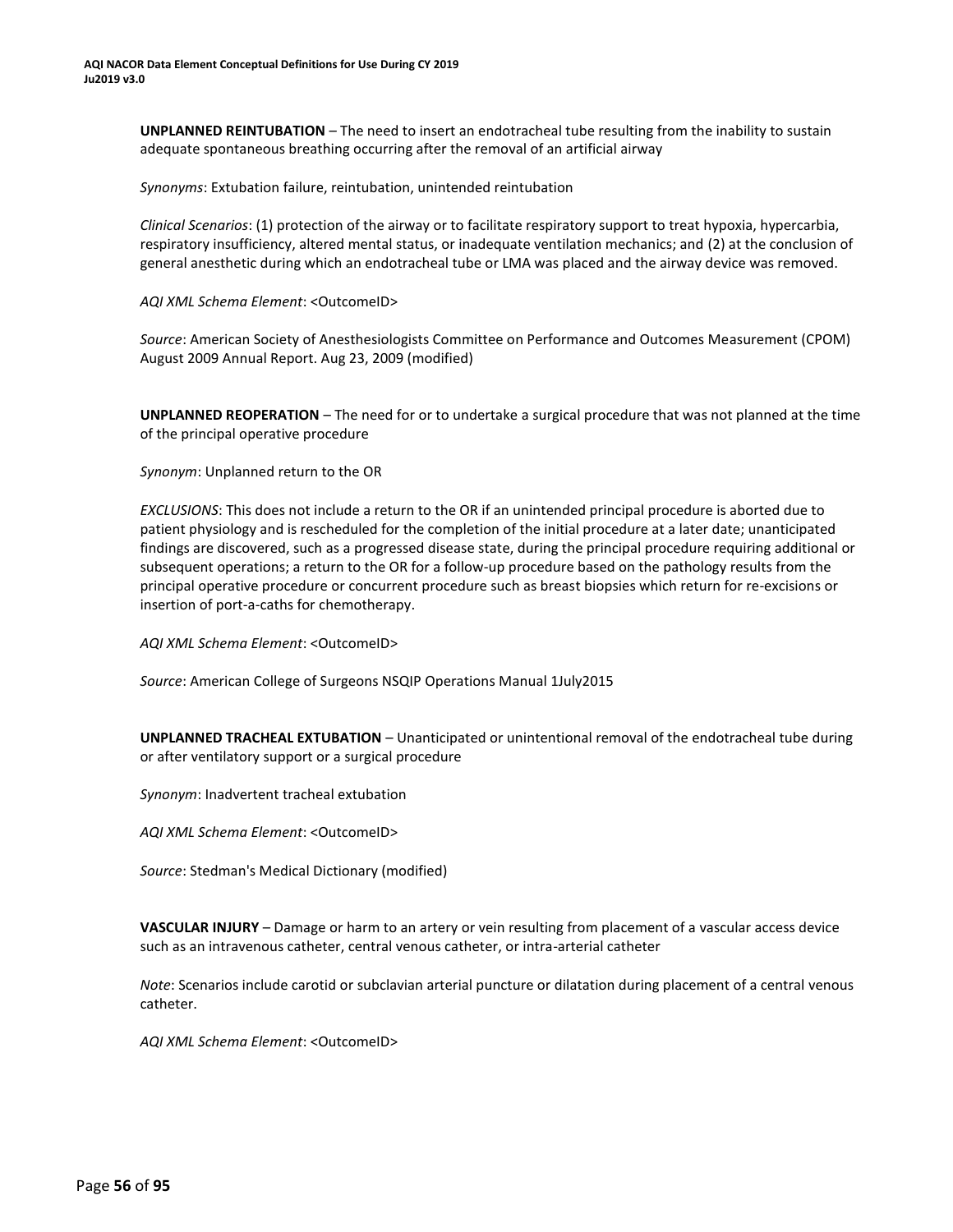**UNPLANNED REINTUBATION** – The need to insert an endotracheal tube resulting from the inability to sustain adequate spontaneous breathing occurring after the removal of an artificial airway

*Synonyms*: Extubation failure, reintubation, unintended reintubation

*Clinical Scenarios*: (1) protection of the airway or to facilitate respiratory support to treat hypoxia, hypercarbia, respiratory insufficiency, altered mental status, or inadequate ventilation mechanics; and (2) at the conclusion of general anesthetic during which an endotracheal tube or LMA was placed and the airway device was removed.

*AQI XML Schema Element*: <OutcomeID>

*Source*: American Society of Anesthesiologists Committee on Performance and Outcomes Measurement (CPOM) August 2009 Annual Report. Aug 23, 2009 (modified)

**UNPLANNED REOPERATION** – The need for or to undertake a surgical procedure that was not planned at the time of the principal operative procedure

*Synonym*: Unplanned return to the OR

*EXCLUSIONS*: This does not include a return to the OR if an unintended principal procedure is aborted due to patient physiology and is rescheduled for the completion of the initial procedure at a later date; unanticipated findings are discovered, such as a progressed disease state, during the principal procedure requiring additional or subsequent operations; a return to the OR for a follow-up procedure based on the pathology results from the principal operative procedure or concurrent procedure such as breast biopsies which return for re-excisions or insertion of port-a-caths for chemotherapy.

*AQI XML Schema Element*: <OutcomeID>

*Source*: American College of Surgeons NSQIP Operations Manual 1July2015

**UNPLANNED TRACHEAL EXTUBATION** – Unanticipated or unintentional removal of the endotracheal tube during or after ventilatory support or a surgical procedure

*Synonym*: Inadvertent tracheal extubation

*AQI XML Schema Element*: <OutcomeID>

*Source*: Stedman's Medical Dictionary (modified)

**VASCULAR INJURY** – Damage or harm to an artery or vein resulting from placement of a vascular access device such as an intravenous catheter, central venous catheter, or intra-arterial catheter

*Note*: Scenarios include carotid or subclavian arterial puncture or dilatation during placement of a central venous catheter.

*AQI XML Schema Element*: <OutcomeID>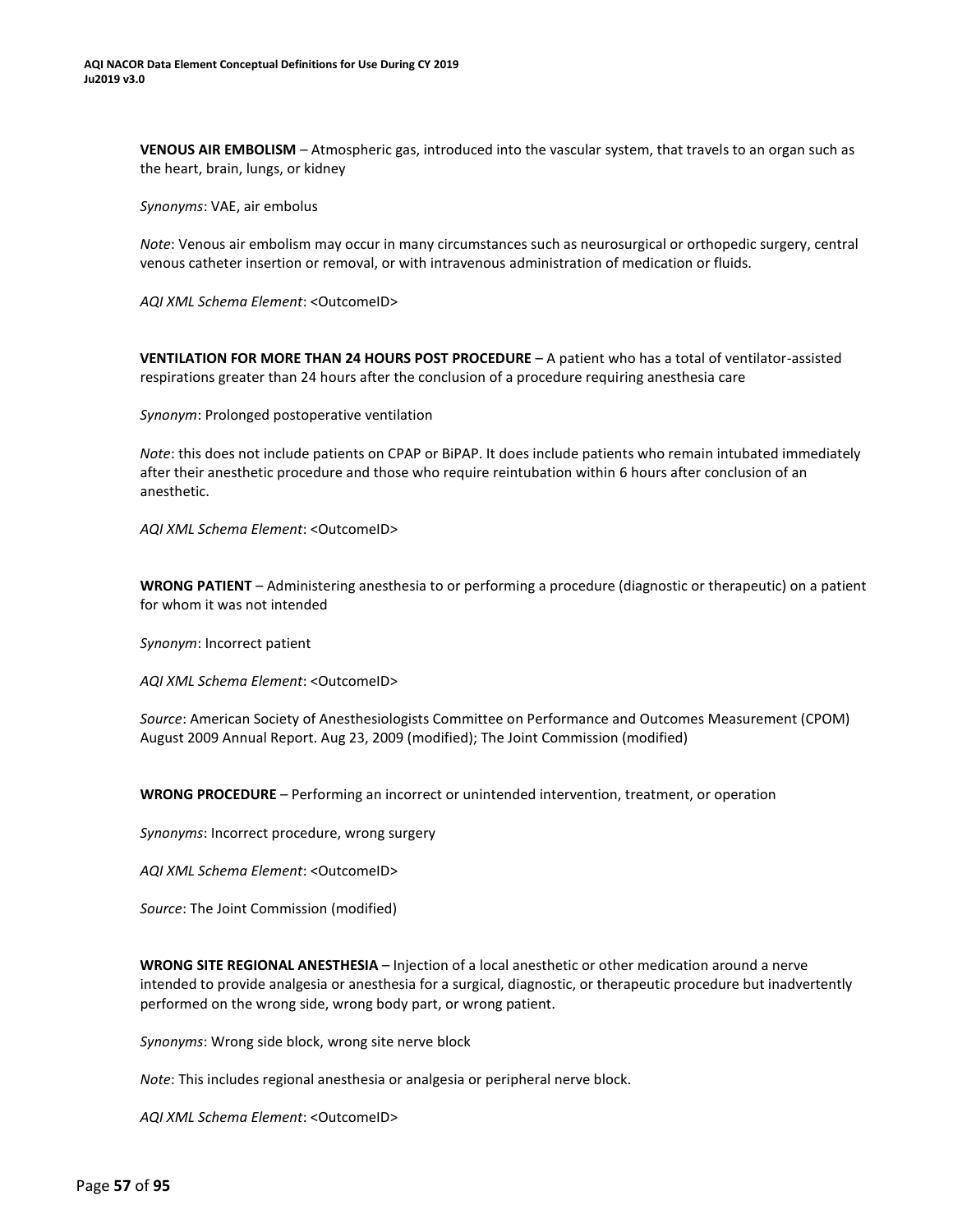**VENOUS AIR EMBOLISM** – Atmospheric gas, introduced into the vascular system, that travels to an organ such as the heart, brain, lungs, or kidney

*Synonyms*: VAE, air embolus

*Note*: Venous air embolism may occur in many circumstances such as neurosurgical or orthopedic surgery, central venous catheter insertion or removal, or with intravenous administration of medication or fluids.

*AQI XML Schema Element*: <OutcomeID>

**VENTILATION FOR MORE THAN 24 HOURS POST PROCEDURE** – A patient who has a total of ventilator-assisted respirations greater than 24 hours after the conclusion of a procedure requiring anesthesia care

*Synonym*: Prolonged postoperative ventilation

*Note*: this does not include patients on CPAP or BiPAP. It does include patients who remain intubated immediately after their anesthetic procedure and those who require reintubation within 6 hours after conclusion of an anesthetic.

*AQI XML Schema Element*: <OutcomeID>

**WRONG PATIENT** – Administering anesthesia to or performing a procedure (diagnostic or therapeutic) on a patient for whom it was not intended

*Synonym*: Incorrect patient

*AQI XML Schema Element*: <OutcomeID>

*Source*: American Society of Anesthesiologists Committee on Performance and Outcomes Measurement (CPOM) August 2009 Annual Report. Aug 23, 2009 (modified); The Joint Commission (modified)

**WRONG PROCEDURE** – Performing an incorrect or unintended intervention, treatment, or operation

*Synonyms*: Incorrect procedure, wrong surgery

*AQI XML Schema Element*: <OutcomeID>

*Source*: The Joint Commission (modified)

**WRONG SITE REGIONAL ANESTHESIA** – Injection of a local anesthetic or other medication around a nerve intended to provide analgesia or anesthesia for a surgical, diagnostic, or therapeutic procedure but inadvertently performed on the wrong side, wrong body part, or wrong patient.

*Synonyms*: Wrong side block, wrong site nerve block

*Note*: This includes regional anesthesia or analgesia or peripheral nerve block.

*AQI XML Schema Element*: <OutcomeID>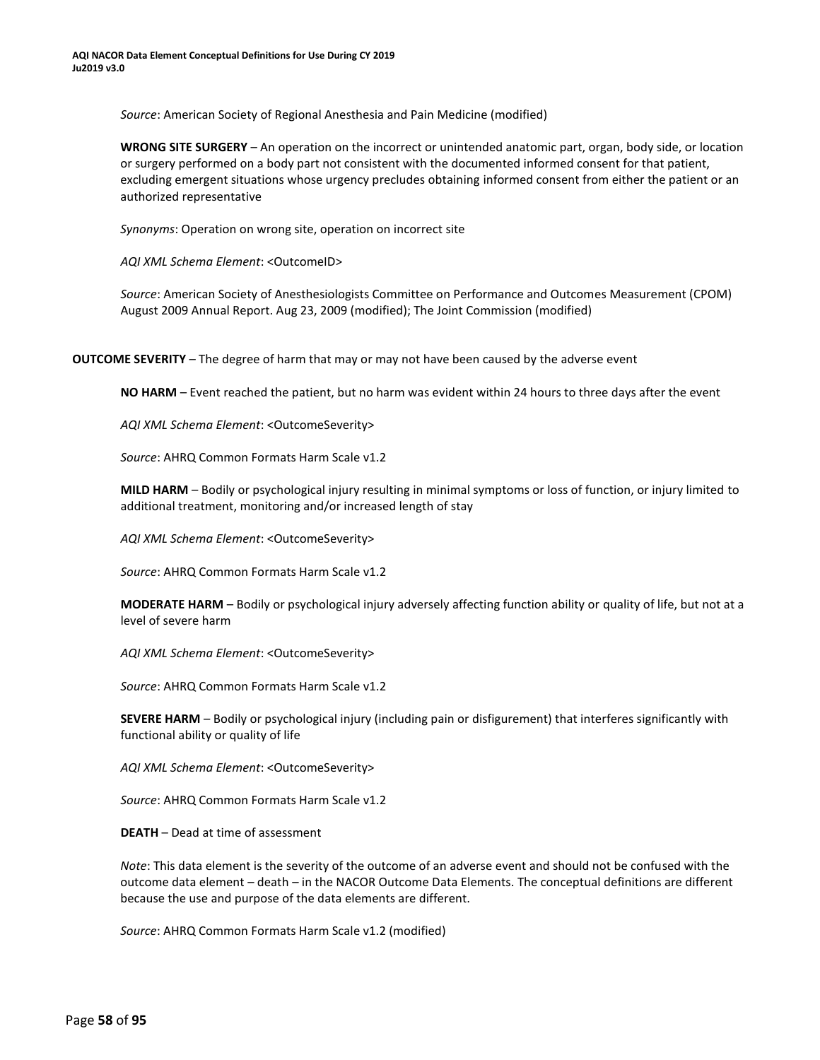*Source*: American Society of Regional Anesthesia and Pain Medicine (modified)

**WRONG SITE SURGERY** – An operation on the incorrect or unintended anatomic part, organ, body side, or location or surgery performed on a body part not consistent with the documented informed consent for that patient, excluding emergent situations whose urgency precludes obtaining informed consent from either the patient or an authorized representative

*Synonyms*: Operation on wrong site, operation on incorrect site

*AQI XML Schema Element*: <OutcomeID>

*Source*: American Society of Anesthesiologists Committee on Performance and Outcomes Measurement (CPOM) August 2009 Annual Report. Aug 23, 2009 (modified); The Joint Commission (modified)

**OUTCOME SEVERITY** – The degree of harm that may or may not have been caused by the adverse event

**NO HARM** – Event reached the patient, but no harm was evident within 24 hours to three days after the event

*AQI XML Schema Element*: <OutcomeSeverity>

*Source*: AHRQ Common Formats Harm Scale v1.2

**MILD HARM** – Bodily or psychological injury resulting in minimal symptoms or loss of function, or injury limited to additional treatment, monitoring and/or increased length of stay

*AQI XML Schema Element*: <OutcomeSeverity>

*Source*: AHRQ Common Formats Harm Scale v1.2

**MODERATE HARM** – Bodily or psychological injury adversely affecting function ability or quality of life, but not at a level of severe harm

*AQI XML Schema Element*: <OutcomeSeverity>

*Source*: AHRQ Common Formats Harm Scale v1.2

**SEVERE HARM** – Bodily or psychological injury (including pain or disfigurement) that interferes significantly with functional ability or quality of life

*AQI XML Schema Element*: <OutcomeSeverity>

*Source*: AHRQ Common Formats Harm Scale v1.2

**DEATH** – Dead at time of assessment

*Note*: This data element is the severity of the outcome of an adverse event and should not be confused with the outcome data element – death – in the NACOR Outcome Data Elements. The conceptual definitions are different because the use and purpose of the data elements are different.

*Source*: AHRQ Common Formats Harm Scale v1.2 (modified)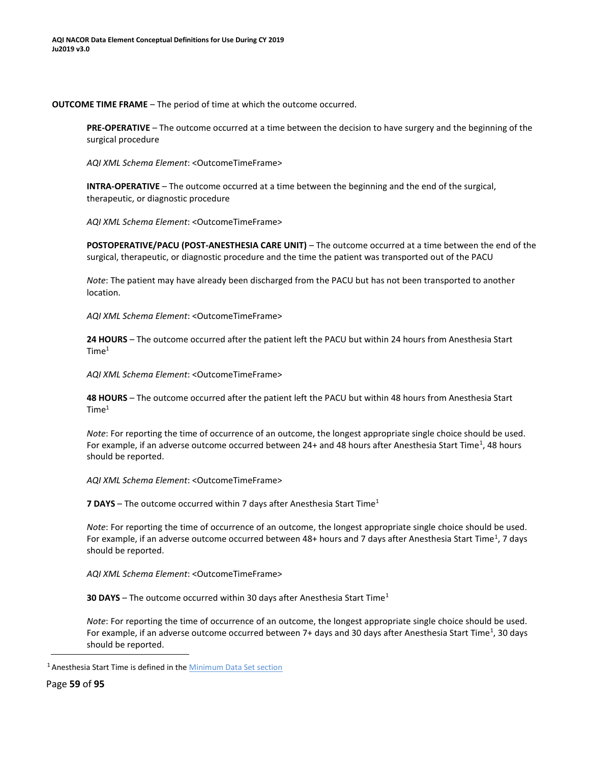**OUTCOME TIME FRAME** – The period of time at which the outcome occurred.

**PRE-OPERATIVE** – The outcome occurred at a time between the decision to have surgery and the beginning of the surgical procedure

*AQI XML Schema Element*: <OutcomeTimeFrame>

**INTRA-OPERATIVE** – The outcome occurred at a time between the beginning and the end of the surgical, therapeutic, or diagnostic procedure

*AQI XML Schema Element*: <OutcomeTimeFrame>

**POSTOPERATIVE/PACU (POST-ANESTHESIA CARE UNIT)** – The outcome occurred at a time between the end of the surgical, therapeutic, or diagnostic procedure and the time the patient was transported out of the PACU

*Note*: The patient may have already been discharged from the PACU but has not been transported to another location.

*AQI XML Schema Element*: <OutcomeTimeFrame>

**24 HOURS** – The outcome occurred after the patient left the PACU but within 24 hours from Anesthesia Start Time[1]

*AQI XML Schema Element*: <OutcomeTimeFrame>

**48 HOURS** – The outcome occurred after the patient left the PACU but within 48 hours from Anesthesia Start Time[1]

*Note*: For reporting the time of occurrence of an outcome, the longest appropriate single choice should be used. For example, if an adverse outcome occurred between 24+ and 48 hours after Anesthesia Start Time[1], 48 hours should be reported.

*AQI XML Schema Element*: <OutcomeTimeFrame>

**7 DAYS** – The outcome occurred within 7 days after Anesthesia Start Time[1]

*Note*: For reporting the time of occurrence of an outcome, the longest appropriate single choice should be used. For example, if an adverse outcome occurred between 48+ hours and 7 days after Anesthesia Start Time[1], 7 days should be reported.

*AQI XML Schema Element*: <OutcomeTimeFrame>

**30 DAYS** – The outcome occurred within 30 days after Anesthesia Start Time[1]

*Note*: For reporting the time of occurrence of an outcome, the longest appropriate single choice should be used. For example, if an adverse outcome occurred between 7+ days and 30 days after Anesthesia Start Time[1], 30 days should be reported.

---

[1] Anesthesia Start Time is defined in the Minimum Data Set section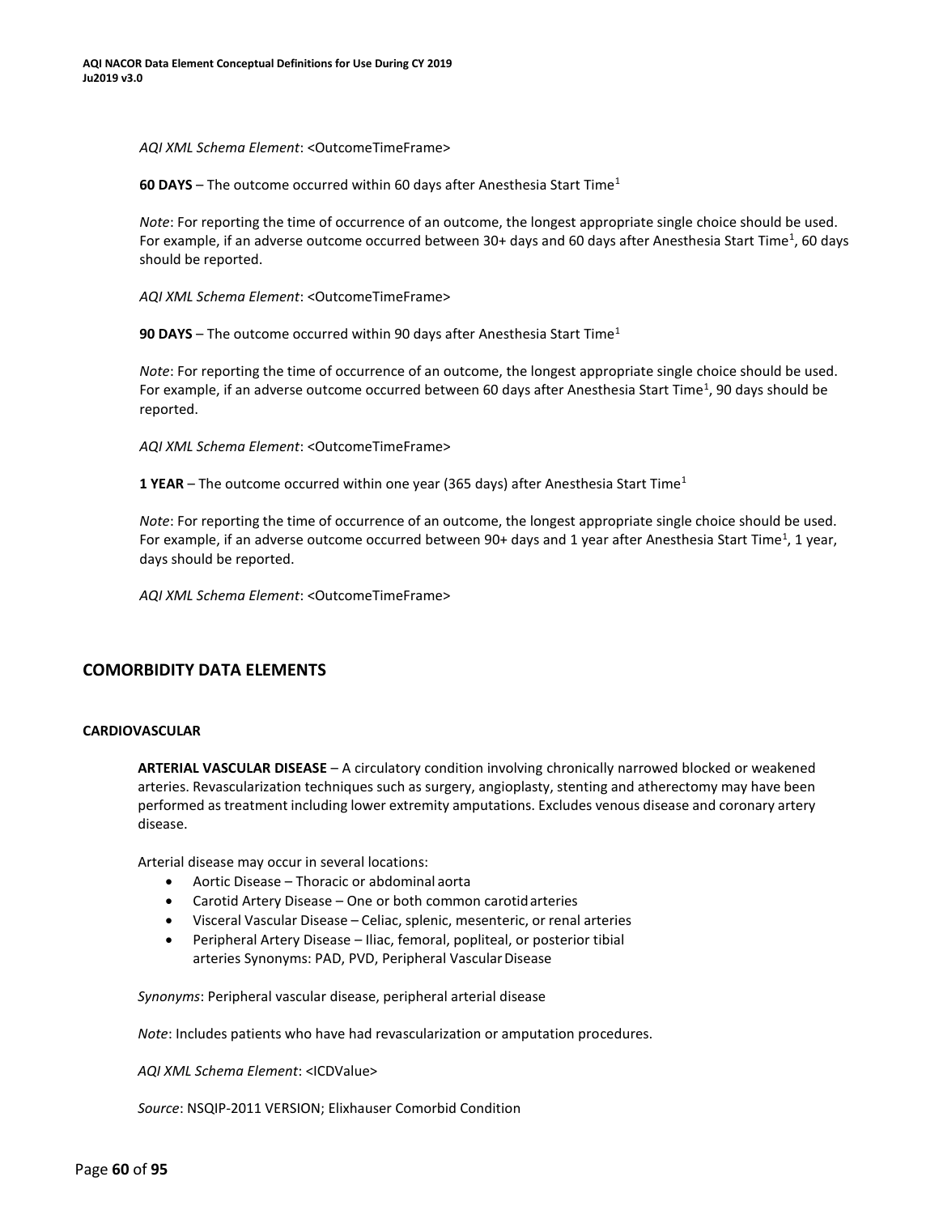*AQI XML Schema Element*: <OutcomeTimeFrame>

**60 DAYS** – The outcome occurred within 60 days after Anesthesia Start Time[1]

*Note*: For reporting the time of occurrence of an outcome, the longest appropriate single choice should be used. For example, if an adverse outcome occurred between 30+ days and 60 days after Anesthesia Start Time[1], 60 days should be reported.

*AQI XML Schema Element*: <OutcomeTimeFrame>

**90 DAYS** – The outcome occurred within 90 days after Anesthesia Start Time[1]

*Note*: For reporting the time of occurrence of an outcome, the longest appropriate single choice should be used. For example, if an adverse outcome occurred between 60 days after Anesthesia Start Time[1], 90 days should be reported.

*AQI XML Schema Element*: <OutcomeTimeFrame>

**1 YEAR** – The outcome occurred within one year (365 days) after Anesthesia Start Time[1]

*Note*: For reporting the time of occurrence of an outcome, the longest appropriate single choice should be used. For example, if an adverse outcome occurred between 90+ days and 1 year after Anesthesia Start Time[1], 1 year, days should be reported.

*AQI XML Schema Element*: <OutcomeTimeFrame>

## COMORBIDITY DATA ELEMENTS

### CARDIOVASCULAR

**ARTERIAL VASCULAR DISEASE** – A circulatory condition involving chronically narrowed blocked or weakened arteries. Revascularization techniques such as surgery, angioplasty, stenting and atherectomy may have been performed as treatment including lower extremity amputations. Excludes venous disease and coronary artery disease.

Arterial disease may occur in several locations:

- Aortic Disease – Thoracic or abdominal aorta
- Carotid Artery Disease – One or both common carotid arteries
- Visceral Vascular Disease – Celiac, splenic, mesenteric, or renal arteries
- Peripheral Artery Disease – Iliac, femoral, popliteal, or posterior tibial arteries Synonyms: PAD, PVD, Peripheral Vascular Disease

*Synonyms*: Peripheral vascular disease, peripheral arterial disease

*Note*: Includes patients who have had revascularization or amputation procedures.

*AQI XML Schema Element*: <ICDValue>

*Source*: NSQIP-2011 VERSION; Elixhauser Comorbid Condition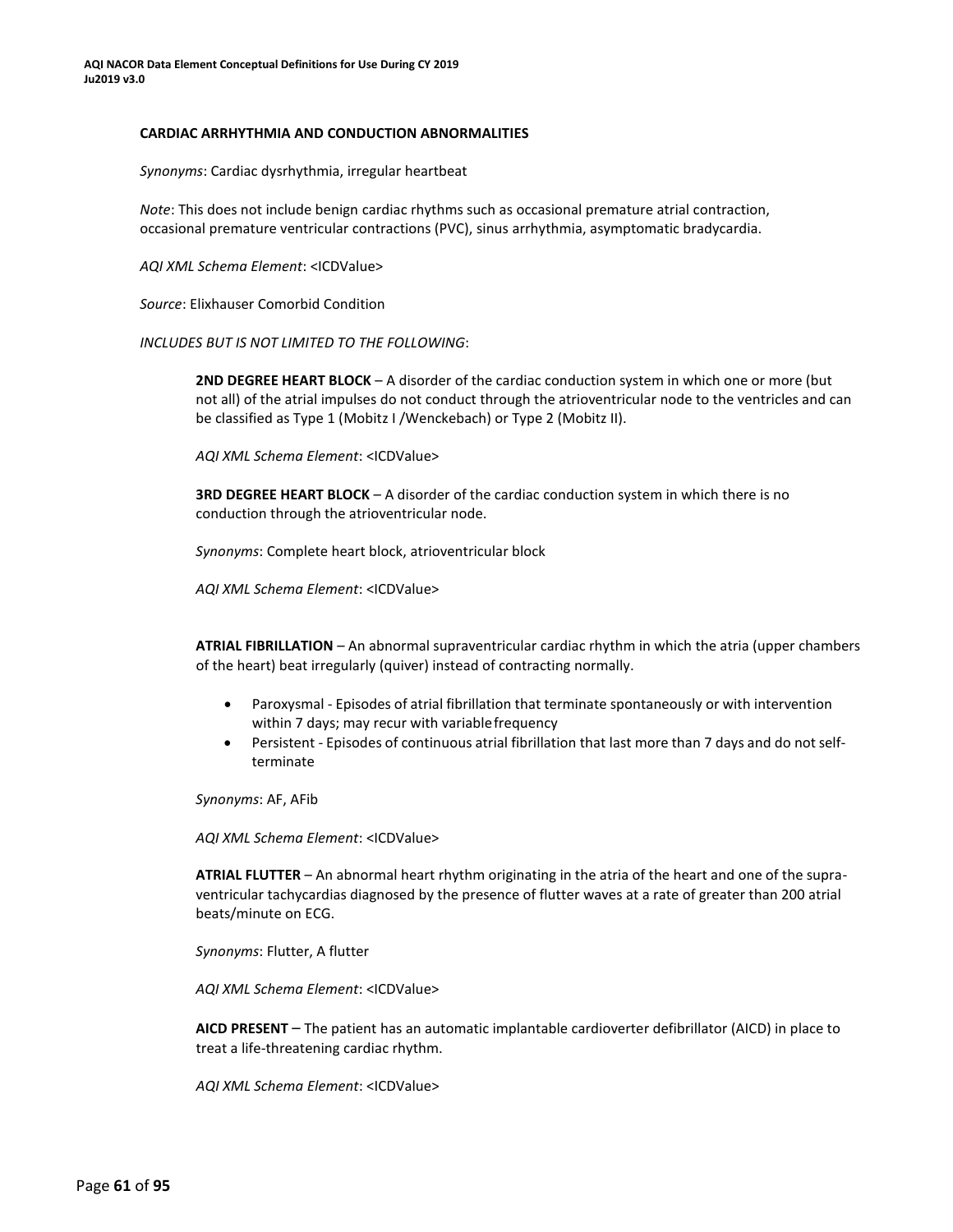### CARDIAC ARRHYTHMIA AND CONDUCTION ABNORMALITIES

*Synonyms*: Cardiac dysrhythmia, irregular heartbeat

*Note*: This does not include benign cardiac rhythms such as occasional premature atrial contraction, occasional premature ventricular contractions (PVC), sinus arrhythmia, asymptomatic bradycardia.

*AQI XML Schema Element*: <ICDValue>

*Source*: Elixhauser Comorbid Condition

*INCLUDES BUT IS NOT LIMITED TO THE FOLLOWING*:

**2ND DEGREE HEART BLOCK** – A disorder of the cardiac conduction system in which one or more (but not all) of the atrial impulses do not conduct through the atrioventricular node to the ventricles and can be classified as Type 1 (Mobitz I /Wenckebach) or Type 2 (Mobitz II).

*AQI XML Schema Element*: <ICDValue>

**3RD DEGREE HEART BLOCK** – A disorder of the cardiac conduction system in which there is no conduction through the atrioventricular node.

*Synonyms*: Complete heart block, atrioventricular block

*AQI XML Schema Element*: <ICDValue>

**ATRIAL FIBRILLATION** – An abnormal supraventricular cardiac rhythm in which the atria (upper chambers of the heart) beat irregularly (quiver) instead of contracting normally.

- Paroxysmal - Episodes of atrial fibrillation that terminate spontaneously or with intervention within 7 days; may recur with variable frequency
- Persistent - Episodes of continuous atrial fibrillation that last more than 7 days and do not self-terminate

*Synonyms*: AF, AFib

*AQI XML Schema Element*: <ICDValue>

**ATRIAL FLUTTER** – An abnormal heart rhythm originating in the atria of the heart and one of the supra-ventricular tachycardias diagnosed by the presence of flutter waves at a rate of greater than 200 atrial beats/minute on ECG.

*Synonyms*: Flutter, A flutter

*AQI XML Schema Element*: <ICDValue>

**AICD PRESENT** – The patient has an automatic implantable cardioverter defibrillator (AICD) in place to treat a life-threatening cardiac rhythm.

*AQI XML Schema Element*: <ICDValue>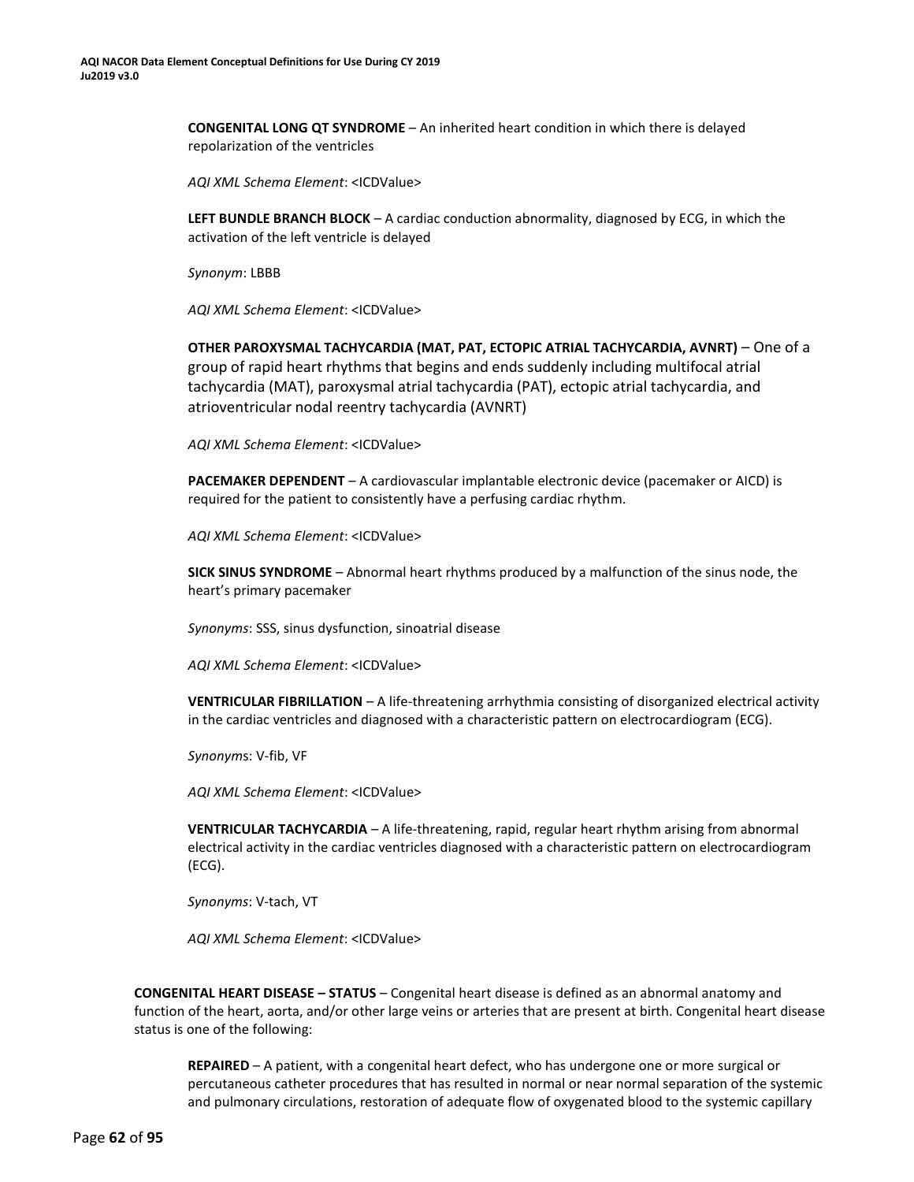**CONGENITAL LONG QT SYNDROME** – An inherited heart condition in which there is delayed repolarization of the ventricles

*AQI XML Schema Element*: <ICDValue>

**LEFT BUNDLE BRANCH BLOCK** – A cardiac conduction abnormality, diagnosed by ECG, in which the activation of the left ventricle is delayed

*Synonym*: LBBB

*AQI XML Schema Element*: <ICDValue>

**OTHER PAROXYSMAL TACHYCARDIA (MAT, PAT, ECTOPIC ATRIAL TACHYCARDIA, AVNRT)** – One of a group of rapid heart rhythms that begins and ends suddenly including multifocal atrial tachycardia (MAT), paroxysmal atrial tachycardia (PAT), ectopic atrial tachycardia, and atrioventricular nodal reentry tachycardia (AVNRT)

*AQI XML Schema Element*: <ICDValue>

**PACEMAKER DEPENDENT** – A cardiovascular implantable electronic device (pacemaker or AICD) is required for the patient to consistently have a perfusing cardiac rhythm.

*AQI XML Schema Element*: <ICDValue>

**SICK SINUS SYNDROME** – Abnormal heart rhythms produced by a malfunction of the sinus node, the heart's primary pacemaker

*Synonyms*: SSS, sinus dysfunction, sinoatrial disease

*AQI XML Schema Element*: <ICDValue>

**VENTRICULAR FIBRILLATION** – A life-threatening arrhythmia consisting of disorganized electrical activity in the cardiac ventricles and diagnosed with a characteristic pattern on electrocardiogram (ECG).

*Synonyms*: V-fib, VF

*AQI XML Schema Element*: <ICDValue>

**VENTRICULAR TACHYCARDIA** – A life-threatening, rapid, regular heart rhythm arising from abnormal electrical activity in the cardiac ventricles diagnosed with a characteristic pattern on electrocardiogram (ECG).

*Synonyms*: V-tach, VT

*AQI XML Schema Element*: <ICDValue>

**CONGENITAL HEART DISEASE – STATUS** – Congenital heart disease is defined as an abnormal anatomy and function of the heart, aorta, and/or other large veins or arteries that are present at birth. Congenital heart disease status is one of the following:

**REPAIRED** – A patient, with a congenital heart defect, who has undergone one or more surgical or percutaneous catheter procedures that has resulted in normal or near normal separation of the systemic and pulmonary circulations, restoration of adequate flow of oxygenated blood to the systemic capillary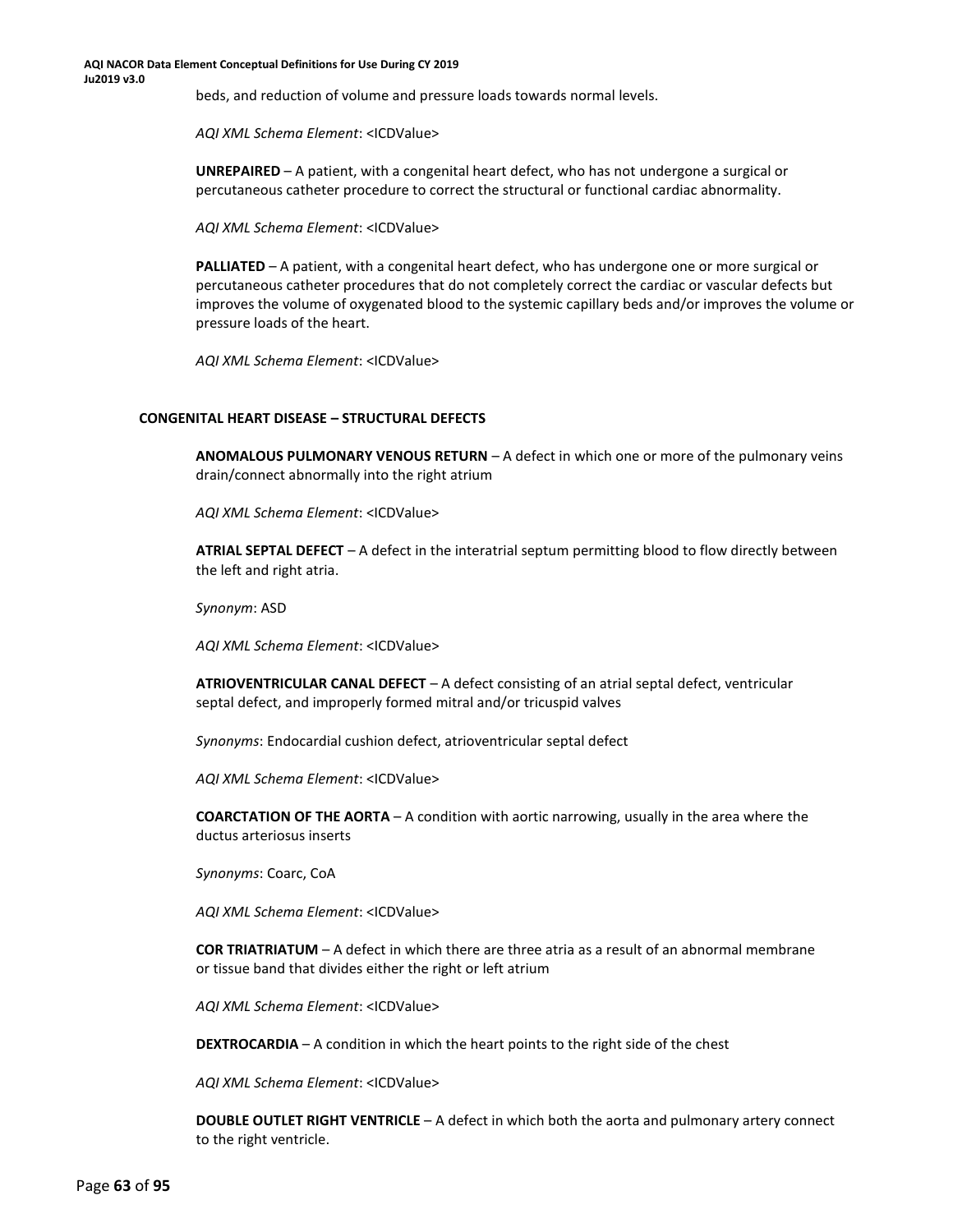beds, and reduction of volume and pressure loads towards normal levels.

*AQI XML Schema Element*: <ICDValue>

**UNREPAIRED** – A patient, with a congenital heart defect, who has not undergone a surgical or percutaneous catheter procedure to correct the structural or functional cardiac abnormality.

*AQI XML Schema Element*: <ICDValue>

**PALLIATED** – A patient, with a congenital heart defect, who has undergone one or more surgical or percutaneous catheter procedures that do not completely correct the cardiac or vascular defects but improves the volume of oxygenated blood to the systemic capillary beds and/or improves the volume or pressure loads of the heart.

*AQI XML Schema Element*: <ICDValue>

## CONGENITAL HEART DISEASE – STRUCTURAL DEFECTS

**ANOMALOUS PULMONARY VENOUS RETURN** – A defect in which one or more of the pulmonary veins drain/connect abnormally into the right atrium

*AQI XML Schema Element*: <ICDValue>

**ATRIAL SEPTAL DEFECT** – A defect in the interatrial septum permitting blood to flow directly between the left and right atria.

*Synonym*: ASD

*AQI XML Schema Element*: <ICDValue>

**ATRIOVENTRICULAR CANAL DEFECT** – A defect consisting of an atrial septal defect, ventricular septal defect, and improperly formed mitral and/or tricuspid valves

*Synonyms*: Endocardial cushion defect, atrioventricular septal defect

*AQI XML Schema Element*: <ICDValue>

**COARCTATION OF THE AORTA** – A condition with aortic narrowing, usually in the area where the ductus arteriosus inserts

*Synonyms*: Coarc, CoA

*AQI XML Schema Element*: <ICDValue>

**COR TRIATRIATUM** – A defect in which there are three atria as a result of an abnormal membrane or tissue band that divides either the right or left atrium

*AQI XML Schema Element*: <ICDValue>

**DEXTROCARDIA** – A condition in which the heart points to the right side of the chest

*AQI XML Schema Element*: <ICDValue>

**DOUBLE OUTLET RIGHT VENTRICLE** – A defect in which both the aorta and pulmonary artery connect to the right ventricle.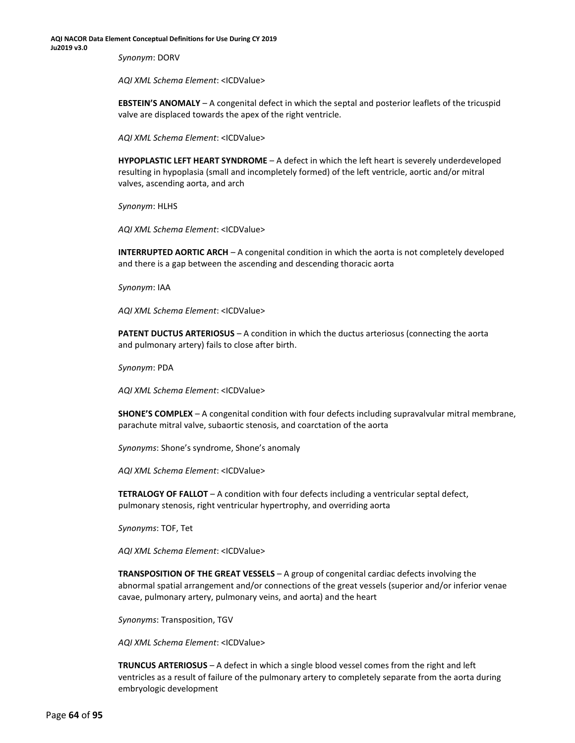*Synonym*: DORV

*AQI XML Schema Element*: <ICDValue>

**EBSTEIN'S ANOMALY** – A congenital defect in which the septal and posterior leaflets of the tricuspid valve are displaced towards the apex of the right ventricle.

*AQI XML Schema Element*: <ICDValue>

**HYPOPLASTIC LEFT HEART SYNDROME** – A defect in which the left heart is severely underdeveloped resulting in hypoplasia (small and incompletely formed) of the left ventricle, aortic and/or mitral valves, ascending aorta, and arch

*Synonym*: HLHS

*AQI XML Schema Element*: <ICDValue>

**INTERRUPTED AORTIC ARCH** – A congenital condition in which the aorta is not completely developed and there is a gap between the ascending and descending thoracic aorta

*Synonym*: IAA

*AQI XML Schema Element*: <ICDValue>

**PATENT DUCTUS ARTERIOSUS** – A condition in which the ductus arteriosus (connecting the aorta and pulmonary artery) fails to close after birth.

*Synonym*: PDA

*AQI XML Schema Element*: <ICDValue>

**SHONE'S COMPLEX** – A congenital condition with four defects including supravalvular mitral membrane, parachute mitral valve, subaortic stenosis, and coarctation of the aorta

*Synonyms*: Shone's syndrome, Shone's anomaly

*AQI XML Schema Element*: <ICDValue>

**TETRALOGY OF FALLOT** – A condition with four defects including a ventricular septal defect, pulmonary stenosis, right ventricular hypertrophy, and overriding aorta

*Synonyms*: TOF, Tet

*AQI XML Schema Element*: <ICDValue>

**TRANSPOSITION OF THE GREAT VESSELS** – A group of congenital cardiac defects involving the abnormal spatial arrangement and/or connections of the great vessels (superior and/or inferior venae cavae, pulmonary artery, pulmonary veins, and aorta) and the heart

*Synonyms*: Transposition, TGV

*AQI XML Schema Element*: <ICDValue>

**TRUNCUS ARTERIOSUS** – A defect in which a single blood vessel comes from the right and left ventricles as a result of failure of the pulmonary artery to completely separate from the aorta during embryologic development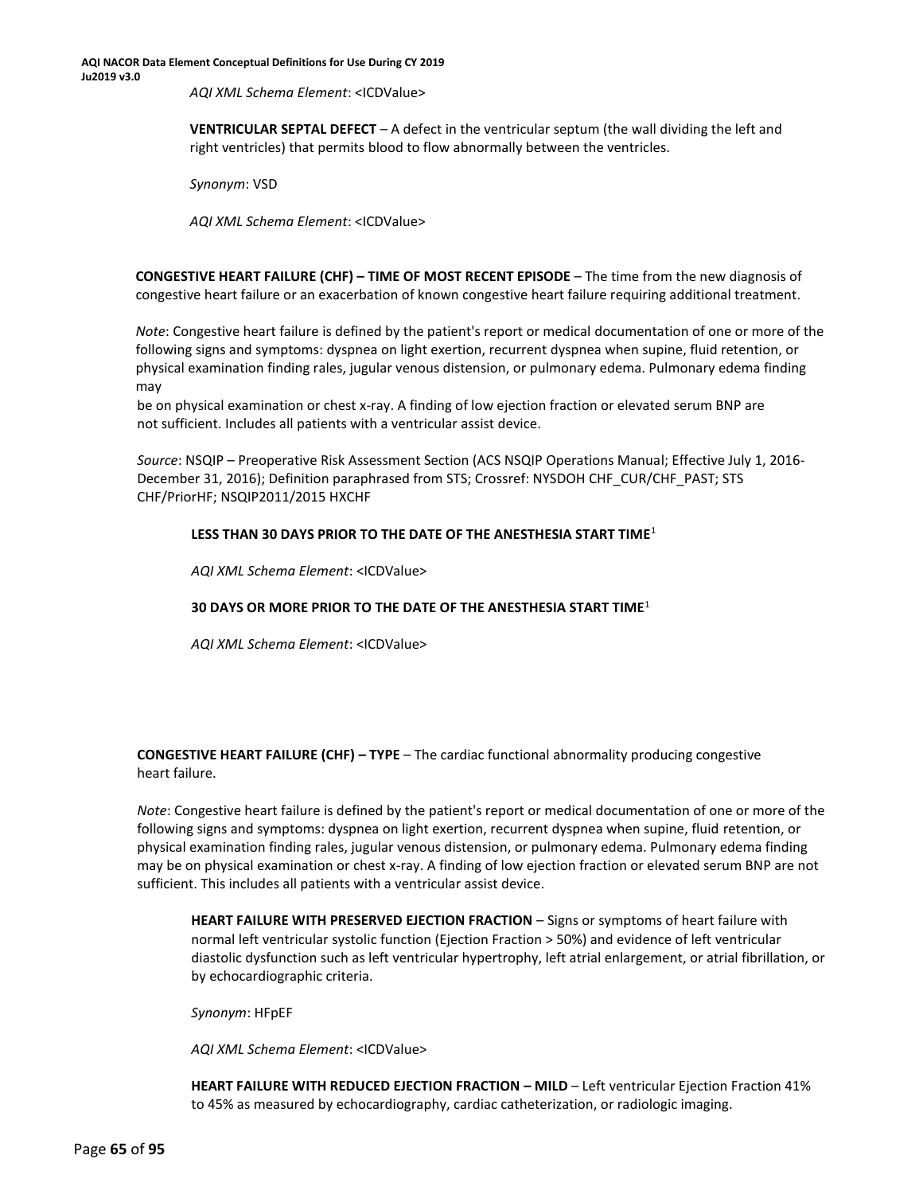*AQI XML Schema Element*: <ICDValue>

**VENTRICULAR SEPTAL DEFECT** – A defect in the ventricular septum (the wall dividing the left and right ventricles) that permits blood to flow abnormally between the ventricles.

*Synonym*: VSD

*AQI XML Schema Element*: <ICDValue>

**CONGESTIVE HEART FAILURE (CHF) – TIME OF MOST RECENT EPISODE** – The time from the new diagnosis of congestive heart failure or an exacerbation of known congestive heart failure requiring additional treatment.

*Note*: Congestive heart failure is defined by the patient's report or medical documentation of one or more of the following signs and symptoms: dyspnea on light exertion, recurrent dyspnea when supine, fluid retention, or physical examination finding rales, jugular venous distension, or pulmonary edema. Pulmonary edema finding may be on physical examination or chest x-ray. A finding of low ejection fraction or elevated serum BNP are not sufficient. Includes all patients with a ventricular assist device.

*Source*: NSQIP – Preoperative Risk Assessment Section (ACS NSQIP Operations Manual; Effective July 1, 2016-December 31, 2016); Definition paraphrased from STS; Crossref: NYSDOH CHF_CUR/CHF_PAST; STS CHF/PriorHF; NSQIP2011/2015 HXCHF

**LESS THAN 30 DAYS PRIOR TO THE DATE OF THE ANESTHESIA START TIME**[1]

*AQI XML Schema Element*: <ICDValue>

**30 DAYS OR MORE PRIOR TO THE DATE OF THE ANESTHESIA START TIME**[1]

*AQI XML Schema Element*: <ICDValue>

**CONGESTIVE HEART FAILURE (CHF) – TYPE** – The cardiac functional abnormality producing congestive heart failure.

*Note*: Congestive heart failure is defined by the patient's report or medical documentation of one or more of the following signs and symptoms: dyspnea on light exertion, recurrent dyspnea when supine, fluid retention, or physical examination finding rales, jugular venous distension, or pulmonary edema. Pulmonary edema finding may be on physical examination or chest x-ray. A finding of low ejection fraction or elevated serum BNP are not sufficient. This includes all patients with a ventricular assist device.

**HEART FAILURE WITH PRESERVED EJECTION FRACTION** – Signs or symptoms of heart failure with normal left ventricular systolic function (Ejection Fraction > 50%) and evidence of left ventricular diastolic dysfunction such as left ventricular hypertrophy, left atrial enlargement, or atrial fibrillation, or by echocardiographic criteria.

*Synonym*: HFpEF

*AQI XML Schema Element*: <ICDValue>

**HEART FAILURE WITH REDUCED EJECTION FRACTION – MILD** – Left ventricular Ejection Fraction 41% to 45% as measured by echocardiography, cardiac catheterization, or radiologic imaging.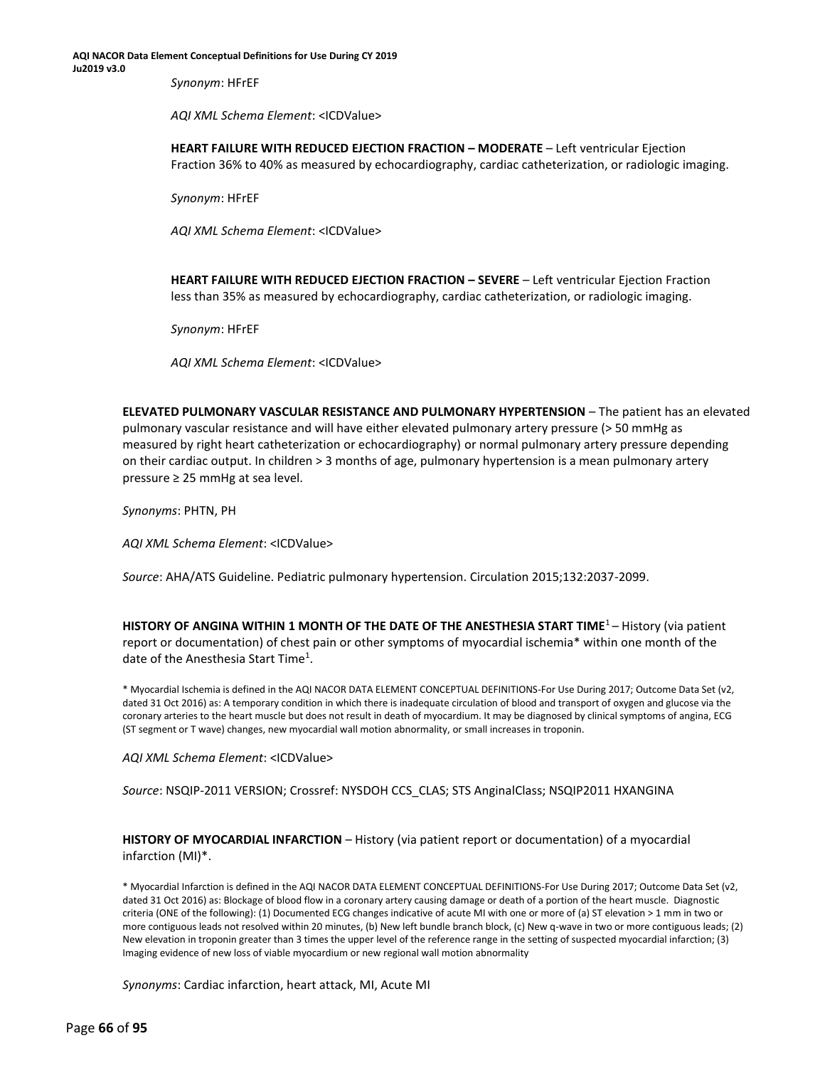*Synonym*: HFrEF

*AQI XML Schema Element*: <ICDValue>

**HEART FAILURE WITH REDUCED EJECTION FRACTION – MODERATE** – Left ventricular Ejection Fraction 36% to 40% as measured by echocardiography, cardiac catheterization, or radiologic imaging.

*Synonym*: HFrEF

*AQI XML Schema Element*: <ICDValue>

**HEART FAILURE WITH REDUCED EJECTION FRACTION – SEVERE** – Left ventricular Ejection Fraction less than 35% as measured by echocardiography, cardiac catheterization, or radiologic imaging.

*Synonym*: HFrEF

*AQI XML Schema Element*: <ICDValue>

**ELEVATED PULMONARY VASCULAR RESISTANCE AND PULMONARY HYPERTENSION** – The patient has an elevated pulmonary vascular resistance and will have either elevated pulmonary artery pressure (> 50 mmHg as measured by right heart catheterization or echocardiography) or normal pulmonary artery pressure depending on their cardiac output. In children > 3 months of age, pulmonary hypertension is a mean pulmonary artery pressure ≥ 25 mmHg at sea level.

*Synonyms*: PHTN, PH

*AQI XML Schema Element*: <ICDValue>

*Source*: AHA/ATS Guideline. Pediatric pulmonary hypertension. Circulation 2015;132:2037-2099.

**HISTORY OF ANGINA WITHIN 1 MONTH OF THE DATE OF THE ANESTHESIA START TIME**[1] – History (via patient report or documentation) of chest pain or other symptoms of myocardial ischemia* within one month of the date of the Anesthesia Start Time[1].

\* Myocardial Ischemia is defined in the AQI NACOR DATA ELEMENT CONCEPTUAL DEFINITIONS-For Use During 2017; Outcome Data Set (v2, dated 31 Oct 2016) as: A temporary condition in which there is inadequate circulation of blood and transport of oxygen and glucose via the coronary arteries to the heart muscle but does not result in death of myocardium. It may be diagnosed by clinical symptoms of angina, ECG (ST segment or T wave) changes, new myocardial wall motion abnormality, or small increases in troponin.

*AQI XML Schema Element*: <ICDValue>

*Source*: NSQIP-2011 VERSION; Crossref: NYSDOH CCS_CLAS; STS AnginalClass; NSQIP2011 HXANGINA

**HISTORY OF MYOCARDIAL INFARCTION** – History (via patient report or documentation) of a myocardial infarction (MI)*.

\* Myocardial Infarction is defined in the AQI NACOR DATA ELEMENT CONCEPTUAL DEFINITIONS-For Use During 2017; Outcome Data Set (v2, dated 31 Oct 2016) as: Blockage of blood flow in a coronary artery causing damage or death of a portion of the heart muscle. Diagnostic criteria (ONE of the following): (1) Documented ECG changes indicative of acute MI with one or more of (a) ST elevation > 1 mm in two or more contiguous leads not resolved within 20 minutes, (b) New left bundle branch block, (c) New q-wave in two or more contiguous leads; (2) New elevation in troponin greater than 3 times the upper level of the reference range in the setting of suspected myocardial infarction; (3) Imaging evidence of new loss of viable myocardium or new regional wall motion abnormality

*Synonyms*: Cardiac infarction, heart attack, MI, Acute MI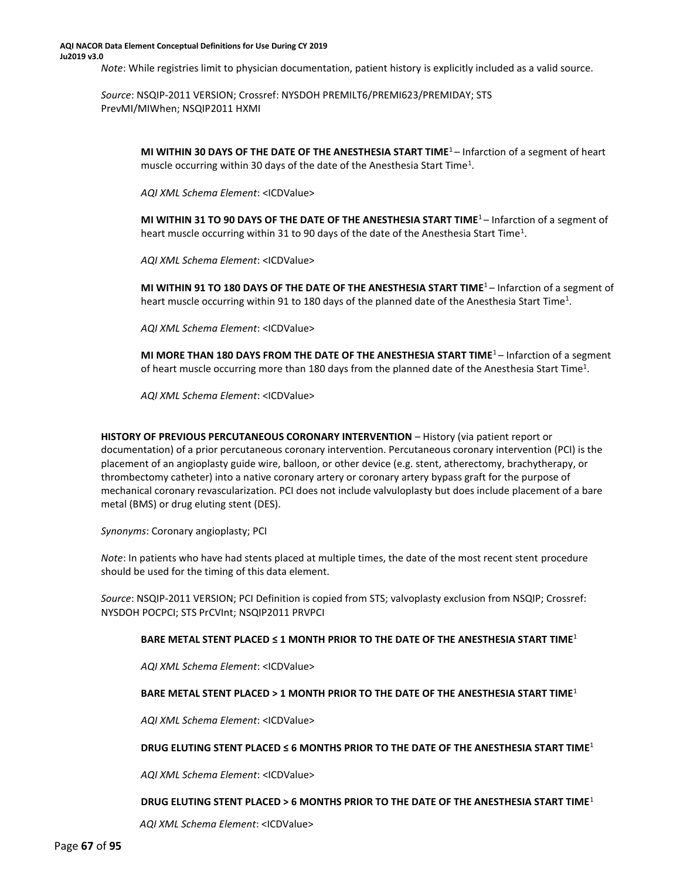*Note*: While registries limit to physician documentation, patient history is explicitly included as a valid source.

*Source*: NSQIP-2011 VERSION; Crossref: NYSDOH PREMILT6/PREMI623/PREMIDAY; STS PrevMI/MIWhen; NSQIP2011 HXMI

**MI WITHIN 30 DAYS OF THE DATE OF THE ANESTHESIA START TIME**[1] – Infarction of a segment of heart muscle occurring within 30 days of the date of the Anesthesia Start Time[1].

*AQI XML Schema Element*: <ICDValue>

**MI WITHIN 31 TO 90 DAYS OF THE DATE OF THE ANESTHESIA START TIME**[1] – Infarction of a segment of heart muscle occurring within 31 to 90 days of the date of the Anesthesia Start Time[1].

*AQI XML Schema Element*: <ICDValue>

**MI WITHIN 91 TO 180 DAYS OF THE DATE OF THE ANESTHESIA START TIME**[1] – Infarction of a segment of heart muscle occurring within 91 to 180 days of the planned date of the Anesthesia Start Time[1].

*AQI XML Schema Element*: <ICDValue>

**MI MORE THAN 180 DAYS FROM THE DATE OF THE ANESTHESIA START TIME**[1] – Infarction of a segment of heart muscle occurring more than 180 days from the planned date of the Anesthesia Start Time[1].

*AQI XML Schema Element*: <ICDValue>

**HISTORY OF PREVIOUS PERCUTANEOUS CORONARY INTERVENTION** – History (via patient report or documentation) of a prior percutaneous coronary intervention. Percutaneous coronary intervention (PCI) is the placement of an angioplasty guide wire, balloon, or other device (e.g. stent, atherectomy, brachytherapy, or thrombectomy catheter) into a native coronary artery or coronary artery bypass graft for the purpose of mechanical coronary revascularization. PCI does not include valvuloplasty but does include placement of a bare metal (BMS) or drug eluting stent (DES).

*Synonyms*: Coronary angioplasty; PCI

*Note*: In patients who have had stents placed at multiple times, the date of the most recent stent procedure should be used for the timing of this data element.

*Source*: NSQIP-2011 VERSION; PCI Definition is copied from STS; valvoplasty exclusion from NSQIP; Crossref: NYSDOH POCPCI; STS PrCVInt; NSQIP2011 PRVPCI

**BARE METAL STENT PLACED ≤ 1 MONTH PRIOR TO THE DATE OF THE ANESTHESIA START TIME**[1]

*AQI XML Schema Element*: <ICDValue>

**BARE METAL STENT PLACED > 1 MONTH PRIOR TO THE DATE OF THE ANESTHESIA START TIME**[1]

*AQI XML Schema Element*: <ICDValue>

**DRUG ELUTING STENT PLACED ≤ 6 MONTHS PRIOR TO THE DATE OF THE ANESTHESIA START TIME**[1]

*AQI XML Schema Element*: <ICDValue>

**DRUG ELUTING STENT PLACED > 6 MONTHS PRIOR TO THE DATE OF THE ANESTHESIA START TIME**[1]

*AQI XML Schema Element*: <ICDValue>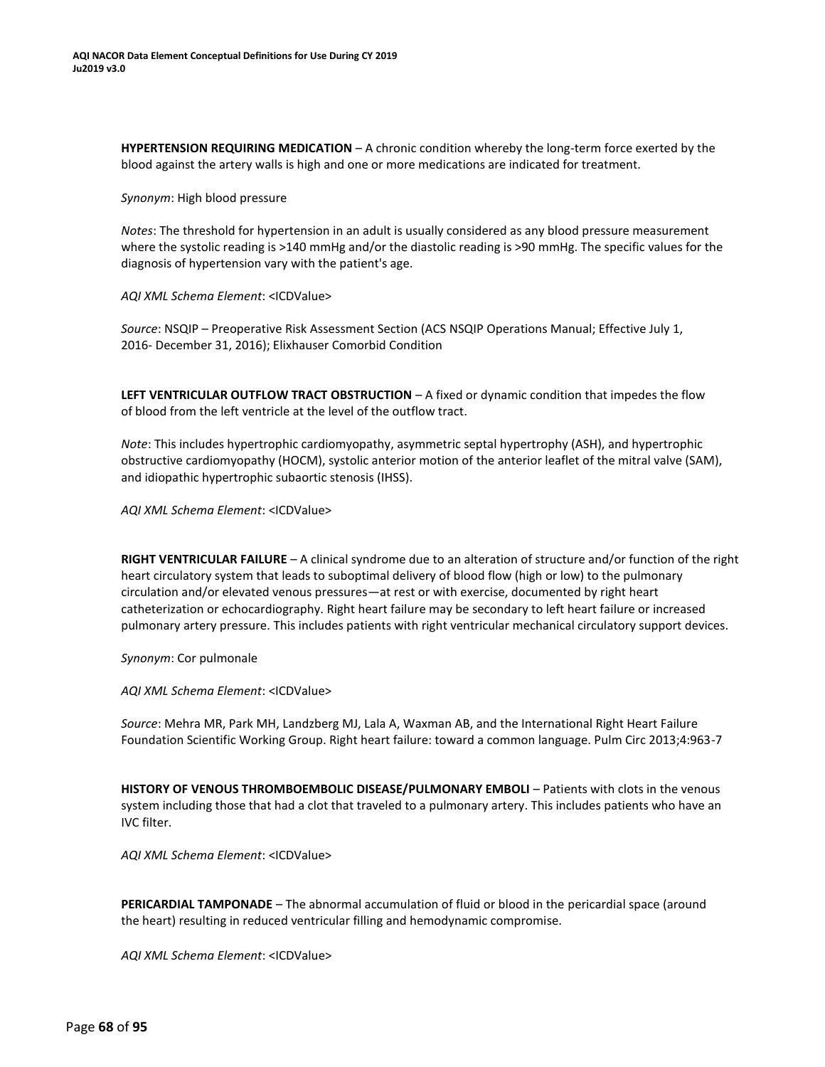**HYPERTENSION REQUIRING MEDICATION** – A chronic condition whereby the long-term force exerted by the blood against the artery walls is high and one or more medications are indicated for treatment.

*Synonym*: High blood pressure

*Notes*: The threshold for hypertension in an adult is usually considered as any blood pressure measurement where the systolic reading is >140 mmHg and/or the diastolic reading is >90 mmHg. The specific values for the diagnosis of hypertension vary with the patient's age.

*AQI XML Schema Element*: <ICDValue>

*Source*: NSQIP – Preoperative Risk Assessment Section (ACS NSQIP Operations Manual; Effective July 1, 2016- December 31, 2016); Elixhauser Comorbid Condition

**LEFT VENTRICULAR OUTFLOW TRACT OBSTRUCTION** – A fixed or dynamic condition that impedes the flow of blood from the left ventricle at the level of the outflow tract.

*Note*: This includes hypertrophic cardiomyopathy, asymmetric septal hypertrophy (ASH), and hypertrophic obstructive cardiomyopathy (HOCM), systolic anterior motion of the anterior leaflet of the mitral valve (SAM), and idiopathic hypertrophic subaortic stenosis (IHSS).

*AQI XML Schema Element*: <ICDValue>

**RIGHT VENTRICULAR FAILURE** – A clinical syndrome due to an alteration of structure and/or function of the right heart circulatory system that leads to suboptimal delivery of blood flow (high or low) to the pulmonary circulation and/or elevated venous pressures—at rest or with exercise, documented by right heart catheterization or echocardiography. Right heart failure may be secondary to left heart failure or increased pulmonary artery pressure. This includes patients with right ventricular mechanical circulatory support devices.

*Synonym*: Cor pulmonale

*AQI XML Schema Element*: <ICDValue>

*Source*: Mehra MR, Park MH, Landzberg MJ, Lala A, Waxman AB, and the International Right Heart Failure Foundation Scientific Working Group. Right heart failure: toward a common language. Pulm Circ 2013;4:963-7

**HISTORY OF VENOUS THROMBOEMBOLIC DISEASE/PULMONARY EMBOLI** – Patients with clots in the venous system including those that had a clot that traveled to a pulmonary artery. This includes patients who have an IVC filter.

*AQI XML Schema Element*: <ICDValue>

**PERICARDIAL TAMPONADE** – The abnormal accumulation of fluid or blood in the pericardial space (around the heart) resulting in reduced ventricular filling and hemodynamic compromise.

*AQI XML Schema Element*: <ICDValue>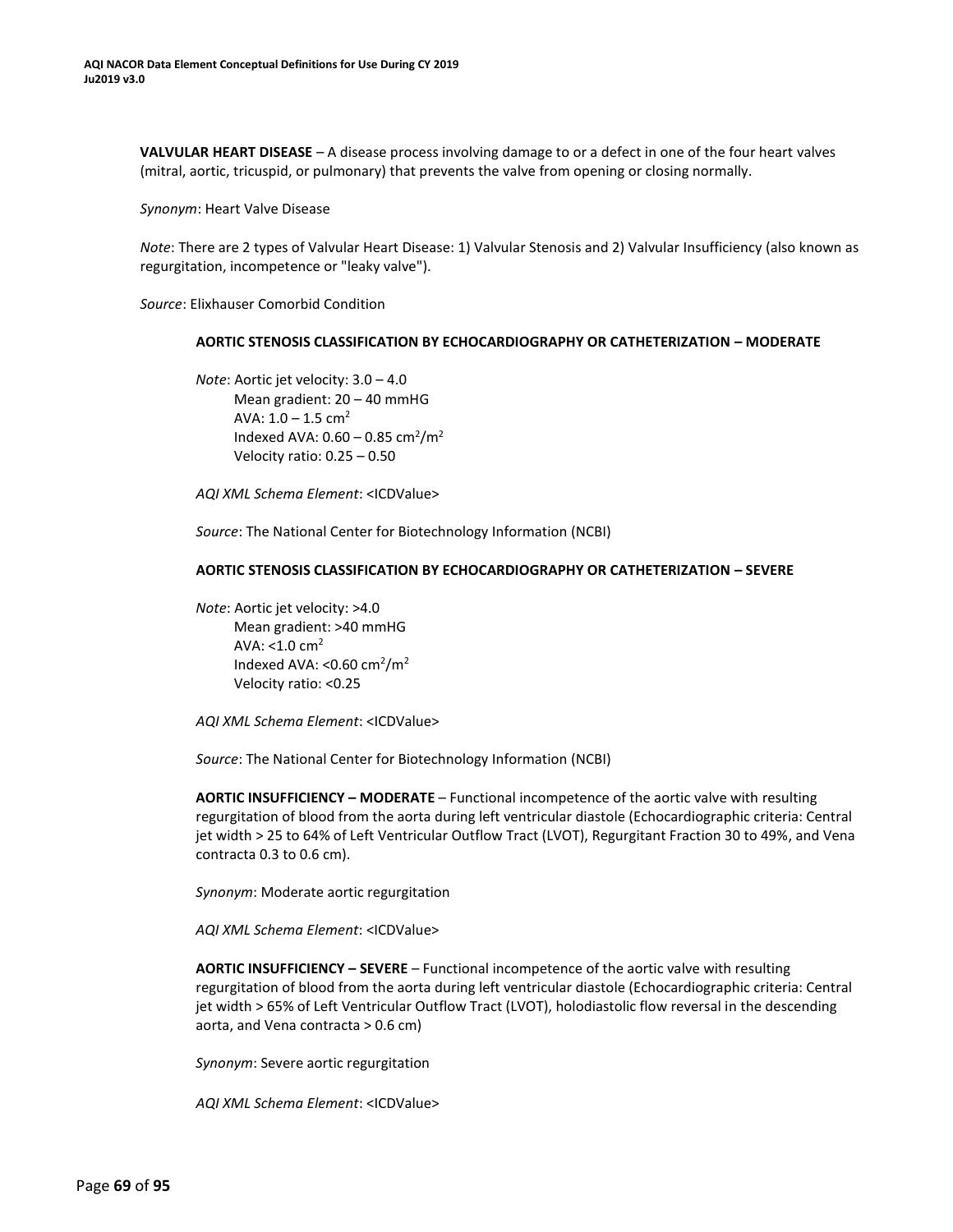**VALVULAR HEART DISEASE** – A disease process involving damage to or a defect in one of the four heart valves (mitral, aortic, tricuspid, or pulmonary) that prevents the valve from opening or closing normally.

*Synonym*: Heart Valve Disease

*Note*: There are 2 types of Valvular Heart Disease: 1) Valvular Stenosis and 2) Valvular Insufficiency (also known as regurgitation, incompetence or "leaky valve").

*Source*: Elixhauser Comorbid Condition

**AORTIC STENOSIS CLASSIFICATION BY ECHOCARDIOGRAPHY OR CATHETERIZATION – MODERATE**

*Note*: Aortic jet velocity: 3.0 – 4.0
Mean gradient: 20 – 40 mmHG
AVA: 1.0 – 1.5 $cm^2$
Indexed AVA: 0.60 – 0.85 $cm^2/m^2$
Velocity ratio: 0.25 – 0.50

*AQI XML Schema Element*: <ICDValue>

*Source*: The National Center for Biotechnology Information (NCBI)

**AORTIC STENOSIS CLASSIFICATION BY ECHOCARDIOGRAPHY OR CATHETERIZATION – SEVERE**

*Note*: Aortic jet velocity: >4.0
Mean gradient: >40 mmHG
AVA: <1.0 $cm^2$
Indexed AVA: <0.60 $cm^2/m^2$
Velocity ratio: <0.25

*AQI XML Schema Element*: <ICDValue>

*Source*: The National Center for Biotechnology Information (NCBI)

**AORTIC INSUFFICIENCY – MODERATE** – Functional incompetence of the aortic valve with resulting regurgitation of blood from the aorta during left ventricular diastole (Echocardiographic criteria: Central jet width > 25 to 64% of Left Ventricular Outflow Tract (LVOT), Regurgitant Fraction 30 to 49%, and Vena contracta 0.3 to 0.6 cm).

*Synonym*: Moderate aortic regurgitation

*AQI XML Schema Element*: <ICDValue>

**AORTIC INSUFFICIENCY – SEVERE** – Functional incompetence of the aortic valve with resulting regurgitation of blood from the aorta during left ventricular diastole (Echocardiographic criteria: Central jet width > 65% of Left Ventricular Outflow Tract (LVOT), holodiastolic flow reversal in the descending aorta, and Vena contracta > 0.6 cm)

*Synonym*: Severe aortic regurgitation

*AQI XML Schema Element*: <ICDValue>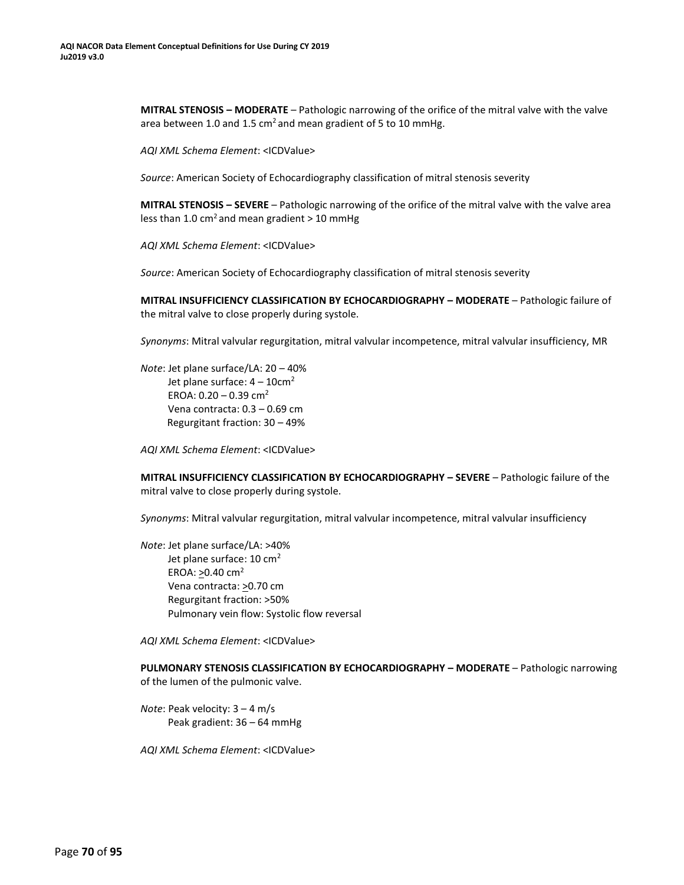**MITRAL STENOSIS – MODERATE** – Pathologic narrowing of the orifice of the mitral valve with the valve area between 1.0 and 1.5 $cm^2$ and mean gradient of 5 to 10 mmHg.

*AQI XML Schema Element*: <ICDValue>

*Source*: American Society of Echocardiography classification of mitral stenosis severity

**MITRAL STENOSIS – SEVERE** – Pathologic narrowing of the orifice of the mitral valve with the valve area less than 1.0 $cm^2$ and mean gradient > 10 mmHg

*AQI XML Schema Element*: <ICDValue>

*Source*: American Society of Echocardiography classification of mitral stenosis severity

**MITRAL INSUFFICIENCY CLASSIFICATION BY ECHOCARDIOGRAPHY – MODERATE** – Pathologic failure of the mitral valve to close properly during systole.

*Synonyms*: Mitral valvular regurgitation, mitral valvular incompetence, mitral valvular insufficiency, MR

*Note*: Jet plane surface/LA: 20 – 40%
Jet plane surface: 4 – 10$cm^2$
EROA: 0.20 – 0.39 $cm^2$
Vena contracta: 0.3 – 0.69 cm
Regurgitant fraction: 30 – 49%

*AQI XML Schema Element*: <ICDValue>

**MITRAL INSUFFICIENCY CLASSIFICATION BY ECHOCARDIOGRAPHY – SEVERE** – Pathologic failure of the mitral valve to close properly during systole.

*Synonyms*: Mitral valvular regurgitation, mitral valvular incompetence, mitral valvular insufficiency

*Note*: Jet plane surface/LA: >40%
Jet plane surface: 10 $cm^2$
EROA: ≥0.40 $cm^2$
Vena contracta: ≥0.70 cm
Regurgitant fraction: >50%
Pulmonary vein flow: Systolic flow reversal

*AQI XML Schema Element*: <ICDValue>

**PULMONARY STENOSIS CLASSIFICATION BY ECHOCARDIOGRAPHY – MODERATE** – Pathologic narrowing of the lumen of the pulmonic valve.

*Note*: Peak velocity: 3 – 4 m/s
Peak gradient: 36 – 64 mmHg

*AQI XML Schema Element*: <ICDValue>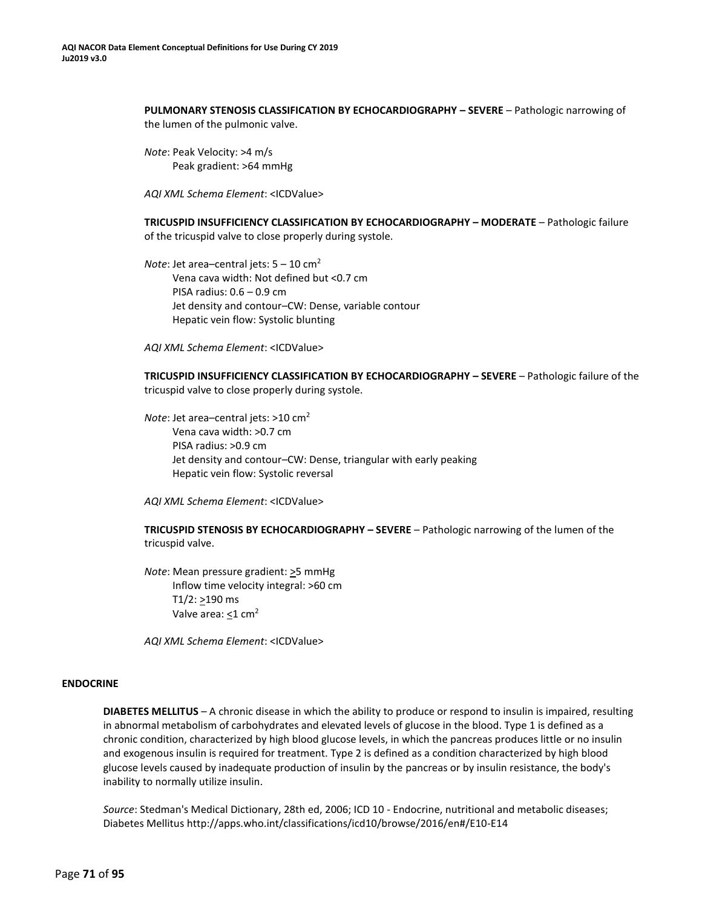**PULMONARY STENOSIS CLASSIFICATION BY ECHOCARDIOGRAPHY – SEVERE** – Pathologic narrowing of the lumen of the pulmonic valve.

*Note*: Peak Velocity: >4 m/s
Peak gradient: >64 mmHg

*AQI XML Schema Element*: <ICDValue>

**TRICUSPID INSUFFICIENCY CLASSIFICATION BY ECHOCARDIOGRAPHY – MODERATE** – Pathologic failure of the tricuspid valve to close properly during systole.

*Note*: Jet area–central jets: 5 – 10 $cm^2$
Vena cava width: Not defined but <0.7 cm
PISA radius: 0.6 – 0.9 cm
Jet density and contour–CW: Dense, variable contour
Hepatic vein flow: Systolic blunting

*AQI XML Schema Element*: <ICDValue>

**TRICUSPID INSUFFICIENCY CLASSIFICATION BY ECHOCARDIOGRAPHY – SEVERE** – Pathologic failure of the tricuspid valve to close properly during systole.

*Note*: Jet area–central jets: >10 $cm^2$
Vena cava width: >0.7 cm
PISA radius: >0.9 cm
Jet density and contour–CW: Dense, triangular with early peaking
Hepatic vein flow: Systolic reversal

*AQI XML Schema Element*: <ICDValue>

**TRICUSPID STENOSIS BY ECHOCARDIOGRAPHY – SEVERE** – Pathologic narrowing of the lumen of the tricuspid valve.

*Note*: Mean pressure gradient: ≥5 mmHg
Inflow time velocity integral: >60 cm
T1/2: ≥190 ms
Valve area: ≤1 $cm^2$

*AQI XML Schema Element*: <ICDValue>

## ENDOCRINE

**DIABETES MELLITUS** – A chronic disease in which the ability to produce or respond to insulin is impaired, resulting in abnormal metabolism of carbohydrates and elevated levels of glucose in the blood. Type 1 is defined as a chronic condition, characterized by high blood glucose levels, in which the pancreas produces little or no insulin and exogenous insulin is required for treatment. Type 2 is defined as a condition characterized by high blood glucose levels caused by inadequate production of insulin by the pancreas or by insulin resistance, the body's inability to normally utilize insulin.

*Source*: Stedman's Medical Dictionary, 28th ed, 2006; ICD 10 - Endocrine, nutritional and metabolic diseases; Diabetes Mellitus http://apps.who.int/classifications/icd10/browse/2016/en#/E10-E14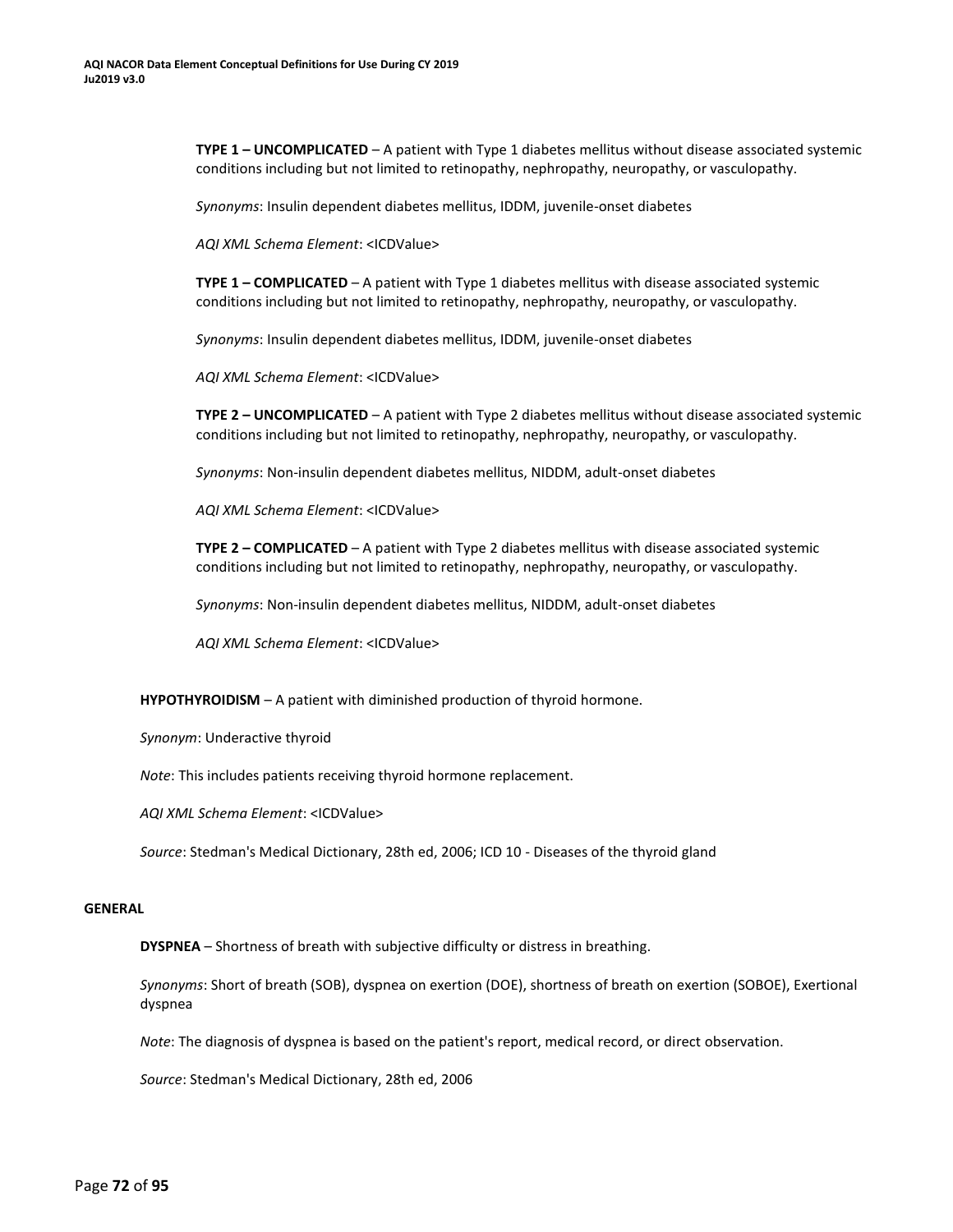**TYPE 1 – UNCOMPLICATED** – A patient with Type 1 diabetes mellitus without disease associated systemic conditions including but not limited to retinopathy, nephropathy, neuropathy, or vasculopathy.

*Synonyms*: Insulin dependent diabetes mellitus, IDDM, juvenile-onset diabetes

*AQI XML Schema Element*: <ICDValue>

**TYPE 1 – COMPLICATED** – A patient with Type 1 diabetes mellitus with disease associated systemic conditions including but not limited to retinopathy, nephropathy, neuropathy, or vasculopathy.

*Synonyms*: Insulin dependent diabetes mellitus, IDDM, juvenile-onset diabetes

*AQI XML Schema Element*: <ICDValue>

**TYPE 2 – UNCOMPLICATED** – A patient with Type 2 diabetes mellitus without disease associated systemic conditions including but not limited to retinopathy, nephropathy, neuropathy, or vasculopathy.

*Synonyms*: Non-insulin dependent diabetes mellitus, NIDDM, adult-onset diabetes

*AQI XML Schema Element*: <ICDValue>

**TYPE 2 – COMPLICATED** – A patient with Type 2 diabetes mellitus with disease associated systemic conditions including but not limited to retinopathy, nephropathy, neuropathy, or vasculopathy.

*Synonyms*: Non-insulin dependent diabetes mellitus, NIDDM, adult-onset diabetes

*AQI XML Schema Element*: <ICDValue>

**HYPOTHYROIDISM** – A patient with diminished production of thyroid hormone.

*Synonym*: Underactive thyroid

*Note*: This includes patients receiving thyroid hormone replacement.

*AQI XML Schema Element*: <ICDValue>

*Source*: Stedman's Medical Dictionary, 28th ed, 2006; ICD 10 - Diseases of the thyroid gland

## GENERAL

**DYSPNEA** – Shortness of breath with subjective difficulty or distress in breathing.

*Synonyms*: Short of breath (SOB), dyspnea on exertion (DOE), shortness of breath on exertion (SOBOE), Exertional dyspnea

*Note*: The diagnosis of dyspnea is based on the patient's report, medical record, or direct observation.

*Source*: Stedman's Medical Dictionary, 28th ed, 2006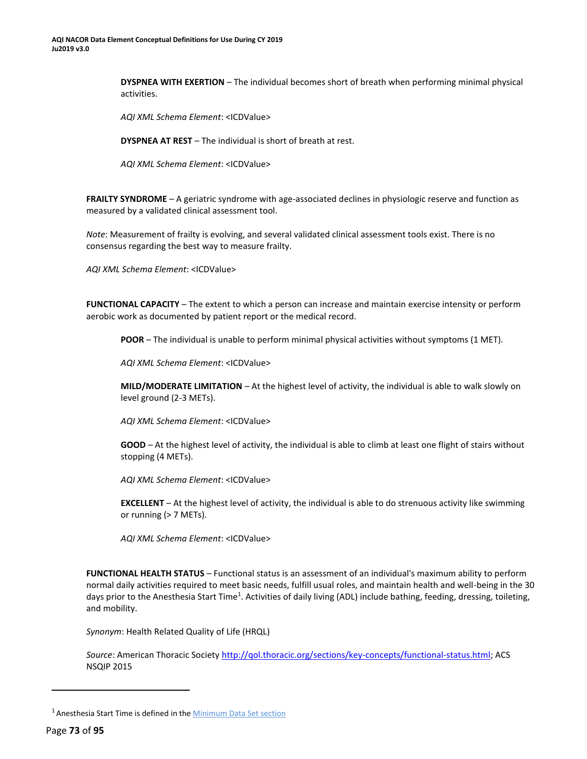**DYSPNEA WITH EXERTION** – The individual becomes short of breath when performing minimal physical activities.

*AQI XML Schema Element*: <ICDValue>

**DYSPNEA AT REST** – The individual is short of breath at rest.

*AQI XML Schema Element*: <ICDValue>

**FRAILTY SYNDROME** – A geriatric syndrome with age-associated declines in physiologic reserve and function as measured by a validated clinical assessment tool.

*Note*: Measurement of frailty is evolving, and several validated clinical assessment tools exist. There is no consensus regarding the best way to measure frailty.

*AQI XML Schema Element*: <ICDValue>

**FUNCTIONAL CAPACITY** – The extent to which a person can increase and maintain exercise intensity or perform aerobic work as documented by patient report or the medical record.

**POOR** – The individual is unable to perform minimal physical activities without symptoms (1 MET).

*AQI XML Schema Element*: <ICDValue>

**MILD/MODERATE LIMITATION** – At the highest level of activity, the individual is able to walk slowly on level ground (2-3 METs).

*AQI XML Schema Element*: <ICDValue>

**GOOD** – At the highest level of activity, the individual is able to climb at least one flight of stairs without stopping (4 METs).

*AQI XML Schema Element*: <ICDValue>

**EXCELLENT** – At the highest level of activity, the individual is able to do strenuous activity like swimming or running (> 7 METs).

*AQI XML Schema Element*: <ICDValue>

**FUNCTIONAL HEALTH STATUS** – Functional status is an assessment of an individual's maximum ability to perform normal daily activities required to meet basic needs, fulfill usual roles, and maintain health and well-being in the 30 days prior to the Anesthesia Start Time[1]. Activities of daily living (ADL) include bathing, feeding, dressing, toileting, and mobility.

*Synonym*: Health Related Quality of Life (HRQL)

*Source*: American Thoracic Society http://qol.thoracic.org/sections/key-concepts/functional-status.html; ACS NSQIP 2015

[1] Anesthesia Start Time is defined in the Minimum Data Set section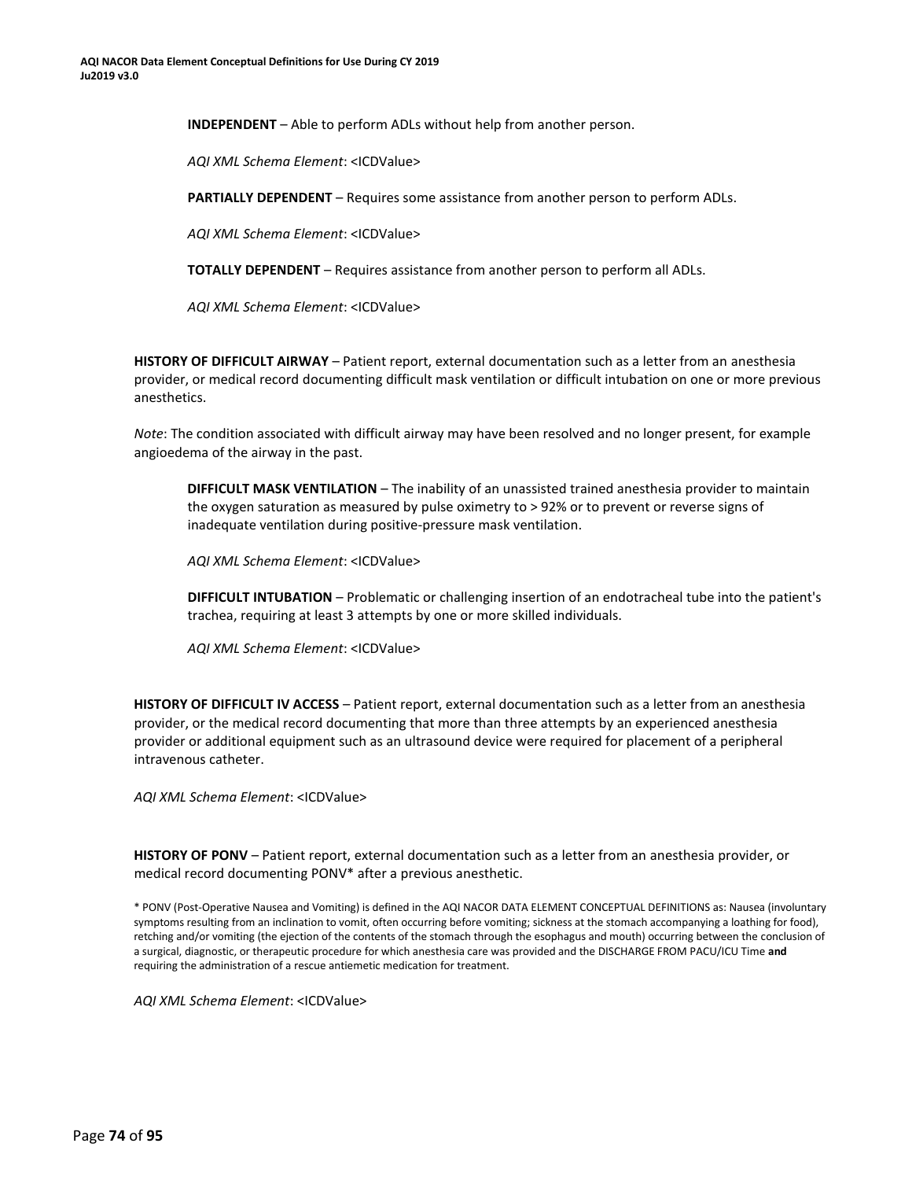**INDEPENDENT** – Able to perform ADLs without help from another person.

*AQI XML Schema Element*: <ICDValue>

**PARTIALLY DEPENDENT** – Requires some assistance from another person to perform ADLs.

*AQI XML Schema Element*: <ICDValue>

**TOTALLY DEPENDENT** – Requires assistance from another person to perform all ADLs.

*AQI XML Schema Element*: <ICDValue>

**HISTORY OF DIFFICULT AIRWAY** – Patient report, external documentation such as a letter from an anesthesia provider, or medical record documenting difficult mask ventilation or difficult intubation on one or more previous anesthetics.

*Note*: The condition associated with difficult airway may have been resolved and no longer present, for example angioedema of the airway in the past.

**DIFFICULT MASK VENTILATION** – The inability of an unassisted trained anesthesia provider to maintain the oxygen saturation as measured by pulse oximetry to > 92% or to prevent or reverse signs of inadequate ventilation during positive-pressure mask ventilation.

*AQI XML Schema Element*: <ICDValue>

**DIFFICULT INTUBATION** – Problematic or challenging insertion of an endotracheal tube into the patient's trachea, requiring at least 3 attempts by one or more skilled individuals.

*AQI XML Schema Element*: <ICDValue>

**HISTORY OF DIFFICULT IV ACCESS** – Patient report, external documentation such as a letter from an anesthesia provider, or the medical record documenting that more than three attempts by an experienced anesthesia provider or additional equipment such as an ultrasound device were required for placement of a peripheral intravenous catheter.

*AQI XML Schema Element*: <ICDValue>

**HISTORY OF PONV** – Patient report, external documentation such as a letter from an anesthesia provider, or medical record documenting PONV* after a previous anesthetic.

* PONV (Post-Operative Nausea and Vomiting) is defined in the AQI NACOR DATA ELEMENT CONCEPTUAL DEFINITIONS as: Nausea (involuntary symptoms resulting from an inclination to vomit, often occurring before vomiting; sickness at the stomach accompanying a loathing for food), retching and/or vomiting (the ejection of the contents of the stomach through the esophagus and mouth) occurring between the conclusion of a surgical, diagnostic, or therapeutic procedure for which anesthesia care was provided and the DISCHARGE FROM PACU/ICU Time **and** requiring the administration of a rescue antiemetic medication for treatment.

*AQI XML Schema Element*: <ICDValue>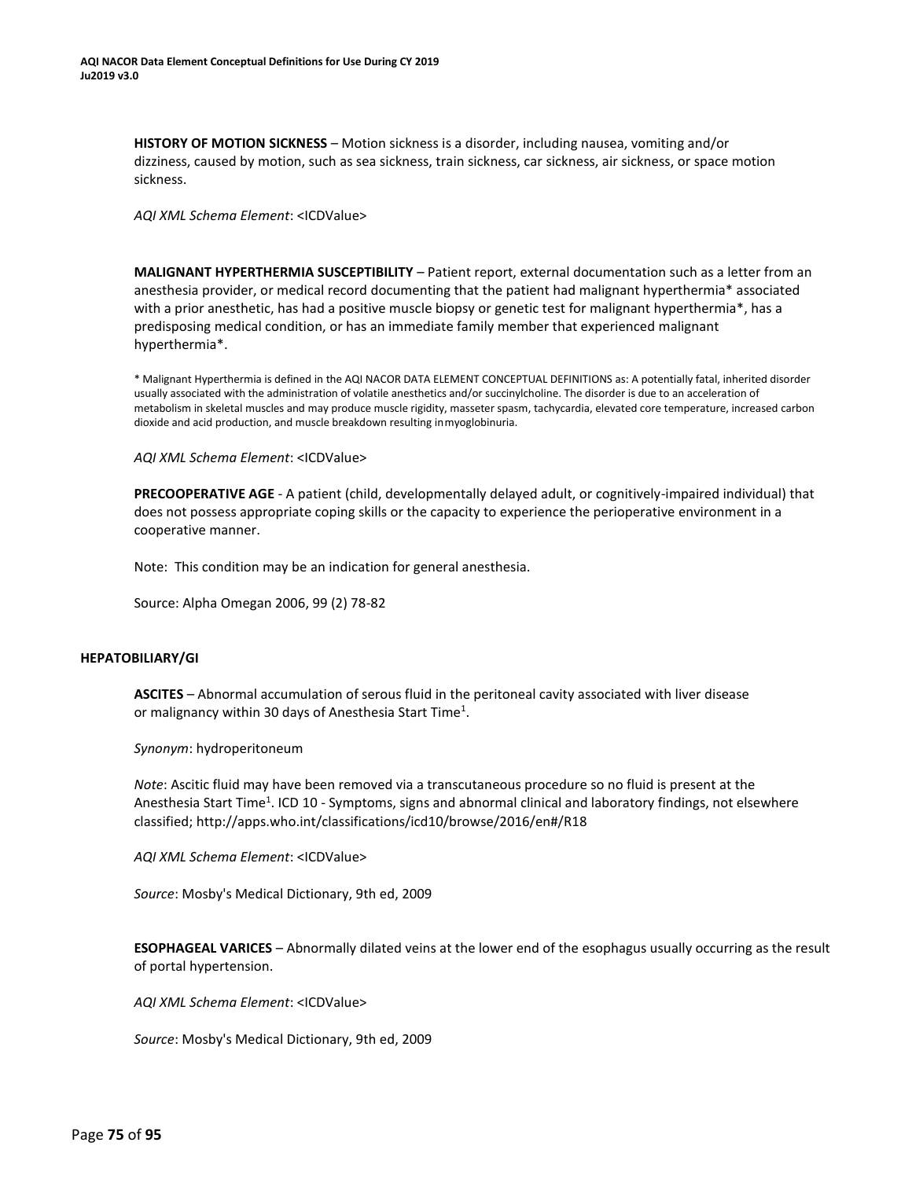**HISTORY OF MOTION SICKNESS** – Motion sickness is a disorder, including nausea, vomiting and/or dizziness, caused by motion, such as sea sickness, train sickness, car sickness, air sickness, or space motion sickness.

*AQI XML Schema Element*: <ICDValue>

**MALIGNANT HYPERTHERMIA SUSCEPTIBILITY** – Patient report, external documentation such as a letter from an anesthesia provider, or medical record documenting that the patient had malignant hyperthermia* associated with a prior anesthetic, has had a positive muscle biopsy or genetic test for malignant hyperthermia*, has a predisposing medical condition, or has an immediate family member that experienced malignant hyperthermia*.

* Malignant Hyperthermia is defined in the AQI NACOR DATA ELEMENT CONCEPTUAL DEFINITIONS as: A potentially fatal, inherited disorder usually associated with the administration of volatile anesthetics and/or succinylcholine. The disorder is due to an acceleration of metabolism in skeletal muscles and may produce muscle rigidity, masseter spasm, tachycardia, elevated core temperature, increased carbon dioxide and acid production, and muscle breakdown resulting in myoglobinuria.

*AQI XML Schema Element*: <ICDValue>

**PRECOOPERATIVE AGE** - A patient (child, developmentally delayed adult, or cognitively-impaired individual) that does not possess appropriate coping skills or the capacity to experience the perioperative environment in a cooperative manner.

Note: This condition may be an indication for general anesthesia.

Source: Alpha Omegan 2006, 99 (2) 78-82

## HEPATOBILIARY/GI

**ASCITES** – Abnormal accumulation of serous fluid in the peritoneal cavity associated with liver disease or malignancy within 30 days of Anesthesia Start Time[1].

*Synonym*: hydroperitoneum

*Note*: Ascitic fluid may have been removed via a transcutaneous procedure so no fluid is present at the Anesthesia Start Time[1]. ICD 10 - Symptoms, signs and abnormal clinical and laboratory findings, not elsewhere classified; http://apps.who.int/classifications/icd10/browse/2016/en#/R18

*AQI XML Schema Element*: <ICDValue>

*Source*: Mosby's Medical Dictionary, 9th ed, 2009

**ESOPHAGEAL VARICES** – Abnormally dilated veins at the lower end of the esophagus usually occurring as the result of portal hypertension.

*AQI XML Schema Element*: <ICDValue>

*Source*: Mosby's Medical Dictionary, 9th ed, 2009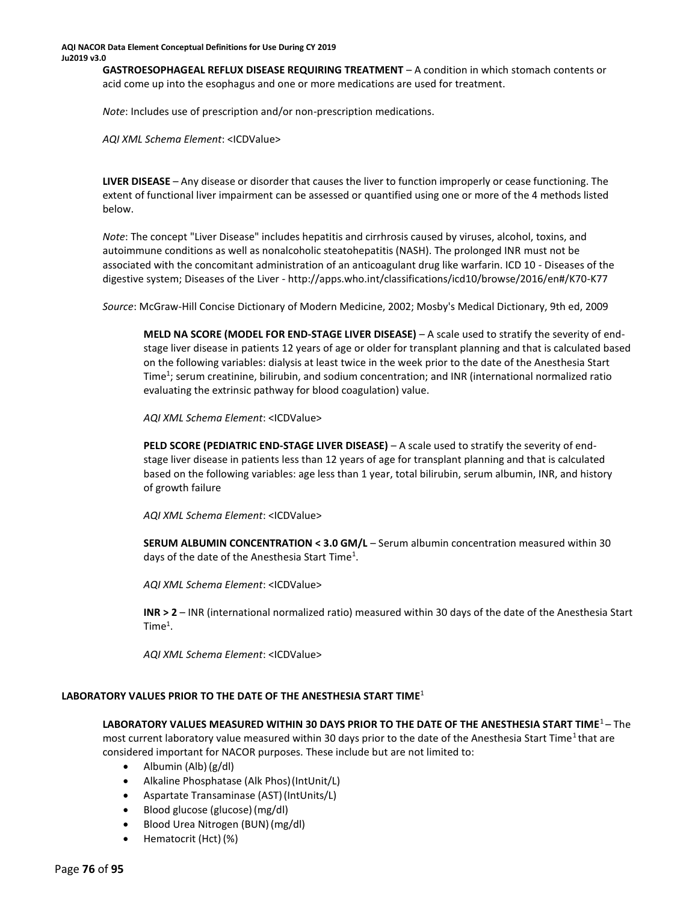**GASTROESOPHAGEAL REFLUX DISEASE REQUIRING TREATMENT** – A condition in which stomach contents or acid come up into the esophagus and one or more medications are used for treatment.

*Note*: Includes use of prescription and/or non-prescription medications.

*AQI XML Schema Element*: <ICDValue>

**LIVER DISEASE** – Any disease or disorder that causes the liver to function improperly or cease functioning. The extent of functional liver impairment can be assessed or quantified using one or more of the 4 methods listed below.

*Note*: The concept "Liver Disease" includes hepatitis and cirrhrosis caused by viruses, alcohol, toxins, and autoimmune conditions as well as nonalcoholic steatohepatitis (NASH). The prolonged INR must not be associated with the concomitant administration of an anticoagulant drug like warfarin. ICD 10 - Diseases of the digestive system; Diseases of the Liver - http://apps.who.int/classifications/icd10/browse/2016/en#/K70-K77

*Source*: McGraw-Hill Concise Dictionary of Modern Medicine, 2002; Mosby's Medical Dictionary, 9th ed, 2009

**MELD NA SCORE (MODEL FOR END-STAGE LIVER DISEASE)** – A scale used to stratify the severity of end-stage liver disease in patients 12 years of age or older for transplant planning and that is calculated based on the following variables: dialysis at least twice in the week prior to the date of the Anesthesia Start Time[1]; serum creatinine, bilirubin, and sodium concentration; and INR (international normalized ratio evaluating the extrinsic pathway for blood coagulation) value.

*AQI XML Schema Element*: <ICDValue>

**PELD SCORE (PEDIATRIC END-STAGE LIVER DISEASE)** – A scale used to stratify the severity of end-stage liver disease in patients less than 12 years of age for transplant planning and that is calculated based on the following variables: age less than 1 year, total bilirubin, serum albumin, INR, and history of growth failure

*AQI XML Schema Element*: <ICDValue>

**SERUM ALBUMIN CONCENTRATION < 3.0 GM/L** – Serum albumin concentration measured within 30 days of the date of the Anesthesia Start Time[1].

*AQI XML Schema Element*: <ICDValue>

**INR > 2** – INR (international normalized ratio) measured within 30 days of the date of the Anesthesia Start Time[1].

*AQI XML Schema Element*: <ICDValue>

## LABORATORY VALUES PRIOR TO THE DATE OF THE ANESTHESIA START TIME[1]

**LABORATORY VALUES MEASURED WITHIN 30 DAYS PRIOR TO THE DATE OF THE ANESTHESIA START TIME**[1] – The most current laboratory value measured within 30 days prior to the date of the Anesthesia Start Time[1] that are considered important for NACOR purposes. These include but are not limited to:

- Albumin (Alb) (g/dl)
- Alkaline Phosphatase (Alk Phos) (IntUnit/L)
- Aspartate Transaminase (AST) (IntUnits/L)
- Blood glucose (glucose) (mg/dl)
- Blood Urea Nitrogen (BUN) (mg/dl)
- Hematocrit (Hct) (%)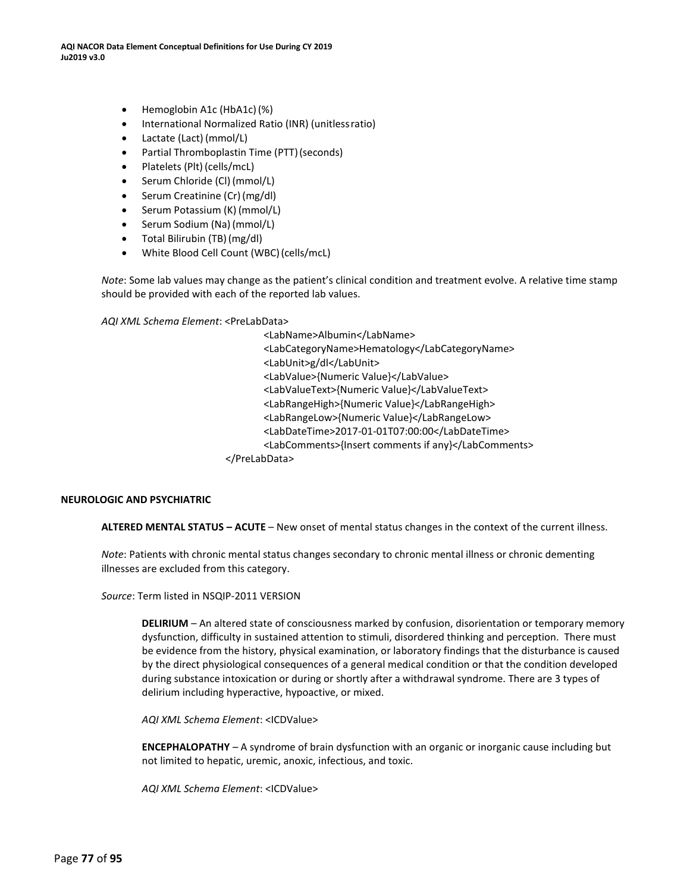- Hemoglobin A1c (HbA1c) (%)
- International Normalized Ratio (INR) (unitless ratio)
- Lactate (Lact) (mmol/L)
- Partial Thromboplastin Time (PTT) (seconds)
- Platelets (Plt) (cells/mcL)
- Serum Chloride (Cl) (mmol/L)
- Serum Creatinine (Cr) (mg/dl)
- Serum Potassium (K) (mmol/L)
- Serum Sodium (Na) (mmol/L)
- Total Bilirubin (TB) (mg/dl)
- White Blood Cell Count (WBC) (cells/mcL)

*Note*: Some lab values may change as the patient's clinical condition and treatment evolve. A relative time stamp should be provided with each of the reported lab values.

*AQI XML Schema Element*:

```
<PreLabData>
        <LabName>Albumin</LabName>
        <LabCategoryName>Hematology</LabCategoryName>
        <LabUnit>g/dl</LabUnit>
        <LabValue>{Numeric Value}</LabValue>
        <LabValueText>{Numeric Value}</LabValueText>
        <LabRangeHigh>{Numeric Value}</LabRangeHigh>
        <LabRangeLow>{Numeric Value}</LabRangeLow>
        <LabDateTime>2017-01-01T07:00:00</LabDateTime>
        <LabComments>{Insert comments if any}</LabComments>
</PreLabData>
```

## NEUROLOGIC AND PSYCHIATRIC

**ALTERED MENTAL STATUS – ACUTE** – New onset of mental status changes in the context of the current illness.

*Note*: Patients with chronic mental status changes secondary to chronic mental illness or chronic dementing illnesses are excluded from this category.

*Source*: Term listed in NSQIP-2011 VERSION

**DELIRIUM** – An altered state of consciousness marked by confusion, disorientation or temporary memory dysfunction, difficulty in sustained attention to stimuli, disordered thinking and perception. There must be evidence from the history, physical examination, or laboratory findings that the disturbance is caused by the direct physiological consequences of a general medical condition or that the condition developed during substance intoxication or during or shortly after a withdrawal syndrome. There are 3 types of delirium including hyperactive, hypoactive, or mixed.

*AQI XML Schema Element*: <ICDValue>

**ENCEPHALOPATHY** – A syndrome of brain dysfunction with an organic or inorganic cause including but not limited to hepatic, uremic, anoxic, infectious, and toxic.

*AQI XML Schema Element*: <ICDValue>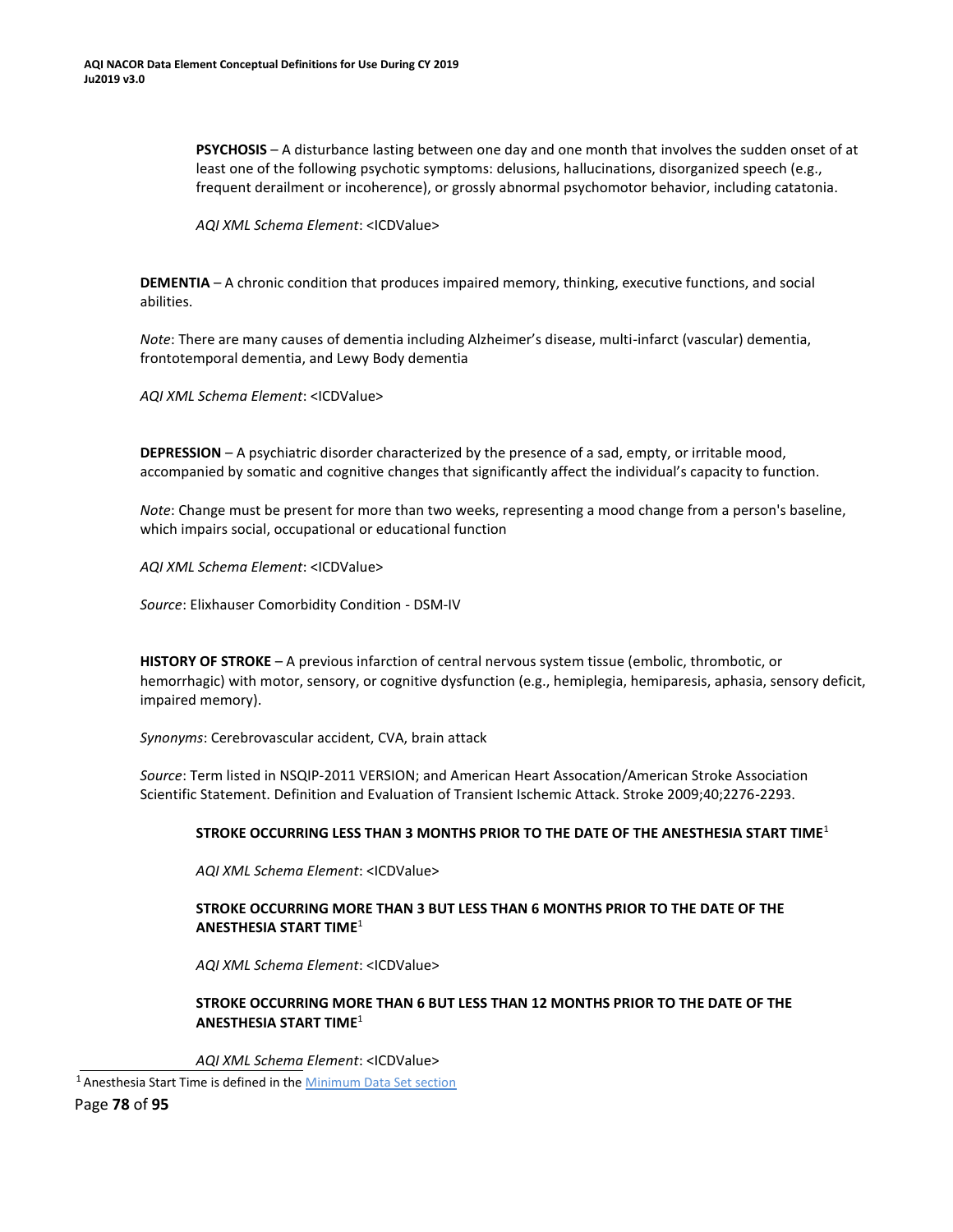**PSYCHOSIS** – A disturbance lasting between one day and one month that involves the sudden onset of at least one of the following psychotic symptoms: delusions, hallucinations, disorganized speech (e.g., frequent derailment or incoherence), or grossly abnormal psychomotor behavior, including catatonia.

*AQI XML Schema Element*: <ICDValue>

**DEMENTIA** – A chronic condition that produces impaired memory, thinking, executive functions, and social abilities.

*Note*: There are many causes of dementia including Alzheimer's disease, multi-infarct (vascular) dementia, frontotemporal dementia, and Lewy Body dementia

*AQI XML Schema Element*: <ICDValue>

**DEPRESSION** – A psychiatric disorder characterized by the presence of a sad, empty, or irritable mood, accompanied by somatic and cognitive changes that significantly affect the individual's capacity to function.

*Note*: Change must be present for more than two weeks, representing a mood change from a person's baseline, which impairs social, occupational or educational function

*AQI XML Schema Element*: <ICDValue>

*Source*: Elixhauser Comorbidity Condition - DSM-IV

**HISTORY OF STROKE** – A previous infarction of central nervous system tissue (embolic, thrombotic, or hemorrhagic) with motor, sensory, or cognitive dysfunction (e.g., hemiplegia, hemiparesis, aphasia, sensory deficit, impaired memory).

*Synonyms*: Cerebrovascular accident, CVA, brain attack

*Source*: Term listed in NSQIP-2011 VERSION; and American Heart Assocation/American Stroke Association Scientific Statement. Definition and Evaluation of Transient Ischemic Attack. Stroke 2009;40;2276-2293.

**STROKE OCCURRING LESS THAN 3 MONTHS PRIOR TO THE DATE OF THE ANESTHESIA START TIME**[1]

*AQI XML Schema Element*: <ICDValue>

**STROKE OCCURRING MORE THAN 3 BUT LESS THAN 6 MONTHS PRIOR TO THE DATE OF THE ANESTHESIA START TIME**[1]

*AQI XML Schema Element*: <ICDValue>

**STROKE OCCURRING MORE THAN 6 BUT LESS THAN 12 MONTHS PRIOR TO THE DATE OF THE ANESTHESIA START TIME**[1]

*AQI XML Schema Element*: <ICDValue>

[1] Anesthesia Start Time is defined in the Minimum Data Set section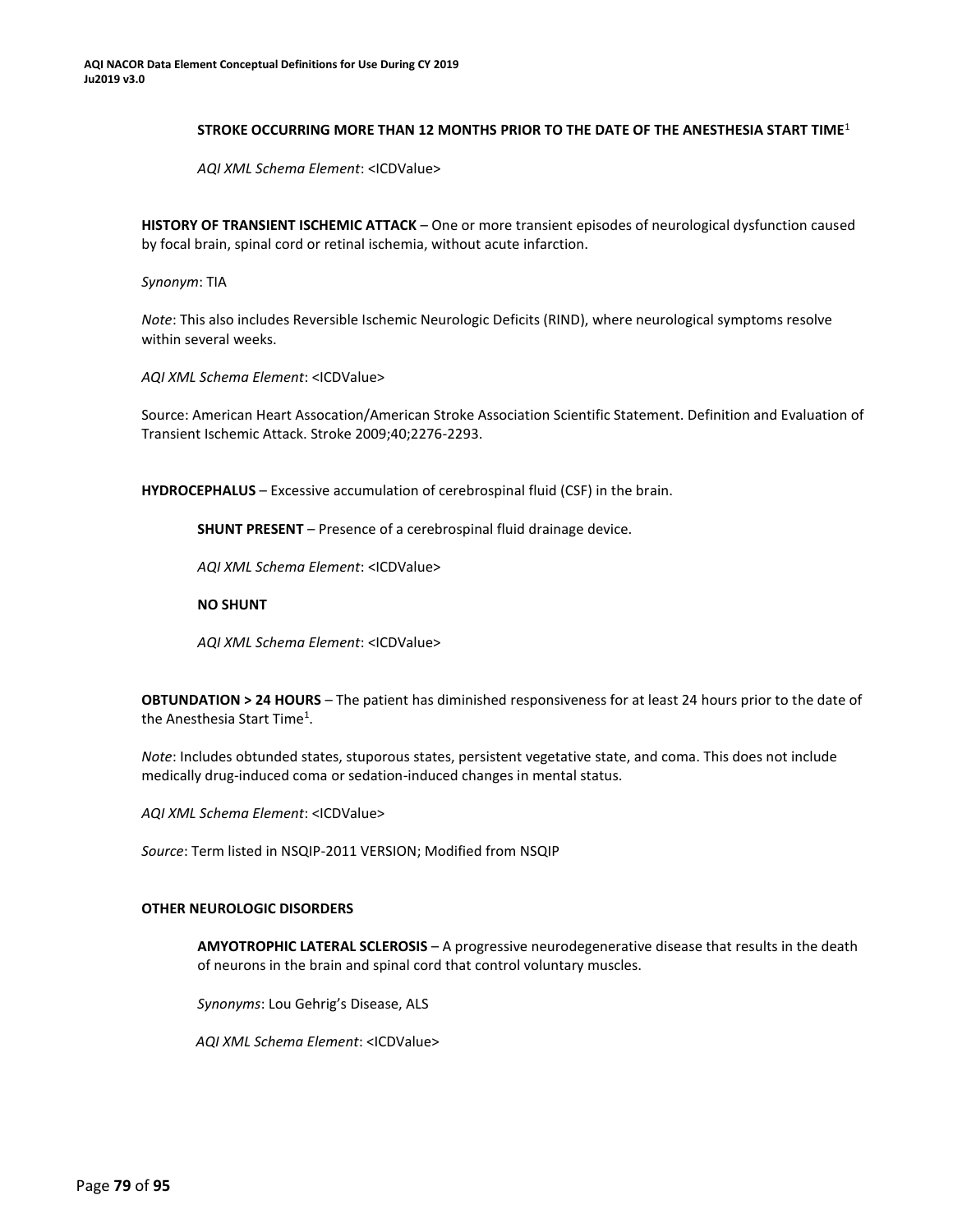**STROKE OCCURRING MORE THAN 12 MONTHS PRIOR TO THE DATE OF THE ANESTHESIA START TIME**[1]

*AQI XML Schema Element*: <ICDValue>

**HISTORY OF TRANSIENT ISCHEMIC ATTACK** – One or more transient episodes of neurological dysfunction caused by focal brain, spinal cord or retinal ischemia, without acute infarction.

*Synonym*: TIA

*Note*: This also includes Reversible Ischemic Neurologic Deficits (RIND), where neurological symptoms resolve within several weeks.

*AQI XML Schema Element*: <ICDValue>

Source: American Heart Assocation/American Stroke Association Scientific Statement. Definition and Evaluation of Transient Ischemic Attack. Stroke 2009;40;2276-2293.

**HYDROCEPHALUS** – Excessive accumulation of cerebrospinal fluid (CSF) in the brain.

**SHUNT PRESENT** – Presence of a cerebrospinal fluid drainage device.

*AQI XML Schema Element*: <ICDValue>

**NO SHUNT**

*AQI XML Schema Element*: <ICDValue>

**OBTUNDATION > 24 HOURS** – The patient has diminished responsiveness for at least 24 hours prior to the date of the Anesthesia Start Time[1].

*Note*: Includes obtunded states, stuporous states, persistent vegetative state, and coma. This does not include medically drug-induced coma or sedation-induced changes in mental status.

*AQI XML Schema Element*: <ICDValue>

*Source*: Term listed in NSQIP-2011 VERSION; Modified from NSQIP

**OTHER NEUROLOGIC DISORDERS**

**AMYOTROPHIC LATERAL SCLEROSIS** – A progressive neurodegenerative disease that results in the death of neurons in the brain and spinal cord that control voluntary muscles.

*Synonyms*: Lou Gehrig's Disease, ALS

*AQI XML Schema Element*: <ICDValue>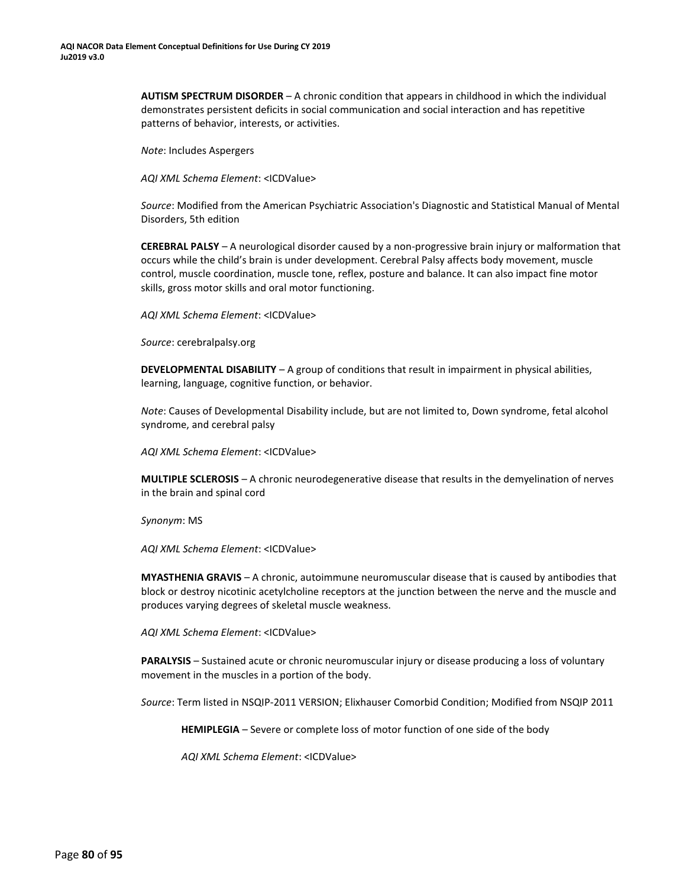**AUTISM SPECTRUM DISORDER** – A chronic condition that appears in childhood in which the individual demonstrates persistent deficits in social communication and social interaction and has repetitive patterns of behavior, interests, or activities.

*Note*: Includes Aspergers

*AQI XML Schema Element*: <ICDValue>

*Source*: Modified from the American Psychiatric Association's Diagnostic and Statistical Manual of Mental Disorders, 5th edition

**CEREBRAL PALSY** – A neurological disorder caused by a non-progressive brain injury or malformation that occurs while the child's brain is under development. Cerebral Palsy affects body movement, muscle control, muscle coordination, muscle tone, reflex, posture and balance. It can also impact fine motor skills, gross motor skills and oral motor functioning.

*AQI XML Schema Element*: <ICDValue>

*Source*: cerebralpalsy.org

**DEVELOPMENTAL DISABILITY** – A group of conditions that result in impairment in physical abilities, learning, language, cognitive function, or behavior.

*Note*: Causes of Developmental Disability include, but are not limited to, Down syndrome, fetal alcohol syndrome, and cerebral palsy

*AQI XML Schema Element*: <ICDValue>

**MULTIPLE SCLEROSIS** – A chronic neurodegenerative disease that results in the demyelination of nerves in the brain and spinal cord

*Synonym*: MS

*AQI XML Schema Element*: <ICDValue>

**MYASTHENIA GRAVIS** – A chronic, autoimmune neuromuscular disease that is caused by antibodies that block or destroy nicotinic acetylcholine receptors at the junction between the nerve and the muscle and produces varying degrees of skeletal muscle weakness.

*AQI XML Schema Element*: <ICDValue>

**PARALYSIS** – Sustained acute or chronic neuromuscular injury or disease producing a loss of voluntary movement in the muscles in a portion of the body.

*Source*: Term listed in NSQIP-2011 VERSION; Elixhauser Comorbid Condition; Modified from NSQIP 2011

**HEMIPLEGIA** – Severe or complete loss of motor function of one side of the body

*AQI XML Schema Element*: <ICDValue>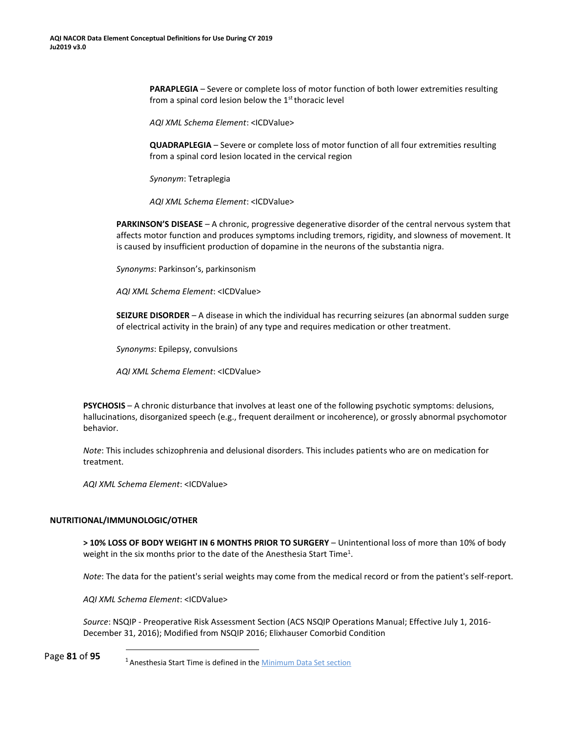**PARAPLEGIA** – Severe or complete loss of motor function of both lower extremities resulting from a spinal cord lesion below the 1st thoracic level

*AQI XML Schema Element*: <ICDValue>

**QUADRAPLEGIA** – Severe or complete loss of motor function of all four extremities resulting from a spinal cord lesion located in the cervical region

*Synonym*: Tetraplegia

*AQI XML Schema Element*: <ICDValue>

**PARKINSON'S DISEASE** – A chronic, progressive degenerative disorder of the central nervous system that affects motor function and produces symptoms including tremors, rigidity, and slowness of movement. It is caused by insufficient production of dopamine in the neurons of the substantia nigra.

*Synonyms*: Parkinson's, parkinsonism

*AQI XML Schema Element*: <ICDValue>

**SEIZURE DISORDER** – A disease in which the individual has recurring seizures (an abnormal sudden surge of electrical activity in the brain) of any type and requires medication or other treatment.

*Synonyms*: Epilepsy, convulsions

*AQI XML Schema Element*: <ICDValue>

**PSYCHOSIS** – A chronic disturbance that involves at least one of the following psychotic symptoms: delusions, hallucinations, disorganized speech (e.g., frequent derailment or incoherence), or grossly abnormal psychomotor behavior.

*Note*: This includes schizophrenia and delusional disorders. This includes patients who are on medication for treatment.

*AQI XML Schema Element*: <ICDValue>

## NUTRITIONAL/IMMUNOLOGIC/OTHER

**> 10% LOSS OF BODY WEIGHT IN 6 MONTHS PRIOR TO SURGERY** – Unintentional loss of more than 10% of body weight in the six months prior to the date of the Anesthesia Start Time[1].

*Note*: The data for the patient's serial weights may come from the medical record or from the patient's self-report.

*AQI XML Schema Element*: <ICDValue>

*Source*: NSQIP - Preoperative Risk Assessment Section (ACS NSQIP Operations Manual; Effective July 1, 2016-December 31, 2016); Modified from NSQIP 2016; Elixhauser Comorbid Condition

[1] Anesthesia Start Time is defined in the [Minimum Data Set section]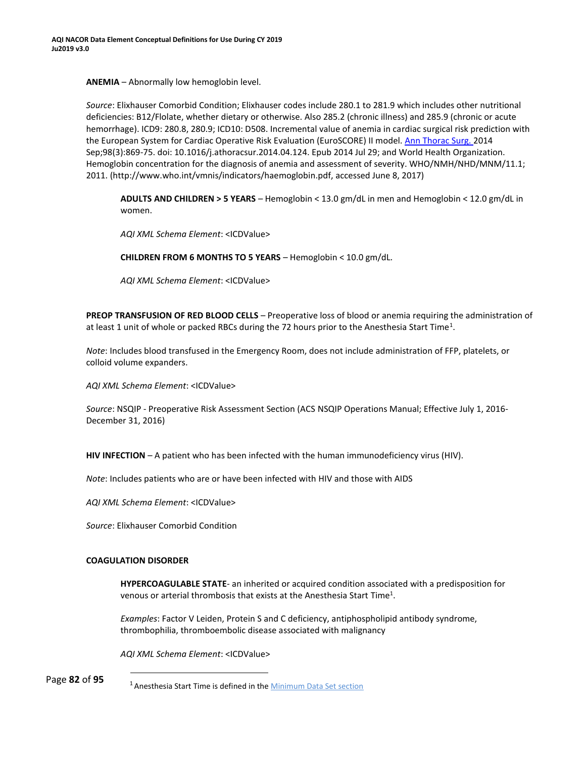**ANEMIA** – Abnormally low hemoglobin level.

*Source*: Elixhauser Comorbid Condition; Elixhauser codes include 280.1 to 281.9 which includes other nutritional deficiencies: B12/Flolate, whether dietary or otherwise. Also 285.2 (chronic illness) and 285.9 (chronic or acute hemorrhage). ICD9: 280.8, 280.9; ICD10: D508. Incremental value of anemia in cardiac surgical risk prediction with the European System for Cardiac Operative Risk Evaluation (EuroSCORE) II model. Ann Thorac Surg. 2014 Sep;98(3):869-75. doi: 10.1016/j.athoracsur.2014.04.124. Epub 2014 Jul 29; and World Health Organization. Hemoglobin concentration for the diagnosis of anemia and assessment of severity. WHO/NMH/NHD/MNM/11.1; 2011. (http://www.who.int/vmnis/indicators/haemoglobin.pdf, accessed June 8, 2017)

**ADULTS AND CHILDREN > 5 YEARS** – Hemoglobin < 13.0 gm/dL in men and Hemoglobin < 12.0 gm/dL in women.

*AQI XML Schema Element*: <ICDValue>

**CHILDREN FROM 6 MONTHS TO 5 YEARS** – Hemoglobin < 10.0 gm/dL.

*AQI XML Schema Element*: <ICDValue>

**PREOP TRANSFUSION OF RED BLOOD CELLS** – Preoperative loss of blood or anemia requiring the administration of at least 1 unit of whole or packed RBCs during the 72 hours prior to the Anesthesia Start Time[1].

*Note*: Includes blood transfused in the Emergency Room, does not include administration of FFP, platelets, or colloid volume expanders.

*AQI XML Schema Element*: <ICDValue>

*Source*: NSQIP - Preoperative Risk Assessment Section (ACS NSQIP Operations Manual; Effective July 1, 2016-December 31, 2016)

**HIV INFECTION** – A patient who has been infected with the human immunodeficiency virus (HIV).

*Note*: Includes patients who are or have been infected with HIV and those with AIDS

*AQI XML Schema Element*: <ICDValue>

*Source*: Elixhauser Comorbid Condition

**COAGULATION DISORDER**

**HYPERCOAGULABLE STATE**- an inherited or acquired condition associated with a predisposition for venous or arterial thrombosis that exists at the Anesthesia Start Time[1].

*Examples*: Factor V Leiden, Protein S and C deficiency, antiphospholipid antibody syndrome, thrombophilia, thromboembolic disease associated with malignancy

*AQI XML Schema Element*: <ICDValue>

[1] Anesthesia Start Time is defined in the Minimum Data Set section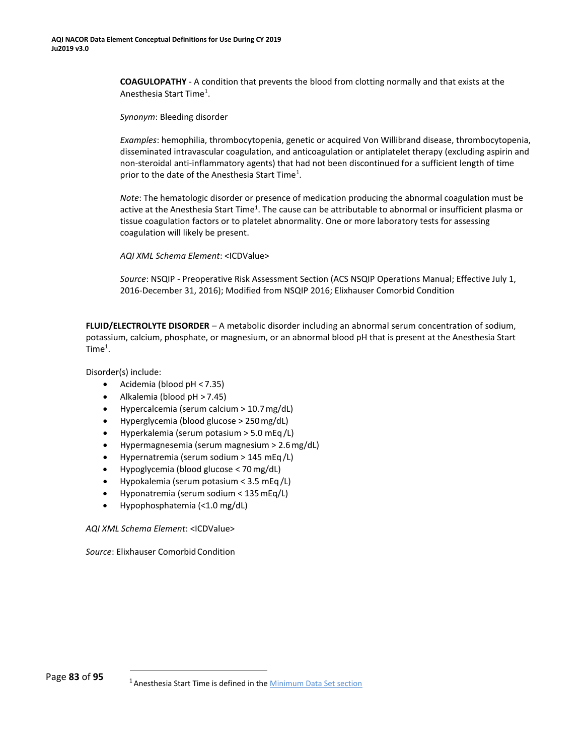**COAGULOPATHY** - A condition that prevents the blood from clotting normally and that exists at the Anesthesia Start Time[1].

*Synonym*: Bleeding disorder

*Examples*: hemophilia, thrombocytopenia, genetic or acquired Von Willibrand disease, thrombocytopenia, disseminated intravascular coagulation, and anticoagulation or antiplatelet therapy (excluding aspirin and non-steroidal anti-inflammatory agents) that had not been discontinued for a sufficient length of time prior to the date of the Anesthesia Start Time[1].

*Note*: The hematologic disorder or presence of medication producing the abnormal coagulation must be active at the Anesthesia Start Time[1]. The cause can be attributable to abnormal or insufficient plasma or tissue coagulation factors or to platelet abnormality. One or more laboratory tests for assessing coagulation will likely be present.

*AQI XML Schema Element*: <ICDValue>

*Source*: NSQIP - Preoperative Risk Assessment Section (ACS NSQIP Operations Manual; Effective July 1, 2016-December 31, 2016); Modified from NSQIP 2016; Elixhauser Comorbid Condition

**FLUID/ELECTROLYTE DISORDER** – A metabolic disorder including an abnormal serum concentration of sodium, potassium, calcium, phosphate, or magnesium, or an abnormal blood pH that is present at the Anesthesia Start Time[1].

Disorder(s) include:

- Acidemia (blood pH < 7.35)
- Alkalemia (blood pH > 7.45)
- Hypercalcemia (serum calcium > 10.7 mg/dL)
- Hyperglycemia (blood glucose > 250 mg/dL)
- Hyperkalemia (serum potasium > 5.0 mEq /L)
- Hypermagnesemia (serum magnesium > 2.6 mg/dL)
- Hypernatremia (serum sodium > 145 mEq /L)
- Hypoglycemia (blood glucose < 70 mg/dL)
- Hypokalemia (serum potasium < 3.5 mEq /L)
- Hyponatremia (serum sodium < 135 mEq/L)
- Hypophosphatemia (<1.0 mg/dL)

*AQI XML Schema Element*: <ICDValue>

*Source*: Elixhauser Comorbid Condition

[1] Anesthesia Start Time is defined in the Minimum Data Set section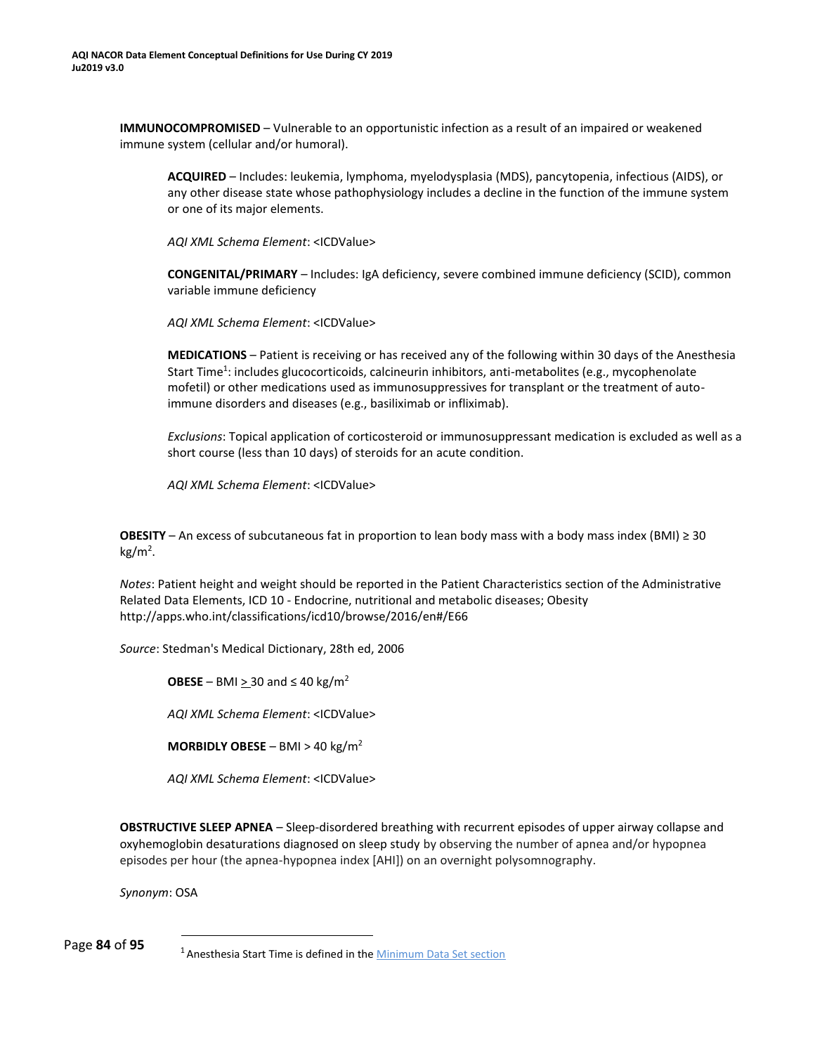**IMMUNOCOMPROMISED** – Vulnerable to an opportunistic infection as a result of an impaired or weakened immune system (cellular and/or humoral).

**ACQUIRED** – Includes: leukemia, lymphoma, myelodysplasia (MDS), pancytopenia, infectious (AIDS), or any other disease state whose pathophysiology includes a decline in the function of the immune system or one of its major elements.

*AQI XML Schema Element*: <ICDValue>

**CONGENITAL/PRIMARY** – Includes: IgA deficiency, severe combined immune deficiency (SCID), common variable immune deficiency

*AQI XML Schema Element*: <ICDValue>

**MEDICATIONS** – Patient is receiving or has received any of the following within 30 days of the Anesthesia Start Time[1]: includes glucocorticoids, calcineurin inhibitors, anti-metabolites (e.g., mycophenolate mofetil) or other medications used as immunosuppressives for transplant or the treatment of auto-immune disorders and diseases (e.g., basiliximab or infliximab).

*Exclusions*: Topical application of corticosteroid or immunosuppressant medication is excluded as well as a short course (less than 10 days) of steroids for an acute condition.

*AQI XML Schema Element*: <ICDValue>

**OBESITY** – An excess of subcutaneous fat in proportion to lean body mass with a body mass index (BMI) ≥ 30 $kg/m^2$.

*Notes*: Patient height and weight should be reported in the Patient Characteristics section of the Administrative Related Data Elements, ICD 10 - Endocrine, nutritional and metabolic diseases; Obesity http://apps.who.int/classifications/icd10/browse/2016/en#/E66

*Source*: Stedman's Medical Dictionary, 28th ed, 2006

**OBESE** – BMI ≥ 30 and ≤ 40 $kg/m^2$

*AQI XML Schema Element*: <ICDValue>

**MORBIDLY OBESE** – BMI > 40 $kg/m^2$

*AQI XML Schema Element*: <ICDValue>

**OBSTRUCTIVE SLEEP APNEA** – Sleep-disordered breathing with recurrent episodes of upper airway collapse and oxyhemoglobin desaturations diagnosed on sleep study by observing the number of apnea and/or hypopnea episodes per hour (the apnea-hypopnea index [AHI]) on an overnight polysomnography.

*Synonym*: OSA

[1] Anesthesia Start Time is defined in the Minimum Data Set section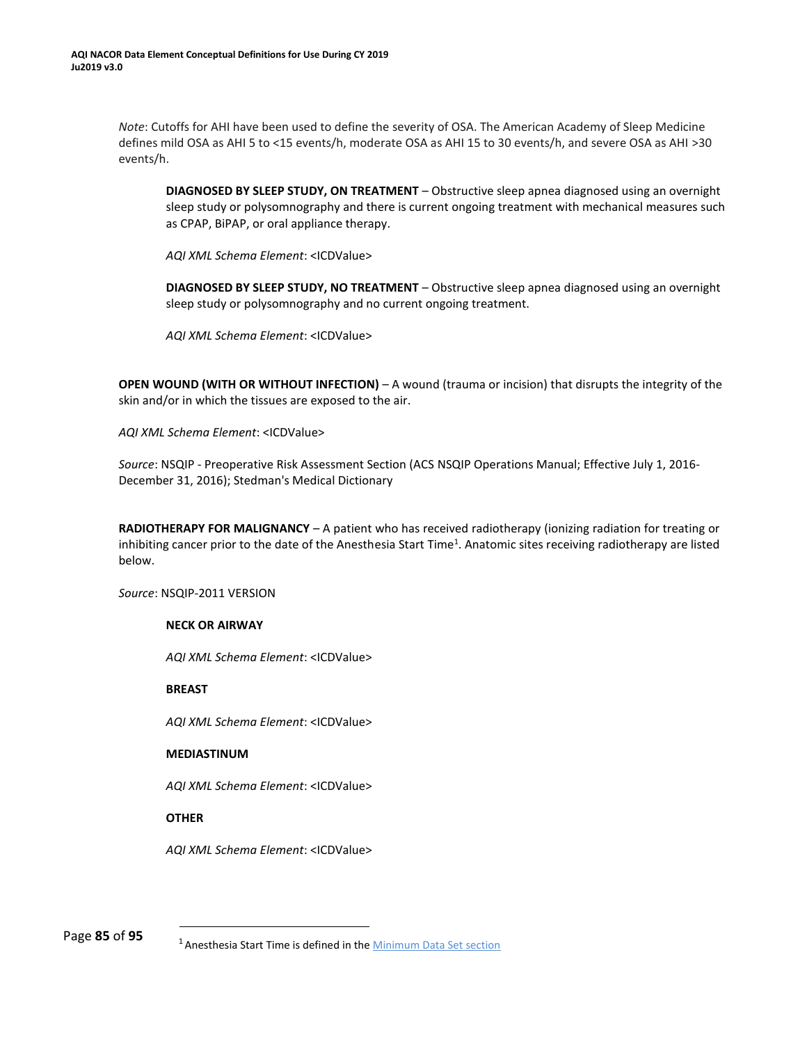*Note*: Cutoffs for AHI have been used to define the severity of OSA. The American Academy of Sleep Medicine defines mild OSA as AHI 5 to <15 events/h, moderate OSA as AHI 15 to 30 events/h, and severe OSA as AHI >30 events/h.

**DIAGNOSED BY SLEEP STUDY, ON TREATMENT** – Obstructive sleep apnea diagnosed using an overnight sleep study or polysomnography and there is current ongoing treatment with mechanical measures such as CPAP, BiPAP, or oral appliance therapy.

*AQI XML Schema Element*: <ICDValue>

**DIAGNOSED BY SLEEP STUDY, NO TREATMENT** – Obstructive sleep apnea diagnosed using an overnight sleep study or polysomnography and no current ongoing treatment.

*AQI XML Schema Element*: <ICDValue>

**OPEN WOUND (WITH OR WITHOUT INFECTION)** – A wound (trauma or incision) that disrupts the integrity of the skin and/or in which the tissues are exposed to the air.

*AQI XML Schema Element*: <ICDValue>

*Source*: NSQIP - Preoperative Risk Assessment Section (ACS NSQIP Operations Manual; Effective July 1, 2016-December 31, 2016); Stedman's Medical Dictionary

**RADIOTHERAPY FOR MALIGNANCY** – A patient who has received radiotherapy (ionizing radiation for treating or inhibiting cancer prior to the date of the Anesthesia Start Time[1]. Anatomic sites receiving radiotherapy are listed below.

*Source*: NSQIP-2011 VERSION

**NECK OR AIRWAY**

*AQI XML Schema Element*: <ICDValue>

**BREAST**

*AQI XML Schema Element*: <ICDValue>

**MEDIASTINUM**

*AQI XML Schema Element*: <ICDValue>

**OTHER**

*AQI XML Schema Element*: <ICDValue>

[1] Anesthesia Start Time is defined in the Minimum Data Set section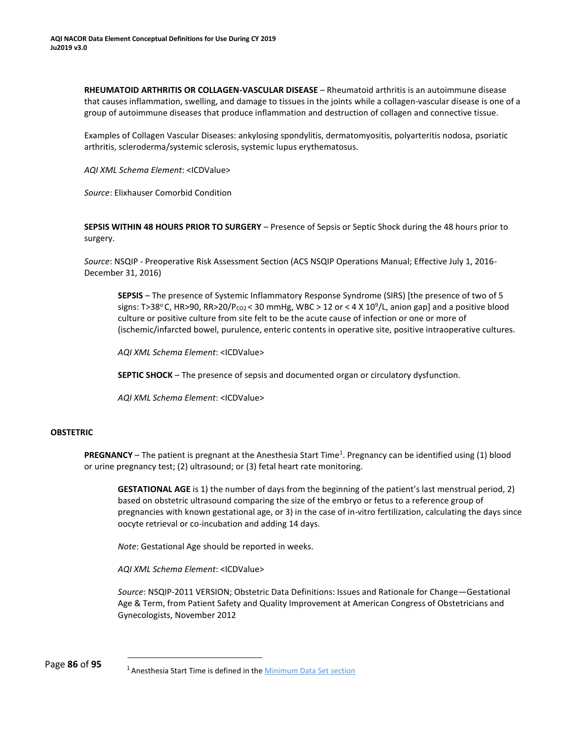**RHEUMATOID ARTHRITIS OR COLLAGEN-VASCULAR DISEASE** – Rheumatoid arthritis is an autoimmune disease that causes inflammation, swelling, and damage to tissues in the joints while a collagen-vascular disease is one of a group of autoimmune diseases that produce inflammation and destruction of collagen and connective tissue.

Examples of Collagen Vascular Diseases: ankylosing spondylitis, dermatomyositis, polyarteritis nodosa, psoriatic arthritis, scleroderma/systemic sclerosis, systemic lupus erythematosus.

*AQI XML Schema Element*: <ICDValue>

*Source*: Elixhauser Comorbid Condition

**SEPSIS WITHIN 48 HOURS PRIOR TO SURGERY** – Presence of Sepsis or Septic Shock during the 48 hours prior to surgery.

*Source*: NSQIP - Preoperative Risk Assessment Section (ACS NSQIP Operations Manual; Effective July 1, 2016-December 31, 2016)

**SEPSIS** – The presence of Systemic Inflammatory Response Syndrome (SIRS) [the presence of two of 5 signs: T>38° C, HR>90, RR>20/$P_{CO2}$ < 30 mmHg, WBC > 12 or < 4 X $10^9$/L, anion gap] and a positive blood culture or positive culture from site felt to be the acute cause of infection or one or more of (ischemic/infarcted bowel, purulence, enteric contents in operative site, positive intraoperative cultures.

*AQI XML Schema Element*: <ICDValue>

**SEPTIC SHOCK** – The presence of sepsis and documented organ or circulatory dysfunction.

*AQI XML Schema Element*: <ICDValue>

## OBSTETRIC

**PREGNANCY** – The patient is pregnant at the Anesthesia Start Time[1]. Pregnancy can be identified using (1) blood or urine pregnancy test; (2) ultrasound; or (3) fetal heart rate monitoring.

**GESTATIONAL AGE** is 1) the number of days from the beginning of the patient's last menstrual period, 2) based on obstetric ultrasound comparing the size of the embryo or fetus to a reference group of pregnancies with known gestational age, or 3) in the case of in-vitro fertilization, calculating the days since oocyte retrieval or co-incubation and adding 14 days.

*Note*: Gestational Age should be reported in weeks.

*AQI XML Schema Element*: <ICDValue>

*Source*: NSQIP-2011 VERSION; Obstetric Data Definitions: Issues and Rationale for Change—Gestational Age & Term, from Patient Safety and Quality Improvement at American Congress of Obstetricians and Gynecologists, November 2012

[1] Anesthesia Start Time is defined in the Minimum Data Set section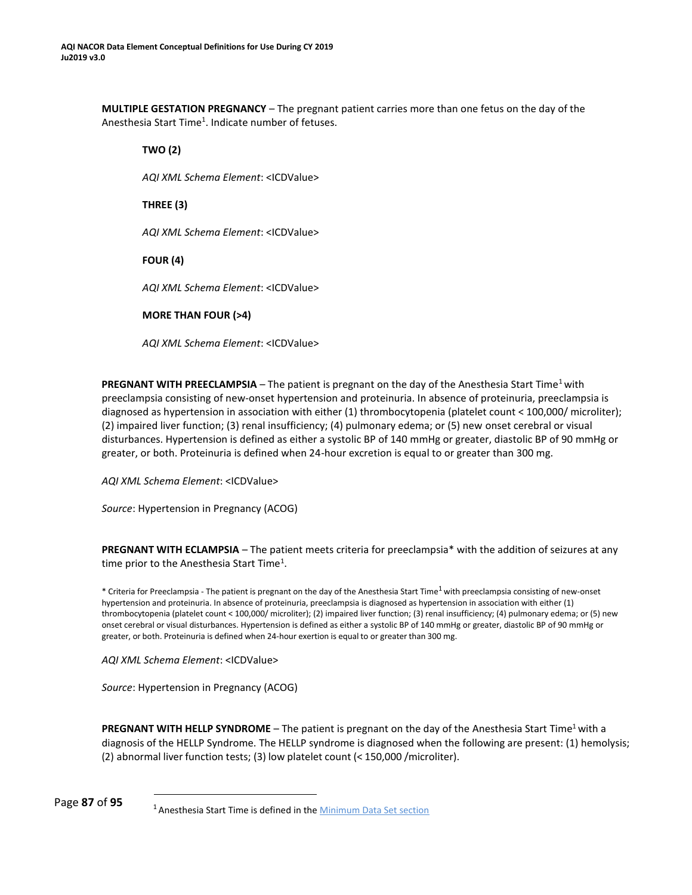**MULTIPLE GESTATION PREGNANCY** – The pregnant patient carries more than one fetus on the day of the Anesthesia Start Time[1]. Indicate number of fetuses.

**TWO (2)**

*AQI XML Schema Element*: <ICDValue>

**THREE (3)**

*AQI XML Schema Element*: <ICDValue>

**FOUR (4)**

*AQI XML Schema Element*: <ICDValue>

**MORE THAN FOUR (>4)**

*AQI XML Schema Element*: <ICDValue>

**PREGNANT WITH PREECLAMPSIA** – The patient is pregnant on the day of the Anesthesia Start Time[1] with preeclampsia consisting of new-onset hypertension and proteinuria. In absence of proteinuria, preeclampsia is diagnosed as hypertension in association with either (1) thrombocytopenia (platelet count < 100,000/ microliter); (2) impaired liver function; (3) renal insufficiency; (4) pulmonary edema; or (5) new onset cerebral or visual disturbances. Hypertension is defined as either a systolic BP of 140 mmHg or greater, diastolic BP of 90 mmHg or greater, or both. Proteinuria is defined when 24-hour excretion is equal to or greater than 300 mg.

*AQI XML Schema Element*: <ICDValue>

*Source*: Hypertension in Pregnancy (ACOG)

**PREGNANT WITH ECLAMPSIA** – The patient meets criteria for preeclampsia* with the addition of seizures at any time prior to the Anesthesia Start Time[1].

\* Criteria for Preeclampsia - The patient is pregnant on the day of the Anesthesia Start Time[1] with preeclampsia consisting of new-onset hypertension and proteinuria. In absence of proteinuria, preeclampsia is diagnosed as hypertension in association with either (1) thrombocytopenia (platelet count < 100,000/ microliter); (2) impaired liver function; (3) renal insufficiency; (4) pulmonary edema; or (5) new onset cerebral or visual disturbances. Hypertension is defined as either a systolic BP of 140 mmHg or greater, diastolic BP of 90 mmHg or greater, or both. Proteinuria is defined when 24-hour exertion is equal to or greater than 300 mg.

*AQI XML Schema Element*: <ICDValue>

*Source*: Hypertension in Pregnancy (ACOG)

**PREGNANT WITH HELLP SYNDROME** – The patient is pregnant on the day of the Anesthesia Start Time[1] with a diagnosis of the HELLP Syndrome. The HELLP syndrome is diagnosed when the following are present: (1) hemolysis; (2) abnormal liver function tests; (3) low platelet count (< 150,000 /microliter).

[1] Anesthesia Start Time is defined in the Minimum Data Set section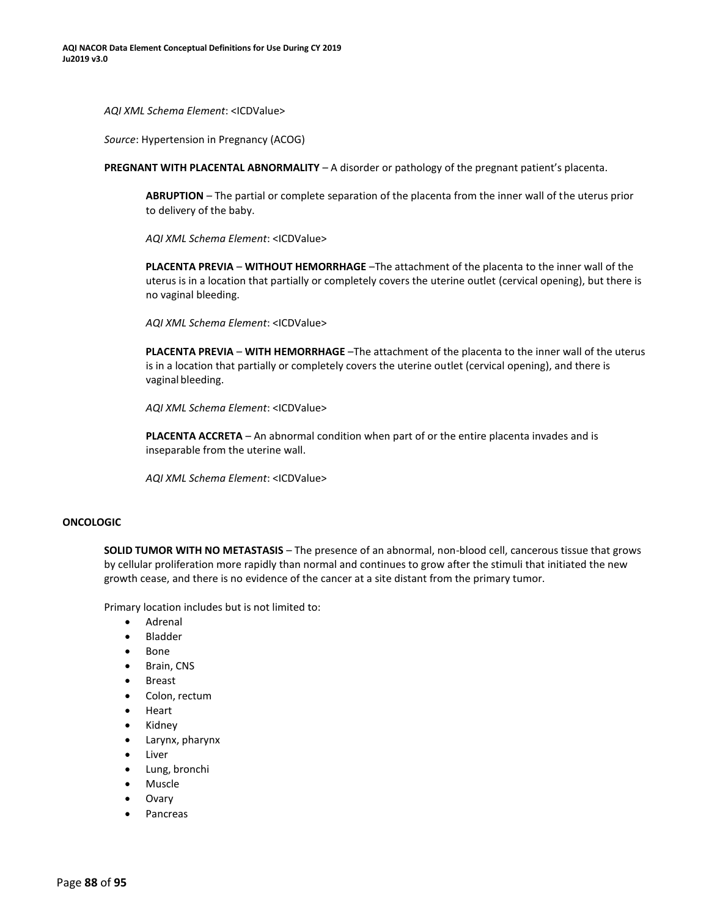*AQI XML Schema Element*: <ICDValue>

*Source*: Hypertension in Pregnancy (ACOG)

**PREGNANT WITH PLACENTAL ABNORMALITY** – A disorder or pathology of the pregnant patient's placenta.

**ABRUPTION** – The partial or complete separation of the placenta from the inner wall of the uterus prior to delivery of the baby.

*AQI XML Schema Element*: <ICDValue>

**PLACENTA PREVIA** – **WITHOUT HEMORRHAGE** –The attachment of the placenta to the inner wall of the uterus is in a location that partially or completely covers the uterine outlet (cervical opening), but there is no vaginal bleeding.

*AQI XML Schema Element*: <ICDValue>

**PLACENTA PREVIA** – **WITH HEMORRHAGE** –The attachment of the placenta to the inner wall of the uterus is in a location that partially or completely covers the uterine outlet (cervical opening), and there is vaginal bleeding.

*AQI XML Schema Element*: <ICDValue>

**PLACENTA ACCRETA** – An abnormal condition when part of or the entire placenta invades and is inseparable from the uterine wall.

*AQI XML Schema Element*: <ICDValue>

**ONCOLOGIC**

**SOLID TUMOR WITH NO METASTASIS** – The presence of an abnormal, non-blood cell, cancerous tissue that grows by cellular proliferation more rapidly than normal and continues to grow after the stimuli that initiated the new growth cease, and there is no evidence of the cancer at a site distant from the primary tumor.

Primary location includes but is not limited to:

- Adrenal
- Bladder
- Bone
- Brain, CNS
- Breast
- Colon, rectum
- Heart
- Kidney
- Larynx, pharynx
- Liver
- Lung, bronchi
- Muscle
- Ovary
- Pancreas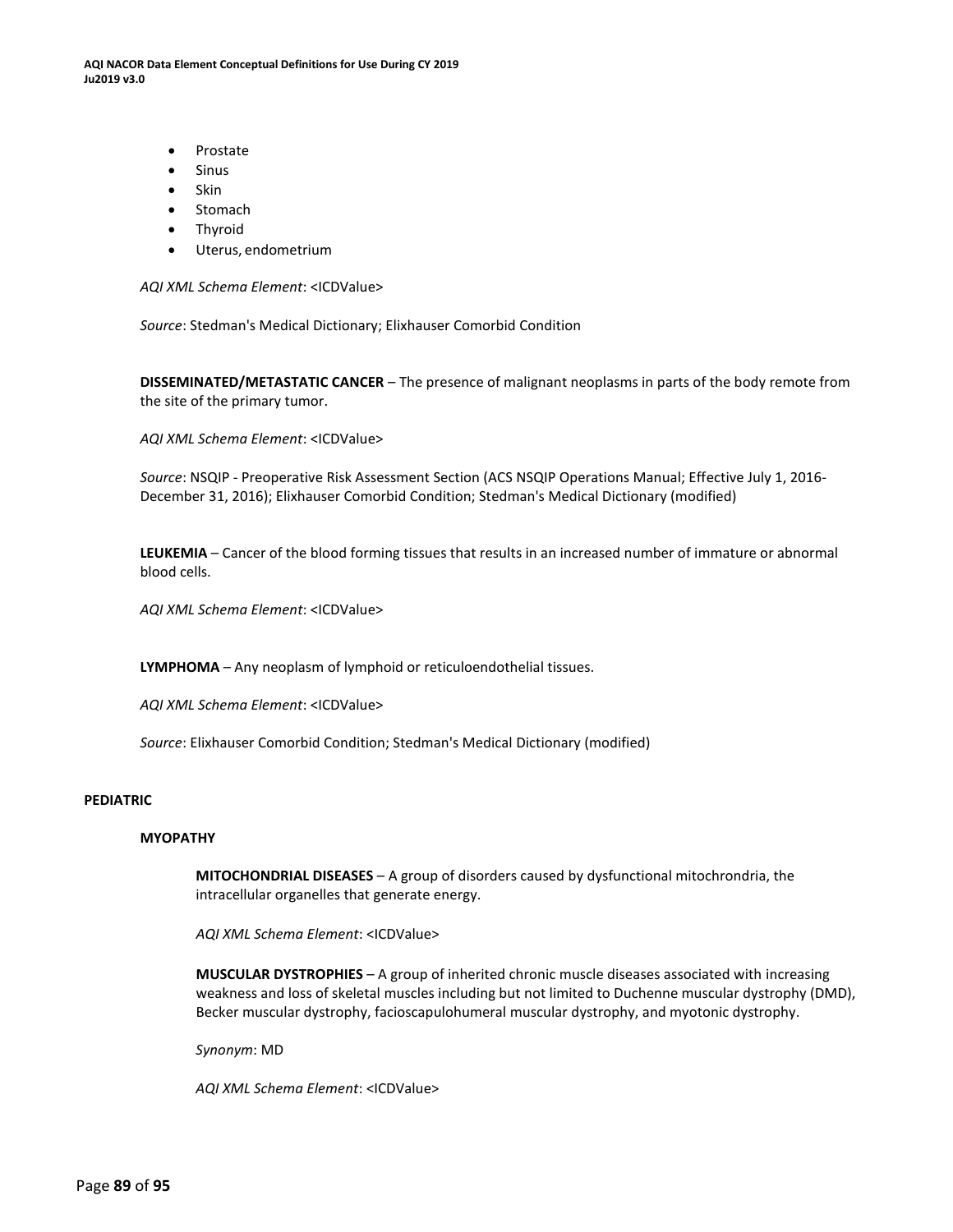- Prostate
- Sinus
- Skin
- Stomach
- Thyroid
- Uterus, endometrium

*AQI XML Schema Element*: <ICDValue>

*Source*: Stedman's Medical Dictionary; Elixhauser Comorbid Condition

**DISSEMINATED/METASTATIC CANCER** – The presence of malignant neoplasms in parts of the body remote from the site of the primary tumor.

*AQI XML Schema Element*: <ICDValue>

*Source*: NSQIP - Preoperative Risk Assessment Section (ACS NSQIP Operations Manual; Effective July 1, 2016-December 31, 2016); Elixhauser Comorbid Condition; Stedman's Medical Dictionary (modified)

**LEUKEMIA** – Cancer of the blood forming tissues that results in an increased number of immature or abnormal blood cells.

*AQI XML Schema Element*: <ICDValue>

**LYMPHOMA** – Any neoplasm of lymphoid or reticuloendothelial tissues.

*AQI XML Schema Element*: <ICDValue>

*Source*: Elixhauser Comorbid Condition; Stedman's Medical Dictionary (modified)

## PEDIATRIC

### MYOPATHY

**MITOCHONDRIAL DISEASES** – A group of disorders caused by dysfunctional mitochrondria, the intracellular organelles that generate energy.

*AQI XML Schema Element*: <ICDValue>

**MUSCULAR DYSTROPHIES** – A group of inherited chronic muscle diseases associated with increasing weakness and loss of skeletal muscles including but not limited to Duchenne muscular dystrophy (DMD), Becker muscular dystrophy, facioscapulohumeral muscular dystrophy, and myotonic dystrophy.

*Synonym*: MD

*AQI XML Schema Element*: <ICDValue>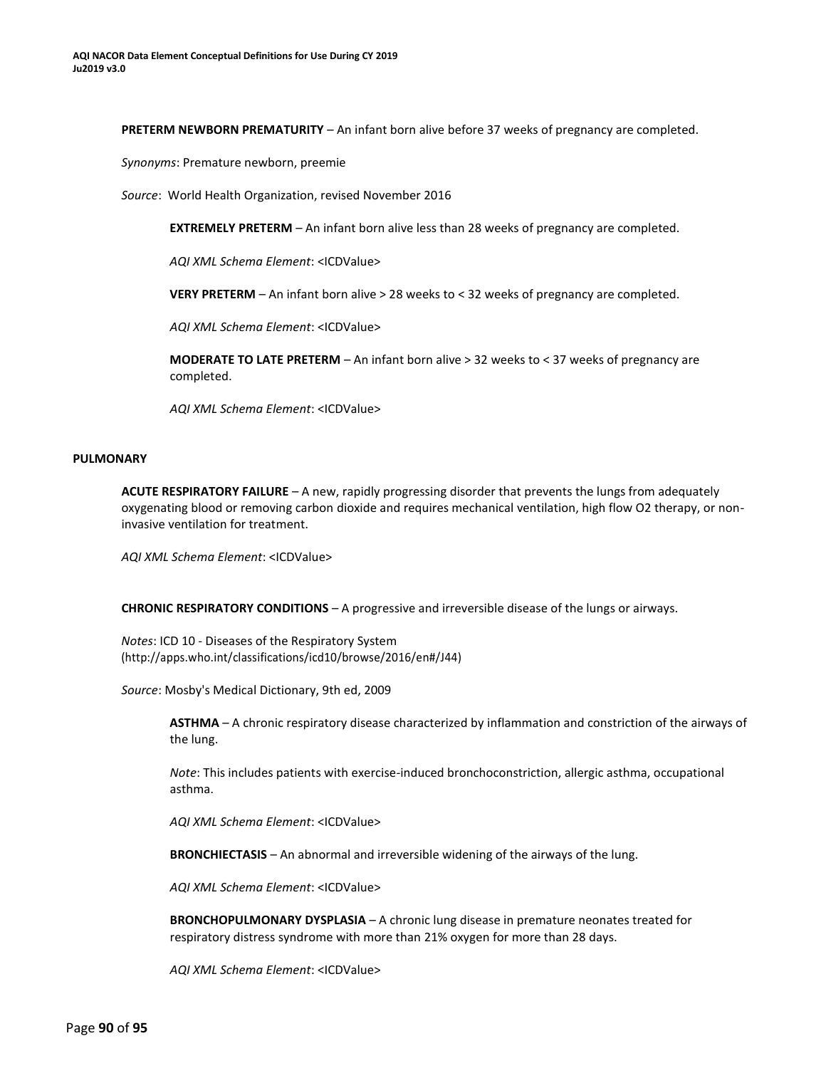**PRETERM NEWBORN PREMATURITY** – An infant born alive before 37 weeks of pregnancy are completed.

*Synonyms*: Premature newborn, preemie

*Source*: World Health Organization, revised November 2016

**EXTREMELY PRETERM** – An infant born alive less than 28 weeks of pregnancy are completed.

*AQI XML Schema Element*: <ICDValue>

**VERY PRETERM** – An infant born alive > 28 weeks to < 32 weeks of pregnancy are completed.

*AQI XML Schema Element*: <ICDValue>

**MODERATE TO LATE PRETERM** – An infant born alive > 32 weeks to < 37 weeks of pregnancy are completed.

*AQI XML Schema Element*: <ICDValue>

## PULMONARY

**ACUTE RESPIRATORY FAILURE** – A new, rapidly progressing disorder that prevents the lungs from adequately oxygenating blood or removing carbon dioxide and requires mechanical ventilation, high flow O2 therapy, or non-invasive ventilation for treatment.

*AQI XML Schema Element*: <ICDValue>

**CHRONIC RESPIRATORY CONDITIONS** – A progressive and irreversible disease of the lungs or airways.

*Notes*: ICD 10 - Diseases of the Respiratory System (http://apps.who.int/classifications/icd10/browse/2016/en#/J44)

*Source*: Mosby's Medical Dictionary, 9th ed, 2009

**ASTHMA** – A chronic respiratory disease characterized by inflammation and constriction of the airways of the lung.

*Note*: This includes patients with exercise-induced bronchoconstriction, allergic asthma, occupational asthma.

*AQI XML Schema Element*: <ICDValue>

**BRONCHIECTASIS** – An abnormal and irreversible widening of the airways of the lung.

*AQI XML Schema Element*: <ICDValue>

**BRONCHOPULMONARY DYSPLASIA** – A chronic lung disease in premature neonates treated for respiratory distress syndrome with more than 21% oxygen for more than 28 days.

*AQI XML Schema Element*: <ICDValue>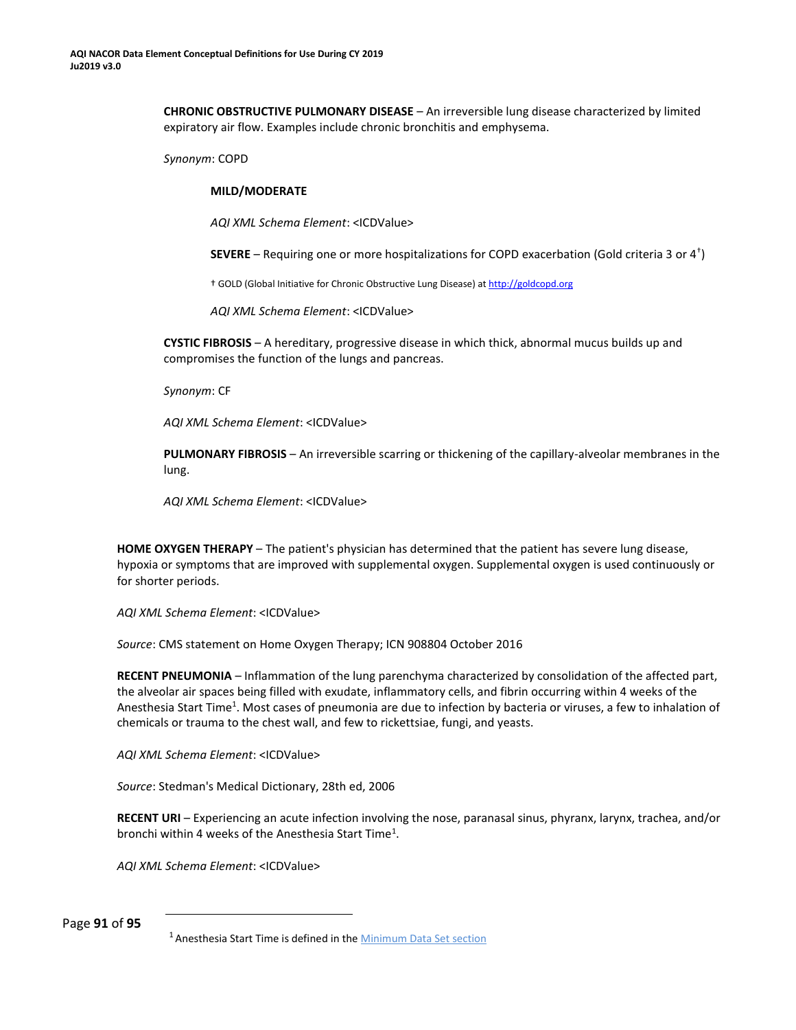**CHRONIC OBSTRUCTIVE PULMONARY DISEASE** – An irreversible lung disease characterized by limited expiratory air flow. Examples include chronic bronchitis and emphysema.

*Synonym*: COPD

**MILD/MODERATE**

*AQI XML Schema Element*: <ICDValue>

**SEVERE** – Requiring one or more hospitalizations for COPD exacerbation (Gold criteria 3 or 4[†])

† GOLD (Global Initiative for Chronic Obstructive Lung Disease) at http://goldcopd.org

*AQI XML Schema Element*: <ICDValue>

**CYSTIC FIBROSIS** – A hereditary, progressive disease in which thick, abnormal mucus builds up and compromises the function of the lungs and pancreas.

*Synonym*: CF

*AQI XML Schema Element*: <ICDValue>

**PULMONARY FIBROSIS** – An irreversible scarring or thickening of the capillary-alveolar membranes in the lung.

*AQI XML Schema Element*: <ICDValue>

**HOME OXYGEN THERAPY** – The patient's physician has determined that the patient has severe lung disease, hypoxia or symptoms that are improved with supplemental oxygen. Supplemental oxygen is used continuously or for shorter periods.

*AQI XML Schema Element*: <ICDValue>

*Source*: CMS statement on Home Oxygen Therapy; ICN 908804 October 2016

**RECENT PNEUMONIA** – Inflammation of the lung parenchyma characterized by consolidation of the affected part, the alveolar air spaces being filled with exudate, inflammatory cells, and fibrin occurring within 4 weeks of the Anesthesia Start Time[1]. Most cases of pneumonia are due to infection by bacteria or viruses, a few to inhalation of chemicals or trauma to the chest wall, and few to rickettsiae, fungi, and yeasts.

*AQI XML Schema Element*: <ICDValue>

*Source*: Stedman's Medical Dictionary, 28th ed, 2006

**RECENT URI** – Experiencing an acute infection involving the nose, paranasal sinus, phyranx, larynx, trachea, and/or bronchi within 4 weeks of the Anesthesia Start Time[1].

*AQI XML Schema Element*: <ICDValue>

[1] Anesthesia Start Time is defined in the Minimum Data Set section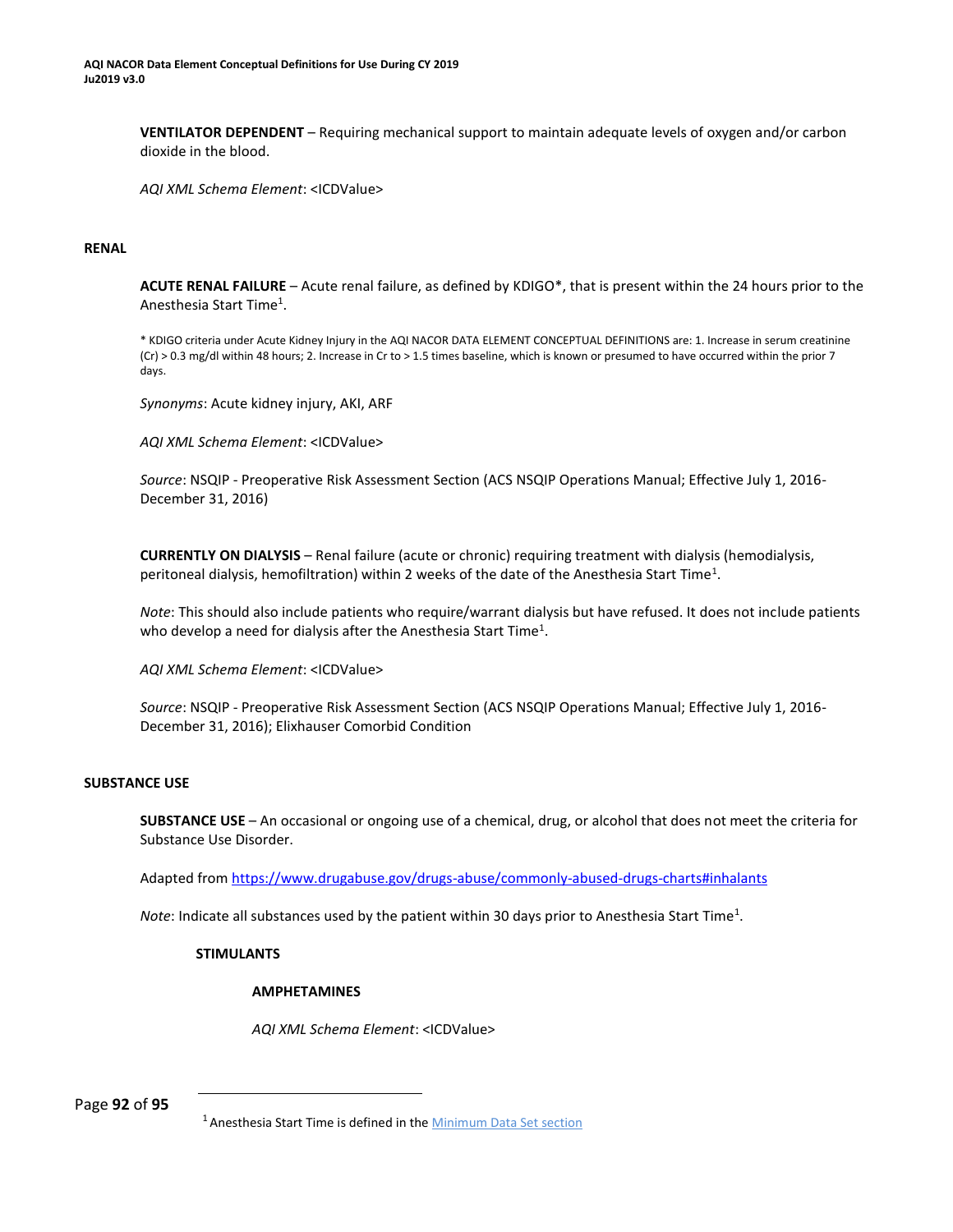**VENTILATOR DEPENDENT** – Requiring mechanical support to maintain adequate levels of oxygen and/or carbon dioxide in the blood.

*AQI XML Schema Element*: <ICDValue>

## RENAL

**ACUTE RENAL FAILURE** – Acute renal failure, as defined by KDIGO*, that is present within the 24 hours prior to the Anesthesia Start Time[1].

* KDIGO criteria under Acute Kidney Injury in the AQI NACOR DATA ELEMENT CONCEPTUAL DEFINITIONS are: 1. Increase in serum creatinine (Cr) > 0.3 mg/dl within 48 hours; 2. Increase in Cr to > 1.5 times baseline, which is known or presumed to have occurred within the prior 7 days.

*Synonyms*: Acute kidney injury, AKI, ARF

*AQI XML Schema Element*: <ICDValue>

*Source*: NSQIP - Preoperative Risk Assessment Section (ACS NSQIP Operations Manual; Effective July 1, 2016-December 31, 2016)

**CURRENTLY ON DIALYSIS** – Renal failure (acute or chronic) requiring treatment with dialysis (hemodialysis, peritoneal dialysis, hemofiltration) within 2 weeks of the date of the Anesthesia Start Time[1].

*Note*: This should also include patients who require/warrant dialysis but have refused. It does not include patients who develop a need for dialysis after the Anesthesia Start Time[1].

*AQI XML Schema Element*: <ICDValue>

*Source*: NSQIP - Preoperative Risk Assessment Section (ACS NSQIP Operations Manual; Effective July 1, 2016-December 31, 2016); Elixhauser Comorbid Condition

## SUBSTANCE USE

**SUBSTANCE USE** – An occasional or ongoing use of a chemical, drug, or alcohol that does not meet the criteria for Substance Use Disorder.

Adapted from [https://www.drugabuse.gov/drugs-abuse/commonly-abused-drugs-charts#inhalants](https://www.drugabuse.gov/drugs-abuse/commonly-abused-drugs-charts#inhalants)

*Note*: Indicate all substances used by the patient within 30 days prior to Anesthesia Start Time[1].

### STIMULANTS

#### AMPHETAMINES

*AQI XML Schema Element*: <ICDValue>

[1] Anesthesia Start Time is defined in the Minimum Data Set section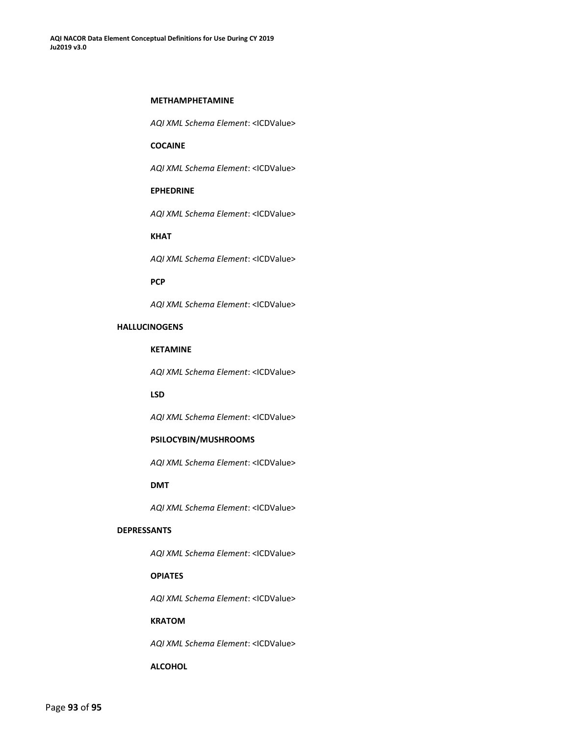**METHAMPHETAMINE**

*AQI XML Schema Element*: <ICDValue>

**COCAINE**

*AQI XML Schema Element*: <ICDValue>

**EPHEDRINE**

*AQI XML Schema Element*: <ICDValue>

**KHAT**

*AQI XML Schema Element*: <ICDValue>

**PCP**

*AQI XML Schema Element*: <ICDValue>

**HALLUCINOGENS**

**KETAMINE**

*AQI XML Schema Element*: <ICDValue>

**LSD**

*AQI XML Schema Element*: <ICDValue>

**PSILOCYBIN/MUSHROOMS**

*AQI XML Schema Element*: <ICDValue>

**DMT**

*AQI XML Schema Element*: <ICDValue>

**DEPRESSANTS**

*AQI XML Schema Element*: <ICDValue>

**OPIATES**

*AQI XML Schema Element*: <ICDValue>

**KRATOM**

*AQI XML Schema Element*: <ICDValue>

**ALCOHOL**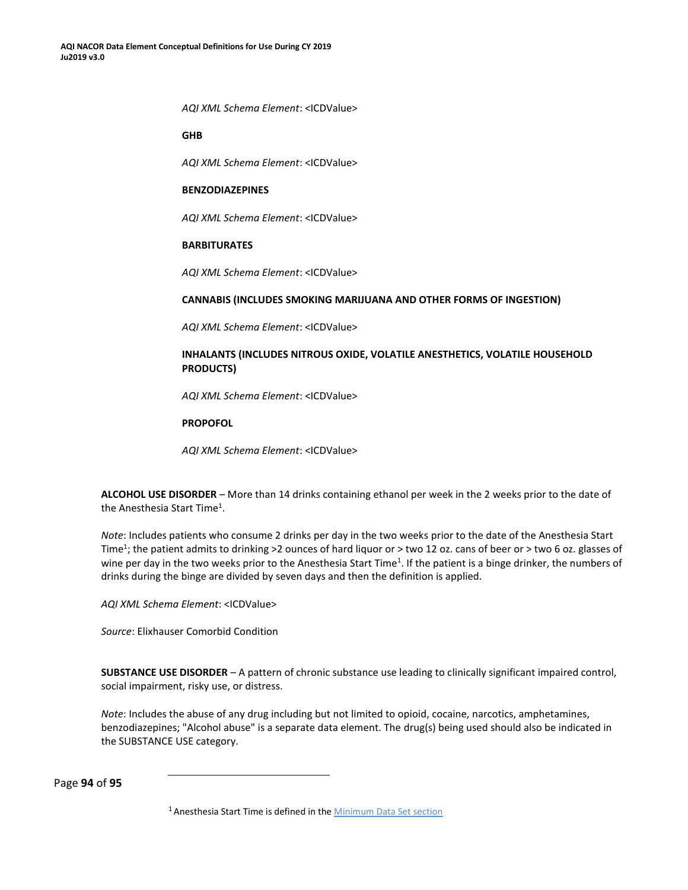*AQI XML Schema Element*: <ICDValue>

**GHB**

*AQI XML Schema Element*: <ICDValue>

**BENZODIAZEPINES**

*AQI XML Schema Element*: <ICDValue>

**BARBITURATES**

*AQI XML Schema Element*: <ICDValue>

**CANNABIS (INCLUDES SMOKING MARIJUANA AND OTHER FORMS OF INGESTION)**

*AQI XML Schema Element*: <ICDValue>

**INHALANTS (INCLUDES NITROUS OXIDE, VOLATILE ANESTHETICS, VOLATILE HOUSEHOLD PRODUCTS)**

*AQI XML Schema Element*: <ICDValue>

**PROPOFOL**

*AQI XML Schema Element*: <ICDValue>

**ALCOHOL USE DISORDER** – More than 14 drinks containing ethanol per week in the 2 weeks prior to the date of the Anesthesia Start Time[1].

*Note*: Includes patients who consume 2 drinks per day in the two weeks prior to the date of the Anesthesia Start Time[1]; the patient admits to drinking >2 ounces of hard liquor or > two 12 oz. cans of beer or > two 6 oz. glasses of wine per day in the two weeks prior to the Anesthesia Start Time[1]. If the patient is a binge drinker, the numbers of drinks during the binge are divided by seven days and then the definition is applied.

*AQI XML Schema Element*: <ICDValue>

*Source*: Elixhauser Comorbid Condition

**SUBSTANCE USE DISORDER** – A pattern of chronic substance use leading to clinically significant impaired control, social impairment, risky use, or distress.

*Note*: Includes the abuse of any drug including but not limited to opioid, cocaine, narcotics, amphetamines, benzodiazepines; "Alcohol abuse" is a separate data element. The drug(s) being used should also be indicated in the SUBSTANCE USE category.

---

[1] Anesthesia Start Time is defined in the Minimum Data Set section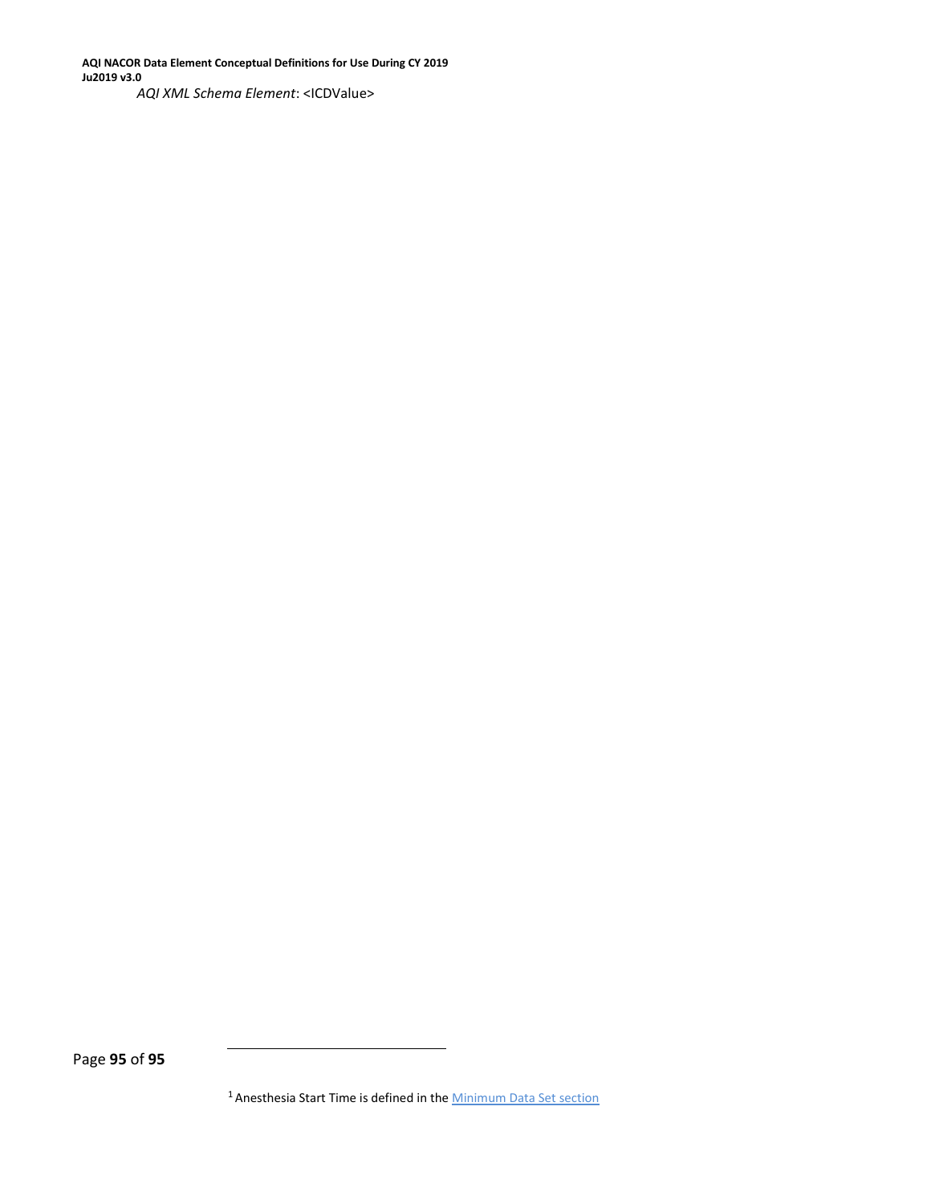*AQI XML Schema Element*: <ICDValue>

[1] Anesthesia Start Time is defined in the [Minimum Data Set section]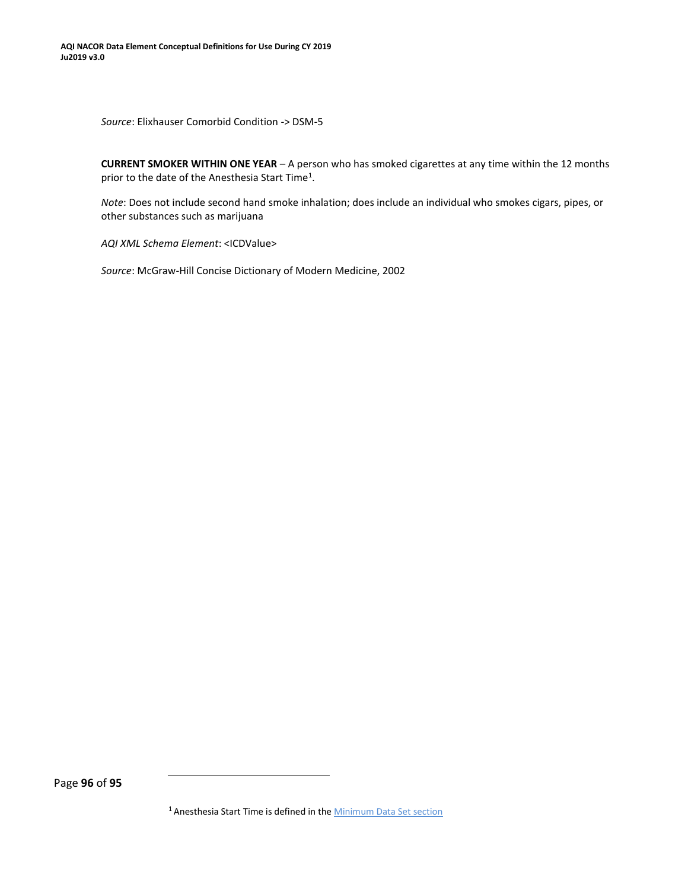*Source*: Elixhauser Comorbid Condition -> DSM-5

**CURRENT SMOKER WITHIN ONE YEAR** – A person who has smoked cigarettes at any time within the 12 months prior to the date of the Anesthesia Start Time[1].

*Note*: Does not include second hand smoke inhalation; does include an individual who smokes cigars, pipes, or other substances such as marijuana

*AQI XML Schema Element*: <ICDValue>

*Source*: McGraw-Hill Concise Dictionary of Modern Medicine, 2002

[1] Anesthesia Start Time is defined in the Minimum Data Set section